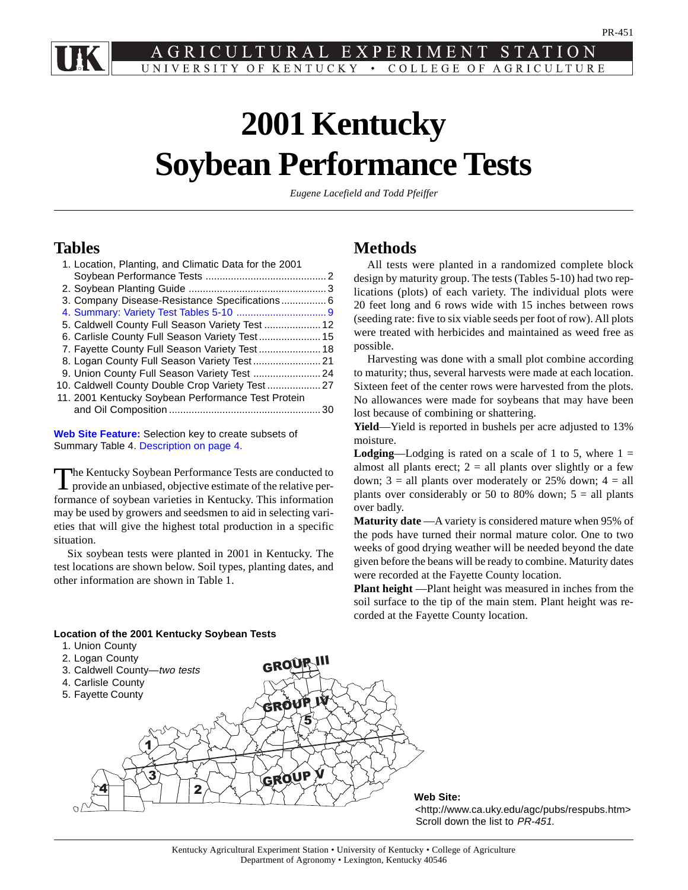PR-451

AGRICULTURAL EXPERIMENT STATION
UNIVERSITY OF KENTUCKY • COLLEGE OF AGRICULTURE

# 2001 Kentucky Soybean Performance Tests

*Eugene Lacefield and Todd Pfeiffer*

## Tables

1. Location, Planting, and Climatic Data for the 2001 Soybean Performance Tests ........................................... 2
2. Soybean Planting Guide ................................................. 3
3. Company Disease-Resistance Specifications ................ 6
4. Summary: Variety Test Tables 5-10 ................................ 9
5. Caldwell County Full Season Variety Test .................... 12
6. Carlisle County Full Season Variety Test ...................... 15
7. Fayette County Full Season Variety Test ...................... 18
8. Logan County Full Season Variety Test ........................ 21
9. Union County Full Season Variety Test ........................ 24
10. Caldwell County Double Crop Variety Test ................... 27
11. 2001 Kentucky Soybean Performance Test Protein and Oil Composition ...................................................... 30

**Web Site Feature:** Selection key to create subsets of Summary Table 4. Description on page 4.

The Kentucky Soybean Performance Tests are conducted to provide an unbiased, objective estimate of the relative performance of soybean varieties in Kentucky. This information may be used by growers and seedsmen to aid in selecting varieties that will give the highest total production in a specific situation.

Six soybean tests were planted in 2001 in Kentucky. The test locations are shown below. Soil types, planting dates, and other information are shown in Table 1.

## Methods

All tests were planted in a randomized complete block design by maturity group. The tests (Tables 5-10) had two replications (plots) of each variety. The individual plots were 20 feet long and 6 rows wide with 15 inches between rows (seeding rate: five to six viable seeds per foot of row). All plots were treated with herbicides and maintained as weed free as possible.

Harvesting was done with a small plot combine according to maturity; thus, several harvests were made at each location. Sixteen feet of the center rows were harvested from the plots. No allowances were made for soybeans that may have been lost because of combining or shattering.

**Yield**—Yield is reported in bushels per acre adjusted to 13% moisture.

**Lodging**—Lodging is rated on a scale of 1 to 5, where 1 = almost all plants erect; 2 = all plants over slightly or a few down; 3 = all plants over moderately or 25% down; 4 = all plants over considerably or 50 to 80% down; 5 = all plants over badly.

**Maturity date** —A variety is considered mature when 95% of the pods have turned their normal mature color. One to two weeks of good drying weather will be needed beyond the date given before the beans will be ready to combine. Maturity dates were recorded at the Fayette County location.

**Plant height** —Plant height was measured in inches from the soil surface to the tip of the main stem. Plant height was recorded at the Fayette County location.

**Location of the 2001 Kentucky Soybean Tests**

1. Union County
2. Logan County
3. Caldwell County—*two tests*
4. Carlisle County
5. Fayette County

GROUP III

GROUP IV

GROUP V

**Web Site:**
<http://www.ca.uky.edu/agc/pubs/respubs.htm>
Scroll down the list to *PR-451*.

Kentucky Agricultural Experiment Station • University of Kentucky • College of Agriculture
Department of Agronomy • Lexington, Kentucky 40546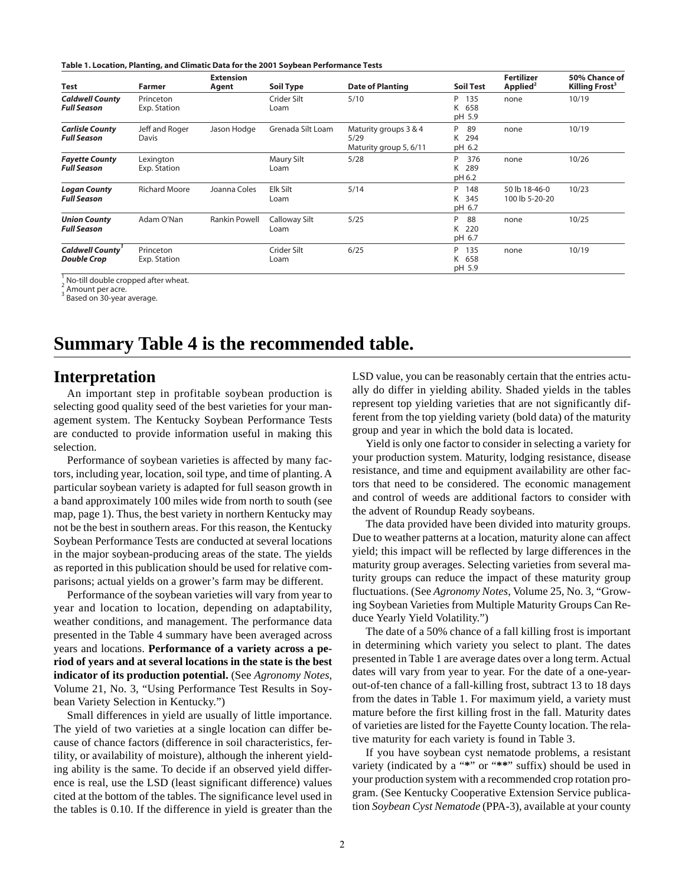**Table 1. Location, Planting, and Climatic Data for the 2001 Soybean Performance Tests**

| Test | Farmer | Extension Agent | Soil Type | Date of Planting | Soil Test | Fertilizer Applied[2] | 50% Chance of Killing Frost[3] |
|---|---|---|---|---|---|---|---|
| ***Caldwell County Full Season*** | Princeton Exp. Station | | Crider Silt Loam | 5/10 | P 135<br>K 658<br>pH 5.9 | none | 10/19 |
| ***Carlisle County Full Season*** | Jeff and Roger Davis | Jason Hodge | Grenada Silt Loam | Maturity groups 3 & 4 5/29<br>Maturity group 5, 6/11 | P 89<br>K 294<br>pH 6.2 | none | 10/19 |
| ***Fayette County Full Season*** | Lexington Exp. Station | | Maury Silt Loam | 5/28 | P 376<br>K 289<br>pH 6.2 | none | 10/26 |
| ***Logan County Full Season*** | Richard Moore | Joanna Coles | Elk Silt Loam | 5/14 | P 148<br>K 345<br>pH 6.7 | 50 lb 18-46-0<br>100 lb 5-20-20 | 10/23 |
| ***Union County Full Season*** | Adam O'Nan | Rankin Powell | Calloway Silt Loam | 5/25 | P 88<br>K 220<br>pH 6.7 | none | 10/25 |
| ***Caldwell County[1] Double Crop*** | Princeton Exp. Station | | Crider Silt Loam | 6/25 | P 135<br>K 658<br>pH 5.9 | none | 10/19 |

[1] No-till double cropped after wheat.
[2] Amount per acre.
[3] Based on 30-year average.

# Summary Table 4 is the recommended table.

## Interpretation

An important step in profitable soybean production is selecting good quality seed of the best varieties for your management system. The Kentucky Soybean Performance Tests are conducted to provide information useful in making this selection.

Performance of soybean varieties is affected by many factors, including year, location, soil type, and time of planting. A particular soybean variety is adapted for full season growth in a band approximately 100 miles wide from north to south (see map, page 1). Thus, the best variety in northern Kentucky may not be the best in southern areas. For this reason, the Kentucky Soybean Performance Tests are conducted at several locations in the major soybean-producing areas of the state. The yields as reported in this publication should be used for relative comparisons; actual yields on a grower's farm may be different.

Performance of the soybean varieties will vary from year to year and location to location, depending on adaptability, weather conditions, and management. The performance data presented in the Table 4 summary have been averaged across years and locations. **Performance of a variety across a period of years and at several locations in the state is the best indicator of its production potential.** (See *Agronomy Notes*, Volume 21, No. 3, "Using Performance Test Results in Soybean Variety Selection in Kentucky.")

Small differences in yield are usually of little importance. The yield of two varieties at a single location can differ because of chance factors (difference in soil characteristics, fertility, or availability of moisture), although the inherent yielding ability is the same. To decide if an observed yield difference is real, use the LSD (least significant difference) values cited at the bottom of the tables. The significance level used in the tables is 0.10. If the difference in yield is greater than the LSD value, you can be reasonably certain that the entries actually do differ in yielding ability. Shaded yields in the tables represent top yielding varieties that are not significantly different from the top yielding variety (bold data) of the maturity group and year in which the bold data is located.

Yield is only one factor to consider in selecting a variety for your production system. Maturity, lodging resistance, disease resistance, and time and equipment availability are other factors that need to be considered. The economic management and control of weeds are additional factors to consider with the advent of Roundup Ready soybeans.

The data provided have been divided into maturity groups. Due to weather patterns at a location, maturity alone can affect yield; this impact will be reflected by large differences in the maturity group averages. Selecting varieties from several maturity groups can reduce the impact of these maturity group fluctuations. (See *Agronomy Notes*, Volume 25, No. 3, "Growing Soybean Varieties from Multiple Maturity Groups Can Reduce Yearly Yield Volatility.")

The date of a 50% chance of a fall killing frost is important in determining which variety you select to plant. The dates presented in Table 1 are average dates over a long term. Actual dates will vary from year to year. For the date of a one-year-out-of-ten chance of a fall-killing frost, subtract 13 to 18 days from the dates in Table 1. For maximum yield, a variety must mature before the first killing frost in the fall. Maturity dates of varieties are listed for the Fayette County location. The relative maturity for each variety is found in Table 3.

If you have soybean cyst nematode problems, a resistant variety (indicated by a "*" or "**" suffix) should be used in your production system with a recommended crop rotation program. (See Kentucky Cooperative Extension Service publication *Soybean Cyst Nematode* (PPA-3), available at your county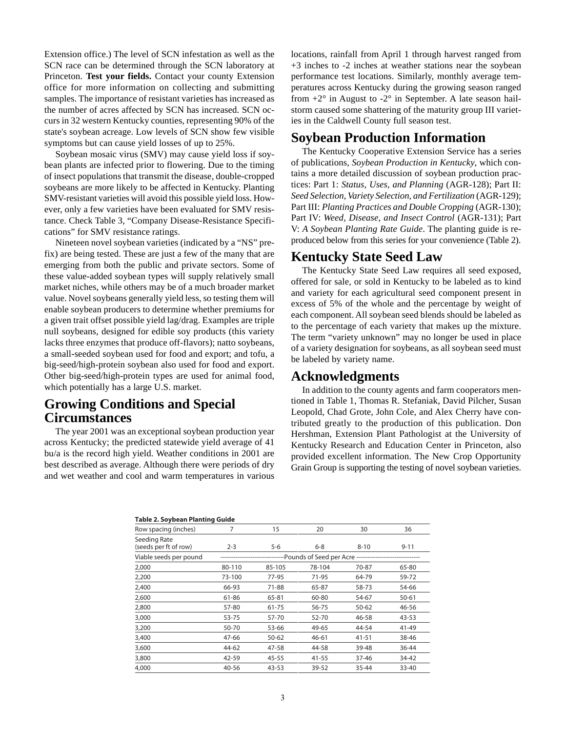Extension office.) The level of SCN infestation as well as the SCN race can be determined through the SCN laboratory at Princeton. **Test your fields.** Contact your county Extension office for more information on collecting and submitting samples. The importance of resistant varieties has increased as the number of acres affected by SCN has increased. SCN occurs in 32 western Kentucky counties, representing 90% of the state's soybean acreage. Low levels of SCN show few visible symptoms but can cause yield losses of up to 25%.

Soybean mosaic virus (SMV) may cause yield loss if soybean plants are infected prior to flowering. Due to the timing of insect populations that transmit the disease, double-cropped soybeans are more likely to be affected in Kentucky. Planting SMV-resistant varieties will avoid this possible yield loss. However, only a few varieties have been evaluated for SMV resistance. Check Table 3, "Company Disease-Resistance Specifications" for SMV resistance ratings.

Nineteen novel soybean varieties (indicated by a "NS" prefix) are being tested. These are just a few of the many that are emerging from both the public and private sectors. Some of these value-added soybean types will supply relatively small market niches, while others may be of a much broader market value. Novel soybeans generally yield less, so testing them will enable soybean producers to determine whether premiums for a given trait offset possible yield lag/drag. Examples are triple null soybeans, designed for edible soy products (this variety lacks three enzymes that produce off-flavors); natto soybeans, a small-seeded soybean used for food and export; and tofu, a big-seed/high-protein soybean also used for food and export. Other big-seed/high-protein types are used for animal food, which potentially has a large U.S. market.

## Growing Conditions and Special Circumstances

The year 2001 was an exceptional soybean production year across Kentucky; the predicted statewide yield average of 41 bu/a is the record high yield. Weather conditions in 2001 are best described as average. Although there were periods of dry and wet weather and cool and warm temperatures in various locations, rainfall from April 1 through harvest ranged from +3 inches to -2 inches at weather stations near the soybean performance test locations. Similarly, monthly average temperatures across Kentucky during the growing season ranged from +2° in August to -2° in September. A late season hailstorm caused some shattering of the maturity group III varieties in the Caldwell County full season test.

## Soybean Production Information

The Kentucky Cooperative Extension Service has a series of publications, *Soybean Production in Kentucky*, which contains a more detailed discussion of soybean production practices: Part 1: *Status, Uses, and Planning* (AGR-128); Part II: *Seed Selection, Variety Selection, and Fertilization* (AGR-129); Part III: *Planting Practices and Double Cropping* (AGR-130); Part IV: *Weed, Disease, and Insect Control* (AGR-131); Part V: *A Soybean Planting Rate Guide*. The planting guide is reproduced below from this series for your convenience (Table 2).

## Kentucky State Seed Law

The Kentucky State Seed Law requires all seed exposed, offered for sale, or sold in Kentucky to be labeled as to kind and variety for each agricultural seed component present in excess of 5% of the whole and the percentage by weight of each component. All soybean seed blends should be labeled as to the percentage of each variety that makes up the mixture. The term "variety unknown" may no longer be used in place of a variety designation for soybeans, as all soybean seed must be labeled by variety name.

## Acknowledgments

In addition to the county agents and farm cooperators mentioned in Table 1, Thomas R. Stefaniak, David Pilcher, Susan Leopold, Chad Grote, John Cole, and Alex Cherry have contributed greatly to the production of this publication. Don Hershman, Extension Plant Pathologist at the University of Kentucky Research and Education Center in Princeton, also provided excellent information. The New Crop Opportunity Grain Group is supporting the testing of novel soybean varieties.

**Table 2. Soybean Planting Guide**

| Row spacing (inches) | 7 | 15 | 20 | 30 | 36 |
|---|---|---|---|---|---|
| Seeding Rate (seeds per ft of row) | 2-3 | 5-6 | 6-8 | 8-10 | 9-11 |
| Viable seeds per pound | Pounds of Seed per Acre | | | | |
| 2,000 | 80-110 | 85-105 | 78-104 | 70-87 | 65-80 |
| 2,200 | 73-100 | 77-95 | 71-95 | 64-79 | 59-72 |
| 2,400 | 66-93 | 71-88 | 65-87 | 58-73 | 54-66 |
| 2,600 | 61-86 | 65-81 | 60-80 | 54-67 | 50-61 |
| 2,800 | 57-80 | 61-75 | 56-75 | 50-62 | 46-56 |
| 3,000 | 53-75 | 57-70 | 52-70 | 46-58 | 43-53 |
| 3,200 | 50-70 | 53-66 | 49-65 | 44-54 | 41-49 |
| 3,400 | 47-66 | 50-62 | 46-61 | 41-51 | 38-46 |
| 3,600 | 44-62 | 47-58 | 44-58 | 39-48 | 36-44 |
| 3,800 | 42-59 | 45-55 | 41-55 | 37-46 | 34-42 |
| 4,000 | 40-56 | 43-53 | 39-52 | 35-44 | 33-40 |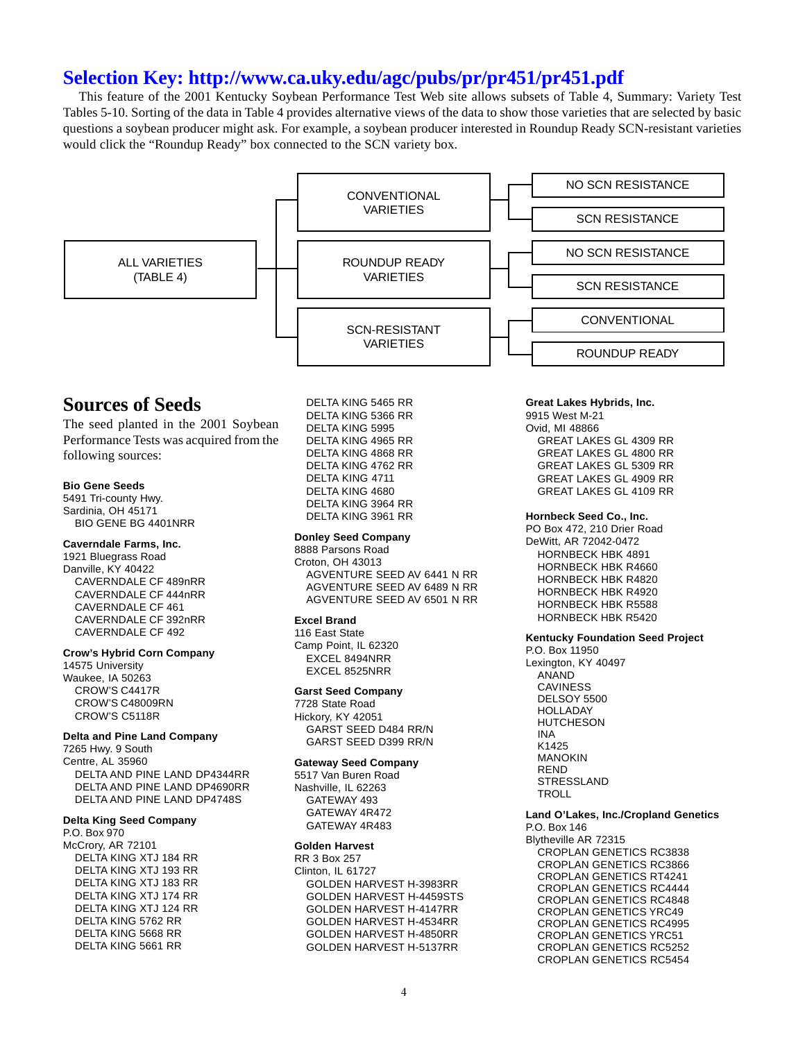## Selection Key: http://www.ca.uky.edu/agc/pubs/pr/pr451/pr451.pdf

This feature of the 2001 Kentucky Soybean Performance Test Web site allows subsets of Table 4, Summary: Variety Test Tables 5-10. Sorting of the data in Table 4 provides alternative views of the data to show those varieties that are selected by basic questions a soybean producer might ask. For example, a soybean producer interested in Roundup Ready SCN-resistant varieties would click the "Roundup Ready" box connected to the SCN variety box.

- ALL VARIETIES (TABLE 4)
  - CONVENTIONAL VARIETIES
    - NO SCN RESISTANCE
    - SCN RESISTANCE
  - ROUNDUP READY VARIETIES
    - NO SCN RESISTANCE
    - SCN RESISTANCE
  - SCN-RESISTANT VARIETIES
    - CONVENTIONAL
    - ROUNDUP READY

## Sources of Seeds

The seed planted in the 2001 Soybean Performance Tests was acquired from the following sources:

**Bio Gene Seeds**
5491 Tri-county Hwy.
Sardinia, OH 45171
- BIO GENE BG 4401NRR

**Caverndale Farms, Inc.**
1921 Bluegrass Road
Danville, KY 40422
- CAVERNDALE CF 489nRR
- CAVERNDALE CF 444nRR
- CAVERNDALE CF 461
- CAVERNDALE CF 392nRR
- CAVERNDALE CF 492

**Crow's Hybrid Corn Company**
14575 University
Waukee, IA 50263
- CROW'S C4417R
- CROW'S C48009RN
- CROW'S C5118R

**Delta and Pine Land Company**
7265 Hwy. 9 South
Centre, AL 35960
- DELTA AND PINE LAND DP4344RR
- DELTA AND PINE LAND DP4690RR
- DELTA AND PINE LAND DP4748S

**Delta King Seed Company**
P.O. Box 970
McCrory, AR 72101
- DELTA KING XTJ 184 RR
- DELTA KING XTJ 193 RR
- DELTA KING XTJ 183 RR
- DELTA KING XTJ 174 RR
- DELTA KING XTJ 124 RR
- DELTA KING 5762 RR
- DELTA KING 5668 RR
- DELTA KING 5661 RR
- DELTA KING 5465 RR
- DELTA KING 5366 RR
- DELTA KING 5995
- DELTA KING 4965 RR
- DELTA KING 4868 RR
- DELTA KING 4762 RR
- DELTA KING 4711
- DELTA KING 4680
- DELTA KING 3964 RR
- DELTA KING 3961 RR

**Donley Seed Company**
8888 Parsons Road
Croton, OH 43013
- AGVENTURE SEED AV 6441 N RR
- AGVENTURE SEED AV 6489 N RR
- AGVENTURE SEED AV 6501 N RR

**Excel Brand**
116 East State
Camp Point, IL 62320
- EXCEL 8494NRR
- EXCEL 8525NRR

**Garst Seed Company**
7728 State Road
Hickory, KY 42051
- GARST SEED D484 RR/N
- GARST SEED D399 RR/N

**Gateway Seed Company**
5517 Van Buren Road
Nashville, IL 62263
- GATEWAY 493
- GATEWAY 4R472
- GATEWAY 4R483

**Golden Harvest**
RR 3 Box 257
Clinton, IL 61727
- GOLDEN HARVEST H-3983RR
- GOLDEN HARVEST H-4459STS
- GOLDEN HARVEST H-4147RR
- GOLDEN HARVEST H-4534RR
- GOLDEN HARVEST H-4850RR
- GOLDEN HARVEST H-5137RR

**Great Lakes Hybrids, Inc.**
9915 West M-21
Ovid, MI 48866
- GREAT LAKES GL 4309 RR
- GREAT LAKES GL 4800 RR
- GREAT LAKES GL 5309 RR
- GREAT LAKES GL 4909 RR
- GREAT LAKES GL 4109 RR

**Hornbeck Seed Co., Inc.**
PO Box 472, 210 Drier Road
DeWitt, AR 72042-0472
- HORNBECK HBK 4891
- HORNBECK HBK R4660
- HORNBECK HBK R4820
- HORNBECK HBK R4920
- HORNBECK HBK R5588
- HORNBECK HBK R5420

**Kentucky Foundation Seed Project**
P.O. Box 11950
Lexington, KY 40497
- ANAND
- CAVINESS
- DELSOY 5500
- HOLLADAY
- HUTCHESON
- INA
- K1425
- MANOKIN
- REND
- STRESSLAND
- TROLL

**Land O'Lakes, Inc./Cropland Genetics**
P.O. Box 146
Blytheville AR 72315
- CROPLAN GENETICS RC3838
- CROPLAN GENETICS RC3866
- CROPLAN GENETICS RT4241
- CROPLAN GENETICS RC4444
- CROPLAN GENETICS RC4848
- CROPLAN GENETICS YRC49
- CROPLAN GENETICS RC4995
- CROPLAN GENETICS YRC51
- CROPLAN GENETICS RC5252
- CROPLAN GENETICS RC5454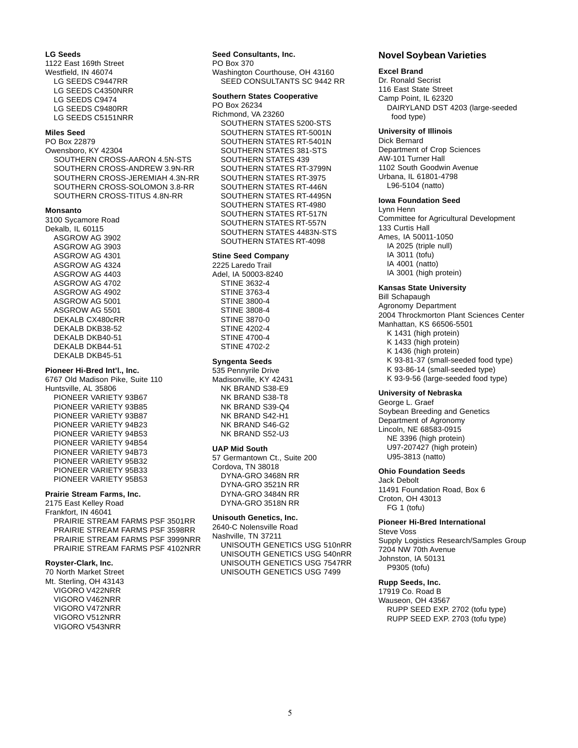**LG Seeds**
1122 East 169th Street
Westfield, IN 46074
- LG SEEDS C9447RR
- LG SEEDS C4350NRR
- LG SEEDS C9474
- LG SEEDS C9480RR
- LG SEEDS C5151NRR

**Miles Seed**
PO Box 22879
Owensboro, KY 42304
- SOUTHERN CROSS-AARON 4.5N-STS
- SOUTHERN CROSS-ANDREW 3.9N-RR
- SOUTHERN CROSS-JEREMIAH 4.3N-RR
- SOUTHERN CROSS-SOLOMON 3.8-RR
- SOUTHERN CROSS-TITUS 4.8N-RR

**Monsanto**
3100 Sycamore Road
Dekalb, IL 60115
- ASGROW AG 3902
- ASGROW AG 3903
- ASGROW AG 4301
- ASGROW AG 4324
- ASGROW AG 4403
- ASGROW AG 4702
- ASGROW AG 4902
- ASGROW AG 5001
- ASGROW AG 5501
- DEKALB CX480cRR
- DEKALB DKB38-52
- DEKALB DKB40-51
- DEKALB DKB44-51
- DEKALB DKB45-51

**Pioneer Hi-Bred Int'l., Inc.**
6767 Old Madison Pike, Suite 110
Huntsville, AL 35806
- PIONEER VARIETY 93B67
- PIONEER VARIETY 93B85
- PIONEER VARIETY 93B87
- PIONEER VARIETY 94B23
- PIONEER VARIETY 94B53
- PIONEER VARIETY 94B54
- PIONEER VARIETY 94B73
- PIONEER VARIETY 95B32
- PIONEER VARIETY 95B33
- PIONEER VARIETY 95B53

**Prairie Stream Farms, Inc.**
2175 East Kelley Road
Frankfort, IN 46041
- PRAIRIE STREAM FARMS PSF 3501RR
- PRAIRIE STREAM FARMS PSF 3598RR
- PRAIRIE STREAM FARMS PSF 3999NRR
- PRAIRIE STREAM FARMS PSF 4102NRR

**Royster-Clark, Inc.**
70 North Market Street
Mt. Sterling, OH 43143
- VIGORO V422NRR
- VIGORO V462NRR
- VIGORO V472NRR
- VIGORO V512NRR
- VIGORO V543NRR

**Seed Consultants, Inc.**
PO Box 370
Washington Courthouse, OH 43160
- SEED CONSULTANTS SC 9442 RR

**Southern States Cooperative**
PO Box 26234
Richmond, VA 23260
- SOUTHERN STATES 5200-STS
- SOUTHERN STATES RT-5001N
- SOUTHERN STATES RT-5401N
- SOUTHERN STATES 381-STS
- SOUTHERN STATES 439
- SOUTHERN STATES RT-3799N
- SOUTHERN STATES RT-3975
- SOUTHERN STATES RT-446N
- SOUTHERN STATES RT-4495N
- SOUTHERN STATES RT-4980
- SOUTHERN STATES RT-517N
- SOUTHERN STATES RT-557N
- SOUTHERN STATES 4483N-STS
- SOUTHERN STATES RT-4098

**Stine Seed Company**
2225 Laredo Trail
Adel, IA 50003-8240
- STINE 3632-4
- STINE 3763-4
- STINE 3800-4
- STINE 3808-4
- STINE 3870-0
- STINE 4202-4
- STINE 4700-4
- STINE 4702-2

**Syngenta Seeds**
535 Pennyrile Drive
Madisonville, KY 42431
- NK BRAND S38-E9
- NK BRAND S38-T8
- NK BRAND S39-Q4
- NK BRAND S42-H1
- NK BRAND S46-G2
- NK BRAND S52-U3

**UAP Mid South**
57 Germantown Ct., Suite 200
Cordova, TN 38018
- DYNA-GRO 3468N RR
- DYNA-GRO 3521N RR
- DYNA-GRO 3484N RR
- DYNA-GRO 3518N RR

**Unisouth Genetics, Inc.**
2640-C Nolensville Road
Nashville, TN 37211
- UNISOUTH GENETICS USG 510nRR
- UNISOUTH GENETICS USG 540nRR
- UNISOUTH GENETICS USG 7547RR
- UNISOUTH GENETICS USG 7499

## Novel Soybean Varieties

**Excel Brand**
Dr. Ronald Secrist
116 East State Street
Camp Point, IL 62320
- DAIRYLAND DST 4203 (large-seeded food type)

**University of Illinois**
Dick Bernard
Department of Crop Sciences
AW-101 Turner Hall
1102 South Goodwin Avenue
Urbana, IL 61801-4798
- L96-5104 (natto)

**Iowa Foundation Seed**
Lynn Henn
Committee for Agricultural Development
133 Curtis Hall
Ames, IA 50011-1050
- IA 2025 (triple null)
- IA 3011 (tofu)
- IA 4001 (natto)
- IA 3001 (high protein)

**Kansas State University**
Bill Schapaugh
Agronomy Department
2004 Throckmorton Plant Sciences Center
Manhattan, KS 66506-5501
- K 1431 (high protein)
- K 1433 (high protein)
- K 1436 (high protein)
- K 93-81-37 (small-seeded food type)
- K 93-86-14 (small-seeded type)
- K 93-9-56 (large-seeded food type)

**University of Nebraska**
George L. Graef
Soybean Breeding and Genetics
Department of Agronomy
Lincoln, NE 68583-0915
- NE 3396 (high protein)
- U97-207427 (high protein)
- U95-3813 (natto)

**Ohio Foundation Seeds**
Jack Debolt
11491 Foundation Road, Box 6
Croton, OH 43013
- FG 1 (tofu)

**Pioneer Hi-Bred International**
Steve Voss
Supply Logistics Research/Samples Group
7204 NW 70th Avenue
Johnston, IA 50131
- P9305 (tofu)

**Rupp Seeds, Inc.**
17919 Co. Road B
Wauseon, OH 43567
- RUPP SEED EXP. 2702 (tofu type)
- RUPP SEED EXP. 2703 (tofu type)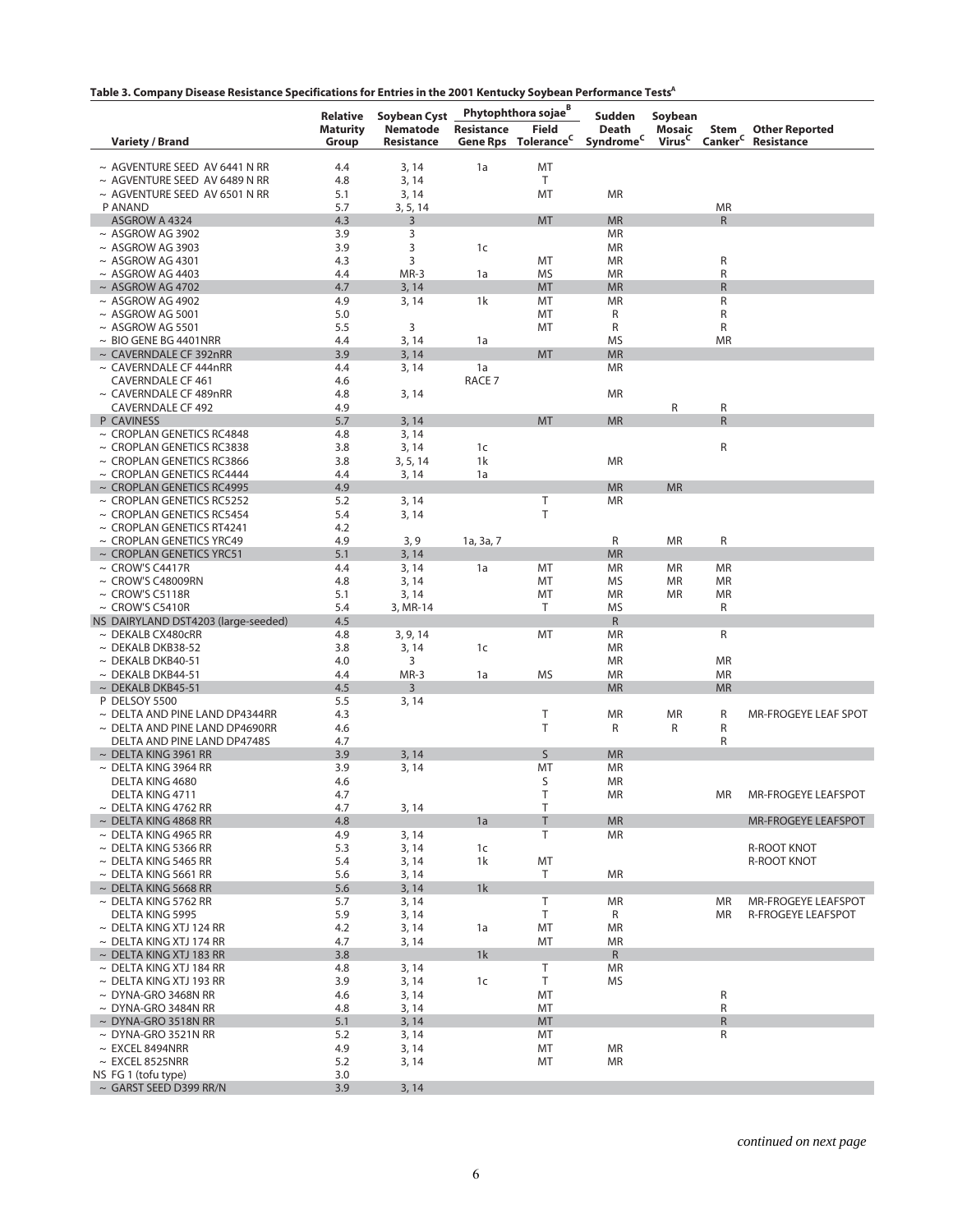**Table 3. Company Disease Resistance Specifications for Entries in the 2001 Kentucky Soybean Performance Tests[A]**

| Variety / Brand | Relative Maturity Group | Soybean Cyst Nematode Resistance | Phytophthora sojae[B] Resistance Gene Rps | Phytophthora sojae[B] Field Tolerance[C] | Sudden Death Syndrome[C] | Soybean Mosaic Virus[C] | Stem Canker[C] | Other Reported Resistance |
|---|---|---|---|---|---|---|---|---|
| ~ AGVENTURE SEED AV 6441 N RR | 4.4 | 3, 14 | 1a | MT | | | | |
| ~ AGVENTURE SEED AV 6489 N RR | 4.8 | 3, 14 | | T | | | | |
| ~ AGVENTURE SEED AV 6501 N RR | 5.1 | 3, 14 | | MT | MR | | | |
| P ANAND | 5.7 | 3, 5, 14 | | | | | MR | |
| ASGROW A 4324 | 4.3 | 3 | | MT | MR | | R | |
| ~ ASGROW AG 3902 | 3.9 | 3 | | | MR | | | |
| ~ ASGROW AG 3903 | 3.9 | 3 | 1c | | MR | | | |
| ~ ASGROW AG 4301 | 4.3 | 3 | | MT | MR | | R | |
| ~ ASGROW AG 4403 | 4.4 | MR-3 | 1a | MS | MR | | R | |
| ~ ASGROW AG 4702 | 4.7 | 3, 14 | | MT | MR | | R | |
| ~ ASGROW AG 4902 | 4.9 | 3, 14 | 1k | MT | MR | | R | |
| ~ ASGROW AG 5001 | 5.0 | | | MT | R | | R | |
| ~ ASGROW AG 5501 | 5.5 | 3 | | MT | R | | R | |
| ~ BIO GENE BG 4401NRR | 4.4 | 3, 14 | 1a | | MS | | MR | |
| ~ CAVERNDALE CF 392nRR | 3.9 | 3, 14 | | MT | MR | | | |
| ~ CAVERNDALE CF 444nRR | 4.4 | 3, 14 | 1a | | MR | | | |
| CAVERNDALE CF 461 | 4.6 | | RACE 7 | | | | | |
| ~ CAVERNDALE CF 489nRR | 4.8 | 3, 14 | | | MR | | | |
| CAVERNDALE CF 492 | 4.9 | | | | | R | R | |
| P CAVINESS | 5.7 | 3, 14 | | MT | MR | | R | |
| ~ CROPLAN GENETICS RC4848 | 4.8 | 3, 14 | | | | | | |
| ~ CROPLAN GENETICS RC3838 | 3.8 | 3, 14 | 1c | | | | R | |
| ~ CROPLAN GENETICS RC3866 | 3.8 | 3, 5, 14 | 1k | | MR | | | |
| ~ CROPLAN GENETICS RC4444 | 4.4 | 3, 14 | 1a | | | | | |
| ~ CROPLAN GENETICS RC4995 | 4.9 | | | | MR | MR | | |
| ~ CROPLAN GENETICS RC5252 | 5.2 | 3, 14 | | T | MR | | | |
| ~ CROPLAN GENETICS RC5454 | 5.4 | 3, 14 | | T | | | | |
| ~ CROPLAN GENETICS RT4241 | 4.2 | | | | | | | |
| ~ CROPLAN GENETICS YRC49 | 4.9 | 3, 9 | 1a, 3a, 7 | | R | MR | R | |
| ~ CROPLAN GENETICS YRC51 | 5.1 | 3, 14 | | | MR | | | |
| ~ CROW'S C4417R | 4.4 | 3, 14 | 1a | MT | MR | MR | MR | |
| ~ CROW'S C48009RN | 4.8 | 3, 14 | | MT | MS | MR | MR | |
| ~ CROW'S C5118R | 5.1 | 3, 14 | | MT | MR | MR | MR | |
| ~ CROW'S C5410R | 5.4 | 3, MR-14 | | T | MS | | R | |
| NS DAIRYLAND DST4203 (large-seeded) | 4.5 | | | | R | | | |
| ~ DEKALB CX480cRR | 4.8 | 3, 9, 14 | | MT | MR | | R | |
| ~ DEKALB DKB38-52 | 3.8 | 3, 14 | 1c | | MR | | | |
| ~ DEKALB DKB40-51 | 4.0 | 3 | | | MR | | MR | |
| ~ DEKALB DKB44-51 | 4.4 | MR-3 | 1a | MS | MR | | MR | |
| ~ DEKALB DKB45-51 | 4.5 | 3 | | | MR | | MR | |
| P DELSOY 5500 | 5.5 | 3, 14 | | | | | | |
| ~ DELTA AND PINE LAND DP4344RR | 4.3 | | | T | MR | MR | R | MR-FROGEYE LEAF SPOT |
| ~ DELTA AND PINE LAND DP4690RR | 4.6 | | | T | R | R | R | |
| DELTA AND PINE LAND DP4748S | 4.7 | | | | | | R | |
| ~ DELTA KING 3961 RR | 3.9 | 3, 14 | | S | MR | | | |
| ~ DELTA KING 3964 RR | 3.9 | 3, 14 | | MT | MR | | | |
| DELTA KING 4680 | 4.6 | | | S | MR | | | |
| DELTA KING 4711 | 4.7 | | | T | MR | | MR | MR-FROGEYE LEAFSPOT |
| ~ DELTA KING 4762 RR | 4.7 | 3, 14 | | T | | | | |
| ~ DELTA KING 4868 RR | 4.8 | | 1a | T | MR | | | MR-FROGEYE LEAFSPOT |
| ~ DELTA KING 4965 RR | 4.9 | 3, 14 | | T | MR | | | |
| ~ DELTA KING 5366 RR | 5.3 | 3, 14 | 1c | | | | | R-ROOT KNOT |
| ~ DELTA KING 5465 RR | 5.4 | 3, 14 | 1k | MT | | | | R-ROOT KNOT |
| ~ DELTA KING 5661 RR | 5.6 | 3, 14 | | T | MR | | | |
| ~ DELTA KING 5668 RR | 5.6 | 3, 14 | 1k | | | | | |
| ~ DELTA KING 5762 RR | 5.7 | 3, 14 | | T | MR | | MR | MR-FROGEYE LEAFSPOT |
| DELTA KING 5995 | 5.9 | 3, 14 | | T | R | | MR | R-FROGEYE LEAFSPOT |
| ~ DELTA KING XTJ 124 RR | 4.2 | 3, 14 | 1a | MT | MR | | | |
| ~ DELTA KING XTJ 174 RR | 4.7 | 3, 14 | | MT | MR | | | |
| ~ DELTA KING XTJ 183 RR | 3.8 | | 1k | | R | | | |
| ~ DELTA KING XTJ 184 RR | 4.8 | 3, 14 | | T | MR | | | |
| ~ DELTA KING XTJ 193 RR | 3.9 | 3, 14 | 1c | T | MS | | | |
| ~ DYNA-GRO 3468N RR | 4.6 | 3, 14 | | MT | | | R | |
| ~ DYNA-GRO 3484N RR | 4.8 | 3, 14 | | MT | | | R | |
| ~ DYNA-GRO 3518N RR | 5.1 | 3, 14 | | MT | | | R | |
| ~ DYNA-GRO 3521N RR | 5.2 | 3, 14 | | MT | | | R | |
| ~ EXCEL 8494NRR | 4.9 | 3, 14 | | MT | MR | | | |
| ~ EXCEL 8525NRR | 5.2 | 3, 14 | | MT | MR | | | |
| NS FG 1 (tofu type) | 3.0 | | | | | | | |
| ~ GARST SEED D399 RR/N | 3.9 | 3, 14 | | | | | | |

*continued on next page*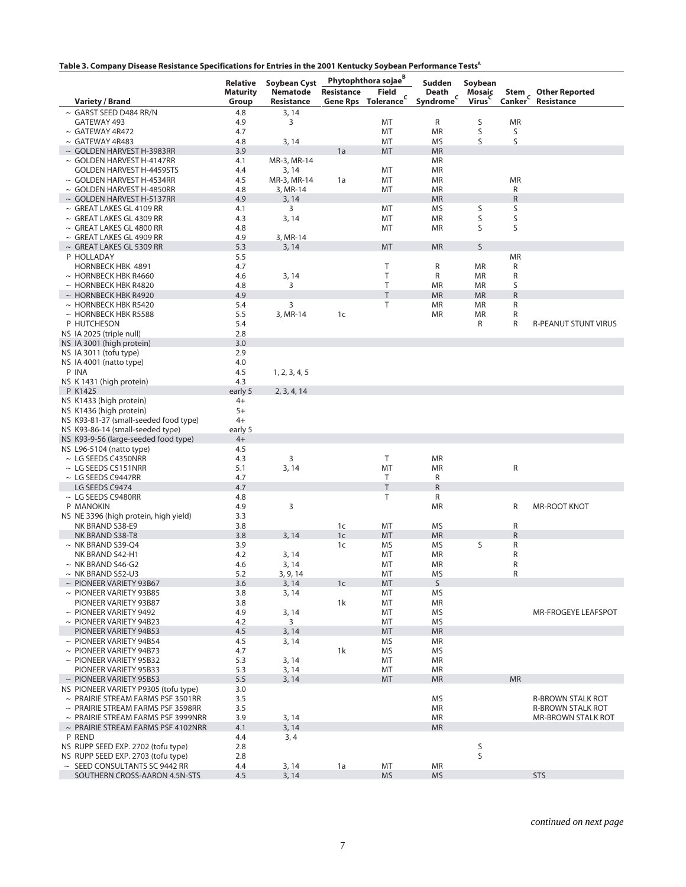**Table 3. Company Disease Resistance Specifications for Entries in the 2001 Kentucky Soybean Performance Tests[A]**

| Variety / Brand | Relative Maturity Group | Soybean Cyst Nematode Resistance | Phytophthora sojae[B] Resistance Gene Rps | Phytophthora sojae[B] Field Tolerance[C] | Sudden Death Syndrome[C] | Soybean Mosaic Virus[C] | Stem Canker[C] | Other Reported Resistance |
|---|---|---|---|---|---|---|---|---|
| ~ GARST SEED D484 RR/N | 4.8 | 3, 14 | | | | | | |
| GATEWAY 493 | 4.9 | 3 | | MT | R | S | MR | |
| ~ GATEWAY 4R472 | 4.7 | | | MT | MR | S | S | |
| ~ GATEWAY 4R483 | 4.8 | 3, 14 | | MT | MS | S | S | |
| ~ GOLDEN HARVEST H-3983RR | 3.9 | | 1a | MT | MR | | | |
| ~ GOLDEN HARVEST H-4147RR | 4.1 | MR-3, MR-14 | | | MR | | | |
| GOLDEN HARVEST H-4459STS | 4.4 | 3, 14 | | MT | MR | | | |
| ~ GOLDEN HARVEST H-4534RR | 4.5 | MR-3, MR-14 | 1a | MT | MR | | MR | |
| ~ GOLDEN HARVEST H-4850RR | 4.8 | 3, MR-14 | | MT | MR | | R | |
| ~ GOLDEN HARVEST H-5137RR | 4.9 | 3, 14 | | | MR | | R | |
| ~ GREAT LAKES GL 4109 RR | 4.1 | 3 | | MT | MS | S | S | |
| ~ GREAT LAKES GL 4309 RR | 4.3 | 3, 14 | | MT | MR | S | S | |
| ~ GREAT LAKES GL 4800 RR | 4.8 | | | MT | MR | S | S | |
| ~ GREAT LAKES GL 4909 RR | 4.9 | 3, MR-14 | | | | | | |
| ~ GREAT LAKES GL 5309 RR | 5.3 | 3, 14 | | MT | MR | S | | |
| P HOLLADAY | 5.5 | | | | | | MR | |
| HORNBECK HBK 4891 | 4.7 | | | T | R | MR | R | |
| ~ HORNBECK HBK R4660 | 4.6 | 3, 14 | | T | R | MR | R | |
| ~ HORNBECK HBK R4820 | 4.8 | 3 | | T | MR | MR | S | |
| ~ HORNBECK HBK R4920 | 4.9 | | | T | MR | MR | R | |
| ~ HORNBECK HBK R5420 | 5.4 | 3 | | T | MR | MR | R | |
| ~ HORNBECK HBK R5588 | 5.5 | 3, MR-14 | 1c | | MR | MR | R | |
| P HUTCHESON | 5.4 | | | | | R | R | R-PEANUT STUNT VIRUS |
| NS IA 2025 (triple null) | 2.8 | | | | | | | |
| NS IA 3001 (high protein) | 3.0 | | | | | | | |
| NS IA 3011 (tofu type) | 2.9 | | | | | | | |
| NS IA 4001 (natto type) | 4.0 | | | | | | | |
| P INA | 4.5 | 1, 2, 3, 4, 5 | | | | | | |
| NS K 1431 (high protein) | 4.3 | | | | | | | |
| P K1425 | early 5 | 2, 3, 4, 14 | | | | | | |
| NS K1433 (high protein) | 4+ | | | | | | | |
| NS K1436 (high protein) | 5+ | | | | | | | |
| NS K93-81-37 (small-seeded food type) | 4+ | | | | | | | |
| NS K93-86-14 (small-seeded type) | early 5 | | | | | | | |
| NS K93-9-56 (large-seeded food type) | 4+ | | | | | | | |
| NS L96-5104 (natto type) | 4.5 | | | | | | | |
| ~ LG SEEDS C4350NRR | 4.3 | 3 | | T | MR | | | |
| ~ LG SEEDS C5151NRR | 5.1 | 3, 14 | | MT | MR | | R | |
| ~ LG SEEDS C9447RR | 4.7 | | | T | R | | | |
| LG SEEDS C9474 | 4.7 | | | T | R | | | |
| ~ LG SEEDS C9480RR | 4.8 | | | T | R | | | |
| P MANOKIN | 4.9 | 3 | | | MR | | R | MR-ROOT KNOT |
| NS NE 3396 (high protein, high yield) | 3.3 | | | | | | | |
| NK BRAND S38-E9 | 3.8 | | 1c | MT | MS | | R | |
| NK BRAND S38-T8 | 3.8 | 3, 14 | 1c | MT | MR | | R | |
| ~ NK BRAND S39-Q4 | 3.9 | | 1c | MS | MS | S | R | |
| NK BRAND S42-H1 | 4.2 | 3, 14 | | MT | MR | | R | |
| ~ NK BRAND S46-G2 | 4.6 | 3, 14 | | MT | MR | | R | |
| ~ NK BRAND S52-U3 | 5.2 | 3, 9, 14 | | MT | MS | | R | |
| ~ PIONEER VARIETY 93B67 | 3.6 | 3, 14 | 1c | MT | S | | | |
| ~ PIONEER VARIETY 93B85 | 3.8 | 3, 14 | | MT | MS | | | |
| PIONEER VARIETY 93B87 | 3.8 | | 1k | MT | MR | | | |
| ~ PIONEER VARIETY 9492 | 4.9 | 3, 14 | | MT | MS | | | MR-FROGEYE LEAFSPOT |
| ~ PIONEER VARIETY 94B23 | 4.2 | 3 | | MT | MS | | | |
| PIONEER VARIETY 94B53 | 4.5 | 3, 14 | | MT | MR | | | |
| ~ PIONEER VARIETY 94B54 | 4.5 | 3, 14 | | MS | MR | | | |
| ~ PIONEER VARIETY 94B73 | 4.7 | | 1k | MS | MS | | | |
| ~ PIONEER VARIETY 95B32 | 5.3 | 3, 14 | | MT | MR | | | |
| PIONEER VARIETY 95B33 | 5.3 | 3, 14 | | MT | MR | | | |
| ~ PIONEER VARIETY 95B53 | 5.5 | 3, 14 | | MT | MR | | MR | |
| NS PIONEER VARIETY P9305 (tofu type) | 3.0 | | | | | | | |
| ~ PRAIRIE STREAM FARMS PSF 3501RR | 3.5 | | | | MS | | | R-BROWN STALK ROT |
| ~ PRAIRIE STREAM FARMS PSF 3598RR | 3.5 | | | | MR | | | R-BROWN STALK ROT |
| ~ PRAIRIE STREAM FARMS PSF 3999NRR | 3.9 | 3, 14 | | | MR | | | MR-BROWN STALK ROT |
| ~ PRAIRIE STREAM FARMS PSF 4102NRR | 4.1 | 3, 14 | | | MR | | | |
| P REND | 4.4 | 3, 4 | | | | | | |
| NS RUPP SEED EXP. 2702 (tofu type) | 2.8 | | | | | S | | |
| NS RUPP SEED EXP. 2703 (tofu type) | 2.8 | | | | | S | | |
| ~ SEED CONSULTANTS SC 9442 RR | 4.4 | 3, 14 | 1a | MT | MR | | | |
| SOUTHERN CROSS-AARON 4.5N-STS | 4.5 | 3, 14 | | MS | MS | | | STS |

*continued on next page*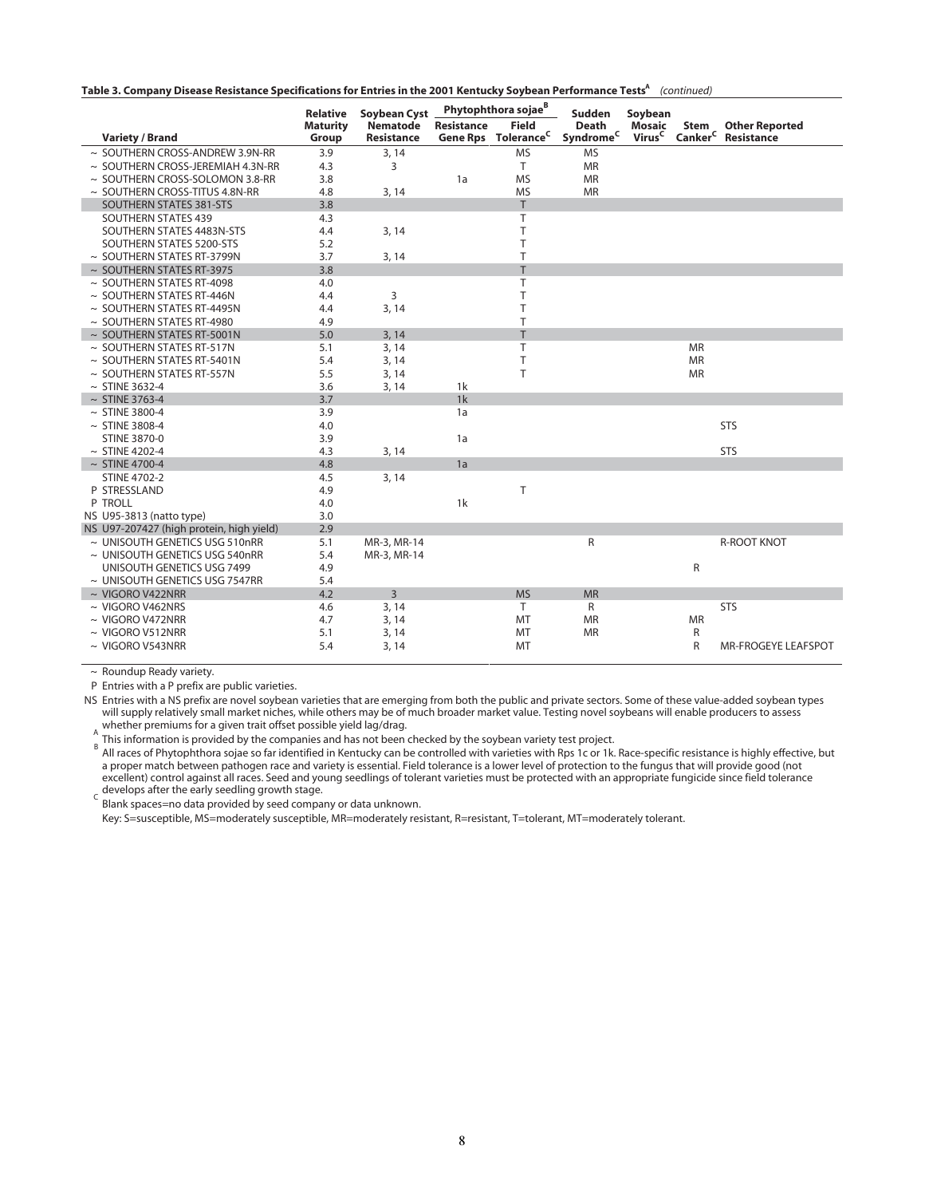**Table 3. Company Disease Resistance Specifications for Entries in the 2001 Kentucky Soybean Performance Tests[A]** *(continued)*

| Variety / Brand | Relative Maturity Group | Soybean Cyst Nematode Resistance | Phytophthora sojae[B] Resistance Gene Rps | Phytophthora sojae[B] Field Tolerance[C] | Sudden Death Syndrome[C] | Soybean Mosaic Virus[C] | Stem Canker[C] | Other Reported Resistance |
|---|---|---|---|---|---|---|---|---|
| ~ SOUTHERN CROSS-ANDREW 3.9N-RR | 3.9 | 3, 14 | | MS | MS | | | |
| ~ SOUTHERN CROSS-JEREMIAH 4.3N-RR | 4.3 | 3 | | T | MR | | | |
| ~ SOUTHERN CROSS-SOLOMON 3.8-RR | 3.8 | | 1a | MS | MR | | | |
| ~ SOUTHERN CROSS-TITUS 4.8N-RR | 4.8 | 3, 14 | | MS | MR | | | |
| SOUTHERN STATES 381-STS | 3.8 | | | T | | | | |
| SOUTHERN STATES 439 | 4.3 | | | T | | | | |
| SOUTHERN STATES 4483N-STS | 4.4 | 3, 14 | | T | | | | |
| SOUTHERN STATES 5200-STS | 5.2 | | | T | | | | |
| ~ SOUTHERN STATES RT-3799N | 3.7 | 3, 14 | | T | | | | |
| ~ SOUTHERN STATES RT-3975 | 3.8 | | | T | | | | |
| ~ SOUTHERN STATES RT-4098 | 4.0 | | | T | | | | |
| ~ SOUTHERN STATES RT-446N | 4.4 | 3 | | T | | | | |
| ~ SOUTHERN STATES RT-4495N | 4.4 | 3, 14 | | T | | | | |
| ~ SOUTHERN STATES RT-4980 | 4.9 | | | T | | | | |
| ~ SOUTHERN STATES RT-5001N | 5.0 | 3, 14 | | T | | | | |
| ~ SOUTHERN STATES RT-517N | 5.1 | 3, 14 | | T | | | MR | |
| ~ SOUTHERN STATES RT-5401N | 5.4 | 3, 14 | | T | | | MR | |
| ~ SOUTHERN STATES RT-557N | 5.5 | 3, 14 | | T | | | MR | |
| ~ STINE 3632-4 | 3.6 | 3, 14 | 1k | | | | | |
| ~ STINE 3763-4 | 3.7 | | 1k | | | | | |
| ~ STINE 3800-4 | 3.9 | | 1a | | | | | |
| ~ STINE 3808-4 | 4.0 | | | | | | | STS |
| STINE 3870-0 | 3.9 | | 1a | | | | | |
| ~ STINE 4202-4 | 4.3 | 3, 14 | | | | | | STS |
| ~ STINE 4700-4 | 4.8 | | 1a | | | | | |
| STINE 4702-2 | 4.5 | 3, 14 | | | | | | |
| P STRESSLAND | 4.9 | | | T | | | | |
| P TROLL | 4.0 | | 1k | | | | | |
| NS U95-3813 (natto type) | 3.0 | | | | | | | |
| NS U97-207427 (high protein, high yield) | 2.9 | | | | | | | |
| ~ UNISOUTH GENETICS USG 510nRR | 5.1 | MR-3, MR-14 | | | R | | | R-ROOT KNOT |
| ~ UNISOUTH GENETICS USG 540nRR | 5.4 | MR-3, MR-14 | | | | | | |
| UNISOUTH GENETICS USG 7499 | 4.9 | | | | | | R | |
| ~ UNISOUTH GENETICS USG 7547RR | 5.4 | | | | | | | |
| ~ VIGORO V422NRR | 4.2 | 3 | | MS | MR | | | |
| ~ VIGORO V462NRS | 4.6 | 3, 14 | | T | R | | | STS |
| ~ VIGORO V472NRR | 4.7 | 3, 14 | | MT | MR | | MR | |
| ~ VIGORO V512NRR | 5.1 | 3, 14 | | MT | MR | | R | |
| ~ VIGORO V543NRR | 5.4 | 3, 14 | | MT | | | R | MR-FROGEYE LEAFSPOT |

~ Roundup Ready variety.

P Entries with a P prefix are public varieties.

NS Entries with a NS prefix are novel soybean varieties that are emerging from both the public and private sectors. Some of these value-added soybean types will supply relatively small market niches, while others may be of much broader market value. Testing novel soybeans will enable producers to assess whether premiums for a given trait offset possible yield lag/drag.

[A] This information is provided by the companies and has not been checked by the soybean variety test project.

[B] All races of Phytophthora sojae so far identified in Kentucky can be controlled with varieties with Rps 1c or 1k. Race-specific resistance is highly effective, but a proper match between pathogen race and variety is essential. Field tolerance is a lower level of protection to the fungus that will provide good (not excellent) control against all races. Seed and young seedlings of tolerant varieties must be protected with an appropriate fungicide since field tolerance develops after the early seedling growth stage.

[C] Blank spaces=no data provided by seed company or data unknown.

Key: S=susceptible, MS=moderately susceptible, MR=moderately resistant, R=resistant, T=tolerant, MT=moderately tolerant.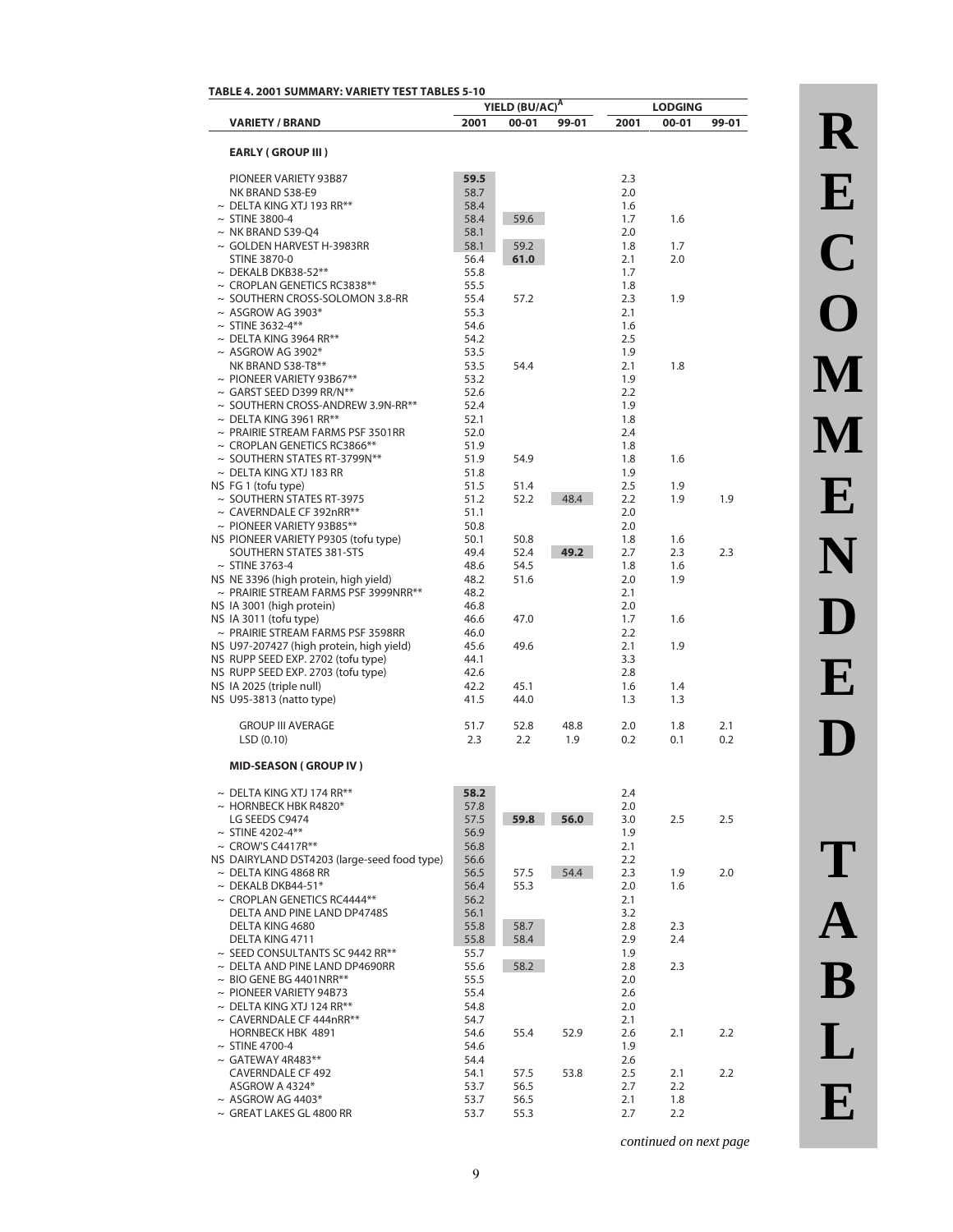**TABLE 4. 2001 SUMMARY: VARIETY TEST TABLES 5-10**

| VARIETY / BRAND | YIELD (BU/AC)[A] 2001 | YIELD 00-01 | YIELD 99-01 | LODGING 2001 | LODGING 00-01 | LODGING 99-01 |
|---|---|---|---|---|---|---|
| **EARLY ( GROUP III )** | | | | | | |
| PIONEER VARIETY 93B87 | **59.5** | | | 2.3 | | |
| NK BRAND S38-E9 | 58.7 | | | 2.0 | | |
| ~ DELTA KING XTJ 193 RR** | 58.4 | | | 1.6 | | |
| ~ STINE 3800-4 | 58.4 | 59.6 | | 1.7 | 1.6 | |
| ~ NK BRAND S39-Q4 | 58.1 | | | 2.0 | | |
| ~ GOLDEN HARVEST H-3983RR | 58.1 | 59.2 | | 1.8 | 1.7 | |
| STINE 3870-0 | 56.4 | **61.0** | | 2.1 | 2.0 | |
| ~ DEKALB DKB38-52** | 55.8 | | | 1.7 | | |
| ~ CROPLAN GENETICS RC3838** | 55.5 | | | 1.8 | | |
| ~ SOUTHERN CROSS-SOLOMON 3.8-RR | 55.4 | 57.2 | | 2.3 | 1.9 | |
| ~ ASGROW AG 3903* | 55.3 | | | 2.1 | | |
| ~ STINE 3632-4** | 54.6 | | | 1.6 | | |
| ~ DELTA KING 3964 RR** | 54.2 | | | 2.5 | | |
| ~ ASGROW AG 3902* | 53.5 | | | 1.9 | | |
| NK BRAND S38-T8** | 53.5 | 54.4 | | 2.1 | 1.8 | |
| ~ PIONEER VARIETY 93B67** | 53.2 | | | 1.9 | | |
| ~ GARST SEED D399 RR/N** | 52.6 | | | 2.2 | | |
| ~ SOUTHERN CROSS-ANDREW 3.9N-RR** | 52.4 | | | 1.9 | | |
| ~ DELTA KING 3961 RR** | 52.1 | | | 1.8 | | |
| ~ PRAIRIE STREAM FARMS PSF 3501RR | 52.0 | | | 2.4 | | |
| ~ CROPLAN GENETICS RC3866** | 51.9 | | | 1.8 | | |
| ~ SOUTHERN STATES RT-3799N** | 51.9 | 54.9 | | 1.8 | 1.6 | |
| ~ DELTA KING XTJ 183 RR | 51.8 | | | 1.9 | | |
| NS FG 1 (tofu type) | 51.5 | 51.4 | | 2.5 | 1.9 | |
| ~ SOUTHERN STATES RT-3975 | 51.2 | 52.2 | 48.4 | 2.2 | 1.9 | 1.9 |
| ~ CAVERNDALE CF 392nRR** | 51.1 | | | 2.0 | | |
| ~ PIONEER VARIETY 93B85** | 50.8 | | | 2.0 | | |
| NS PIONEER VARIETY P9305 (tofu type) | 50.1 | 50.8 | | 1.8 | 1.6 | |
| SOUTHERN STATES 381-STS | 49.4 | 52.4 | **49.2** | 2.7 | 2.3 | 2.3 |
| ~ STINE 3763-4 | 48.6 | 54.5 | | 1.8 | 1.6 | |
| NS NE 3396 (high protein, high yield) | 48.2 | 51.6 | | 2.0 | 1.9 | |
| ~ PRAIRIE STREAM FARMS PSF 3999NRR** | 48.2 | | | 2.1 | | |
| NS IA 3001 (high protein) | 46.8 | | | 2.0 | | |
| NS IA 3011 (tofu type) | 46.6 | 47.0 | | 1.7 | 1.6 | |
| ~ PRAIRIE STREAM FARMS PSF 3598RR | 46.0 | | | 2.2 | | |
| NS U97-207427 (high protein, high yield) | 45.6 | 49.6 | | 2.1 | 1.9 | |
| NS RUPP SEED EXP. 2702 (tofu type) | 44.1 | | | 3.3 | | |
| NS RUPP SEED EXP. 2703 (tofu type) | 42.6 | | | 2.8 | | |
| NS IA 2025 (triple null) | 42.2 | 45.1 | | 1.6 | 1.4 | |
| NS U95-3813 (natto type) | 41.5 | 44.0 | | 1.3 | 1.3 | |
| GROUP III AVERAGE | 51.7 | 52.8 | 48.8 | 2.0 | 1.8 | 2.1 |
| LSD (0.10) | 2.3 | 2.2 | 1.9 | 0.2 | 0.1 | 0.2 |
| **MID-SEASON ( GROUP IV )** | | | | | | |
| ~ DELTA KING XTJ 174 RR** | **58.2** | | | 2.4 | | |
| ~ HORNBECK HBK R4820* | 57.8 | | | 2.0 | | |
| LG SEEDS C9474 | 57.5 | **59.8** | **56.0** | 3.0 | 2.5 | 2.5 |
| ~ STINE 4202-4** | 56.9 | | | 1.9 | | |
| ~ CROW'S C4417R** | 56.8 | | | 2.1 | | |
| NS DAIRYLAND DST4203 (large-seed food type) | 56.6 | | | 2.2 | | |
| ~ DELTA KING 4868 RR | 56.5 | 57.5 | 54.4 | 2.3 | 1.9 | 2.0 |
| ~ DEKALB DKB44-51* | 56.4 | 55.3 | | 2.0 | 1.6 | |
| ~ CROPLAN GENETICS RC4444** | 56.2 | | | 2.1 | | |
| DELTA AND PINE LAND DP4748S | 56.1 | | | 3.2 | | |
| DELTA KING 4680 | 55.8 | 58.7 | | 2.8 | 2.3 | |
| DELTA KING 4711 | 55.8 | 58.4 | | 2.9 | 2.4 | |
| ~ SEED CONSULTANTS SC 9442 RR** | 55.7 | | | 1.9 | | |
| ~ DELTA AND PINE LAND DP4690RR | 55.6 | 58.2 | | 2.8 | 2.3 | |
| ~ BIO GENE BG 4401NRR** | 55.5 | | | 2.0 | | |
| ~ PIONEER VARIETY 94B73 | 55.4 | | | 2.6 | | |
| ~ DELTA KING XTJ 124 RR** | 54.8 | | | 2.0 | | |
| ~ CAVERNDALE CF 444nRR** | 54.7 | | | 2.1 | | |
| HORNBECK HBK 4891 | 54.6 | 55.4 | 52.9 | 2.6 | 2.1 | 2.2 |
| ~ STINE 4700-4 | 54.6 | | | 1.9 | | |
| ~ GATEWAY 4R483** | 54.4 | | | 2.6 | | |
| CAVERNDALE CF 492 | 54.1 | 57.5 | 53.8 | 2.5 | 2.1 | 2.2 |
| ASGROW A 4324* | 53.7 | 56.5 | | 2.7 | 2.2 | |
| ~ ASGROW AG 4403* | 53.7 | 56.5 | | 2.1 | 1.8 | |
| ~ GREAT LAKES GL 4800 RR | 53.7 | 55.3 | | 2.7 | 2.2 | |

*continued on next page*

RECOMMENDED TABLE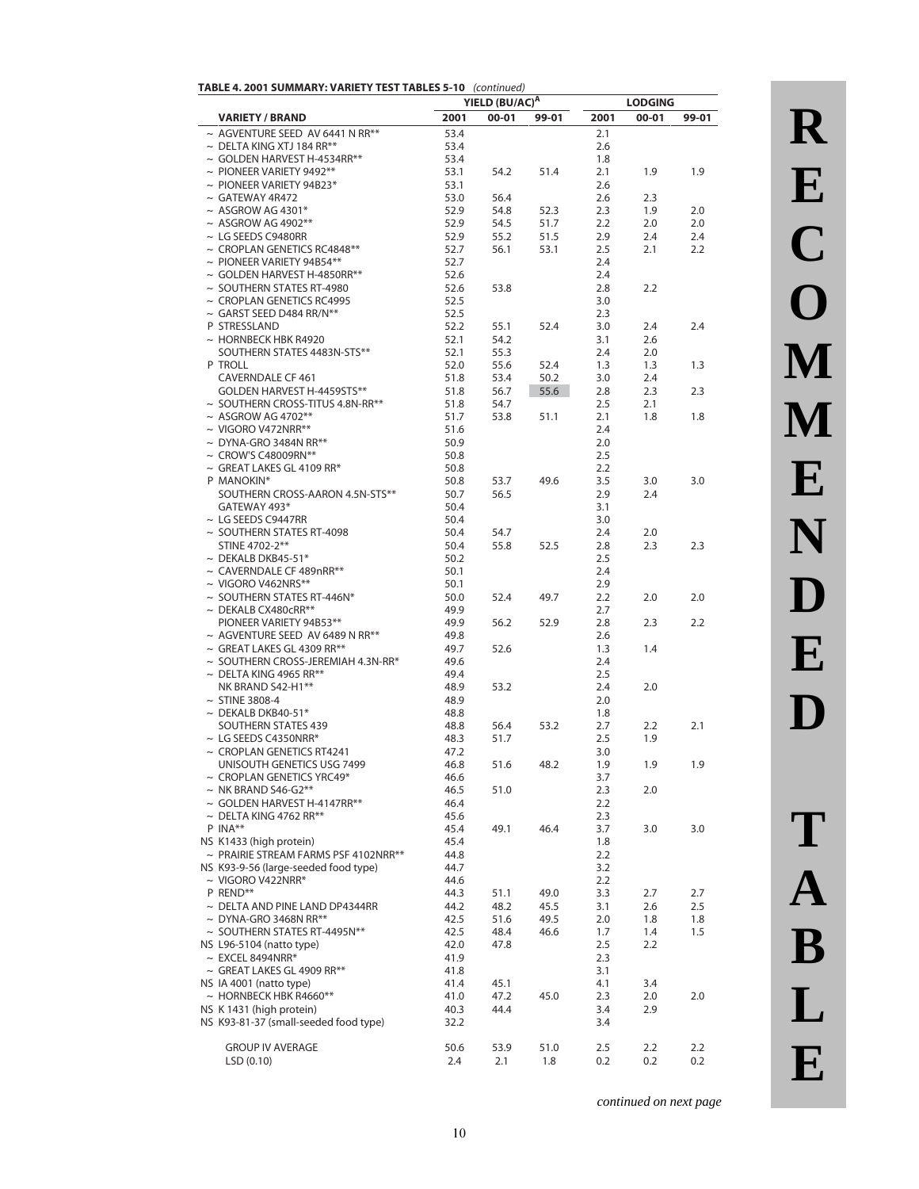**TABLE 4. 2001 SUMMARY: VARIETY TEST TABLES 5-10** *(continued)*

| VARIETY / BRAND | YIELD (BU/AC)[A] | | | LODGING | | |
|---|---|---|---|---|---|---|
| | 2001 | 00-01 | 99-01 | 2001 | 00-01 | 99-01 |
| ~ AGVENTURE SEED AV 6441 N RR** | 53.4 | | | 2.1 | | |
| ~ DELTA KING XTJ 184 RR** | 53.4 | | | 2.6 | | |
| ~ GOLDEN HARVEST H-4534RR** | 53.4 | | | 1.8 | | |
| ~ PIONEER VARIETY 9492** | 53.1 | 54.2 | 51.4 | 2.1 | 1.9 | 1.9 |
| ~ PIONEER VARIETY 94B23* | 53.1 | | | 2.6 | | |
| ~ GATEWAY 4R472 | 53.0 | 56.4 | | 2.6 | 2.3 | |
| ~ ASGROW AG 4301* | 52.9 | 54.8 | 52.3 | 2.3 | 1.9 | 2.0 |
| ~ ASGROW AG 4902** | 52.9 | 54.5 | 51.7 | 2.2 | 2.0 | 2.0 |
| ~ LG SEEDS C9480RR | 52.9 | 55.2 | 51.5 | 2.9 | 2.4 | 2.4 |
| ~ CROPLAN GENETICS RC4848** | 52.7 | 56.1 | 53.1 | 2.5 | 2.1 | 2.2 |
| ~ PIONEER VARIETY 94B54** | 52.7 | | | 2.4 | | |
| ~ GOLDEN HARVEST H-4850RR** | 52.6 | | | 2.4 | | |
| ~ SOUTHERN STATES RT-4980 | 52.6 | 53.8 | | 2.8 | 2.2 | |
| ~ CROPLAN GENETICS RC4995 | 52.5 | | | 3.0 | | |
| ~ GARST SEED D484 RR/N** | 52.5 | | | 2.3 | | |
| P STRESSLAND | 52.2 | 55.1 | 52.4 | 3.0 | 2.4 | 2.4 |
| ~ HORNBECK HBK R4920 | 52.1 | 54.2 | | 3.1 | 2.6 | |
| SOUTHERN STATES 4483N-STS** | 52.1 | 55.3 | | 2.4 | 2.0 | |
| P TROLL | 52.0 | 55.6 | 52.4 | 1.3 | 1.3 | 1.3 |
| CAVERNDALE CF 461 | 51.8 | 53.4 | 50.2 | 3.0 | 2.4 | |
| GOLDEN HARVEST H-4459STS** | 51.8 | 56.7 | 55.6 | 2.8 | 2.3 | 2.3 |
| ~ SOUTHERN CROSS-TITUS 4.8N-RR** | 51.8 | 54.7 | | 2.5 | 2.1 | |
| ~ ASGROW AG 4702** | 51.7 | 53.8 | 51.1 | 2.1 | 1.8 | 1.8 |
| ~ VIGORO V472NRR** | 51.6 | | | 2.4 | | |
| ~ DYNA-GRO 3484N RR** | 50.9 | | | 2.0 | | |
| ~ CROW'S C48009RN** | 50.8 | | | 2.5 | | |
| ~ GREAT LAKES GL 4109 RR* | 50.8 | | | 2.2 | | |
| P MANOKIN* | 50.8 | 53.7 | 49.6 | 3.5 | 3.0 | 3.0 |
| SOUTHERN CROSS-AARON 4.5N-STS** | 50.7 | 56.5 | | 2.9 | 2.4 | |
| GATEWAY 493* | 50.4 | | | 3.1 | | |
| ~ LG SEEDS C9447RR | 50.4 | | | 3.0 | | |
| ~ SOUTHERN STATES RT-4098 | 50.4 | 54.7 | | 2.4 | 2.0 | |
| STINE 4702-2** | 50.4 | 55.8 | 52.5 | 2.8 | 2.3 | 2.3 |
| ~ DEKALB DKB45-51* | 50.2 | | | 2.5 | | |
| ~ CAVERNDALE CF 489nRR** | 50.1 | | | 2.4 | | |
| ~ VIGORO V462NRS** | 50.1 | | | 2.9 | | |
| ~ SOUTHERN STATES RT-446N* | 50.0 | 52.4 | 49.7 | 2.2 | 2.0 | 2.0 |
| ~ DEKALB CX480cRR** | 49.9 | | | 2.7 | | |
| PIONEER VARIETY 94B53** | 49.9 | 56.2 | 52.9 | 2.8 | 2.3 | 2.2 |
| ~ AGVENTURE SEED AV 6489 N RR** | 49.8 | | | 2.6 | | |
| ~ GREAT LAKES GL 4309 RR** | 49.7 | 52.6 | | 1.3 | 1.4 | |
| ~ SOUTHERN CROSS-JEREMIAH 4.3N-RR* | 49.6 | | | 2.4 | | |
| ~ DELTA KING 4965 RR** | 49.4 | | | 2.5 | | |
| NK BRAND S42-H1** | 48.9 | 53.2 | | 2.4 | 2.0 | |
| ~ STINE 3808-4 | 48.9 | | | 2.0 | | |
| ~ DEKALB DKB40-51* | 48.8 | | | 1.8 | | |
| SOUTHERN STATES 439 | 48.8 | 56.4 | 53.2 | 2.7 | 2.2 | 2.1 |
| ~ LG SEEDS C4350NRR* | 48.3 | 51.7 | | 2.5 | 1.9 | |
| ~ CROPLAN GENETICS RT4241 | 47.2 | | | 3.0 | | |
| UNISOUTH GENETICS USG 7499 | 46.8 | 51.6 | 48.2 | 1.9 | 1.9 | 1.9 |
| ~ CROPLAN GENETICS YRC49* | 46.6 | | | 3.7 | | |
| ~ NK BRAND S46-G2** | 46.5 | 51.0 | | 2.3 | 2.0 | |
| ~ GOLDEN HARVEST H-4147RR** | 46.4 | | | 2.2 | | |
| ~ DELTA KING 4762 RR** | 45.6 | | | 2.3 | | |
| P INA** | 45.4 | 49.1 | 46.4 | 3.7 | 3.0 | 3.0 |
| NS K1433 (high protein) | 45.4 | | | 1.8 | | |
| ~ PRAIRIE STREAM FARMS PSF 4102NRR** | 44.8 | | | 2.2 | | |
| NS K93-9-56 (large-seeded food type) | 44.7 | | | 3.2 | | |
| ~ VIGORO V422NRR* | 44.6 | | | 2.2 | | |
| P REND** | 44.3 | 51.1 | 49.0 | 3.3 | 2.7 | 2.7 |
| ~ DELTA AND PINE LAND DP4344RR | 44.2 | 48.2 | 45.5 | 3.1 | 2.6 | 2.5 |
| ~ DYNA-GRO 3468N RR** | 42.5 | 51.6 | 49.5 | 2.0 | 1.8 | 1.8 |
| ~ SOUTHERN STATES RT-4495N** | 42.5 | 48.4 | 46.6 | 1.7 | 1.4 | 1.5 |
| NS L96-5104 (natto type) | 42.0 | 47.8 | | 2.5 | 2.2 | |
| ~ EXCEL 8494NRR* | 41.9 | | | 2.3 | | |
| ~ GREAT LAKES GL 4909 RR** | 41.8 | | | 3.1 | | |
| NS IA 4001 (natto type) | 41.4 | 45.1 | | 4.1 | 3.4 | |
| ~ HORNBECK HBK R4660** | 41.0 | 47.2 | 45.0 | 2.3 | 2.0 | 2.0 |
| NS K 1431 (high protein) | 40.3 | 44.4 | | 3.4 | 2.9 | |
| NS K93-81-37 (small-seeded food type) | 32.2 | | | 3.4 | | |
| GROUP IV AVERAGE | 50.6 | 53.9 | 51.0 | 2.5 | 2.2 | 2.2 |
| LSD (0.10) | 2.4 | 2.1 | 1.8 | 0.2 | 0.2 | 0.2 |

*continued on next page*

RECOMMENDED TABLE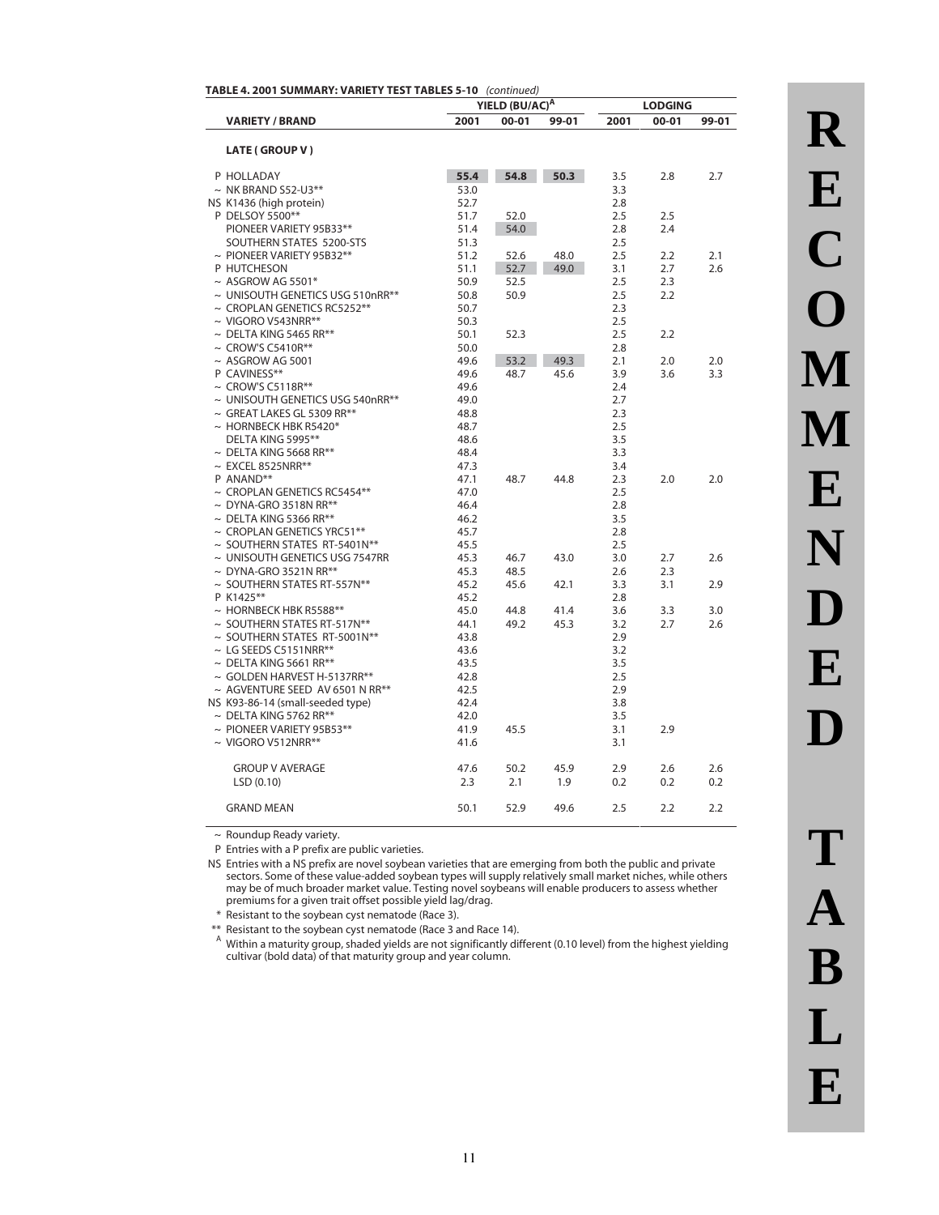**TABLE 4. 2001 SUMMARY: VARIETY TEST TABLES 5-10** *(continued)*

| VARIETY / BRAND | YIELD (BU/AC)[A] | | | LODGING | | |
|---|---|---|---|---|---|---|
| | 2001 | 00-01 | 99-01 | 2001 | 00-01 | 99-01 |
| **LATE ( GROUP V )** | | | | | | |
| P HOLLADAY | **55.4** | **54.8** | **50.3** | 3.5 | 2.8 | 2.7 |
| ~ NK BRAND S52-U3** | 53.0 | | | 3.3 | | |
| NS K1436 (high protein) | 52.7 | | | 2.8 | | |
| P DELSOY 5500** | 51.7 | 52.0 | | 2.5 | 2.5 | |
| PIONEER VARIETY 95B33** | 51.4 | 54.0 | | 2.8 | 2.4 | |
| SOUTHERN STATES 5200-STS | 51.3 | | | 2.5 | | |
| ~ PIONEER VARIETY 95B32** | 51.2 | 52.6 | 48.0 | 2.5 | 2.2 | 2.1 |
| P HUTCHESON | 51.1 | 52.7 | 49.0 | 3.1 | 2.7 | 2.6 |
| ~ ASGROW AG 5501* | 50.9 | 52.5 | | 2.5 | 2.3 | |
| ~ UNISOUTH GENETICS USG 510nRR** | 50.8 | 50.9 | | 2.5 | 2.2 | |
| ~ CROPLAN GENETICS RC5252** | 50.7 | | | 2.3 | | |
| ~ VIGORO V543NRR** | 50.3 | | | 2.5 | | |
| ~ DELTA KING 5465 RR** | 50.1 | 52.3 | | 2.5 | 2.2 | |
| ~ CROW'S C5410R** | 50.0 | | | 2.8 | | |
| ~ ASGROW AG 5001 | 49.6 | 53.2 | 49.3 | 2.1 | 2.0 | 2.0 |
| P CAVINESS** | 49.6 | 48.7 | 45.6 | 3.9 | 3.6 | 3.3 |
| ~ CROW'S C5118R** | 49.6 | | | 2.4 | | |
| ~ UNISOUTH GENETICS USG 540nRR** | 49.0 | | | 2.7 | | |
| ~ GREAT LAKES GL 5309 RR** | 48.8 | | | 2.3 | | |
| ~ HORNBECK HBK R5420* | 48.7 | | | 2.5 | | |
| DELTA KING 5995** | 48.6 | | | 3.5 | | |
| ~ DELTA KING 5668 RR** | 48.4 | | | 3.3 | | |
| ~ EXCEL 8525NRR** | 47.3 | | | 3.4 | | |
| P ANAND** | 47.1 | 48.7 | 44.8 | 2.3 | 2.0 | 2.0 |
| ~ CROPLAN GENETICS RC5454** | 47.0 | | | 2.5 | | |
| ~ DYNA-GRO 3518N RR** | 46.4 | | | 2.8 | | |
| ~ DELTA KING 5366 RR** | 46.2 | | | 3.5 | | |
| ~ CROPLAN GENETICS YRC51** | 45.7 | | | 2.8 | | |
| ~ SOUTHERN STATES RT-5401N** | 45.5 | | | 2.5 | | |
| ~ UNISOUTH GENETICS USG 7547RR | 45.3 | 46.7 | 43.0 | 3.0 | 2.7 | 2.6 |
| ~ DYNA-GRO 3521N RR** | 45.3 | 48.5 | | 2.6 | 2.3 | |
| ~ SOUTHERN STATES RT-557N** | 45.2 | 45.6 | 42.1 | 3.3 | 3.1 | 2.9 |
| P K1425** | 45.2 | | | 2.8 | | |
| ~ HORNBECK HBK R5588** | 45.0 | 44.8 | 41.4 | 3.6 | 3.3 | 3.0 |
| ~ SOUTHERN STATES RT-517N** | 44.1 | 49.2 | 45.3 | 3.2 | 2.7 | 2.6 |
| ~ SOUTHERN STATES RT-5001N** | 43.8 | | | 2.9 | | |
| ~ LG SEEDS C5151NRR** | 43.6 | | | 3.2 | | |
| ~ DELTA KING 5661 RR** | 43.5 | | | 3.5 | | |
| ~ GOLDEN HARVEST H-5137RR** | 42.8 | | | 2.5 | | |
| ~ AGVENTURE SEED AV 6501 N RR** | 42.5 | | | 2.9 | | |
| NS K93-86-14 (small-seeded type) | 42.4 | | | 3.8 | | |
| ~ DELTA KING 5762 RR** | 42.0 | | | 3.5 | | |
| ~ PIONEER VARIETY 95B53** | 41.9 | 45.5 | | 3.1 | 2.9 | |
| ~ VIGORO V512NRR** | 41.6 | | | 3.1 | | |
| GROUP V AVERAGE | 47.6 | 50.2 | 45.9 | 2.9 | 2.6 | 2.6 |
| LSD (0.10) | 2.3 | 2.1 | 1.9 | 0.2 | 0.2 | 0.2 |
| GRAND MEAN | 50.1 | 52.9 | 49.6 | 2.5 | 2.2 | 2.2 |

~ Roundup Ready variety.

P Entries with a P prefix are public varieties.

NS Entries with a NS prefix are novel soybean varieties that are emerging from both the public and private sectors. Some of these value-added soybean types will supply relatively small market niches, while others may be of much broader market value. Testing novel soybeans will enable producers to assess whether premiums for a given trait offset possible yield lag/drag.

\* Resistant to the soybean cyst nematode (Race 3).

\*\* Resistant to the soybean cyst nematode (Race 3 and Race 14).

[A] Within a maturity group, shaded yields are not significantly different (0.10 level) from the highest yielding cultivar (bold data) of that maturity group and year column.

RECOMMENDED TABLE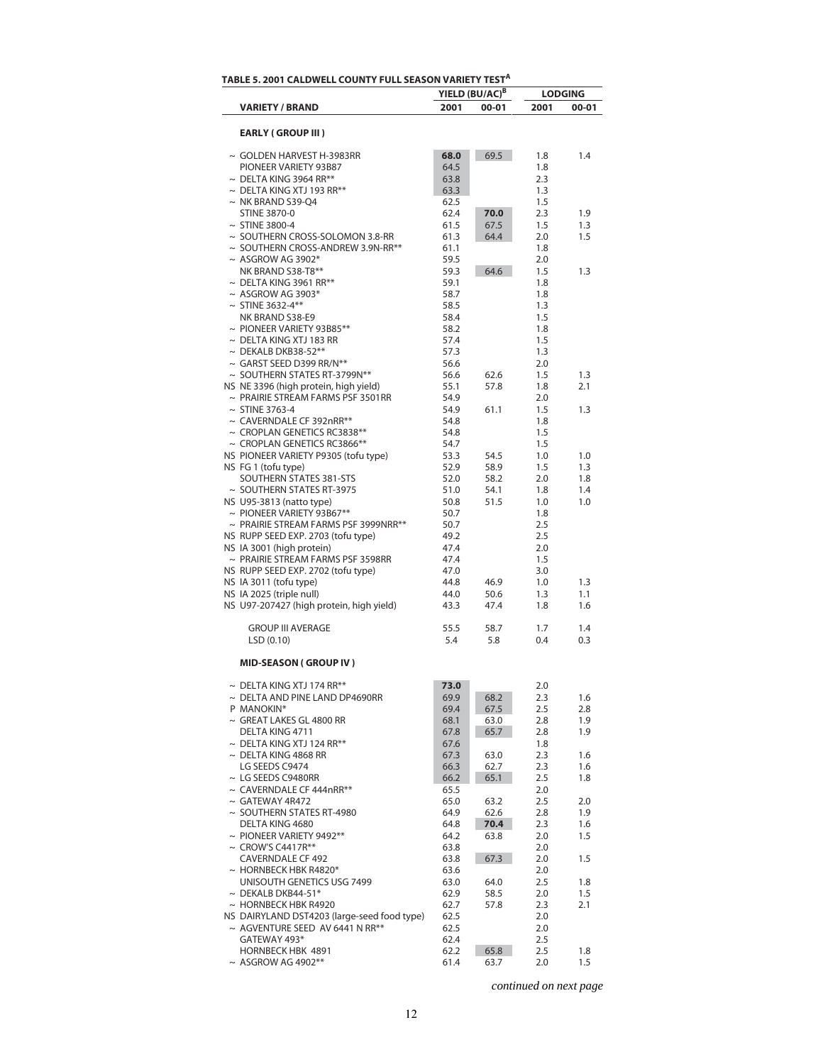**TABLE 5. 2001 CALDWELL COUNTY FULL SEASON VARIETY TEST[A]**

| VARIETY / BRAND | YIELD (BU/AC)[B] 2001 | YIELD (BU/AC)[B] 00-01 | LODGING 2001 | LODGING 00-01 |
|---|---|---|---|---|
| **EARLY ( GROUP III )** | | | | |
| ~ GOLDEN HARVEST H-3983RR | **68.0** | 69.5 | 1.8 | 1.4 |
| PIONEER VARIETY 93B87 | 64.5 | | 1.8 | |
| ~ DELTA KING 3964 RR** | 63.8 | | 2.3 | |
| ~ DELTA KING XTJ 193 RR** | 63.3 | | 1.3 | |
| ~ NK BRAND S39-Q4 | 62.5 | | 1.5 | |
| STINE 3870-0 | 62.4 | **70.0** | 2.3 | 1.9 |
| ~ STINE 3800-4 | 61.5 | 67.5 | 1.5 | 1.3 |
| ~ SOUTHERN CROSS-SOLOMON 3.8-RR | 61.3 | 64.4 | 2.0 | 1.5 |
| ~ SOUTHERN CROSS-ANDREW 3.9N-RR** | 61.1 | | 1.8 | |
| ~ ASGROW AG 3902* | 59.5 | | 2.0 | |
| NK BRAND S38-T8** | 59.3 | 64.6 | 1.5 | 1.3 |
| ~ DELTA KING 3961 RR** | 59.1 | | 1.8 | |
| ~ ASGROW AG 3903* | 58.7 | | 1.8 | |
| ~ STINE 3632-4** | 58.5 | | 1.3 | |
| NK BRAND S38-E9 | 58.4 | | 1.5 | |
| ~ PIONEER VARIETY 93B85** | 58.2 | | 1.8 | |
| ~ DELTA KING XTJ 183 RR | 57.4 | | 1.5 | |
| ~ DEKALB DKB38-52** | 57.3 | | 1.3 | |
| ~ GARST SEED D399 RR/N** | 56.6 | | 2.0 | |
| ~ SOUTHERN STATES RT-3799N** | 56.6 | 62.6 | 1.5 | 1.3 |
| NS NE 3396 (high protein, high yield) | 55.1 | 57.8 | 1.8 | 2.1 |
| ~ PRAIRIE STREAM FARMS PSF 3501RR | 54.9 | | 2.0 | |
| ~ STINE 3763-4 | 54.9 | 61.1 | 1.5 | 1.3 |
| ~ CAVERNDALE CF 392nRR** | 54.8 | | 1.8 | |
| ~ CROPLAN GENETICS RC3838** | 54.8 | | 1.5 | |
| ~ CROPLAN GENETICS RC3866** | 54.7 | | 1.5 | |
| NS PIONEER VARIETY P9305 (tofu type) | 53.3 | 54.5 | 1.0 | 1.0 |
| NS FG 1 (tofu type) | 52.9 | 58.9 | 1.5 | 1.3 |
| SOUTHERN STATES 381-STS | 52.0 | 58.2 | 2.0 | 1.8 |
| ~ SOUTHERN STATES RT-3975 | 51.0 | 54.1 | 1.8 | 1.4 |
| NS U95-3813 (natto type) | 50.8 | 51.5 | 1.0 | 1.0 |
| ~ PIONEER VARIETY 93B67** | 50.7 | | 1.8 | |
| ~ PRAIRIE STREAM FARMS PSF 3999NRR** | 50.7 | | 2.5 | |
| NS RUPP SEED EXP. 2703 (tofu type) | 49.2 | | 2.5 | |
| NS IA 3001 (high protein) | 47.4 | | 2.0 | |
| ~ PRAIRIE STREAM FARMS PSF 3598RR | 47.4 | | 1.5 | |
| NS RUPP SEED EXP. 2702 (tofu type) | 47.0 | | 3.0 | |
| NS IA 3011 (tofu type) | 44.8 | 46.9 | 1.0 | 1.3 |
| NS IA 2025 (triple null) | 44.0 | 50.6 | 1.3 | 1.1 |
| NS U97-207427 (high protein, high yield) | 43.3 | 47.4 | 1.8 | 1.6 |
| GROUP III AVERAGE | 55.5 | 58.7 | 1.7 | 1.4 |
| LSD (0.10) | 5.4 | 5.8 | 0.4 | 0.3 |
| **MID-SEASON ( GROUP IV )** | | | | |
| ~ DELTA KING XTJ 174 RR** | **73.0** | | 2.0 | |
| ~ DELTA AND PINE LAND DP4690RR | 69.9 | 68.2 | 2.3 | 1.6 |
| P MANOKIN* | 69.4 | 67.5 | 2.5 | 2.8 |
| ~ GREAT LAKES GL 4800 RR | 68.1 | 63.0 | 2.8 | 1.9 |
| DELTA KING 4711 | 67.8 | 65.7 | 2.8 | 1.9 |
| ~ DELTA KING XTJ 124 RR** | 67.6 | | 1.8 | |
| ~ DELTA KING 4868 RR | 67.3 | 63.0 | 2.3 | 1.6 |
| LG SEEDS C9474 | 66.3 | 62.7 | 2.3 | 1.6 |
| ~ LG SEEDS C9480RR | 66.2 | 65.1 | 2.5 | 1.8 |
| ~ CAVERNDALE CF 444nRR** | 65.5 | | 2.0 | |
| ~ GATEWAY 4R472 | 65.0 | 63.2 | 2.5 | 2.0 |
| ~ SOUTHERN STATES RT-4980 | 64.9 | 62.6 | 2.8 | 1.9 |
| DELTA KING 4680 | 64.8 | **70.4** | 2.3 | 1.6 |
| ~ PIONEER VARIETY 9492** | 64.2 | 63.8 | 2.0 | 1.5 |
| ~ CROW'S C4417R** | 63.8 | | 2.0 | |
| CAVERNDALE CF 492 | 63.8 | 67.3 | 2.0 | 1.5 |
| ~ HORNBECK HBK R4820* | 63.6 | | 2.0 | |
| UNISOUTH GENETICS USG 7499 | 63.0 | 64.0 | 2.5 | 1.8 |
| ~ DEKALB DKB44-51* | 62.9 | 58.5 | 2.0 | 1.5 |
| ~ HORNBECK HBK R4920 | 62.7 | 57.8 | 2.3 | 2.1 |
| NS DAIRYLAND DST4203 (large-seed food type) | 62.5 | | 2.0 | |
| ~ AGVENTURE SEED AV 6441 N RR** | 62.5 | | 2.0 | |
| GATEWAY 493* | 62.4 | | 2.5 | |
| HORNBECK HBK 4891 | 62.2 | 65.8 | 2.5 | 1.8 |
| ~ ASGROW AG 4902** | 61.4 | 63.7 | 2.0 | 1.5 |

*continued on next page*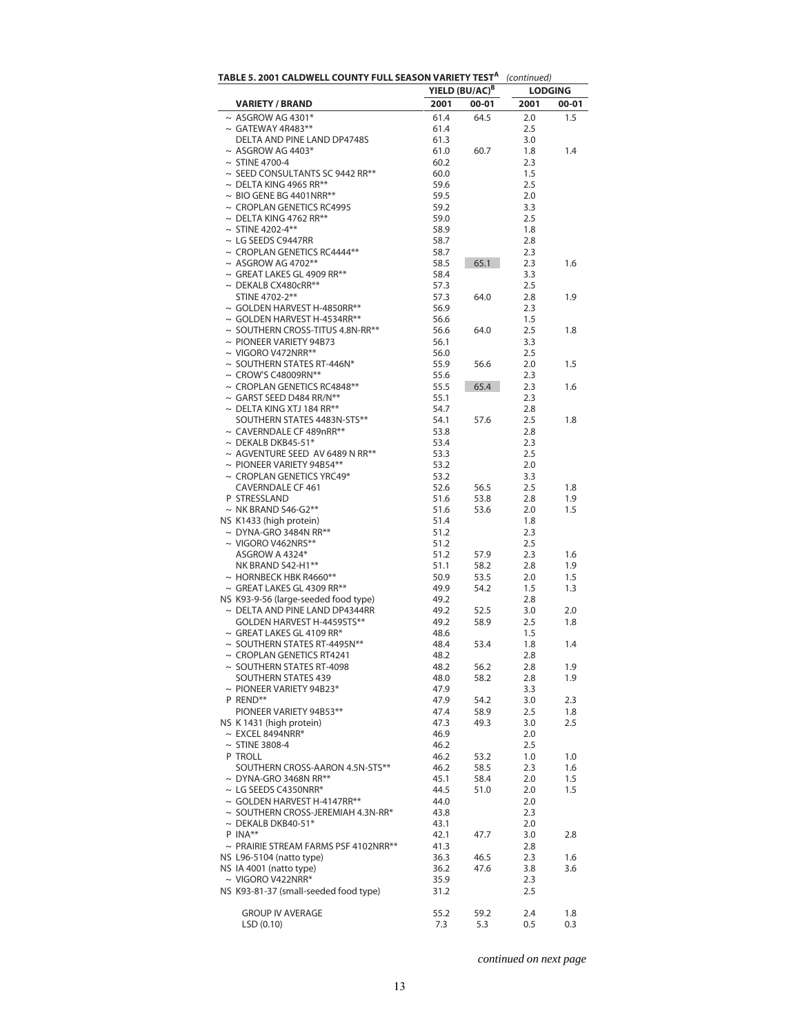**TABLE 5. 2001 CALDWELL COUNTY FULL SEASON VARIETY TEST[A]** *(continued)*

| VARIETY / BRAND | YIELD (BU/AC)[B] | | LODGING | |
|---|---|---|---|---|
| | 2001 | 00-01 | 2001 | 00-01 |
| ~ ASGROW AG 4301* | 61.4 | 64.5 | 2.0 | 1.5 |
| ~ GATEWAY 4R483** | 61.4 | | 2.5 | |
| DELTA AND PINE LAND DP4748S | 61.3 | | 3.0 | |
| ~ ASGROW AG 4403* | 61.0 | 60.7 | 1.8 | 1.4 |
| ~ STINE 4700-4 | 60.2 | | 2.3 | |
| ~ SEED CONSULTANTS SC 9442 RR** | 60.0 | | 1.5 | |
| ~ DELTA KING 4965 RR** | 59.6 | | 2.5 | |
| ~ BIO GENE BG 4401NRR** | 59.5 | | 2.0 | |
| ~ CROPLAN GENETICS RC4995 | 59.2 | | 3.3 | |
| ~ DELTA KING 4762 RR** | 59.0 | | 2.5 | |
| ~ STINE 4202-4** | 58.9 | | 1.8 | |
| ~ LG SEEDS C9447RR | 58.7 | | 2.8 | |
| ~ CROPLAN GENETICS RC4444** | 58.7 | | 2.3 | |
| ~ ASGROW AG 4702** | 58.5 | 65.1 | 2.3 | 1.6 |
| ~ GREAT LAKES GL 4909 RR** | 58.4 | | 3.3 | |
| ~ DEKALB CX480cRR** | 57.3 | | 2.5 | |
| STINE 4702-2** | 57.3 | 64.0 | 2.8 | 1.9 |
| ~ GOLDEN HARVEST H-4850RR** | 56.9 | | 2.3 | |
| ~ GOLDEN HARVEST H-4534RR** | 56.6 | | 1.5 | |
| ~ SOUTHERN CROSS-TITUS 4.8N-RR** | 56.6 | 64.0 | 2.5 | 1.8 |
| ~ PIONEER VARIETY 94B73 | 56.1 | | 3.3 | |
| ~ VIGORO V472NRR** | 56.0 | | 2.5 | |
| ~ SOUTHERN STATES RT-446N* | 55.9 | 56.6 | 2.0 | 1.5 |
| ~ CROW'S C48009RN** | 55.6 | | 2.3 | |
| ~ CROPLAN GENETICS RC4848** | 55.5 | 65.4 | 2.3 | 1.6 |
| ~ GARST SEED D484 RR/N** | 55.1 | | 2.3 | |
| ~ DELTA KING XTJ 184 RR** | 54.7 | | 2.8 | |
| SOUTHERN STATES 4483N-STS** | 54.1 | 57.6 | 2.5 | 1.8 |
| ~ CAVERNDALE CF 489nRR** | 53.8 | | 2.8 | |
| ~ DEKALB DKB45-51* | 53.4 | | 2.3 | |
| ~ AGVENTURE SEED AV 6489 N RR** | 53.3 | | 2.5 | |
| ~ PIONEER VARIETY 94B54** | 53.2 | | 2.0 | |
| ~ CROPLAN GENETICS YRC49* | 53.2 | | 3.3 | |
| CAVERNDALE CF 461 | 52.6 | 56.5 | 2.5 | 1.8 |
| P STRESSLAND | 51.6 | 53.8 | 2.8 | 1.9 |
| ~ NK BRAND S46-G2** | 51.6 | 53.6 | 2.0 | 1.5 |
| NS K1433 (high protein) | 51.4 | | 1.8 | |
| ~ DYNA-GRO 3484N RR** | 51.2 | | 2.3 | |
| ~ VIGORO V462NRS** | 51.2 | | 2.5 | |
| ASGROW A 4324* | 51.2 | 57.9 | 2.3 | 1.6 |
| NK BRAND S42-H1** | 51.1 | 58.2 | 2.8 | 1.9 |
| ~ HORNBECK HBK R4660** | 50.9 | 53.5 | 2.0 | 1.5 |
| ~ GREAT LAKES GL 4309 RR** | 49.9 | 54.2 | 1.5 | 1.3 |
| NS K93-9-56 (large-seeded food type) | 49.2 | | 2.8 | |
| ~ DELTA AND PINE LAND DP4344RR | 49.2 | 52.5 | 3.0 | 2.0 |
| GOLDEN HARVEST H-4459STS** | 49.2 | 58.9 | 2.5 | 1.8 |
| ~ GREAT LAKES GL 4109 RR* | 48.6 | | 1.5 | |
| ~ SOUTHERN STATES RT-4495N** | 48.4 | 53.4 | 1.8 | 1.4 |
| ~ CROPLAN GENETICS RT4241 | 48.2 | | 2.8 | |
| ~ SOUTHERN STATES RT-4098 | 48.2 | 56.2 | 2.8 | 1.9 |
| SOUTHERN STATES 439 | 48.0 | 58.2 | 2.8 | 1.9 |
| ~ PIONEER VARIETY 94B23* | 47.9 | | 3.3 | |
| P REND** | 47.9 | 54.2 | 3.0 | 2.3 |
| PIONEER VARIETY 94B53** | 47.4 | 58.9 | 2.5 | 1.8 |
| NS K 1431 (high protein) | 47.3 | 49.3 | 3.0 | 2.5 |
| ~ EXCEL 8494NRR* | 46.9 | | 2.0 | |
| ~ STINE 3808-4 | 46.2 | | 2.5 | |
| P TROLL | 46.2 | 53.2 | 1.0 | 1.0 |
| SOUTHERN CROSS-AARON 4.5N-STS** | 46.2 | 58.5 | 2.3 | 1.6 |
| ~ DYNA-GRO 3468N RR** | 45.1 | 58.4 | 2.0 | 1.5 |
| ~ LG SEEDS C4350NRR* | 44.5 | 51.0 | 2.0 | 1.5 |
| ~ GOLDEN HARVEST H-4147RR** | 44.0 | | 2.0 | |
| ~ SOUTHERN CROSS-JEREMIAH 4.3N-RR* | 43.8 | | 2.3 | |
| ~ DEKALB DKB40-51* | 43.1 | | 2.0 | |
| P INA** | 42.1 | 47.7 | 3.0 | 2.8 |
| ~ PRAIRIE STREAM FARMS PSF 4102NRR** | 41.3 | | 2.8 | |
| NS L96-5104 (natto type) | 36.3 | 46.5 | 2.3 | 1.6 |
| NS IA 4001 (natto type) | 36.2 | 47.6 | 3.8 | 3.6 |
| ~ VIGORO V422NRR* | 35.9 | | 2.3 | |
| NS K93-81-37 (small-seeded food type) | 31.2 | | 2.5 | |
| | | | | |
| GROUP IV AVERAGE | 55.2 | 59.2 | 2.4 | 1.8 |
| LSD (0.10) | 7.3 | 5.3 | 0.5 | 0.3 |

*continued on next page*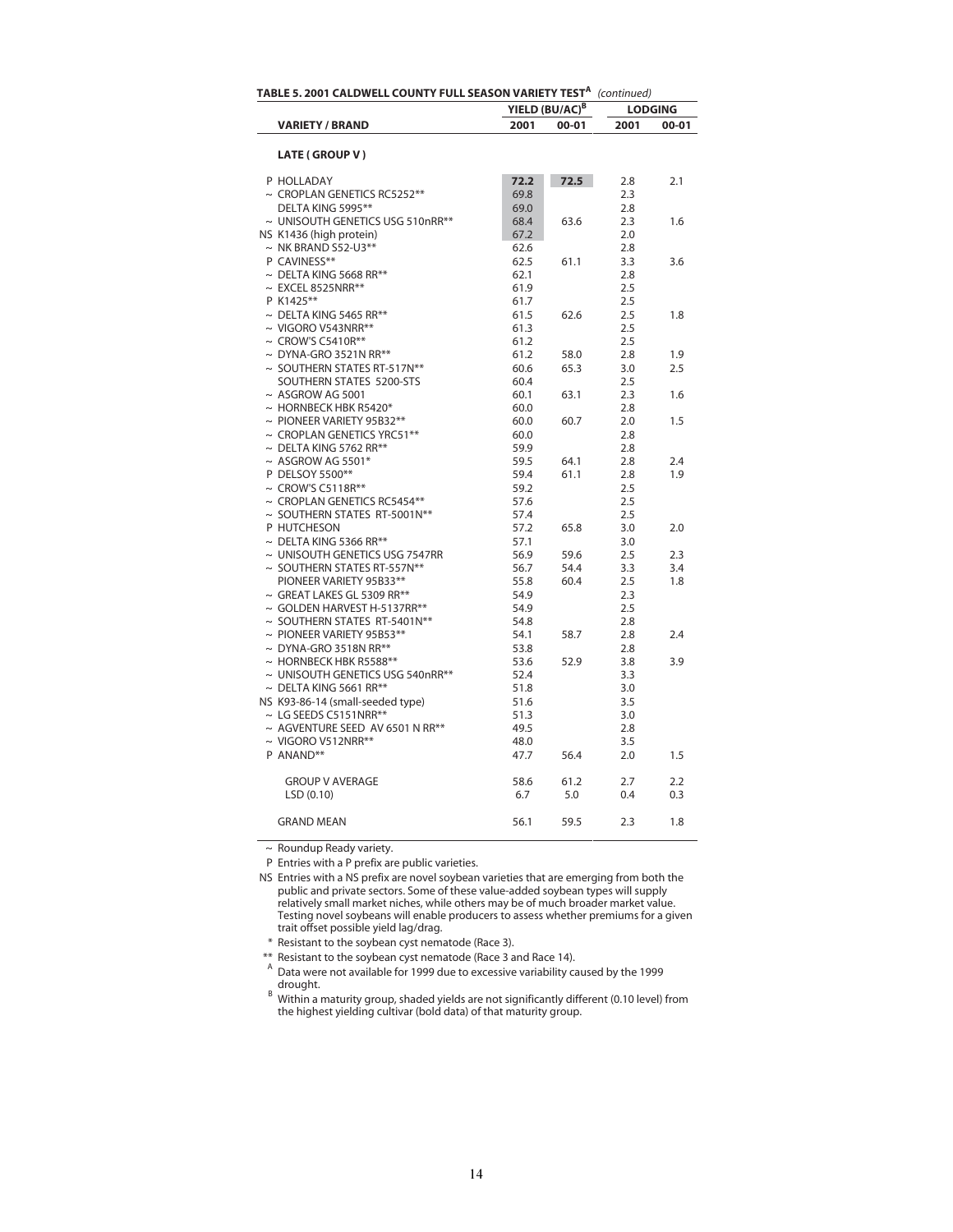**TABLE 5. 2001 CALDWELL COUNTY FULL SEASON VARIETY TEST[A]** *(continued)*

| VARIETY / BRAND | YIELD (BU/AC)[B] | | LODGING | |
|---|---|---|---|---|
| | 2001 | 00-01 | 2001 | 00-01 |
| **LATE ( GROUP V )** | | | | |
| P HOLLADAY | **72.2** | **72.5** | 2.8 | 2.1 |
| ~ CROPLAN GENETICS RC5252** | 69.8 | | 2.3 | |
| DELTA KING 5995** | 69.0 | | 2.8 | |
| ~ UNISOUTH GENETICS USG 510nRR** | 68.4 | 63.6 | 2.3 | 1.6 |
| NS K1436 (high protein) | 67.2 | | 2.0 | |
| ~ NK BRAND S52-U3** | 62.6 | | 2.8 | |
| P CAVINESS** | 62.5 | 61.1 | 3.3 | 3.6 |
| ~ DELTA KING 5668 RR** | 62.1 | | 2.8 | |
| ~ EXCEL 8525NRR** | 61.9 | | 2.5 | |
| P K1425** | 61.7 | | 2.5 | |
| ~ DELTA KING 5465 RR** | 61.5 | 62.6 | 2.5 | 1.8 |
| ~ VIGORO V543NRR** | 61.3 | | 2.5 | |
| ~ CROW'S C5410R** | 61.2 | | 2.5 | |
| ~ DYNA-GRO 3521N RR** | 61.2 | 58.0 | 2.8 | 1.9 |
| ~ SOUTHERN STATES RT-517N** | 60.6 | 65.3 | 3.0 | 2.5 |
| SOUTHERN STATES 5200-STS | 60.4 | | 2.5 | |
| ~ ASGROW AG 5001 | 60.1 | 63.1 | 2.3 | 1.6 |
| ~ HORNBECK HBK R5420* | 60.0 | | 2.8 | |
| ~ PIONEER VARIETY 95B32** | 60.0 | 60.7 | 2.0 | 1.5 |
| ~ CROPLAN GENETICS YRC51** | 60.0 | | 2.8 | |
| ~ DELTA KING 5762 RR** | 59.9 | | 2.8 | |
| ~ ASGROW AG 5501* | 59.5 | 64.1 | 2.8 | 2.4 |
| P DELSOY 5500** | 59.4 | 61.1 | 2.8 | 1.9 |
| ~ CROW'S C5118R** | 59.2 | | 2.5 | |
| ~ CROPLAN GENETICS RC5454** | 57.6 | | 2.5 | |
| ~ SOUTHERN STATES RT-5001N** | 57.4 | | 2.5 | |
| P HUTCHESON | 57.2 | 65.8 | 3.0 | 2.0 |
| ~ DELTA KING 5366 RR** | 57.1 | | 3.0 | |
| ~ UNISOUTH GENETICS USG 7547RR | 56.9 | 59.6 | 2.5 | 2.3 |
| ~ SOUTHERN STATES RT-557N** | 56.7 | 54.4 | 3.3 | 3.4 |
| PIONEER VARIETY 95B33** | 55.8 | 60.4 | 2.5 | 1.8 |
| ~ GREAT LAKES GL 5309 RR** | 54.9 | | 2.3 | |
| ~ GOLDEN HARVEST H-5137RR** | 54.9 | | 2.5 | |
| ~ SOUTHERN STATES RT-5401N** | 54.8 | | 2.8 | |
| ~ PIONEER VARIETY 95B53** | 54.1 | 58.7 | 2.8 | 2.4 |
| ~ DYNA-GRO 3518N RR** | 53.8 | | 2.8 | |
| ~ HORNBECK HBK R5588** | 53.6 | 52.9 | 3.8 | 3.9 |
| ~ UNISOUTH GENETICS USG 540nRR** | 52.4 | | 3.3 | |
| ~ DELTA KING 5661 RR** | 51.8 | | 3.0 | |
| NS K93-86-14 (small-seeded type) | 51.6 | | 3.5 | |
| ~ LG SEEDS C5151NRR** | 51.3 | | 3.0 | |
| ~ AGVENTURE SEED AV 6501 N RR** | 49.5 | | 2.8 | |
| ~ VIGORO V512NRR** | 48.0 | | 3.5 | |
| P ANAND** | 47.7 | 56.4 | 2.0 | 1.5 |
| GROUP V AVERAGE | 58.6 | 61.2 | 2.7 | 2.2 |
| LSD (0.10) | 6.7 | 5.0 | 0.4 | 0.3 |
| GRAND MEAN | 56.1 | 59.5 | 2.3 | 1.8 |

~ Roundup Ready variety.

P Entries with a P prefix are public varieties.

NS Entries with a NS prefix are novel soybean varieties that are emerging from both the public and private sectors. Some of these value-added soybean types will supply relatively small market niches, while others may be of much broader market value. Testing novel soybeans will enable producers to assess whether premiums for a given trait offset possible yield lag/drag.

\* Resistant to the soybean cyst nematode (Race 3).

** Resistant to the soybean cyst nematode (Race 3 and Race 14).

[A] Data were not available for 1999 due to excessive variability caused by the 1999 drought.

[B] Within a maturity group, shaded yields are not significantly different (0.10 level) from the highest yielding cultivar (bold data) of that maturity group.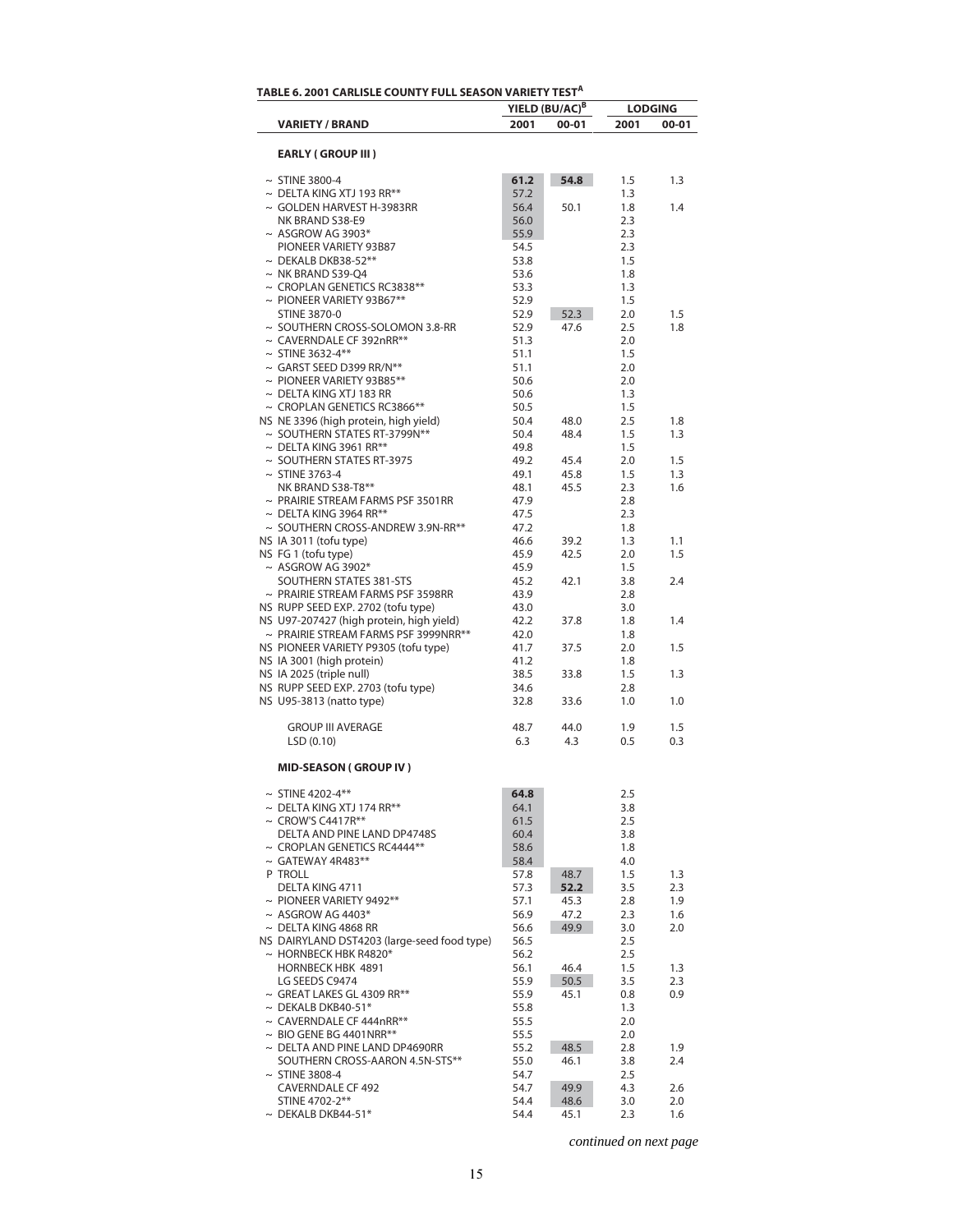**TABLE 6. 2001 CARLISLE COUNTY FULL SEASON VARIETY TEST[A]**

| VARIETY / BRAND | YIELD (BU/AC)[B] 2001 | YIELD (BU/AC)[B] 00-01 | LODGING 2001 | LODGING 00-01 |
|---|---|---|---|---|
| **EARLY ( GROUP III )** | | | | |
| ~ STINE 3800-4 | **61.2** | **54.8** | 1.5 | 1.3 |
| ~ DELTA KING XTJ 193 RR** | 57.2 | | 1.3 | |
| ~ GOLDEN HARVEST H-3983RR | 56.4 | 50.1 | 1.8 | 1.4 |
| NK BRAND S38-E9 | 56.0 | | 2.3 | |
| ~ ASGROW AG 3903* | 55.9 | | 2.3 | |
| PIONEER VARIETY 93B87 | 54.5 | | 2.3 | |
| ~ DEKALB DKB38-52** | 53.8 | | 1.5 | |
| ~ NK BRAND S39-Q4 | 53.6 | | 1.8 | |
| ~ CROPLAN GENETICS RC3838** | 53.3 | | 1.3 | |
| ~ PIONEER VARIETY 93B67** | 52.9 | | 1.5 | |
| STINE 3870-0 | 52.9 | 52.3 | 2.0 | 1.5 |
| ~ SOUTHERN CROSS-SOLOMON 3.8-RR | 52.9 | 47.6 | 2.5 | 1.8 |
| ~ CAVERNDALE CF 392nRR** | 51.3 | | 2.0 | |
| ~ STINE 3632-4** | 51.1 | | 1.5 | |
| ~ GARST SEED D399 RR/N** | 51.1 | | 2.0 | |
| ~ PIONEER VARIETY 93B85** | 50.6 | | 2.0 | |
| ~ DELTA KING XTJ 183 RR | 50.6 | | 1.3 | |
| ~ CROPLAN GENETICS RC3866** | 50.5 | | 1.5 | |
| NS NE 3396 (high protein, high yield) | 50.4 | 48.0 | 2.5 | 1.8 |
| ~ SOUTHERN STATES RT-3799N** | 50.4 | 48.4 | 1.5 | 1.3 |
| ~ DELTA KING 3961 RR** | 49.8 | | 1.5 | |
| ~ SOUTHERN STATES RT-3975 | 49.2 | 45.4 | 2.0 | 1.5 |
| ~ STINE 3763-4 | 49.1 | 45.8 | 1.5 | 1.3 |
| NK BRAND S38-T8** | 48.1 | 45.5 | 2.3 | 1.6 |
| ~ PRAIRIE STREAM FARMS PSF 3501RR | 47.9 | | 2.8 | |
| ~ DELTA KING 3964 RR** | 47.5 | | 2.3 | |
| ~ SOUTHERN CROSS-ANDREW 3.9N-RR** | 47.2 | | 1.8 | |
| NS IA 3011 (tofu type) | 46.6 | 39.2 | 1.3 | 1.1 |
| NS FG 1 (tofu type) | 45.9 | 42.5 | 2.0 | 1.5 |
| ~ ASGROW AG 3902* | 45.9 | | 1.5 | |
| SOUTHERN STATES 381-STS | 45.2 | 42.1 | 3.8 | 2.4 |
| ~ PRAIRIE STREAM FARMS PSF 3598RR | 43.9 | | 2.8 | |
| NS RUPP SEED EXP. 2702 (tofu type) | 43.0 | | 3.0 | |
| NS U97-207427 (high protein, high yield) | 42.2 | 37.8 | 1.8 | 1.4 |
| ~ PRAIRIE STREAM FARMS PSF 3999NRR** | 42.0 | | 1.8 | |
| NS PIONEER VARIETY P9305 (tofu type) | 41.7 | 37.5 | 2.0 | 1.5 |
| NS IA 3001 (high protein) | 41.2 | | 1.8 | |
| NS IA 2025 (triple null) | 38.5 | 33.8 | 1.5 | 1.3 |
| NS RUPP SEED EXP. 2703 (tofu type) | 34.6 | | 2.8 | |
| NS U95-3813 (natto type) | 32.8 | 33.6 | 1.0 | 1.0 |
| GROUP III AVERAGE | 48.7 | 44.0 | 1.9 | 1.5 |
| LSD (0.10) | 6.3 | 4.3 | 0.5 | 0.3 |
| **MID-SEASON ( GROUP IV )** | | | | |
| ~ STINE 4202-4** | **64.8** | | 2.5 | |
| ~ DELTA KING XTJ 174 RR** | 64.1 | | 3.8 | |
| ~ CROW'S C4417R** | 61.5 | | 2.5 | |
| DELTA AND PINE LAND DP4748S | 60.4 | | 3.8 | |
| ~ CROPLAN GENETICS RC4444** | 58.6 | | 1.8 | |
| ~ GATEWAY 4R483** | 58.4 | | 4.0 | |
| P TROLL | 57.8 | 48.7 | 1.5 | 1.3 |
| DELTA KING 4711 | 57.3 | **52.2** | 3.5 | 2.3 |
| ~ PIONEER VARIETY 9492** | 57.1 | 45.3 | 2.8 | 1.9 |
| ~ ASGROW AG 4403* | 56.9 | 47.2 | 2.3 | 1.6 |
| ~ DELTA KING 4868 RR | 56.6 | 49.9 | 3.0 | 2.0 |
| NS DAIRYLAND DST4203 (large-seed food type) | 56.5 | | 2.5 | |
| ~ HORNBECK HBK R4820* | 56.2 | | 2.5 | |
| HORNBECK HBK 4891 | 56.1 | 46.4 | 1.5 | 1.3 |
| LG SEEDS C9474 | 55.9 | 50.5 | 3.5 | 2.3 |
| ~ GREAT LAKES GL 4309 RR** | 55.9 | 45.1 | 0.8 | 0.9 |
| ~ DEKALB DKB40-51* | 55.8 | | 1.3 | |
| ~ CAVERNDALE CF 444nRR** | 55.5 | | 2.0 | |
| ~ BIO GENE BG 4401NRR** | 55.5 | | 2.0 | |
| ~ DELTA AND PINE LAND DP4690RR | 55.2 | 48.5 | 2.8 | 1.9 |
| SOUTHERN CROSS-AARON 4.5N-STS** | 55.0 | 46.1 | 3.8 | 2.4 |
| ~ STINE 3808-4 | 54.7 | | 2.5 | |
| CAVERNDALE CF 492 | 54.7 | 49.9 | 4.3 | 2.6 |
| STINE 4702-2** | 54.4 | 48.6 | 3.0 | 2.0 |
| ~ DEKALB DKB44-51* | 54.4 | 45.1 | 2.3 | 1.6 |

*continued on next page*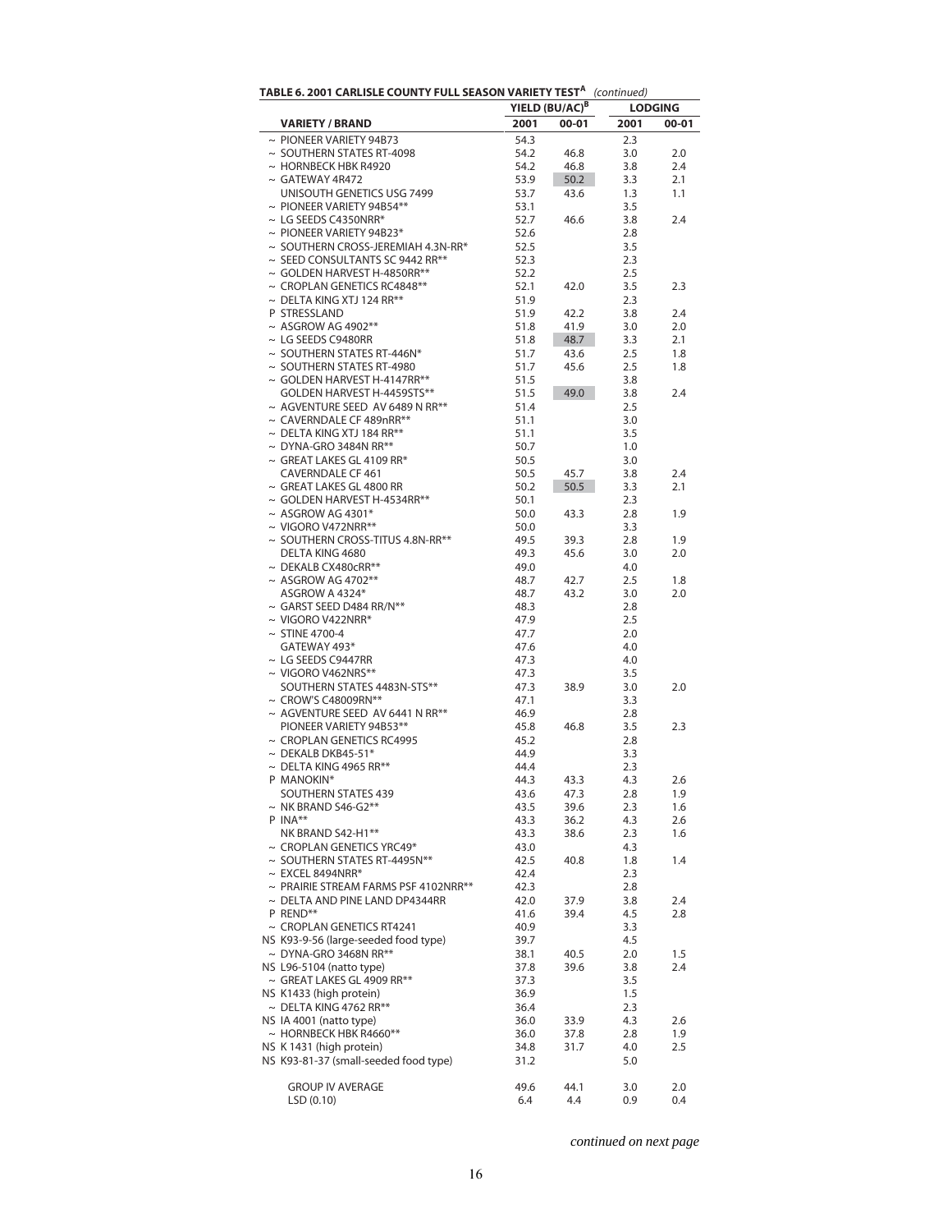**TABLE 6. 2001 CARLISLE COUNTY FULL SEASON VARIETY TEST[A]** *(continued)*

| VARIETY / BRAND | YIELD (BU/AC)[B] 2001 | YIELD (BU/AC)[B] 00-01 | LODGING 2001 | LODGING 00-01 |
|---|---|---|---|---|
| ~ PIONEER VARIETY 94B73 | 54.3 | | 2.3 | |
| ~ SOUTHERN STATES RT-4098 | 54.2 | 46.8 | 3.0 | 2.0 |
| ~ HORNBECK HBK R4920 | 54.2 | 46.8 | 3.8 | 2.4 |
| ~ GATEWAY 4R472 | 53.9 | 50.2 | 3.3 | 2.1 |
| UNISOUTH GENETICS USG 7499 | 53.7 | 43.6 | 1.3 | 1.1 |
| ~ PIONEER VARIETY 94B54** | 53.1 | | 3.5 | |
| ~ LG SEEDS C4350NRR* | 52.7 | 46.6 | 3.8 | 2.4 |
| ~ PIONEER VARIETY 94B23* | 52.6 | | 2.8 | |
| ~ SOUTHERN CROSS-JEREMIAH 4.3N-RR* | 52.5 | | 3.5 | |
| ~ SEED CONSULTANTS SC 9442 RR** | 52.3 | | 2.3 | |
| ~ GOLDEN HARVEST H-4850RR** | 52.2 | | 2.5 | |
| ~ CROPLAN GENETICS RC4848** | 52.1 | 42.0 | 3.5 | 2.3 |
| ~ DELTA KING XTJ 124 RR** | 51.9 | | 2.3 | |
| P STRESSLAND | 51.9 | 42.2 | 3.8 | 2.4 |
| ~ ASGROW AG 4902** | 51.8 | 41.9 | 3.0 | 2.0 |
| ~ LG SEEDS C9480RR | 51.8 | 48.7 | 3.3 | 2.1 |
| ~ SOUTHERN STATES RT-446N* | 51.7 | 43.6 | 2.5 | 1.8 |
| ~ SOUTHERN STATES RT-4980 | 51.7 | 45.6 | 2.5 | 1.8 |
| ~ GOLDEN HARVEST H-4147RR** | 51.5 | | 3.8 | |
| GOLDEN HARVEST H-4459STS** | 51.5 | 49.0 | 3.8 | 2.4 |
| ~ AGVENTURE SEED AV 6489 N RR** | 51.4 | | 2.5 | |
| ~ CAVERNDALE CF 489nRR** | 51.1 | | 3.0 | |
| ~ DELTA KING XTJ 184 RR** | 51.1 | | 3.5 | |
| ~ DYNA-GRO 3484N RR** | 50.7 | | 1.0 | |
| ~ GREAT LAKES GL 4109 RR* | 50.5 | | 3.0 | |
| CAVERNDALE CF 461 | 50.5 | 45.7 | 3.8 | 2.4 |
| ~ GREAT LAKES GL 4800 RR | 50.2 | 50.5 | 3.3 | 2.1 |
| ~ GOLDEN HARVEST H-4534RR** | 50.1 | | 2.3 | |
| ~ ASGROW AG 4301* | 50.0 | 43.3 | 2.8 | 1.9 |
| ~ VIGORO V472NRR** | 50.0 | | 3.3 | |
| ~ SOUTHERN CROSS-TITUS 4.8N-RR** | 49.5 | 39.3 | 2.8 | 1.9 |
| DELTA KING 4680 | 49.3 | 45.6 | 3.0 | 2.0 |
| ~ DEKALB CX480cRR** | 49.0 | | 4.0 | |
| ~ ASGROW AG 4702** | 48.7 | 42.7 | 2.5 | 1.8 |
| ASGROW A 4324* | 48.7 | 43.2 | 3.0 | 2.0 |
| ~ GARST SEED D484 RR/N** | 48.3 | | 2.8 | |
| ~ VIGORO V422NRR* | 47.9 | | 2.5 | |
| ~ STINE 4700-4 | 47.7 | | 2.0 | |
| GATEWAY 493* | 47.6 | | 4.0 | |
| ~ LG SEEDS C9447RR | 47.3 | | 4.0 | |
| ~ VIGORO V462NRS** | 47.3 | | 3.5 | |
| SOUTHERN STATES 4483N-STS** | 47.3 | 38.9 | 3.0 | 2.0 |
| ~ CROW'S C48009RN** | 47.1 | | 3.3 | |
| ~ AGVENTURE SEED AV 6441 N RR** | 46.9 | | 2.8 | |
| PIONEER VARIETY 94B53** | 45.8 | 46.8 | 3.5 | 2.3 |
| ~ CROPLAN GENETICS RC4995 | 45.2 | | 2.8 | |
| ~ DEKALB DKB45-51* | 44.9 | | 3.3 | |
| ~ DELTA KING 4965 RR** | 44.4 | | 2.3 | |
| P MANOKIN* | 44.3 | 43.3 | 4.3 | 2.6 |
| SOUTHERN STATES 439 | 43.6 | 47.3 | 2.8 | 1.9 |
| ~ NK BRAND S46-G2** | 43.5 | 39.6 | 2.3 | 1.6 |
| P INA** | 43.3 | 36.2 | 4.3 | 2.6 |
| NK BRAND S42-H1** | 43.3 | 38.6 | 2.3 | 1.6 |
| ~ CROPLAN GENETICS YRC49* | 43.0 | | 4.3 | |
| ~ SOUTHERN STATES RT-4495N** | 42.5 | 40.8 | 1.8 | 1.4 |
| ~ EXCEL 8494NRR* | 42.4 | | 2.3 | |
| ~ PRAIRIE STREAM FARMS PSF 4102NRR** | 42.3 | | 2.8 | |
| ~ DELTA AND PINE LAND DP4344RR | 42.0 | 37.9 | 3.8 | 2.4 |
| P REND** | 41.6 | 39.4 | 4.5 | 2.8 |
| ~ CROPLAN GENETICS RT4241 | 40.9 | | 3.3 | |
| NS K93-9-56 (large-seeded food type) | 39.7 | | 4.5 | |
| ~ DYNA-GRO 3468N RR** | 38.1 | 40.5 | 2.0 | 1.5 |
| NS L96-5104 (natto type) | 37.8 | 39.6 | 3.8 | 2.4 |
| ~ GREAT LAKES GL 4909 RR** | 37.3 | | 3.5 | |
| NS K1433 (high protein) | 36.9 | | 1.5 | |
| ~ DELTA KING 4762 RR** | 36.4 | | 2.3 | |
| NS IA 4001 (natto type) | 36.0 | 33.9 | 4.3 | 2.6 |
| ~ HORNBECK HBK R4660** | 36.0 | 37.8 | 2.8 | 1.9 |
| NS K 1431 (high protein) | 34.8 | 31.7 | 4.0 | 2.5 |
| NS K93-81-37 (small-seeded food type) | 31.2 | | 5.0 | |
| GROUP IV AVERAGE | 49.6 | 44.1 | 3.0 | 2.0 |
| LSD (0.10) | 6.4 | 4.4 | 0.9 | 0.4 |

*continued on next page*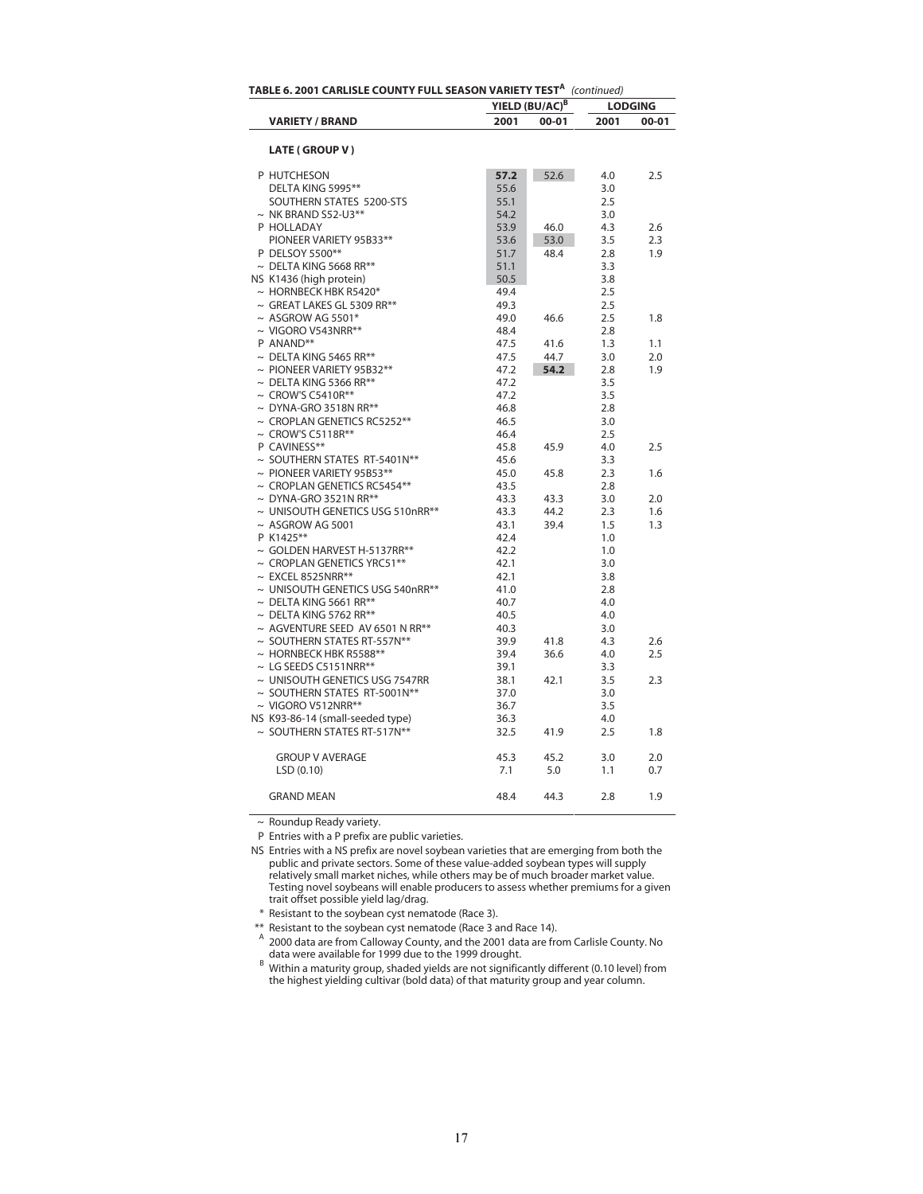**TABLE 6. 2001 CARLISLE COUNTY FULL SEASON VARIETY TEST[A]** *(continued)*

| VARIETY / BRAND | YIELD (BU/AC)[B] | | LODGING | |
|---|---|---|---|---|
| | 2001 | 00-01 | 2001 | 00-01 |
| **LATE ( GROUP V )** | | | | |
| P HUTCHESON | **57.2** | 52.6 | 4.0 | 2.5 |
| DELTA KING 5995** | 55.6 | | 3.0 | |
| SOUTHERN STATES 5200-STS | 55.1 | | 2.5 | |
| ~ NK BRAND S52-U3** | 54.2 | | 3.0 | |
| P HOLLADAY | 53.9 | 46.0 | 4.3 | 2.6 |
| PIONEER VARIETY 95B33** | 53.6 | 53.0 | 3.5 | 2.3 |
| P DELSOY 5500** | 51.7 | 48.4 | 2.8 | 1.9 |
| ~ DELTA KING 5668 RR** | 51.1 | | 3.3 | |
| NS K1436 (high protein) | 50.5 | | 3.8 | |
| ~ HORNBECK HBK R5420* | 49.4 | | 2.5 | |
| ~ GREAT LAKES GL 5309 RR** | 49.3 | | 2.5 | |
| ~ ASGROW AG 5501* | 49.0 | 46.6 | 2.5 | 1.8 |
| ~ VIGORO V543NRR** | 48.4 | | 2.8 | |
| P ANAND** | 47.5 | 41.6 | 1.3 | 1.1 |
| ~ DELTA KING 5465 RR** | 47.5 | 44.7 | 3.0 | 2.0 |
| ~ PIONEER VARIETY 95B32** | 47.2 | **54.2** | 2.8 | 1.9 |
| ~ DELTA KING 5366 RR** | 47.2 | | 3.5 | |
| ~ CROW'S C5410R** | 47.2 | | 3.5 | |
| ~ DYNA-GRO 3518N RR** | 46.8 | | 2.8 | |
| ~ CROPLAN GENETICS RC5252** | 46.5 | | 3.0 | |
| ~ CROW'S C5118R** | 46.4 | | 2.5 | |
| P CAVINESS** | 45.8 | 45.9 | 4.0 | 2.5 |
| ~ SOUTHERN STATES RT-5401N** | 45.6 | | 3.3 | |
| ~ PIONEER VARIETY 95B53** | 45.0 | 45.8 | 2.3 | 1.6 |
| ~ CROPLAN GENETICS RC5454** | 43.5 | | 2.8 | |
| ~ DYNA-GRO 3521N RR** | 43.3 | 43.3 | 3.0 | 2.0 |
| ~ UNISOUTH GENETICS USG 510nRR** | 43.3 | 44.2 | 2.3 | 1.6 |
| ~ ASGROW AG 5001 | 43.1 | 39.4 | 1.5 | 1.3 |
| P K1425** | 42.4 | | 1.0 | |
| ~ GOLDEN HARVEST H-5137RR** | 42.2 | | 1.0 | |
| ~ CROPLAN GENETICS YRC51** | 42.1 | | 3.0 | |
| ~ EXCEL 8525NRR** | 42.1 | | 3.8 | |
| ~ UNISOUTH GENETICS USG 540nRR** | 41.0 | | 2.8 | |
| ~ DELTA KING 5661 RR** | 40.7 | | 4.0 | |
| ~ DELTA KING 5762 RR** | 40.5 | | 4.0 | |
| ~ AGVENTURE SEED AV 6501 N RR** | 40.3 | | 3.0 | |
| ~ SOUTHERN STATES RT-557N** | 39.9 | 41.8 | 4.3 | 2.6 |
| ~ HORNBECK HBK R5588** | 39.4 | 36.6 | 4.0 | 2.5 |
| ~ LG SEEDS C5151NRR** | 39.1 | | 3.3 | |
| ~ UNISOUTH GENETICS USG 7547RR | 38.1 | 42.1 | 3.5 | 2.3 |
| ~ SOUTHERN STATES RT-5001N** | 37.0 | | 3.0 | |
| ~ VIGORO V512NRR** | 36.7 | | 3.5 | |
| NS K93-86-14 (small-seeded type) | 36.3 | | 4.0 | |
| ~ SOUTHERN STATES RT-517N** | 32.5 | 41.9 | 2.5 | 1.8 |
| GROUP V AVERAGE | 45.3 | 45.2 | 3.0 | 2.0 |
| LSD (0.10) | 7.1 | 5.0 | 1.1 | 0.7 |
| GRAND MEAN | 48.4 | 44.3 | 2.8 | 1.9 |

~ Roundup Ready variety.

P Entries with a P prefix are public varieties.

NS Entries with a NS prefix are novel soybean varieties that are emerging from both the public and private sectors. Some of these value-added soybean types will supply relatively small market niches, while others may be of much broader market value. Testing novel soybeans will enable producers to assess whether premiums for a given trait offset possible yield lag/drag.

\* Resistant to the soybean cyst nematode (Race 3).

** Resistant to the soybean cyst nematode (Race 3 and Race 14).

[A] 2000 data are from Calloway County, and the 2001 data are from Carlisle County. No data were available for 1999 due to the 1999 drought.

[B] Within a maturity group, shaded yields are not significantly different (0.10 level) from the highest yielding cultivar (bold data) of that maturity group and year column.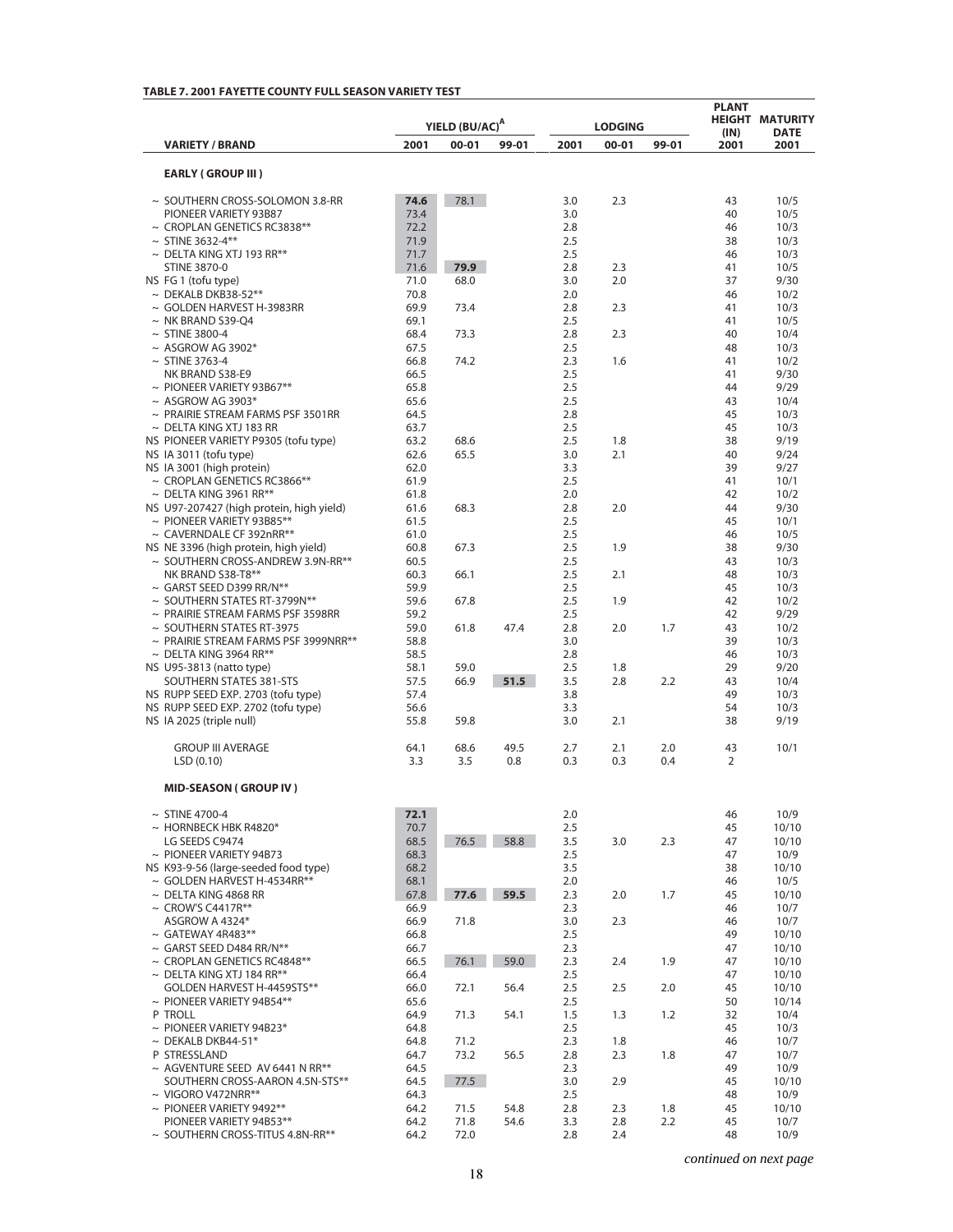**TABLE 7. 2001 FAYETTE COUNTY FULL SEASON VARIETY TEST**

| VARIETY / BRAND | YIELD (BU/AC)[A] 2001 | YIELD 00-01 | YIELD 99-01 | LODGING 2001 | LODGING 00-01 | LODGING 99-01 | PLANT HEIGHT (IN) 2001 | MATURITY DATE 2001 |
|---|---|---|---|---|---|---|---|---|
| **EARLY ( GROUP III )** | | | | | | | | |
| ~ SOUTHERN CROSS-SOLOMON 3.8-RR | **74.6** | 78.1 | | 3.0 | 2.3 | | 43 | 10/5 |
| PIONEER VARIETY 93B87 | 73.4 | | | 3.0 | | | 40 | 10/5 |
| ~ CROPLAN GENETICS RC3838** | 72.2 | | | 2.8 | | | 46 | 10/3 |
| ~ STINE 3632-4** | 71.9 | | | 2.5 | | | 38 | 10/3 |
| ~ DELTA KING XTJ 193 RR** | 71.7 | | | 2.5 | | | 46 | 10/3 |
| STINE 3870-0 | 71.6 | **79.9** | | 2.8 | 2.3 | | 41 | 10/5 |
| NS FG 1 (tofu type) | 71.0 | 68.0 | | 3.0 | 2.0 | | 37 | 9/30 |
| ~ DEKALB DKB38-52** | 70.8 | | | 2.0 | | | 46 | 10/2 |
| ~ GOLDEN HARVEST H-3983RR | 69.9 | 73.4 | | 2.8 | 2.3 | | 41 | 10/3 |
| ~ NK BRAND S39-Q4 | 69.1 | | | 2.5 | | | 41 | 10/5 |
| ~ STINE 3800-4 | 68.4 | 73.3 | | 2.8 | 2.3 | | 40 | 10/4 |
| ~ ASGROW AG 3902* | 67.5 | | | 2.5 | | | 48 | 10/3 |
| ~ STINE 3763-4 | 66.8 | 74.2 | | 2.3 | 1.6 | | 41 | 10/2 |
| NK BRAND S38-E9 | 66.5 | | | 2.5 | | | 41 | 9/30 |
| ~ PIONEER VARIETY 93B67** | 65.8 | | | 2.5 | | | 44 | 9/29 |
| ~ ASGROW AG 3903* | 65.6 | | | 2.5 | | | 43 | 10/4 |
| ~ PRAIRIE STREAM FARMS PSF 3501RR | 64.5 | | | 2.8 | | | 45 | 10/3 |
| ~ DELTA KING XTJ 183 RR | 63.7 | | | 2.5 | | | 45 | 10/3 |
| NS PIONEER VARIETY P9305 (tofu type) | 63.2 | 68.6 | | 2.5 | 1.8 | | 38 | 9/19 |
| NS IA 3011 (tofu type) | 62.6 | 65.5 | | 3.0 | 2.1 | | 40 | 9/24 |
| NS IA 3001 (high protein) | 62.0 | | | 3.3 | | | 39 | 9/27 |
| ~ CROPLAN GENETICS RC3866** | 61.9 | | | 2.5 | | | 41 | 10/1 |
| ~ DELTA KING 3961 RR** | 61.8 | | | 2.0 | | | 42 | 10/2 |
| NS U97-207427 (high protein, high yield) | 61.6 | 68.3 | | 2.8 | 2.0 | | 44 | 9/30 |
| ~ PIONEER VARIETY 93B85** | 61.5 | | | 2.5 | | | 45 | 10/1 |
| ~ CAVERNDALE CF 392nRR** | 61.0 | | | 2.5 | | | 46 | 10/5 |
| NS NE 3396 (high protein, high yield) | 60.8 | 67.3 | | 2.5 | 1.9 | | 38 | 9/30 |
| ~ SOUTHERN CROSS-ANDREW 3.9N-RR** | 60.5 | | | 2.5 | | | 43 | 10/3 |
| NK BRAND S38-T8** | 60.3 | 66.1 | | 2.5 | 2.1 | | 48 | 10/3 |
| ~ GARST SEED D399 RR/N** | 59.9 | | | 2.5 | | | 45 | 10/3 |
| ~ SOUTHERN STATES RT-3799N** | 59.6 | 67.8 | | 2.5 | 1.9 | | 42 | 10/2 |
| ~ PRAIRIE STREAM FARMS PSF 3598RR | 59.2 | | | 2.5 | | | 42 | 9/29 |
| ~ SOUTHERN STATES RT-3975 | 59.0 | 61.8 | 47.4 | 2.8 | 2.0 | 1.7 | 43 | 10/2 |
| ~ PRAIRIE STREAM FARMS PSF 3999NRR** | 58.8 | | | 3.0 | | | 39 | 10/3 |
| ~ DELTA KING 3964 RR** | 58.5 | | | 2.8 | | | 46 | 10/3 |
| NS U95-3813 (natto type) | 58.1 | 59.0 | | 2.5 | 1.8 | | 29 | 9/20 |
| SOUTHERN STATES 381-STS | 57.5 | 66.9 | **51.5** | 3.5 | 2.8 | 2.2 | 43 | 10/4 |
| NS RUPP SEED EXP. 2703 (tofu type) | 57.4 | | | 3.8 | | | 49 | 10/3 |
| NS RUPP SEED EXP. 2702 (tofu type) | 56.6 | | | 3.3 | | | 54 | 10/3 |
| NS IA 2025 (triple null) | 55.8 | 59.8 | | 3.0 | 2.1 | | 38 | 9/19 |
| GROUP III AVERAGE | 64.1 | 68.6 | 49.5 | 2.7 | 2.1 | 2.0 | 43 | 10/1 |
| LSD (0.10) | 3.3 | 3.5 | 0.8 | 0.3 | 0.3 | 0.4 | 2 | |
| **MID-SEASON ( GROUP IV )** | | | | | | | | |
| ~ STINE 4700-4 | **72.1** | | | 2.0 | | | 46 | 10/9 |
| ~ HORNBECK HBK R4820* | 70.7 | | | 2.5 | | | 45 | 10/10 |
| LG SEEDS C9474 | 68.5 | 76.5 | 58.8 | 3.5 | 3.0 | 2.3 | 47 | 10/10 |
| ~ PIONEER VARIETY 94B73 | 68.3 | | | 2.5 | | | 47 | 10/9 |
| NS K93-9-56 (large-seeded food type) | 68.2 | | | 3.5 | | | 38 | 10/10 |
| ~ GOLDEN HARVEST H-4534RR** | 68.1 | | | 2.0 | | | 46 | 10/5 |
| ~ DELTA KING 4868 RR | 67.8 | **77.6** | **59.5** | 2.3 | 2.0 | 1.7 | 45 | 10/10 |
| ~ CROW'S C4417R** | 66.9 | | | 2.3 | | | 46 | 10/7 |
| ASGROW A 4324* | 66.9 | 71.8 | | 3.0 | 2.3 | | 46 | 10/7 |
| ~ GATEWAY 4R483** | 66.8 | | | 2.5 | | | 49 | 10/10 |
| ~ GARST SEED D484 RR/N** | 66.7 | | | 2.3 | | | 47 | 10/10 |
| ~ CROPLAN GENETICS RC4848** | 66.5 | 76.1 | 59.0 | 2.3 | 2.4 | 1.9 | 47 | 10/10 |
| ~ DELTA KING XTJ 184 RR** | 66.4 | | | 2.5 | | | 47 | 10/10 |
| GOLDEN HARVEST H-4459STS** | 66.0 | 72.1 | 56.4 | 2.5 | 2.5 | 2.0 | 45 | 10/10 |
| ~ PIONEER VARIETY 94B54** | 65.6 | | | 2.5 | | | 50 | 10/14 |
| P TROLL | 64.9 | 71.3 | 54.1 | 1.5 | 1.3 | 1.2 | 32 | 10/4 |
| ~ PIONEER VARIETY 94B23* | 64.8 | | | 2.5 | | | 45 | 10/3 |
| ~ DEKALB DKB44-51* | 64.8 | 71.2 | | 2.3 | 1.8 | | 46 | 10/7 |
| P STRESSLAND | 64.7 | 73.2 | 56.5 | 2.8 | 2.3 | 1.8 | 47 | 10/7 |
| ~ AGVENTURE SEED AV 6441 N RR** | 64.5 | | | 2.3 | | | 49 | 10/9 |
| SOUTHERN CROSS-AARON 4.5N-STS** | 64.5 | 77.5 | | 3.0 | 2.9 | | 45 | 10/10 |
| ~ VIGORO V472NRR** | 64.3 | | | 2.5 | | | 48 | 10/9 |
| ~ PIONEER VARIETY 9492** | 64.2 | 71.5 | 54.8 | 2.8 | 2.3 | 1.8 | 45 | 10/10 |
| PIONEER VARIETY 94B53** | 64.2 | 71.8 | 54.6 | 3.3 | 2.8 | 2.2 | 45 | 10/7 |
| ~ SOUTHERN CROSS-TITUS 4.8N-RR** | 64.2 | 72.0 | | 2.8 | 2.4 | | 48 | 10/9 |

*continued on next page*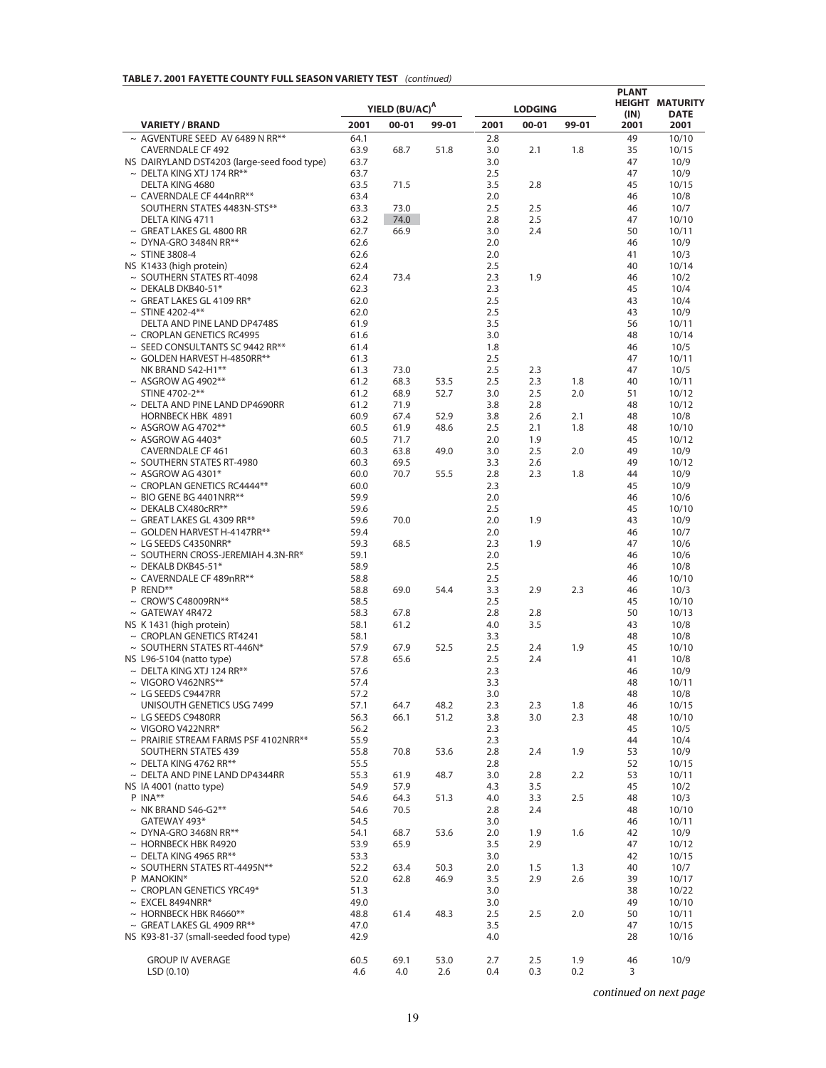**TABLE 7. 2001 FAYETTE COUNTY FULL SEASON VARIETY TEST** *(continued)*

| VARIETY / BRAND | YIELD (BU/AC)[A] 2001 | YIELD 00-01 | YIELD 99-01 | LODGING 2001 | LODGING 00-01 | LODGING 99-01 | PLANT HEIGHT (IN) 2001 | MATURITY DATE 2001 |
|---|---|---|---|---|---|---|---|---|
| ~ AGVENTURE SEED AV 6489 N RR** | 64.1 | | | 2.8 | | | 49 | 10/10 |
| CAVERNDALE CF 492 | 63.9 | 68.7 | 51.8 | 3.0 | 2.1 | 1.8 | 35 | 10/15 |
| NS DAIRYLAND DST4203 (large-seed food type) | 63.7 | | | 3.0 | | | 47 | 10/9 |
| ~ DELTA KING XTJ 174 RR** | 63.7 | | | 2.5 | | | 47 | 10/9 |
| DELTA KING 4680 | 63.5 | 71.5 | | 3.5 | 2.8 | | 45 | 10/15 |
| ~ CAVERNDALE CF 444nRR** | 63.4 | | | 2.0 | | | 46 | 10/8 |
| SOUTHERN STATES 4483N-STS** | 63.3 | 73.0 | | 2.5 | 2.5 | | 46 | 10/7 |
| DELTA KING 4711 | 63.2 | 74.0 | | 2.8 | 2.5 | | 47 | 10/10 |
| ~ GREAT LAKES GL 4800 RR | 62.7 | 66.9 | | 3.0 | 2.4 | | 50 | 10/11 |
| ~ DYNA-GRO 3484N RR** | 62.6 | | | 2.0 | | | 46 | 10/9 |
| ~ STINE 3808-4 | 62.6 | | | 2.0 | | | 41 | 10/3 |
| NS K1433 (high protein) | 62.4 | | | 2.5 | | | 40 | 10/14 |
| ~ SOUTHERN STATES RT-4098 | 62.4 | 73.4 | | 2.3 | 1.9 | | 46 | 10/2 |
| ~ DEKALB DKB40-51* | 62.3 | | | 2.3 | | | 45 | 10/4 |
| ~ GREAT LAKES GL 4109 RR* | 62.0 | | | 2.5 | | | 43 | 10/4 |
| ~ STINE 4202-4** | 62.0 | | | 2.5 | | | 43 | 10/9 |
| DELTA AND PINE LAND DP4748S | 61.9 | | | 3.5 | | | 56 | 10/11 |
| ~ CROPLAN GENETICS RC4995 | 61.6 | | | 3.0 | | | 48 | 10/14 |
| ~ SEED CONSULTANTS SC 9442 RR** | 61.4 | | | 1.8 | | | 46 | 10/5 |
| ~ GOLDEN HARVEST H-4850RR** | 61.3 | | | 2.5 | | | 47 | 10/11 |
| NK BRAND S42-H1** | 61.3 | 73.0 | | 2.5 | 2.3 | | 47 | 10/5 |
| ~ ASGROW AG 4902** | 61.2 | 68.3 | 53.5 | 2.5 | 2.3 | 1.8 | 40 | 10/11 |
| STINE 4702-2** | 61.2 | 68.9 | 52.7 | 3.0 | 2.5 | 2.0 | 51 | 10/12 |
| ~ DELTA AND PINE LAND DP4690RR | 61.2 | 71.9 | | 3.8 | 2.8 | | 48 | 10/12 |
| HORNBECK HBK 4891 | 60.9 | 67.4 | 52.9 | 3.8 | 2.6 | 2.1 | 48 | 10/8 |
| ~ ASGROW AG 4702** | 60.5 | 61.9 | 48.6 | 2.5 | 2.1 | 1.8 | 48 | 10/10 |
| ~ ASGROW AG 4403* | 60.5 | 71.7 | | 2.0 | 1.9 | | 45 | 10/12 |
| CAVERNDALE CF 461 | 60.3 | 63.8 | 49.0 | 3.0 | 2.5 | 2.0 | 49 | 10/9 |
| ~ SOUTHERN STATES RT-4980 | 60.3 | 69.5 | | 3.3 | 2.6 | | 49 | 10/12 |
| ~ ASGROW AG 4301* | 60.0 | 70.7 | 55.5 | 2.8 | 2.3 | 1.8 | 44 | 10/9 |
| ~ CROPLAN GENETICS RC4444** | 60.0 | | | 2.3 | | | 45 | 10/9 |
| ~ BIO GENE BG 4401NRR** | 59.9 | | | 2.0 | | | 46 | 10/6 |
| ~ DEKALB CX480cRR** | 59.6 | | | 2.5 | | | 45 | 10/10 |
| ~ GREAT LAKES GL 4309 RR** | 59.6 | 70.0 | | 2.0 | 1.9 | | 43 | 10/9 |
| ~ GOLDEN HARVEST H-4147RR** | 59.4 | | | 2.0 | | | 46 | 10/7 |
| ~ LG SEEDS C4350NRR* | 59.3 | 68.5 | | 2.3 | 1.9 | | 47 | 10/6 |
| ~ SOUTHERN CROSS-JEREMIAH 4.3N-RR* | 59.1 | | | 2.0 | | | 46 | 10/6 |
| ~ DEKALB DKB45-51* | 58.9 | | | 2.5 | | | 46 | 10/8 |
| ~ CAVERNDALE CF 489nRR** | 58.8 | | | 2.5 | | | 46 | 10/10 |
| P REND** | 58.8 | 69.0 | 54.4 | 3.3 | 2.9 | 2.3 | 46 | 10/3 |
| ~ CROW'S C48009RN** | 58.5 | | | 2.5 | | | 45 | 10/10 |
| ~ GATEWAY 4R472 | 58.3 | 67.8 | | 2.8 | 2.8 | | 50 | 10/13 |
| NS K 1431 (high protein) | 58.1 | 61.2 | | 4.0 | 3.5 | | 43 | 10/8 |
| ~ CROPLAN GENETICS RT4241 | 58.1 | | | 3.3 | | | 48 | 10/8 |
| ~ SOUTHERN STATES RT-446N* | 57.9 | 67.9 | 52.5 | 2.5 | 2.4 | 1.9 | 45 | 10/10 |
| NS L96-5104 (natto type) | 57.8 | 65.6 | | 2.5 | 2.4 | | 41 | 10/8 |
| ~ DELTA KING XTJ 124 RR** | 57.6 | | | 2.3 | | | 46 | 10/9 |
| ~ VIGORO V462NRS** | 57.4 | | | 3.3 | | | 48 | 10/11 |
| ~ LG SEEDS C9447RR | 57.2 | | | 3.0 | | | 48 | 10/8 |
| UNISOUTH GENETICS USG 7499 | 57.1 | 64.7 | 48.2 | 2.3 | 2.3 | 1.8 | 46 | 10/15 |
| ~ LG SEEDS C9480RR | 56.3 | 66.1 | 51.2 | 3.8 | 3.0 | 2.3 | 48 | 10/10 |
| ~ VIGORO V422NRR* | 56.2 | | | 2.3 | | | 45 | 10/5 |
| ~ PRAIRIE STREAM FARMS PSF 4102NRR** | 55.9 | | | 2.3 | | | 44 | 10/4 |
| SOUTHERN STATES 439 | 55.8 | 70.8 | 53.6 | 2.8 | 2.4 | 1.9 | 53 | 10/9 |
| ~ DELTA KING 4762 RR** | 55.5 | | | 2.8 | | | 52 | 10/15 |
| ~ DELTA AND PINE LAND DP4344RR | 55.3 | 61.9 | 48.7 | 3.0 | 2.8 | 2.2 | 53 | 10/11 |
| NS IA 4001 (natto type) | 54.9 | 57.9 | | 4.3 | 3.5 | | 45 | 10/2 |
| P INA** | 54.6 | 64.3 | 51.3 | 4.0 | 3.3 | 2.5 | 48 | 10/3 |
| ~ NK BRAND S46-G2** | 54.6 | 70.5 | | 2.8 | 2.4 | | 48 | 10/10 |
| GATEWAY 493* | 54.5 | | | 3.0 | | | 46 | 10/11 |
| ~ DYNA-GRO 3468N RR** | 54.1 | 68.7 | 53.6 | 2.0 | 1.9 | 1.6 | 42 | 10/9 |
| ~ HORNBECK HBK R4920 | 53.9 | 65.9 | | 3.5 | 2.9 | | 47 | 10/12 |
| ~ DELTA KING 4965 RR** | 53.3 | | | 3.0 | | | 42 | 10/15 |
| ~ SOUTHERN STATES RT-4495N** | 52.2 | 63.4 | 50.3 | 2.0 | 1.5 | 1.3 | 40 | 10/7 |
| P MANOKIN* | 52.0 | 62.8 | 46.9 | 3.5 | 2.9 | 2.6 | 39 | 10/17 |
| ~ CROPLAN GENETICS YRC49* | 51.3 | | | 3.0 | | | 38 | 10/22 |
| ~ EXCEL 8494NRR* | 49.0 | | | 3.0 | | | 49 | 10/10 |
| ~ HORNBECK HBK R4660** | 48.8 | 61.4 | 48.3 | 2.5 | 2.5 | 2.0 | 50 | 10/11 |
| ~ GREAT LAKES GL 4909 RR** | 47.0 | | | 3.5 | | | 47 | 10/15 |
| NS K93-81-37 (small-seeded food type) | 42.9 | | | 4.0 | | | 28 | 10/16 |
| GROUP IV AVERAGE | 60.5 | 69.1 | 53.0 | 2.7 | 2.5 | 1.9 | 46 | 10/9 |
| LSD (0.10) | 4.6 | 4.0 | 2.6 | 0.4 | 0.3 | 0.2 | 3 | |

*continued on next page*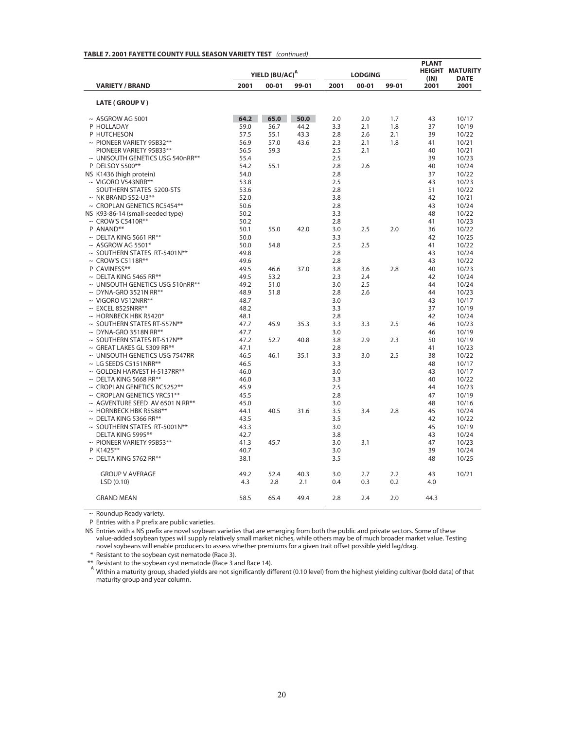**TABLE 7. 2001 FAYETTE COUNTY FULL SEASON VARIETY TEST** *(continued)*

| VARIETY / BRAND | YIELD (BU/AC)[A] 2001 | YIELD (BU/AC)[A] 00-01 | YIELD (BU/AC)[A] 99-01 | LODGING 2001 | LODGING 00-01 | LODGING 99-01 | PLANT HEIGHT (IN) 2001 | MATURITY DATE 2001 |
|---|---|---|---|---|---|---|---|---|
| **LATE ( GROUP V )** | | | | | | | | |
| ~ ASGROW AG 5001 | **64.2** | **65.0** | **50.0** | 2.0 | 2.0 | 1.7 | 43 | 10/17 |
| P HOLLADAY | 59.0 | 56.7 | 44.2 | 3.3 | 2.1 | 1.8 | 37 | 10/19 |
| P HUTCHESON | 57.5 | 55.1 | 43.3 | 2.8 | 2.6 | 2.1 | 39 | 10/22 |
| ~ PIONEER VARIETY 95B32** | 56.9 | 57.0 | 43.6 | 2.3 | 2.1 | 1.8 | 41 | 10/21 |
| PIONEER VARIETY 95B33** | 56.5 | 59.3 | | 2.5 | 2.1 | | 40 | 10/21 |
| ~ UNISOUTH GENETICS USG 540nRR** | 55.4 | | | 2.5 | | | 39 | 10/23 |
| P DELSOY 5500** | 54.2 | 55.1 | | 2.8 | 2.6 | | 40 | 10/24 |
| NS K1436 (high protein) | 54.0 | | | 2.8 | | | 37 | 10/22 |
| ~ VIGORO V543NRR** | 53.8 | | | 2.5 | | | 43 | 10/23 |
| SOUTHERN STATES 5200-STS | 53.6 | | | 2.8 | | | 51 | 10/22 |
| ~ NK BRAND S52-U3** | 52.0 | | | 3.8 | | | 42 | 10/21 |
| ~ CROPLAN GENETICS RC5454** | 50.6 | | | 2.8 | | | 43 | 10/24 |
| NS K93-86-14 (small-seeded type) | 50.2 | | | 3.3 | | | 48 | 10/22 |
| ~ CROW'S C5410R** | 50.2 | | | 2.8 | | | 41 | 10/23 |
| P ANAND** | 50.1 | 55.0 | 42.0 | 3.0 | 2.5 | 2.0 | 36 | 10/22 |
| ~ DELTA KING 5661 RR** | 50.0 | | | 3.3 | | | 42 | 10/25 |
| ~ ASGROW AG 5501* | 50.0 | 54.8 | | 2.5 | 2.5 | | 41 | 10/22 |
| ~ SOUTHERN STATES RT-5401N** | 49.8 | | | 2.8 | | | 43 | 10/24 |
| ~ CROW'S C5118R** | 49.6 | | | 2.8 | | | 43 | 10/22 |
| P CAVINESS** | 49.5 | 46.6 | 37.0 | 3.8 | 3.6 | 2.8 | 40 | 10/23 |
| ~ DELTA KING 5465 RR** | 49.5 | 53.2 | | 2.3 | 2.4 | | 42 | 10/24 |
| ~ UNISOUTH GENETICS USG 510nRR** | 49.2 | 51.0 | | 3.0 | 2.5 | | 44 | 10/24 |
| ~ DYNA-GRO 3521N RR** | 48.9 | 51.8 | | 2.8 | 2.6 | | 44 | 10/23 |
| ~ VIGORO V512NRR** | 48.7 | | | 3.0 | | | 43 | 10/17 |
| ~ EXCEL 8525NRR** | 48.2 | | | 3.3 | | | 37 | 10/19 |
| ~ HORNBECK HBK R5420* | 48.1 | | | 2.8 | | | 42 | 10/24 |
| ~ SOUTHERN STATES RT-557N** | 47.7 | 45.9 | 35.3 | 3.3 | 3.3 | 2.5 | 46 | 10/23 |
| ~ DYNA-GRO 3518N RR** | 47.7 | | | 3.0 | | | 46 | 10/19 |
| ~ SOUTHERN STATES RT-517N** | 47.2 | 52.7 | 40.8 | 3.8 | 2.9 | 2.3 | 50 | 10/19 |
| ~ GREAT LAKES GL 5309 RR** | 47.1 | | | 2.8 | | | 41 | 10/23 |
| ~ UNISOUTH GENETICS USG 7547RR | 46.5 | 46.1 | 35.1 | 3.3 | 3.0 | 2.5 | 38 | 10/22 |
| ~ LG SEEDS C5151NRR** | 46.5 | | | 3.3 | | | 48 | 10/17 |
| ~ GOLDEN HARVEST H-5137RR** | 46.0 | | | 3.0 | | | 43 | 10/17 |
| ~ DELTA KING 5668 RR** | 46.0 | | | 3.3 | | | 40 | 10/22 |
| ~ CROPLAN GENETICS RC5252** | 45.9 | | | 2.5 | | | 44 | 10/23 |
| ~ CROPLAN GENETICS YRC51** | 45.5 | | | 2.8 | | | 47 | 10/19 |
| ~ AGVENTURE SEED AV 6501 N RR** | 45.0 | | | 3.0 | | | 48 | 10/16 |
| ~ HORNBECK HBK R5588** | 44.1 | 40.5 | 31.6 | 3.5 | 3.4 | 2.8 | 45 | 10/24 |
| ~ DELTA KING 5366 RR** | 43.5 | | | 3.5 | | | 42 | 10/22 |
| ~ SOUTHERN STATES RT-5001N** | 43.3 | | | 3.0 | | | 45 | 10/19 |
| DELTA KING 5995** | 42.7 | | | 3.8 | | | 43 | 10/24 |
| ~ PIONEER VARIETY 95B53** | 41.3 | 45.7 | | 3.0 | 3.1 | | 47 | 10/23 |
| P K1425** | 40.7 | | | 3.0 | | | 39 | 10/24 |
| ~ DELTA KING 5762 RR** | 38.1 | | | 3.5 | | | 48 | 10/25 |
| GROUP V AVERAGE | 49.2 | 52.4 | 40.3 | 3.0 | 2.7 | 2.2 | 43 | 10/21 |
| LSD (0.10) | 4.3 | 2.8 | 2.1 | 0.4 | 0.3 | 0.2 | 4.0 | |
| GRAND MEAN | 58.5 | 65.4 | 49.4 | 2.8 | 2.4 | 2.0 | 44.3 | |

~ Roundup Ready variety.

P Entries with a P prefix are public varieties.

NS Entries with a NS prefix are novel soybean varieties that are emerging from both the public and private sectors. Some of these value-added soybean types will supply relatively small market niches, while others may be of much broader market value. Testing novel soybeans will enable producers to assess whether premiums for a given trait offset possible yield lag/drag.

\* Resistant to the soybean cyst nematode (Race 3).

\** Resistant to the soybean cyst nematode (Race 3 and Race 14).

[A] Within a maturity group, shaded yields are not significantly different (0.10 level) from the highest yielding cultivar (bold data) of that maturity group and year column.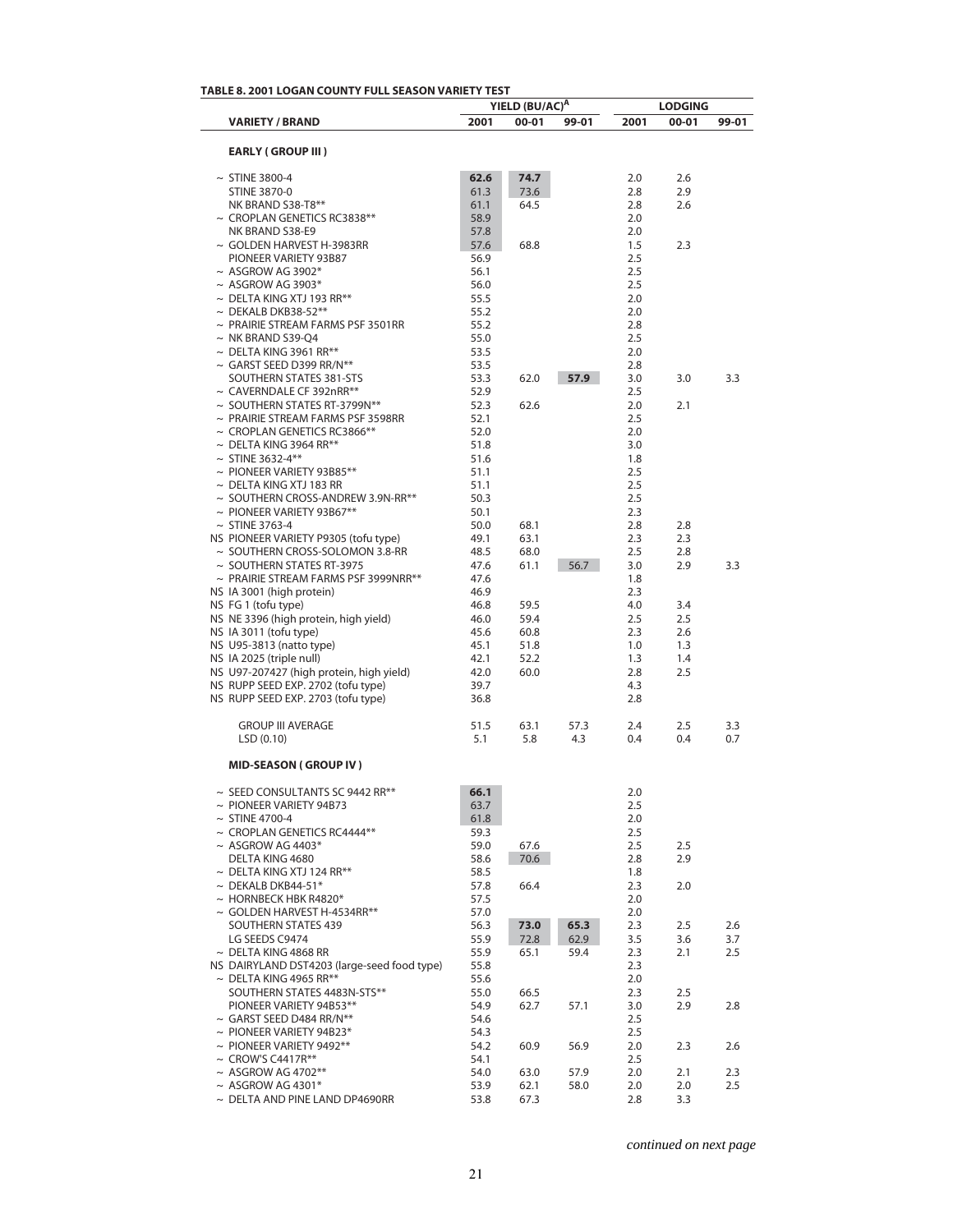**TABLE 8. 2001 LOGAN COUNTY FULL SEASON VARIETY TEST**

| VARIETY / BRAND | YIELD (BU/AC)[A] | | | LODGING | | |
|---|---|---|---|---|---|---|
| | 2001 | 00-01 | 99-01 | 2001 | 00-01 | 99-01 |
| **EARLY ( GROUP III )** | | | | | | |
| ~ STINE 3800-4 | **62.6** | **74.7** | | 2.0 | 2.6 | |
| STINE 3870-0 | 61.3 | 73.6 | | 2.8 | 2.9 | |
| NK BRAND S38-T8** | 61.1 | 64.5 | | 2.8 | 2.6 | |
| ~ CROPLAN GENETICS RC3838** | 58.9 | | | 2.0 | | |
| NK BRAND S38-E9 | 57.8 | | | 2.0 | | |
| ~ GOLDEN HARVEST H-3983RR | 57.6 | 68.8 | | 1.5 | 2.3 | |
| PIONEER VARIETY 93B87 | 56.9 | | | 2.5 | | |
| ~ ASGROW AG 3902* | 56.1 | | | 2.5 | | |
| ~ ASGROW AG 3903* | 56.0 | | | 2.5 | | |
| ~ DELTA KING XTJ 193 RR** | 55.5 | | | 2.0 | | |
| ~ DEKALB DKB38-52** | 55.2 | | | 2.0 | | |
| ~ PRAIRIE STREAM FARMS PSF 3501RR | 55.2 | | | 2.8 | | |
| ~ NK BRAND S39-Q4 | 55.0 | | | 2.5 | | |
| ~ DELTA KING 3961 RR** | 53.5 | | | 2.0 | | |
| ~ GARST SEED D399 RR/N** | 53.5 | | | 2.8 | | |
| SOUTHERN STATES 381-STS | 53.3 | 62.0 | **57.9** | 3.0 | 3.0 | 3.3 |
| ~ CAVERNDALE CF 392nRR** | 52.9 | | | 2.5 | | |
| ~ SOUTHERN STATES RT-3799N** | 52.3 | 62.6 | | 2.0 | 2.1 | |
| ~ PRAIRIE STREAM FARMS PSF 3598RR | 52.1 | | | 2.5 | | |
| ~ CROPLAN GENETICS RC3866** | 52.0 | | | 2.0 | | |
| ~ DELTA KING 3964 RR** | 51.8 | | | 3.0 | | |
| ~ STINE 3632-4** | 51.6 | | | 1.8 | | |
| ~ PIONEER VARIETY 93B85** | 51.1 | | | 2.5 | | |
| ~ DELTA KING XTJ 183 RR | 51.1 | | | 2.5 | | |
| ~ SOUTHERN CROSS-ANDREW 3.9N-RR** | 50.3 | | | 2.5 | | |
| ~ PIONEER VARIETY 93B67** | 50.1 | | | 2.3 | | |
| ~ STINE 3763-4 | 50.0 | 68.1 | | 2.8 | 2.8 | |
| NS PIONEER VARIETY P9305 (tofu type) | 49.1 | 63.1 | | 2.3 | 2.3 | |
| ~ SOUTHERN CROSS-SOLOMON 3.8-RR | 48.5 | 68.0 | | 2.5 | 2.8 | |
| ~ SOUTHERN STATES RT-3975 | 47.6 | 61.1 | 56.7 | 3.0 | 2.9 | 3.3 |
| ~ PRAIRIE STREAM FARMS PSF 3999NRR** | 47.6 | | | 1.8 | | |
| NS IA 3001 (high protein) | 46.9 | | | 2.3 | | |
| NS FG 1 (tofu type) | 46.8 | 59.5 | | 4.0 | 3.4 | |
| NS NE 3396 (high protein, high yield) | 46.0 | 59.4 | | 2.5 | 2.5 | |
| NS IA 3011 (tofu type) | 45.6 | 60.8 | | 2.3 | 2.6 | |
| NS U95-3813 (natto type) | 45.1 | 51.8 | | 1.0 | 1.3 | |
| NS IA 2025 (triple null) | 42.1 | 52.2 | | 1.3 | 1.4 | |
| NS U97-207427 (high protein, high yield) | 42.0 | 60.0 | | 2.8 | 2.5 | |
| NS RUPP SEED EXP. 2702 (tofu type) | 39.7 | | | 4.3 | | |
| NS RUPP SEED EXP. 2703 (tofu type) | 36.8 | | | 2.8 | | |
| GROUP III AVERAGE | 51.5 | 63.1 | 57.3 | 2.4 | 2.5 | 3.3 |
| LSD (0.10) | 5.1 | 5.8 | 4.3 | 0.4 | 0.4 | 0.7 |
| **MID-SEASON ( GROUP IV )** | | | | | | |
| ~ SEED CONSULTANTS SC 9442 RR** | **66.1** | | | 2.0 | | |
| ~ PIONEER VARIETY 94B73 | 63.7 | | | 2.5 | | |
| ~ STINE 4700-4 | 61.8 | | | 2.0 | | |
| ~ CROPLAN GENETICS RC4444** | 59.3 | | | 2.5 | | |
| ~ ASGROW AG 4403* | 59.0 | 67.6 | | 2.5 | 2.5 | |
| DELTA KING 4680 | 58.6 | 70.6 | | 2.8 | 2.9 | |
| ~ DELTA KING XTJ 124 RR** | 58.5 | | | 1.8 | | |
| ~ DEKALB DKB44-51* | 57.8 | 66.4 | | 2.3 | 2.0 | |
| ~ HORNBECK HBK R4820* | 57.5 | | | 2.0 | | |
| ~ GOLDEN HARVEST H-4534RR** | 57.0 | | | 2.0 | | |
| SOUTHERN STATES 439 | 56.3 | **73.0** | **65.3** | 2.3 | 2.5 | 2.6 |
| LG SEEDS C9474 | 55.9 | 72.8 | 62.9 | 3.5 | 3.6 | 3.7 |
| ~ DELTA KING 4868 RR | 55.9 | 65.1 | 59.4 | 2.3 | 2.1 | 2.5 |
| NS DAIRYLAND DST4203 (large-seed food type) | 55.8 | | | 2.3 | | |
| ~ DELTA KING 4965 RR** | 55.6 | | | 2.0 | | |
| SOUTHERN STATES 4483N-STS** | 55.0 | 66.5 | | 2.3 | 2.5 | |
| PIONEER VARIETY 94B53** | 54.9 | 62.7 | 57.1 | 3.0 | 2.9 | 2.8 |
| ~ GARST SEED D484 RR/N** | 54.6 | | | 2.5 | | |
| ~ PIONEER VARIETY 94B23* | 54.3 | | | 2.5 | | |
| ~ PIONEER VARIETY 9492** | 54.2 | 60.9 | 56.9 | 2.0 | 2.3 | 2.6 |
| ~ CROW'S C4417R** | 54.1 | | | 2.5 | | |
| ~ ASGROW AG 4702** | 54.0 | 63.0 | 57.9 | 2.0 | 2.1 | 2.3 |
| ~ ASGROW AG 4301* | 53.9 | 62.1 | 58.0 | 2.0 | 2.0 | 2.5 |
| ~ DELTA AND PINE LAND DP4690RR | 53.8 | 67.3 | | 2.8 | 3.3 | |

*continued on next page*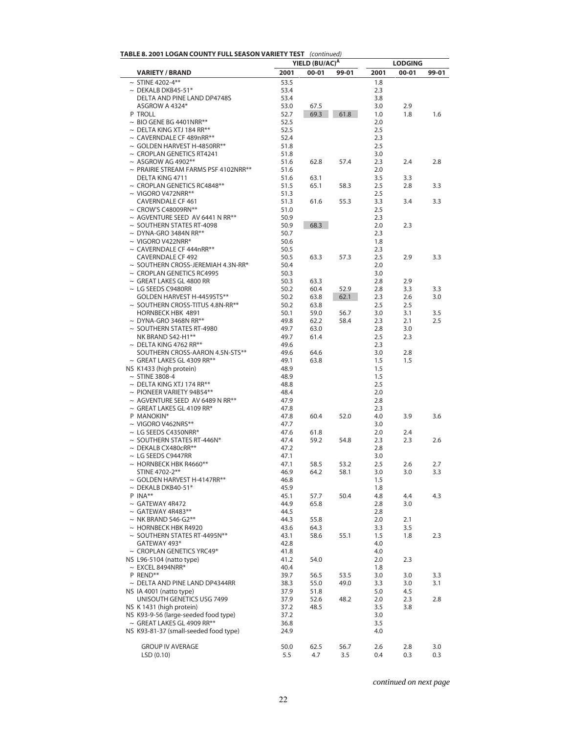**TABLE 8. 2001 LOGAN COUNTY FULL SEASON VARIETY TEST** *(continued)*

| VARIETY / BRAND | YIELD (BU/AC)[A] | | | LODGING | | |
|---|---|---|---|---|---|---|
| | 2001 | 00-01 | 99-01 | 2001 | 00-01 | 99-01 |
| ~ STINE 4202-4** | 53.5 | | | 1.8 | | |
| ~ DEKALB DKB45-51* | 53.4 | | | 2.3 | | |
| DELTA AND PINE LAND DP4748S | 53.4 | | | 3.8 | | |
| ASGROW A 4324* | 53.0 | 67.5 | | 3.0 | 2.9 | |
| P TROLL | 52.7 | 69.3 | 61.8 | 1.0 | 1.8 | 1.6 |
| ~ BIO GENE BG 4401NRR** | 52.5 | | | 2.0 | | |
| ~ DELTA KING XTJ 184 RR** | 52.5 | | | 2.5 | | |
| ~ CAVERNDALE CF 489nRR** | 52.4 | | | 2.3 | | |
| ~ GOLDEN HARVEST H-4850RR** | 51.8 | | | 2.5 | | |
| ~ CROPLAN GENETICS RT4241 | 51.8 | | | 3.0 | | |
| ~ ASGROW AG 4902** | 51.6 | 62.8 | 57.4 | 2.3 | 2.4 | 2.8 |
| ~ PRAIRIE STREAM FARMS PSF 4102NRR** | 51.6 | | | 2.0 | | |
| DELTA KING 4711 | 51.6 | 63.1 | | 3.5 | 3.3 | |
| ~ CROPLAN GENETICS RC4848** | 51.5 | 65.1 | 58.3 | 2.5 | 2.8 | 3.3 |
| ~ VIGORO V472NRR** | 51.3 | | | 2.5 | | |
| CAVERNDALE CF 461 | 51.3 | 61.6 | 55.3 | 3.3 | 3.4 | 3.3 |
| ~ CROW'S C48009RN** | 51.0 | | | 2.5 | | |
| ~ AGVENTURE SEED AV 6441 N RR** | 50.9 | | | 2.3 | | |
| ~ SOUTHERN STATES RT-4098 | 50.9 | 68.3 | | 2.0 | 2.3 | |
| ~ DYNA-GRO 3484N RR** | 50.7 | | | 2.3 | | |
| ~ VIGORO V422NRR* | 50.6 | | | 1.8 | | |
| ~ CAVERNDALE CF 444nRR** | 50.5 | | | 2.3 | | |
| CAVERNDALE CF 492 | 50.5 | 63.3 | 57.3 | 2.5 | 2.9 | 3.3 |
| ~ SOUTHERN CROSS-JEREMIAH 4.3N-RR* | 50.4 | | | 2.0 | | |
| ~ CROPLAN GENETICS RC4995 | 50.3 | | | 3.0 | | |
| ~ GREAT LAKES GL 4800 RR | 50.3 | 63.3 | | 2.8 | 2.9 | |
| ~ LG SEEDS C9480RR | 50.2 | 60.4 | 52.9 | 2.8 | 3.3 | 3.3 |
| GOLDEN HARVEST H-4459STS** | 50.2 | 63.8 | 62.1 | 2.3 | 2.6 | 3.0 |
| ~ SOUTHERN CROSS-TITUS 4.8N-RR** | 50.2 | 63.8 | | 2.5 | 2.5 | |
| HORNBECK HBK 4891 | 50.1 | 59.0 | 56.7 | 3.0 | 3.1 | 3.5 |
| ~ DYNA-GRO 3468N RR** | 49.8 | 62.2 | 58.4 | 2.3 | 2.1 | 2.5 |
| ~ SOUTHERN STATES RT-4980 | 49.7 | 63.0 | | 2.8 | 3.0 | |
| NK BRAND S42-H1** | 49.7 | 61.4 | | 2.5 | 2.3 | |
| ~ DELTA KING 4762 RR** | 49.6 | | | 2.3 | | |
| SOUTHERN CROSS-AARON 4.5N-STS** | 49.6 | 64.6 | | 3.0 | 2.8 | |
| ~ GREAT LAKES GL 4309 RR** | 49.1 | 63.8 | | 1.5 | 1.5 | |
| NS K1433 (high protein) | 48.9 | | | 1.5 | | |
| ~ STINE 3808-4 | 48.9 | | | 1.5 | | |
| ~ DELTA KING XTJ 174 RR** | 48.8 | | | 2.5 | | |
| ~ PIONEER VARIETY 94B54** | 48.4 | | | 2.0 | | |
| ~ AGVENTURE SEED AV 6489 N RR** | 47.9 | | | 2.8 | | |
| ~ GREAT LAKES GL 4109 RR* | 47.8 | | | 2.3 | | |
| P MANOKIN* | 47.8 | 60.4 | 52.0 | 4.0 | 3.9 | 3.6 |
| ~ VIGORO V462NRS** | 47.7 | | | 3.0 | | |
| ~ LG SEEDS C4350NRR* | 47.6 | 61.8 | | 2.0 | 2.4 | |
| ~ SOUTHERN STATES RT-446N* | 47.4 | 59.2 | 54.8 | 2.3 | 2.3 | 2.6 |
| ~ DEKALB CX480cRR** | 47.2 | | | 2.8 | | |
| ~ LG SEEDS C9447RR | 47.1 | | | 3.0 | | |
| ~ HORNBECK HBK R4660** | 47.1 | 58.5 | 53.2 | 2.5 | 2.6 | 2.7 |
| STINE 4702-2** | 46.9 | 64.2 | 58.1 | 3.0 | 3.0 | 3.3 |
| ~ GOLDEN HARVEST H-4147RR** | 46.8 | | | 1.5 | | |
| ~ DEKALB DKB40-51* | 45.9 | | | 1.8 | | |
| P INA** | 45.1 | 57.7 | 50.4 | 4.8 | 4.4 | 4.3 |
| ~ GATEWAY 4R472 | 44.9 | 65.8 | | 2.8 | 3.0 | |
| ~ GATEWAY 4R483** | 44.5 | | | 2.8 | | |
| ~ NK BRAND S46-G2** | 44.3 | 55.8 | | 2.0 | 2.1 | |
| ~ HORNBECK HBK R4920 | 43.6 | 64.3 | | 3.3 | 3.5 | |
| ~ SOUTHERN STATES RT-4495N** | 43.1 | 58.6 | 55.1 | 1.5 | 1.8 | 2.3 |
| GATEWAY 493* | 42.8 | | | 4.0 | | |
| ~ CROPLAN GENETICS YRC49* | 41.8 | | | 4.0 | | |
| NS L96-5104 (natto type) | 41.2 | 54.0 | | 2.0 | 2.3 | |
| ~ EXCEL 8494NRR* | 40.4 | | | 1.8 | | |
| P REND** | 39.7 | 56.5 | 53.5 | 3.0 | 3.0 | 3.3 |
| ~ DELTA AND PINE LAND DP4344RR | 38.3 | 55.0 | 49.0 | 3.3 | 3.0 | 3.1 |
| NS IA 4001 (natto type) | 37.9 | 51.8 | | 5.0 | 4.5 | |
| UNISOUTH GENETICS USG 7499 | 37.9 | 52.6 | 48.2 | 2.0 | 2.3 | 2.8 |
| NS K 1431 (high protein) | 37.2 | 48.5 | | 3.5 | 3.8 | |
| NS K93-9-56 (large-seeded food type) | 37.2 | | | 3.0 | | |
| ~ GREAT LAKES GL 4909 RR** | 36.8 | | | 3.5 | | |
| NS K93-81-37 (small-seeded food type) | 24.9 | | | 4.0 | | |
| GROUP IV AVERAGE | 50.0 | 62.5 | 56.7 | 2.6 | 2.8 | 3.0 |
| LSD (0.10) | 5.5 | 4.7 | 3.5 | 0.4 | 0.3 | 0.3 |

*continued on next page*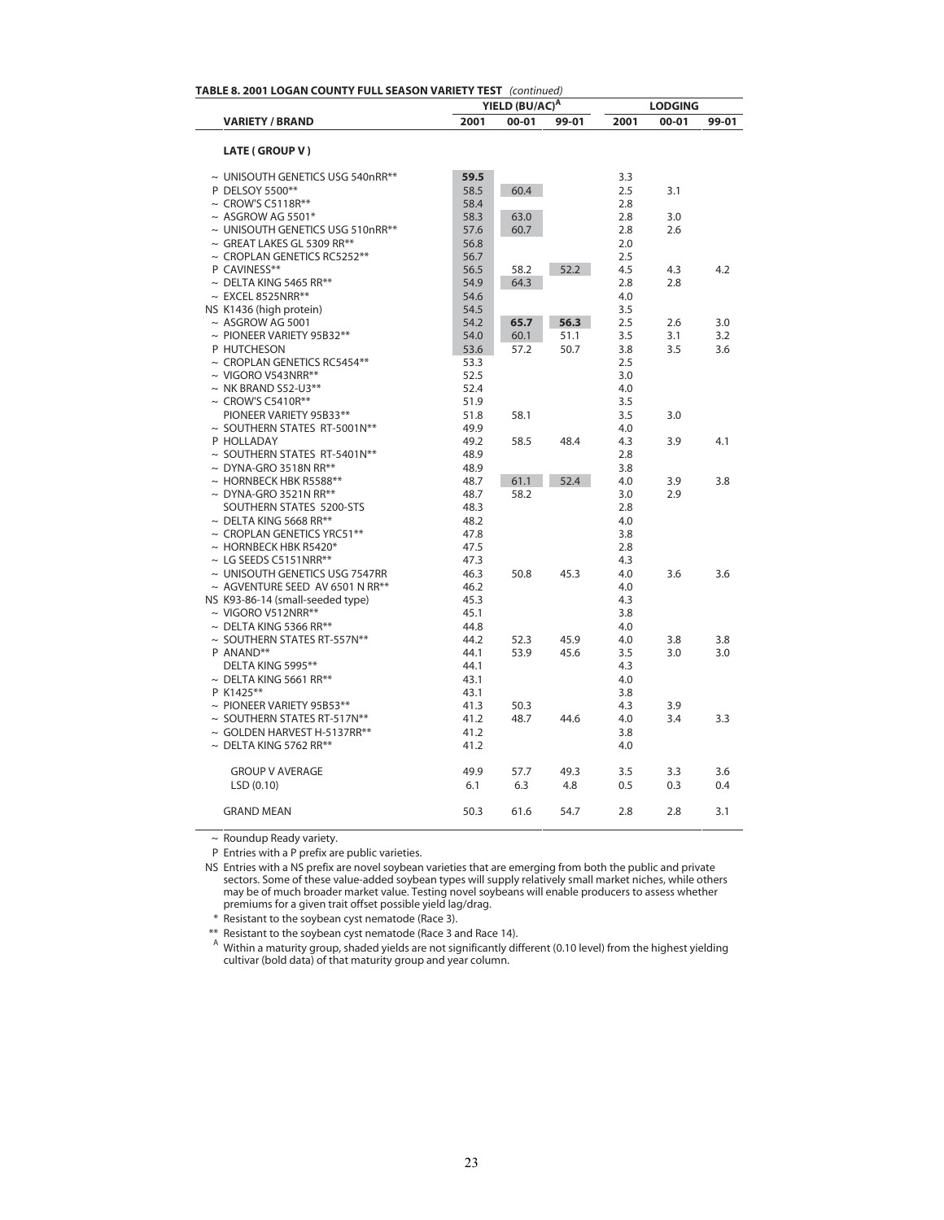**TABLE 8. 2001 LOGAN COUNTY FULL SEASON VARIETY TEST** *(continued)*

| VARIETY / BRAND | YIELD (BU/AC)[A] | | | LODGING | | |
|---|---|---|---|---|---|---|
| | 2001 | 00-01 | 99-01 | 2001 | 00-01 | 99-01 |
| **LATE ( GROUP V )** | | | | | | |
| ~ UNISOUTH GENETICS USG 540nRR** | **59.5** | | | 3.3 | | |
| P DELSOY 5500** | 58.5 | 60.4 | | 2.5 | 3.1 | |
| ~ CROW'S C5118R** | 58.4 | | | 2.8 | | |
| ~ ASGROW AG 5501* | 58.3 | 63.0 | | 2.8 | 3.0 | |
| ~ UNISOUTH GENETICS USG 510nRR** | 57.6 | 60.7 | | 2.8 | 2.6 | |
| ~ GREAT LAKES GL 5309 RR** | 56.8 | | | 2.0 | | |
| ~ CROPLAN GENETICS RC5252** | 56.7 | | | 2.5 | | |
| P CAVINESS** | 56.5 | 58.2 | 52.2 | 4.5 | 4.3 | 4.2 |
| ~ DELTA KING 5465 RR** | 54.9 | 64.3 | | 2.8 | 2.8 | |
| ~ EXCEL 8525NRR** | 54.6 | | | 4.0 | | |
| NS K1436 (high protein) | 54.5 | | | 3.5 | | |
| ~ ASGROW AG 5001 | 54.2 | **65.7** | **56.3** | 2.5 | 2.6 | 3.0 |
| ~ PIONEER VARIETY 95B32** | 54.0 | 60.1 | 51.1 | 3.5 | 3.1 | 3.2 |
| P HUTCHESON | 53.6 | 57.2 | 50.7 | 3.8 | 3.5 | 3.6 |
| ~ CROPLAN GENETICS RC5454** | 53.3 | | | 2.5 | | |
| ~ VIGORO V543NRR** | 52.5 | | | 3.0 | | |
| ~ NK BRAND S52-U3** | 52.4 | | | 4.0 | | |
| ~ CROW'S C5410R** | 51.9 | | | 3.5 | | |
| PIONEER VARIETY 95B33** | 51.8 | 58.1 | | 3.5 | 3.0 | |
| ~ SOUTHERN STATES RT-5001N** | 49.9 | | | 4.0 | | |
| P HOLLADAY | 49.2 | 58.5 | 48.4 | 4.3 | 3.9 | 4.1 |
| ~ SOUTHERN STATES RT-5401N** | 48.9 | | | 2.8 | | |
| ~ DYNA-GRO 3518N RR** | 48.9 | | | 3.8 | | |
| ~ HORNBECK HBK R5588** | 48.7 | 61.1 | 52.4 | 4.0 | 3.9 | 3.8 |
| ~ DYNA-GRO 3521N RR** | 48.7 | 58.2 | | 3.0 | 2.9 | |
| SOUTHERN STATES 5200-STS | 48.3 | | | 2.8 | | |
| ~ DELTA KING 5668 RR** | 48.2 | | | 4.0 | | |
| ~ CROPLAN GENETICS YRC51** | 47.8 | | | 3.8 | | |
| ~ HORNBECK HBK R5420* | 47.5 | | | 2.8 | | |
| ~ LG SEEDS C5151NRR** | 47.3 | | | 4.3 | | |
| ~ UNISOUTH GENETICS USG 7547RR | 46.3 | 50.8 | 45.3 | 4.0 | 3.6 | 3.6 |
| ~ AGVENTURE SEED AV 6501 N RR** | 46.2 | | | 4.0 | | |
| NS K93-86-14 (small-seeded type) | 45.3 | | | 4.3 | | |
| ~ VIGORO V512NRR** | 45.1 | | | 3.8 | | |
| ~ DELTA KING 5366 RR** | 44.8 | | | 4.0 | | |
| ~ SOUTHERN STATES RT-557N** | 44.2 | 52.3 | 45.9 | 4.0 | 3.8 | 3.8 |
| P ANAND** | 44.1 | 53.9 | 45.6 | 3.5 | 3.0 | 3.0 |
| DELTA KING 5995** | 44.1 | | | 4.3 | | |
| ~ DELTA KING 5661 RR** | 43.1 | | | 4.0 | | |
| P K1425** | 43.1 | | | 3.8 | | |
| ~ PIONEER VARIETY 95B53** | 41.3 | 50.3 | | 4.3 | 3.9 | |
| ~ SOUTHERN STATES RT-517N** | 41.2 | 48.7 | 44.6 | 4.0 | 3.4 | 3.3 |
| ~ GOLDEN HARVEST H-5137RR** | 41.2 | | | 3.8 | | |
| ~ DELTA KING 5762 RR** | 41.2 | | | 4.0 | | |
| GROUP V AVERAGE | 49.9 | 57.7 | 49.3 | 3.5 | 3.3 | 3.6 |
| LSD (0.10) | 6.1 | 6.3 | 4.8 | 0.5 | 0.3 | 0.4 |
| GRAND MEAN | 50.3 | 61.6 | 54.7 | 2.8 | 2.8 | 3.1 |

~ Roundup Ready variety.

P Entries with a P prefix are public varieties.

NS Entries with a NS prefix are novel soybean varieties that are emerging from both the public and private sectors. Some of these value-added soybean types will supply relatively small market niches, while others may be of much broader market value. Testing novel soybeans will enable producers to assess whether premiums for a given trait offset possible yield lag/drag.

\* Resistant to the soybean cyst nematode (Race 3).

\** Resistant to the soybean cyst nematode (Race 3 and Race 14).

[A] Within a maturity group, shaded yields are not significantly different (0.10 level) from the highest yielding cultivar (bold data) of that maturity group and year column.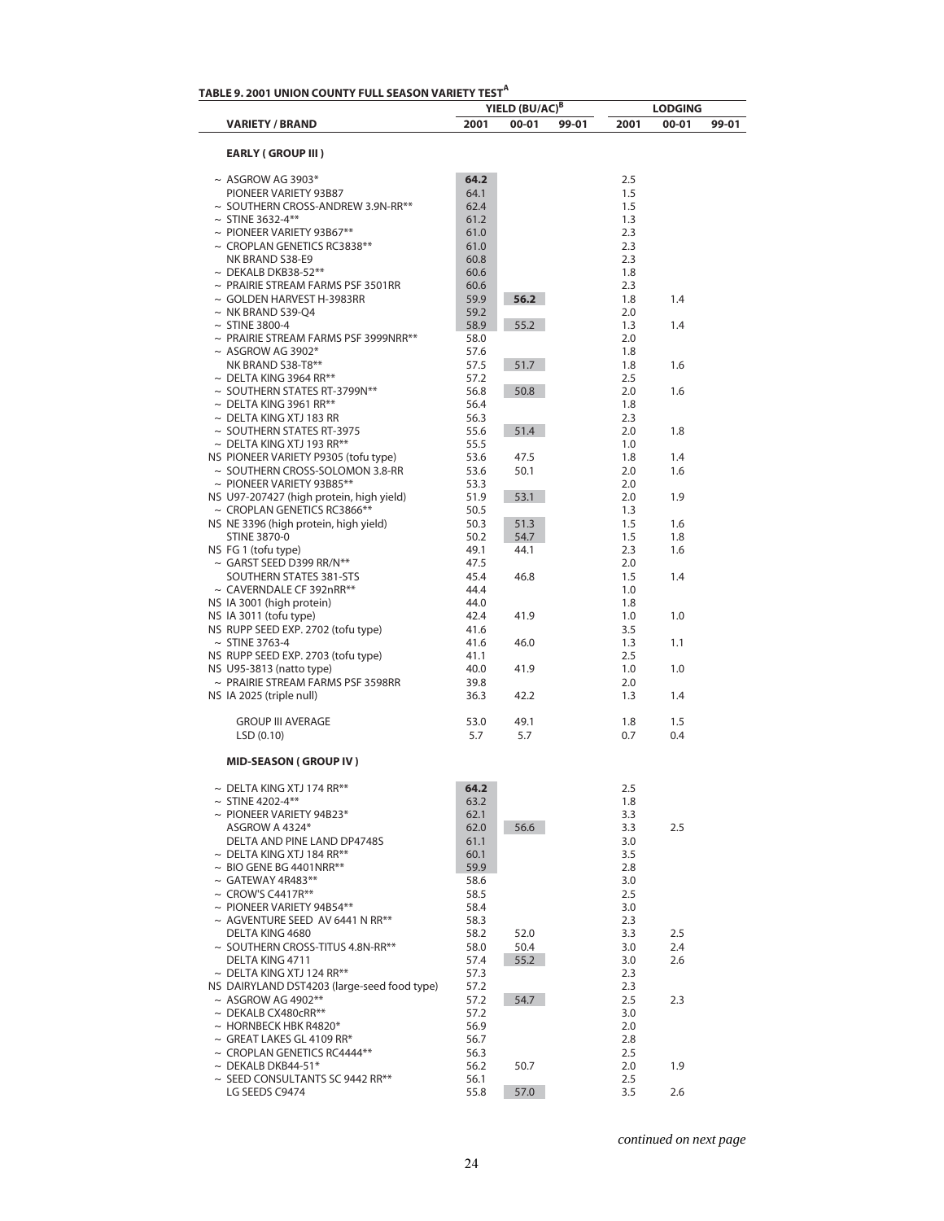**TABLE 9. 2001 UNION COUNTY FULL SEASON VARIETY TEST[A]**

| VARIETY / BRAND | YIELD (BU/AC)[B] 2001 | 00-01 | 99-01 | LODGING 2001 | 00-01 | 99-01 |
|---|---|---|---|---|---|---|
| **EARLY ( GROUP III )** | | | | | | |
| ~ ASGROW AG 3903* | **64.2** | | | 2.5 | | |
| PIONEER VARIETY 93B87 | 64.1 | | | 1.5 | | |
| ~ SOUTHERN CROSS-ANDREW 3.9N-RR** | 62.4 | | | 1.5 | | |
| ~ STINE 3632-4** | 61.2 | | | 1.3 | | |
| ~ PIONEER VARIETY 93B67** | 61.0 | | | 2.3 | | |
| ~ CROPLAN GENETICS RC3838** | 61.0 | | | 2.3 | | |
| NK BRAND S38-E9 | 60.8 | | | 2.3 | | |
| ~ DEKALB DKB38-52** | 60.6 | | | 1.8 | | |
| ~ PRAIRIE STREAM FARMS PSF 3501RR | 60.6 | | | 2.3 | | |
| ~ GOLDEN HARVEST H-3983RR | 59.9 | **56.2** | | 1.8 | 1.4 | |
| ~ NK BRAND S39-Q4 | 59.2 | | | 2.0 | | |
| ~ STINE 3800-4 | 58.9 | 55.2 | | 1.3 | 1.4 | |
| ~ PRAIRIE STREAM FARMS PSF 3999NRR** | 58.0 | | | 2.0 | | |
| ~ ASGROW AG 3902* | 57.6 | | | 1.8 | | |
| NK BRAND S38-T8** | 57.5 | 51.7 | | 1.8 | 1.6 | |
| ~ DELTA KING 3964 RR** | 57.2 | | | 2.5 | | |
| ~ SOUTHERN STATES RT-3799N** | 56.8 | 50.8 | | 2.0 | 1.6 | |
| ~ DELTA KING 3961 RR** | 56.4 | | | 1.8 | | |
| ~ DELTA KING XTJ 183 RR | 56.3 | | | 2.3 | | |
| ~ SOUTHERN STATES RT-3975 | 55.6 | 51.4 | | 2.0 | 1.8 | |
| ~ DELTA KING XTJ 193 RR** | 55.5 | | | 1.0 | | |
| NS PIONEER VARIETY P9305 (tofu type) | 53.6 | 47.5 | | 1.8 | 1.4 | |
| ~ SOUTHERN CROSS-SOLOMON 3.8-RR | 53.6 | 50.1 | | 2.0 | 1.6 | |
| ~ PIONEER VARIETY 93B85** | 53.3 | | | 2.0 | | |
| NS U97-207427 (high protein, high yield) | 51.9 | 53.1 | | 2.0 | 1.9 | |
| ~ CROPLAN GENETICS RC3866** | 50.5 | | | 1.3 | | |
| NS NE 3396 (high protein, high yield) | 50.3 | 51.3 | | 1.5 | 1.6 | |
| STINE 3870-0 | 50.2 | 54.7 | | 1.5 | 1.8 | |
| NS FG 1 (tofu type) | 49.1 | 44.1 | | 2.3 | 1.6 | |
| ~ GARST SEED D399 RR/N** | 47.5 | | | 2.0 | | |
| SOUTHERN STATES 381-STS | 45.4 | 46.8 | | 1.5 | 1.4 | |
| ~ CAVERNDALE CF 392nRR** | 44.4 | | | 1.0 | | |
| NS IA 3001 (high protein) | 44.0 | | | 1.8 | | |
| NS IA 3011 (tofu type) | 42.4 | 41.9 | | 1.0 | 1.0 | |
| NS RUPP SEED EXP. 2702 (tofu type) | 41.6 | | | 3.5 | | |
| ~ STINE 3763-4 | 41.6 | 46.0 | | 1.3 | 1.1 | |
| NS RUPP SEED EXP. 2703 (tofu type) | 41.1 | | | 2.5 | | |
| NS U95-3813 (natto type) | 40.0 | 41.9 | | 1.0 | 1.0 | |
| ~ PRAIRIE STREAM FARMS PSF 3598RR | 39.8 | | | 2.0 | | |
| NS IA 2025 (triple null) | 36.3 | 42.2 | | 1.3 | 1.4 | |
| GROUP III AVERAGE | 53.0 | 49.1 | | 1.8 | 1.5 | |
| LSD (0.10) | 5.7 | 5.7 | | 0.7 | 0.4 | |
| **MID-SEASON ( GROUP IV )** | | | | | | |
| ~ DELTA KING XTJ 174 RR** | **64.2** | | | 2.5 | | |
| ~ STINE 4202-4** | 63.2 | | | 1.8 | | |
| ~ PIONEER VARIETY 94B23* | 62.1 | | | 3.3 | | |
| ASGROW A 4324* | 62.0 | 56.6 | | 3.3 | 2.5 | |
| DELTA AND PINE LAND DP4748S | 61.1 | | | 3.0 | | |
| ~ DELTA KING XTJ 184 RR** | 60.1 | | | 3.5 | | |
| ~ BIO GENE BG 4401NRR** | 59.9 | | | 2.8 | | |
| ~ GATEWAY 4R483** | 58.6 | | | 3.0 | | |
| ~ CROW'S C4417R** | 58.5 | | | 2.5 | | |
| ~ PIONEER VARIETY 94B54** | 58.4 | | | 3.0 | | |
| ~ AGVENTURE SEED AV 6441 N RR** | 58.3 | | | 2.3 | | |
| DELTA KING 4680 | 58.2 | 52.0 | | 3.3 | 2.5 | |
| ~ SOUTHERN CROSS-TITUS 4.8N-RR** | 58.0 | 50.4 | | 3.0 | 2.4 | |
| DELTA KING 4711 | 57.4 | 55.2 | | 3.0 | 2.6 | |
| ~ DELTA KING XTJ 124 RR** | 57.3 | | | 2.3 | | |
| NS DAIRYLAND DST4203 (large-seed food type) | 57.2 | | | 2.3 | | |
| ~ ASGROW AG 4902** | 57.2 | 54.7 | | 2.5 | 2.3 | |
| ~ DEKALB CX480cRR** | 57.2 | | | 3.0 | | |
| ~ HORNBECK HBK R4820* | 56.9 | | | 2.0 | | |
| ~ GREAT LAKES GL 4109 RR* | 56.7 | | | 2.8 | | |
| ~ CROPLAN GENETICS RC4444** | 56.3 | | | 2.5 | | |
| ~ DEKALB DKB44-51* | 56.2 | 50.7 | | 2.0 | 1.9 | |
| ~ SEED CONSULTANTS SC 9442 RR** | 56.1 | | | 2.5 | | |
| LG SEEDS C9474 | 55.8 | 57.0 | | 3.5 | 2.6 | |

*continued on next page*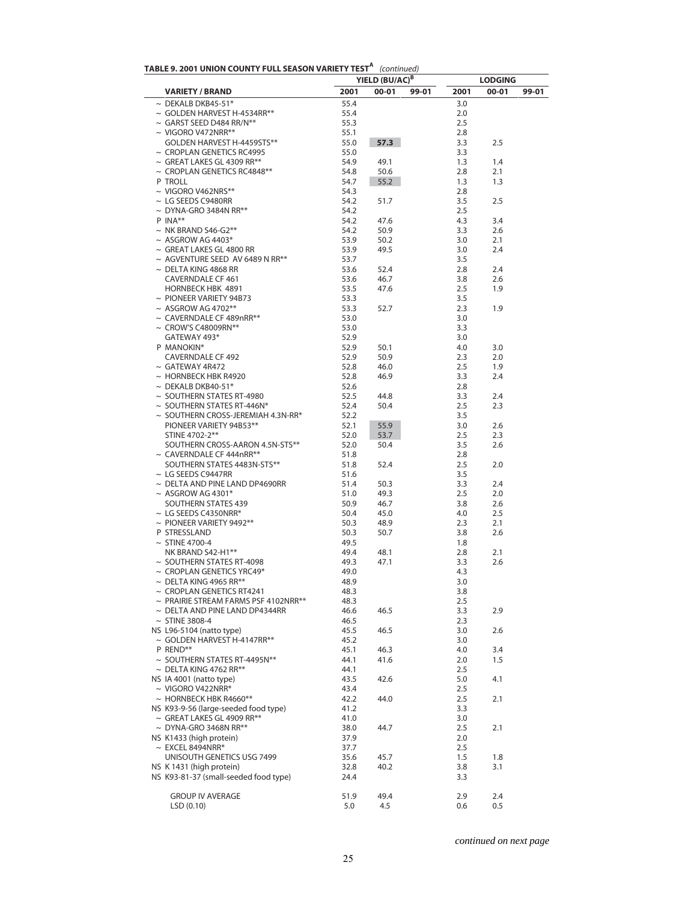**TABLE 9. 2001 UNION COUNTY FULL SEASON VARIETY TEST[A]** *(continued)*

| VARIETY / BRAND | YIELD (BU/AC)[B] | | | LODGING | | |
|---|---|---|---|---|---|---|
| | 2001 | 00-01 | 99-01 | 2001 | 00-01 | 99-01 |
| ~ DEKALB DKB45-51* | 55.4 | | | 3.0 | | |
| ~ GOLDEN HARVEST H-4534RR** | 55.4 | | | 2.0 | | |
| ~ GARST SEED D484 RR/N** | 55.3 | | | 2.5 | | |
| ~ VIGORO V472NRR** | 55.1 | | | 2.8 | | |
| GOLDEN HARVEST H-4459STS** | 55.0 | **57.3** | | 3.3 | 2.5 | |
| ~ CROPLAN GENETICS RC4995 | 55.0 | | | 3.3 | | |
| ~ GREAT LAKES GL 4309 RR** | 54.9 | 49.1 | | 1.3 | 1.4 | |
| ~ CROPLAN GENETICS RC4848** | 54.8 | 50.6 | | 2.8 | 2.1 | |
| P TROLL | 54.7 | 55.2 | | 1.3 | 1.3 | |
| ~ VIGORO V462NRS** | 54.3 | | | 2.8 | | |
| ~ LG SEEDS C9480RR | 54.2 | 51.7 | | 3.5 | 2.5 | |
| ~ DYNA-GRO 3484N RR** | 54.2 | | | 2.5 | | |
| P INA** | 54.2 | 47.6 | | 4.3 | 3.4 | |
| ~ NK BRAND S46-G2** | 54.2 | 50.9 | | 3.3 | 2.6 | |
| ~ ASGROW AG 4403* | 53.9 | 50.2 | | 3.0 | 2.1 | |
| ~ GREAT LAKES GL 4800 RR | 53.9 | 49.5 | | 3.0 | 2.4 | |
| ~ AGVENTURE SEED AV 6489 N RR** | 53.7 | | | 3.5 | | |
| ~ DELTA KING 4868 RR | 53.6 | 52.4 | | 2.8 | 2.4 | |
| CAVERNDALE CF 461 | 53.6 | 46.7 | | 3.8 | 2.6 | |
| HORNBECK HBK 4891 | 53.5 | 47.6 | | 2.5 | 1.9 | |
| ~ PIONEER VARIETY 94B73 | 53.3 | | | 3.5 | | |
| ~ ASGROW AG 4702** | 53.3 | 52.7 | | 2.3 | 1.9 | |
| ~ CAVERNDALE CF 489nRR** | 53.0 | | | 3.0 | | |
| ~ CROW'S C48009RN** | 53.0 | | | 3.3 | | |
| GATEWAY 493* | 52.9 | | | 3.0 | | |
| P MANOKIN* | 52.9 | 50.1 | | 4.0 | 3.0 | |
| CAVERNDALE CF 492 | 52.9 | 50.9 | | 2.3 | 2.0 | |
| ~ GATEWAY 4R472 | 52.8 | 46.0 | | 2.5 | 1.9 | |
| ~ HORNBECK HBK R4920 | 52.8 | 46.9 | | 3.3 | 2.4 | |
| ~ DEKALB DKB40-51* | 52.6 | | | 2.8 | | |
| ~ SOUTHERN STATES RT-4980 | 52.5 | 44.8 | | 3.3 | 2.4 | |
| ~ SOUTHERN STATES RT-446N* | 52.4 | 50.4 | | 2.5 | 2.3 | |
| ~ SOUTHERN CROSS-JEREMIAH 4.3N-RR* | 52.2 | | | 3.5 | | |
| PIONEER VARIETY 94B53** | 52.1 | 55.9 | | 3.0 | 2.6 | |
| STINE 4702-2** | 52.0 | 53.7 | | 2.5 | 2.3 | |
| SOUTHERN CROSS-AARON 4.5N-STS** | 52.0 | 50.4 | | 3.5 | 2.6 | |
| ~ CAVERNDALE CF 444nRR** | 51.8 | | | 2.8 | | |
| SOUTHERN STATES 4483N-STS** | 51.8 | 52.4 | | 2.5 | 2.0 | |
| ~ LG SEEDS C9447RR | 51.6 | | | 3.5 | | |
| ~ DELTA AND PINE LAND DP4690RR | 51.4 | 50.3 | | 3.3 | 2.4 | |
| ~ ASGROW AG 4301* | 51.0 | 49.3 | | 2.5 | 2.0 | |
| SOUTHERN STATES 439 | 50.9 | 46.7 | | 3.8 | 2.6 | |
| ~ LG SEEDS C4350NRR* | 50.4 | 45.0 | | 4.0 | 2.5 | |
| ~ PIONEER VARIETY 9492** | 50.3 | 48.9 | | 2.3 | 2.1 | |
| P STRESSLAND | 50.3 | 50.7 | | 3.8 | 2.6 | |
| ~ STINE 4700-4 | 49.5 | | | 1.8 | | |
| NK BRAND S42-H1** | 49.4 | 48.1 | | 2.8 | 2.1 | |
| ~ SOUTHERN STATES RT-4098 | 49.3 | 47.1 | | 3.3 | 2.6 | |
| ~ CROPLAN GENETICS YRC49* | 49.0 | | | 4.3 | | |
| ~ DELTA KING 4965 RR** | 48.9 | | | 3.0 | | |
| ~ CROPLAN GENETICS RT4241 | 48.3 | | | 3.8 | | |
| ~ PRAIRIE STREAM FARMS PSF 4102NRR** | 48.3 | | | 2.5 | | |
| ~ DELTA AND PINE LAND DP4344RR | 46.6 | 46.5 | | 3.3 | 2.9 | |
| ~ STINE 3808-4 | 46.5 | | | 2.3 | | |
| NS L96-5104 (natto type) | 45.5 | 46.5 | | 3.0 | 2.6 | |
| ~ GOLDEN HARVEST H-4147RR** | 45.2 | | | 3.0 | | |
| P REND** | 45.1 | 46.3 | | 4.0 | 3.4 | |
| ~ SOUTHERN STATES RT-4495N** | 44.1 | 41.6 | | 2.0 | 1.5 | |
| ~ DELTA KING 4762 RR** | 44.1 | | | 2.5 | | |
| NS IA 4001 (natto type) | 43.5 | 42.6 | | 5.0 | 4.1 | |
| ~ VIGORO V422NRR* | 43.4 | | | 2.5 | | |
| ~ HORNBECK HBK R4660** | 42.2 | 44.0 | | 2.5 | 2.1 | |
| NS K93-9-56 (large-seeded food type) | 41.2 | | | 3.3 | | |
| ~ GREAT LAKES GL 4909 RR** | 41.0 | | | 3.0 | | |
| ~ DYNA-GRO 3468N RR** | 38.0 | 44.7 | | 2.5 | 2.1 | |
| NS K1433 (high protein) | 37.9 | | | 2.0 | | |
| ~ EXCEL 8494NRR* | 37.7 | | | 2.5 | | |
| UNISOUTH GENETICS USG 7499 | 35.6 | 45.7 | | 1.5 | 1.8 | |
| NS K 1431 (high protein) | 32.8 | 40.2 | | 3.8 | 3.1 | |
| NS K93-81-37 (small-seeded food type) | 24.4 | | | 3.3 | | |
| GROUP IV AVERAGE | 51.9 | 49.4 | | 2.9 | 2.4 | |
| LSD (0.10) | 5.0 | 4.5 | | 0.6 | 0.5 | |

*continued on next page*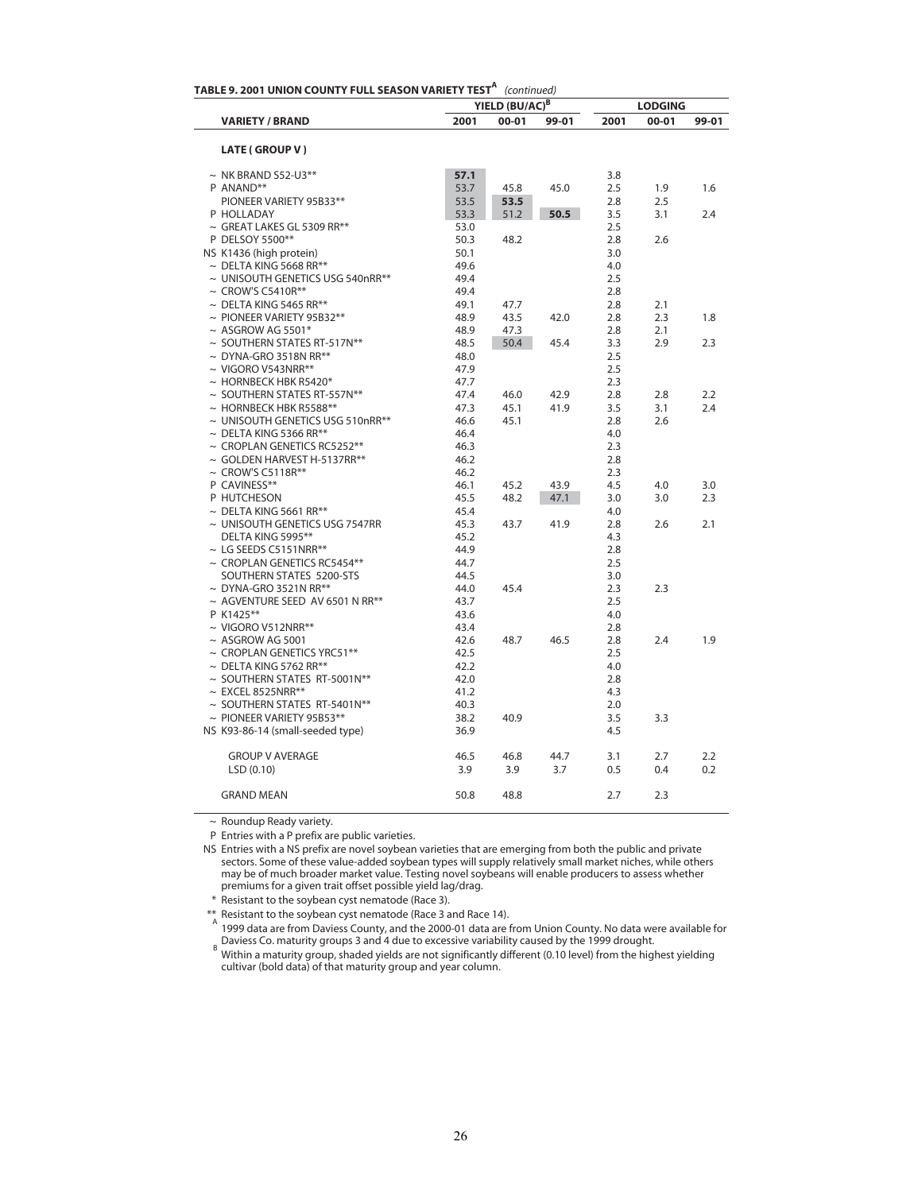**TABLE 9. 2001 UNION COUNTY FULL SEASON VARIETY TEST[A]** *(continued)*

| VARIETY / BRAND | YIELD (BU/AC)[B] | | | LODGING | | |
|---|---|---|---|---|---|---|
| | 2001 | 00-01 | 99-01 | 2001 | 00-01 | 99-01 |
| **LATE ( GROUP V )** | | | | | | |
| ~ NK BRAND S52-U3** | **57.1** | | | 3.8 | | |
| P ANAND** | 53.7 | 45.8 | 45.0 | 2.5 | 1.9 | 1.6 |
| PIONEER VARIETY 95B33** | 53.5 | **53.5** | | 2.8 | 2.5 | |
| P HOLLADAY | 53.3 | 51.2 | **50.5** | 3.5 | 3.1 | 2.4 |
| ~ GREAT LAKES GL 5309 RR** | 53.0 | | | 2.5 | | |
| P DELSOY 5500** | 50.3 | 48.2 | | 2.8 | 2.6 | |
| NS K1436 (high protein) | 50.1 | | | 3.0 | | |
| ~ DELTA KING 5668 RR** | 49.6 | | | 4.0 | | |
| ~ UNISOUTH GENETICS USG 540nRR** | 49.4 | | | 2.5 | | |
| ~ CROW'S C5410R** | 49.4 | | | 2.8 | | |
| ~ DELTA KING 5465 RR** | 49.1 | 47.7 | | 2.8 | 2.1 | |
| ~ PIONEER VARIETY 95B32** | 48.9 | 43.5 | 42.0 | 2.8 | 2.3 | 1.8 |
| ~ ASGROW AG 5501* | 48.9 | 47.3 | | 2.8 | 2.1 | |
| ~ SOUTHERN STATES RT-517N** | 48.5 | 50.4 | 45.4 | 3.3 | 2.9 | 2.3 |
| ~ DYNA-GRO 3518N RR** | 48.0 | | | 2.5 | | |
| ~ VIGORO V543NRR** | 47.9 | | | 2.5 | | |
| ~ HORNBECK HBK R5420* | 47.7 | | | 2.3 | | |
| ~ SOUTHERN STATES RT-557N** | 47.4 | 46.0 | 42.9 | 2.8 | 2.8 | 2.2 |
| ~ HORNBECK HBK R5588** | 47.3 | 45.1 | 41.9 | 3.5 | 3.1 | 2.4 |
| ~ UNISOUTH GENETICS USG 510nRR** | 46.6 | 45.1 | | 2.8 | 2.6 | |
| ~ DELTA KING 5366 RR** | 46.4 | | | 4.0 | | |
| ~ CROPLAN GENETICS RC5252** | 46.3 | | | 2.3 | | |
| ~ GOLDEN HARVEST H-5137RR** | 46.2 | | | 2.8 | | |
| ~ CROW'S C5118R** | 46.2 | | | 2.3 | | |
| P CAVINESS** | 46.1 | 45.2 | 43.9 | 4.5 | 4.0 | 3.0 |
| P HUTCHESON | 45.5 | 48.2 | 47.1 | 3.0 | 3.0 | 2.3 |
| ~ DELTA KING 5661 RR** | 45.4 | | | 4.0 | | |
| ~ UNISOUTH GENETICS USG 7547RR | 45.3 | 43.7 | 41.9 | 2.8 | 2.6 | 2.1 |
| DELTA KING 5995** | 45.2 | | | 4.3 | | |
| ~ LG SEEDS C5151NRR** | 44.9 | | | 2.8 | | |
| ~ CROPLAN GENETICS RC5454** | 44.7 | | | 2.5 | | |
| SOUTHERN STATES 5200-STS | 44.5 | | | 3.0 | | |
| ~ DYNA-GRO 3521N RR** | 44.0 | 45.4 | | 2.3 | 2.3 | |
| ~ AGVENTURE SEED AV 6501 N RR** | 43.7 | | | 2.5 | | |
| P K1425** | 43.6 | | | 4.0 | | |
| ~ VIGORO V512NRR** | 43.4 | | | 2.8 | | |
| ~ ASGROW AG 5001 | 42.6 | 48.7 | 46.5 | 2.8 | 2.4 | 1.9 |
| ~ CROPLAN GENETICS YRC51** | 42.5 | | | 2.5 | | |
| ~ DELTA KING 5762 RR** | 42.2 | | | 4.0 | | |
| ~ SOUTHERN STATES RT-5001N** | 42.0 | | | 2.8 | | |
| ~ EXCEL 8525NRR** | 41.2 | | | 4.3 | | |
| ~ SOUTHERN STATES RT-5401N** | 40.3 | | | 2.0 | | |
| ~ PIONEER VARIETY 95B53** | 38.2 | 40.9 | | 3.5 | 3.3 | |
| NS K93-86-14 (small-seeded type) | 36.9 | | | 4.5 | | |
| GROUP V AVERAGE | 46.5 | 46.8 | 44.7 | 3.1 | 2.7 | 2.2 |
| LSD (0.10) | 3.9 | 3.9 | 3.7 | 0.5 | 0.4 | 0.2 |
| GRAND MEAN | 50.8 | 48.8 | | 2.7 | 2.3 | |

~ Roundup Ready variety.

P Entries with a P prefix are public varieties.

NS Entries with a NS prefix are novel soybean varieties that are emerging from both the public and private sectors. Some of these value-added soybean types will supply relatively small market niches, while others may be of much broader market value. Testing novel soybeans will enable producers to assess whether premiums for a given trait offset possible yield lag/drag.

\* Resistant to the soybean cyst nematode (Race 3).

** Resistant to the soybean cyst nematode (Race 3 and Race 14).

[A] 1999 data are from Daviess County, and the 2000-01 data are from Union County. No data were available for Daviess Co. maturity groups 3 and 4 due to excessive variability caused by the 1999 drought.

[B] Within a maturity group, shaded yields are not significantly different (0.10 level) from the highest yielding cultivar (bold data) of that maturity group and year column.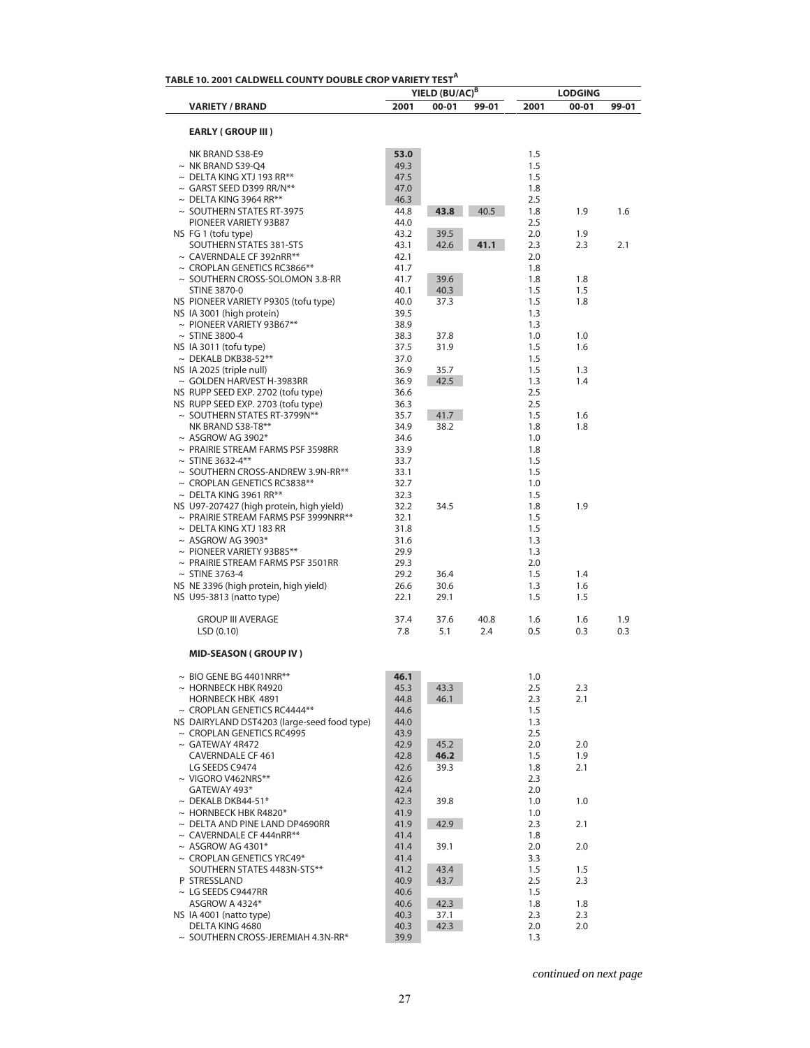**TABLE 10. 2001 CALDWELL COUNTY DOUBLE CROP VARIETY TEST[A]**

| VARIETY / BRAND | YIELD (BU/AC)[B] | | | LODGING | | |
|---|---|---|---|---|---|---|
| | 2001 | 00-01 | 99-01 | 2001 | 00-01 | 99-01 |
| **EARLY ( GROUP III )** | | | | | | |
| NK BRAND S38-E9 | **53.0** | | | 1.5 | | |
| ~ NK BRAND S39-Q4 | 49.3 | | | 1.5 | | |
| ~ DELTA KING XTJ 193 RR** | 47.5 | | | 1.5 | | |
| ~ GARST SEED D399 RR/N** | 47.0 | | | 1.8 | | |
| ~ DELTA KING 3964 RR** | 46.3 | | | 2.5 | | |
| ~ SOUTHERN STATES RT-3975 | 44.8 | **43.8** | 40.5 | 1.8 | 1.9 | 1.6 |
| PIONEER VARIETY 93B87 | 44.0 | | | 2.5 | | |
| NS FG 1 (tofu type) | 43.2 | 39.5 | | 2.0 | 1.9 | |
| SOUTHERN STATES 381-STS | 43.1 | 42.6 | **41.1** | 2.3 | 2.3 | 2.1 |
| ~ CAVERNDALE CF 392nRR** | 42.1 | | | 2.0 | | |
| ~ CROPLAN GENETICS RC3866** | 41.7 | | | 1.8 | | |
| ~ SOUTHERN CROSS-SOLOMON 3.8-RR | 41.7 | 39.6 | | 1.8 | 1.8 | |
| STINE 3870-0 | 40.1 | 40.3 | | 1.5 | 1.5 | |
| NS PIONEER VARIETY P9305 (tofu type) | 40.0 | 37.3 | | 1.5 | 1.8 | |
| NS IA 3001 (high protein) | 39.5 | | | 1.3 | | |
| ~ PIONEER VARIETY 93B67** | 38.9 | | | 1.3 | | |
| ~ STINE 3800-4 | 38.3 | 37.8 | | 1.0 | 1.0 | |
| NS IA 3011 (tofu type) | 37.5 | 31.9 | | 1.5 | 1.6 | |
| ~ DEKALB DKB38-52** | 37.0 | | | 1.5 | | |
| NS IA 2025 (triple null) | 36.9 | 35.7 | | 1.5 | 1.3 | |
| ~ GOLDEN HARVEST H-3983RR | 36.9 | 42.5 | | 1.3 | 1.4 | |
| NS RUPP SEED EXP. 2702 (tofu type) | 36.6 | | | 2.5 | | |
| NS RUPP SEED EXP. 2703 (tofu type) | 36.3 | | | 2.5 | | |
| ~ SOUTHERN STATES RT-3799N** | 35.7 | 41.7 | | 1.5 | 1.6 | |
| NK BRAND S38-T8** | 34.9 | 38.2 | | 1.8 | 1.8 | |
| ~ ASGROW AG 3902* | 34.6 | | | 1.0 | | |
| ~ PRAIRIE STREAM FARMS PSF 3598RR | 33.9 | | | 1.8 | | |
| ~ STINE 3632-4** | 33.7 | | | 1.5 | | |
| ~ SOUTHERN CROSS-ANDREW 3.9N-RR** | 33.1 | | | 1.5 | | |
| ~ CROPLAN GENETICS RC3838** | 32.7 | | | 1.0 | | |
| ~ DELTA KING 3961 RR** | 32.3 | | | 1.5 | | |
| NS U97-207427 (high protein, high yield) | 32.2 | 34.5 | | 1.8 | 1.9 | |
| ~ PRAIRIE STREAM FARMS PSF 3999NRR** | 32.1 | | | 1.5 | | |
| ~ DELTA KING XTJ 183 RR | 31.8 | | | 1.5 | | |
| ~ ASGROW AG 3903* | 31.6 | | | 1.3 | | |
| ~ PIONEER VARIETY 93B85** | 29.9 | | | 1.3 | | |
| ~ PRAIRIE STREAM FARMS PSF 3501RR | 29.3 | | | 2.0 | | |
| ~ STINE 3763-4 | 29.2 | 36.4 | | 1.5 | 1.4 | |
| NS NE 3396 (high protein, high yield) | 26.6 | 30.6 | | 1.3 | 1.6 | |
| NS U95-3813 (natto type) | 22.1 | 29.1 | | 1.5 | 1.5 | |
| GROUP III AVERAGE | 37.4 | 37.6 | 40.8 | 1.6 | 1.6 | 1.9 |
| LSD (0.10) | 7.8 | 5.1 | 2.4 | 0.5 | 0.3 | 0.3 |
| **MID-SEASON ( GROUP IV )** | | | | | | |
| ~ BIO GENE BG 4401NRR** | **46.1** | | | 1.0 | | |
| ~ HORNBECK HBK R4920 | 45.3 | 43.3 | | 2.5 | 2.3 | |
| HORNBECK HBK 4891 | 44.8 | 46.1 | | 2.3 | 2.1 | |
| ~ CROPLAN GENETICS RC4444** | 44.6 | | | 1.5 | | |
| NS DAIRYLAND DST4203 (large-seed food type) | 44.0 | | | 1.3 | | |
| ~ CROPLAN GENETICS RC4995 | 43.9 | | | 2.5 | | |
| ~ GATEWAY 4R472 | 42.9 | 45.2 | | 2.0 | 2.0 | |
| CAVERNDALE CF 461 | 42.8 | **46.2** | | 1.5 | 1.9 | |
| LG SEEDS C9474 | 42.6 | 39.3 | | 1.8 | 2.1 | |
| ~ VIGORO V462NRS** | 42.6 | | | 2.3 | | |
| GATEWAY 493* | 42.4 | | | 2.0 | | |
| ~ DEKALB DKB44-51* | 42.3 | 39.8 | | 1.0 | 1.0 | |
| ~ HORNBECK HBK R4820* | 41.9 | | | 1.0 | | |
| ~ DELTA AND PINE LAND DP4690RR | 41.9 | 42.9 | | 2.3 | 2.1 | |
| ~ CAVERNDALE CF 444nRR** | 41.4 | | | 1.8 | | |
| ~ ASGROW AG 4301* | 41.4 | 39.1 | | 2.0 | 2.0 | |
| ~ CROPLAN GENETICS YRC49* | 41.4 | | | 3.3 | | |
| SOUTHERN STATES 4483N-STS** | 41.2 | 43.4 | | 1.5 | 1.5 | |
| P STRESSLAND | 40.9 | 43.7 | | 2.5 | 2.3 | |
| ~ LG SEEDS C9447RR | 40.6 | | | 1.5 | | |
| ASGROW A 4324* | 40.6 | 42.3 | | 1.8 | 1.8 | |
| NS IA 4001 (natto type) | 40.3 | 37.1 | | 2.3 | 2.3 | |
| DELTA KING 4680 | 40.3 | 42.3 | | 2.0 | 2.0 | |
| ~ SOUTHERN CROSS-JEREMIAH 4.3N-RR* | 39.9 | | | 1.3 | | |

*continued on next page*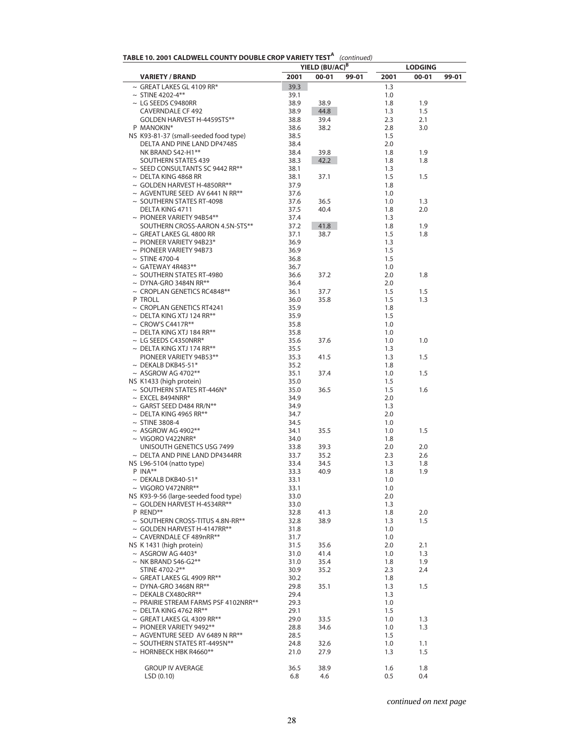**TABLE 10. 2001 CALDWELL COUNTY DOUBLE CROP VARIETY TEST[A]** *(continued)*

| VARIETY / BRAND | YIELD (BU/AC)[B] | | | LODGING | | |
|---|---|---|---|---|---|---|
| | 2001 | 00-01 | 99-01 | 2001 | 00-01 | 99-01 |
| ~ GREAT LAKES GL 4109 RR* | 39.3 | | | 1.3 | | |
| ~ STINE 4202-4** | 39.1 | | | 1.0 | | |
| ~ LG SEEDS C9480RR | 38.9 | 38.9 | | 1.8 | 1.9 | |
| CAVERNDALE CF 492 | 38.9 | 44.8 | | 1.3 | 1.5 | |
| GOLDEN HARVEST H-4459STS** | 38.8 | 39.4 | | 2.3 | 2.1 | |
| P MANOKIN* | 38.6 | 38.2 | | 2.8 | 3.0 | |
| NS K93-81-37 (small-seeded food type) | 38.5 | | | 1.5 | | |
| DELTA AND PINE LAND DP4748S | 38.4 | | | 2.0 | | |
| NK BRAND S42-H1** | 38.4 | 39.8 | | 1.8 | 1.9 | |
| SOUTHERN STATES 439 | 38.3 | 42.2 | | 1.8 | 1.8 | |
| ~ SEED CONSULTANTS SC 9442 RR** | 38.1 | | | 1.3 | | |
| ~ DELTA KING 4868 RR | 38.1 | 37.1 | | 1.5 | 1.5 | |
| ~ GOLDEN HARVEST H-4850RR** | 37.9 | | | 1.8 | | |
| ~ AGVENTURE SEED AV 6441 N RR** | 37.6 | | | 1.0 | | |
| ~ SOUTHERN STATES RT-4098 | 37.6 | 36.5 | | 1.0 | 1.3 | |
| DELTA KING 4711 | 37.5 | 40.4 | | 1.8 | 2.0 | |
| ~ PIONEER VARIETY 94B54** | 37.4 | | | 1.3 | | |
| SOUTHERN CROSS-AARON 4.5N-STS** | 37.2 | 41.8 | | 1.8 | 1.9 | |
| ~ GREAT LAKES GL 4800 RR | 37.1 | 38.7 | | 1.5 | 1.8 | |
| ~ PIONEER VARIETY 94B23* | 36.9 | | | 1.3 | | |
| ~ PIONEER VARIETY 94B73 | 36.9 | | | 1.5 | | |
| ~ STINE 4700-4 | 36.8 | | | 1.5 | | |
| ~ GATEWAY 4R483** | 36.7 | | | 1.0 | | |
| ~ SOUTHERN STATES RT-4980 | 36.6 | 37.2 | | 2.0 | 1.8 | |
| ~ DYNA-GRO 3484N RR** | 36.4 | | | 2.0 | | |
| ~ CROPLAN GENETICS RC4848** | 36.1 | 37.7 | | 1.5 | 1.5 | |
| P TROLL | 36.0 | 35.8 | | 1.5 | 1.3 | |
| ~ CROPLAN GENETICS RT4241 | 35.9 | | | 1.8 | | |
| ~ DELTA KING XTJ 124 RR** | 35.9 | | | 1.5 | | |
| ~ CROW'S C4417R** | 35.8 | | | 1.0 | | |
| ~ DELTA KING XTJ 184 RR** | 35.8 | | | 1.0 | | |
| ~ LG SEEDS C4350NRR* | 35.6 | 37.6 | | 1.0 | 1.0 | |
| ~ DELTA KING XTJ 174 RR** | 35.5 | | | 1.3 | | |
| PIONEER VARIETY 94B53** | 35.3 | 41.5 | | 1.3 | 1.5 | |
| ~ DEKALB DKB45-51* | 35.2 | | | 1.8 | | |
| ~ ASGROW AG 4702** | 35.1 | 37.4 | | 1.0 | 1.5 | |
| NS K1433 (high protein) | 35.0 | | | 1.5 | | |
| ~ SOUTHERN STATES RT-446N* | 35.0 | 36.5 | | 1.5 | 1.6 | |
| ~ EXCEL 8494NRR* | 34.9 | | | 2.0 | | |
| ~ GARST SEED D484 RR/N** | 34.9 | | | 1.3 | | |
| ~ DELTA KING 4965 RR** | 34.7 | | | 2.0 | | |
| ~ STINE 3808-4 | 34.5 | | | 1.0 | | |
| ~ ASGROW AG 4902** | 34.1 | 35.5 | | 1.0 | 1.5 | |
| ~ VIGORO V422NRR* | 34.0 | | | 1.8 | | |
| UNISOUTH GENETICS USG 7499 | 33.8 | 39.3 | | 2.0 | 2.0 | |
| ~ DELTA AND PINE LAND DP4344RR | 33.7 | 35.2 | | 2.3 | 2.6 | |
| NS L96-5104 (natto type) | 33.4 | 34.5 | | 1.3 | 1.8 | |
| P INA** | 33.3 | 40.9 | | 1.8 | 1.9 | |
| ~ DEKALB DKB40-51* | 33.1 | | | 1.0 | | |
| ~ VIGORO V472NRR** | 33.1 | | | 1.0 | | |
| NS K93-9-56 (large-seeded food type) | 33.0 | | | 2.0 | | |
| ~ GOLDEN HARVEST H-4534RR** | 33.0 | | | 1.3 | | |
| P REND** | 32.8 | 41.3 | | 1.8 | 2.0 | |
| ~ SOUTHERN CROSS-TITUS 4.8N-RR** | 32.8 | 38.9 | | 1.3 | 1.5 | |
| ~ GOLDEN HARVEST H-4147RR** | 31.8 | | | 1.0 | | |
| ~ CAVERNDALE CF 489nRR** | 31.7 | | | 1.0 | | |
| NS K 1431 (high protein) | 31.5 | 35.6 | | 2.0 | 2.1 | |
| ~ ASGROW AG 4403* | 31.0 | 41.4 | | 1.0 | 1.3 | |
| ~ NK BRAND S46-G2** | 31.0 | 35.4 | | 1.8 | 1.9 | |
| STINE 4702-2** | 30.9 | 35.2 | | 2.3 | 2.4 | |
| ~ GREAT LAKES GL 4909 RR** | 30.2 | | | 1.8 | | |
| ~ DYNA-GRO 3468N RR** | 29.8 | 35.1 | | 1.3 | 1.5 | |
| ~ DEKALB CX480cRR** | 29.4 | | | 1.3 | | |
| ~ PRAIRIE STREAM FARMS PSF 4102NRR** | 29.3 | | | 1.0 | | |
| ~ DELTA KING 4762 RR** | 29.1 | | | 1.5 | | |
| ~ GREAT LAKES GL 4309 RR** | 29.0 | 33.5 | | 1.0 | 1.3 | |
| ~ PIONEER VARIETY 9492** | 28.8 | 34.6 | | 1.0 | 1.3 | |
| ~ AGVENTURE SEED AV 6489 N RR** | 28.5 | | | 1.5 | | |
| ~ SOUTHERN STATES RT-4495N** | 24.8 | 32.6 | | 1.0 | 1.1 | |
| ~ HORNBECK HBK R4660** | 21.0 | 27.9 | | 1.3 | 1.5 | |
| GROUP IV AVERAGE | 36.5 | 38.9 | | 1.6 | 1.8 | |
| LSD (0.10) | 6.8 | 4.6 | | 0.5 | 0.4 | |

*continued on next page*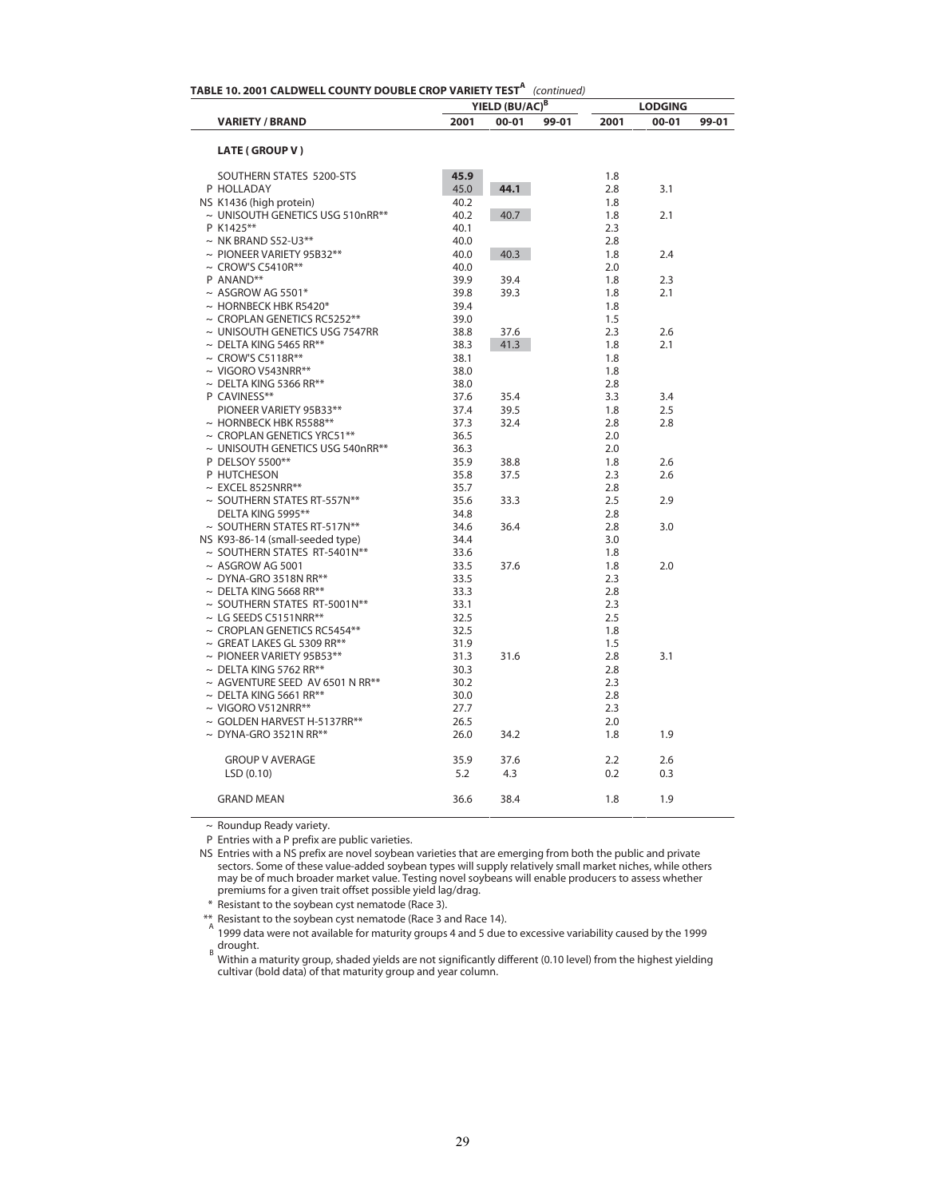**TABLE 10. 2001 CALDWELL COUNTY DOUBLE CROP VARIETY TEST[A]** *(continued)*

| VARIETY / BRAND | YIELD (BU/AC)[B] | | | LODGING | | |
|---|---|---|---|---|---|---|
| | 2001 | 00-01 | 99-01 | 2001 | 00-01 | 99-01 |
| **LATE ( GROUP V )** | | | | | | |
| SOUTHERN STATES 5200-STS | **45.9** | | | 1.8 | | |
| P HOLLADAY | 45.0 | **44.1** | | 2.8 | 3.1 | |
| NS K1436 (high protein) | 40.2 | | | 1.8 | | |
| ~ UNISOUTH GENETICS USG 510nRR** | 40.2 | 40.7 | | 1.8 | 2.1 | |
| P K1425** | 40.1 | | | 2.3 | | |
| ~ NK BRAND S52-U3** | 40.0 | | | 2.8 | | |
| ~ PIONEER VARIETY 95B32** | 40.0 | 40.3 | | 1.8 | 2.4 | |
| ~ CROW'S C5410R** | 40.0 | | | 2.0 | | |
| P ANAND** | 39.9 | 39.4 | | 1.8 | 2.3 | |
| ~ ASGROW AG 5501* | 39.8 | 39.3 | | 1.8 | 2.1 | |
| ~ HORNBECK HBK R5420* | 39.4 | | | 1.8 | | |
| ~ CROPLAN GENETICS RC5252** | 39.0 | | | 1.5 | | |
| ~ UNISOUTH GENETICS USG 7547RR | 38.8 | 37.6 | | 2.3 | 2.6 | |
| ~ DELTA KING 5465 RR** | 38.3 | 41.3 | | 1.8 | 2.1 | |
| ~ CROW'S C5118R** | 38.1 | | | 1.8 | | |
| ~ VIGORO V543NRR** | 38.0 | | | 1.8 | | |
| ~ DELTA KING 5366 RR** | 38.0 | | | 2.8 | | |
| P CAVINESS** | 37.6 | 35.4 | | 3.3 | 3.4 | |
| PIONEER VARIETY 95B33** | 37.4 | 39.5 | | 1.8 | 2.5 | |
| ~ HORNBECK HBK R5588** | 37.3 | 32.4 | | 2.8 | 2.8 | |
| ~ CROPLAN GENETICS YRC51** | 36.5 | | | 2.0 | | |
| ~ UNISOUTH GENETICS USG 540nRR** | 36.3 | | | 2.0 | | |
| P DELSOY 5500** | 35.9 | 38.8 | | 1.8 | 2.6 | |
| P HUTCHESON | 35.8 | 37.5 | | 2.3 | 2.6 | |
| ~ EXCEL 8525NRR** | 35.7 | | | 2.8 | | |
| ~ SOUTHERN STATES RT-557N** | 35.6 | 33.3 | | 2.5 | 2.9 | |
| DELTA KING 5995** | 34.8 | | | 2.8 | | |
| ~ SOUTHERN STATES RT-517N** | 34.6 | 36.4 | | 2.8 | 3.0 | |
| NS K93-86-14 (small-seeded type) | 34.4 | | | 3.0 | | |
| ~ SOUTHERN STATES RT-5401N** | 33.6 | | | 1.8 | | |
| ~ ASGROW AG 5001 | 33.5 | 37.6 | | 1.8 | 2.0 | |
| ~ DYNA-GRO 3518N RR** | 33.5 | | | 2.3 | | |
| ~ DELTA KING 5668 RR** | 33.3 | | | 2.8 | | |
| ~ SOUTHERN STATES RT-5001N** | 33.1 | | | 2.3 | | |
| ~ LG SEEDS C5151NRR** | 32.5 | | | 2.5 | | |
| ~ CROPLAN GENETICS RC5454** | 32.5 | | | 1.8 | | |
| ~ GREAT LAKES GL 5309 RR** | 31.9 | | | 1.5 | | |
| ~ PIONEER VARIETY 95B53** | 31.3 | 31.6 | | 2.8 | 3.1 | |
| ~ DELTA KING 5762 RR** | 30.3 | | | 2.8 | | |
| ~ AGVENTURE SEED AV 6501 N RR** | 30.2 | | | 2.3 | | |
| ~ DELTA KING 5661 RR** | 30.0 | | | 2.8 | | |
| ~ VIGORO V512NRR** | 27.7 | | | 2.3 | | |
| ~ GOLDEN HARVEST H-5137RR** | 26.5 | | | 2.0 | | |
| ~ DYNA-GRO 3521N RR** | 26.0 | 34.2 | | 1.8 | 1.9 | |
| GROUP V AVERAGE | 35.9 | 37.6 | | 2.2 | 2.6 | |
| LSD (0.10) | 5.2 | 4.3 | | 0.2 | 0.3 | |
| GRAND MEAN | 36.6 | 38.4 | | 1.8 | 1.9 | |

~ Roundup Ready variety.

P Entries with a P prefix are public varieties.

NS Entries with a NS prefix are novel soybean varieties that are emerging from both the public and private sectors. Some of these value-added soybean types will supply relatively small market niches, while others may be of much broader market value. Testing novel soybeans will enable producers to assess whether premiums for a given trait offset possible yield lag/drag.

\* Resistant to the soybean cyst nematode (Race 3).

** Resistant to the soybean cyst nematode (Race 3 and Race 14).

[A] 1999 data were not available for maturity groups 4 and 5 due to excessive variability caused by the 1999 drought.

[B] Within a maturity group, shaded yields are not significantly different (0.10 level) from the highest yielding cultivar (bold data) of that maturity group and year column.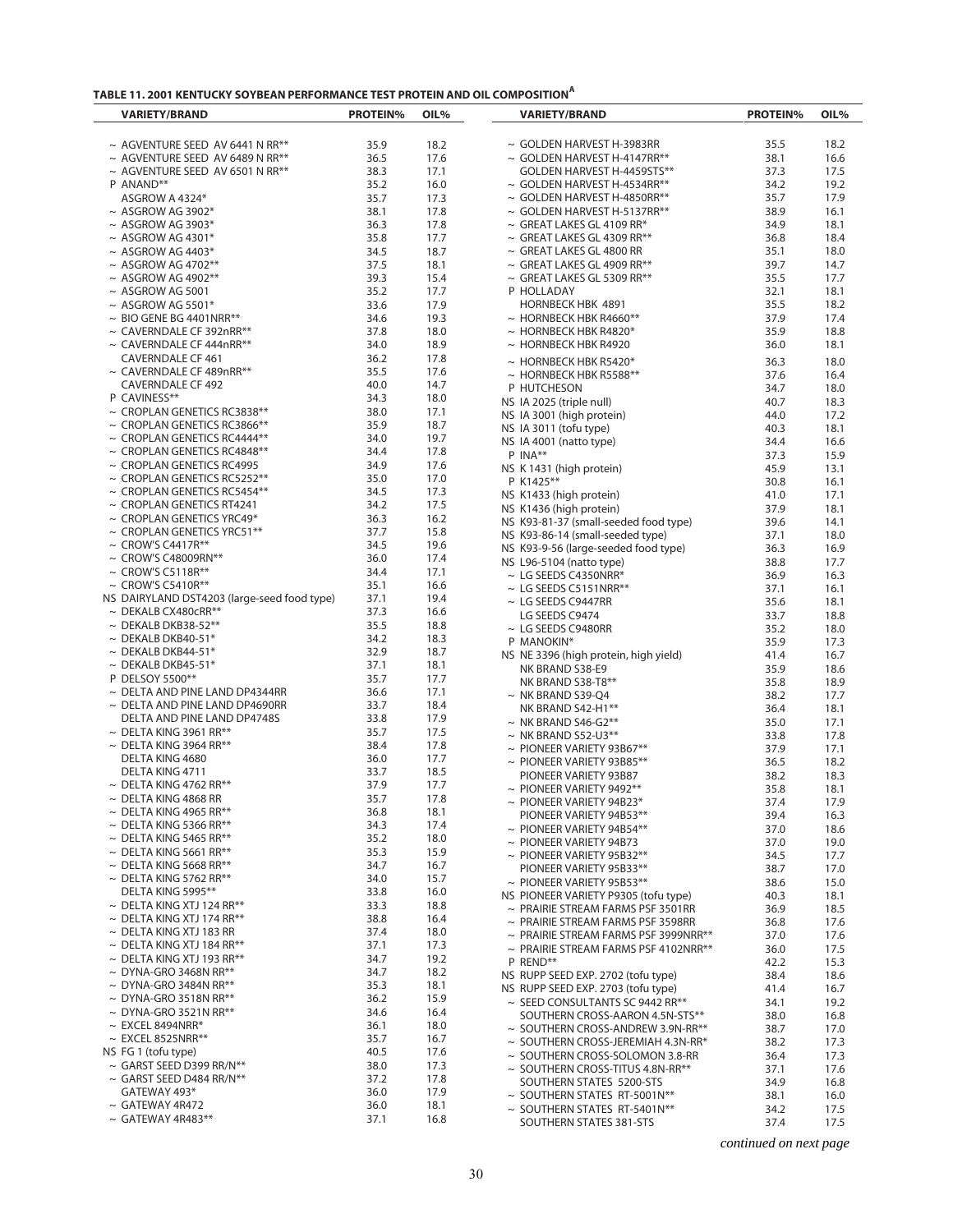**TABLE 11. 2001 KENTUCKY SOYBEAN PERFORMANCE TEST PROTEIN AND OIL COMPOSITION[A]**

| VARIETY/BRAND | PROTEIN% | OIL% |
|---|---|---|
| ~ AGVENTURE SEED AV 6441 N RR** | 35.9 | 18.2 |
| ~ AGVENTURE SEED AV 6489 N RR** | 36.5 | 17.6 |
| ~ AGVENTURE SEED AV 6501 N RR** | 38.3 | 17.1 |
| P ANAND** | 35.2 | 16.0 |
| ASGROW A 4324* | 35.7 | 17.3 |
| ~ ASGROW AG 3902* | 38.1 | 17.8 |
| ~ ASGROW AG 3903* | 36.3 | 17.8 |
| ~ ASGROW AG 4301* | 35.8 | 17.7 |
| ~ ASGROW AG 4403* | 34.5 | 18.7 |
| ~ ASGROW AG 4702** | 37.5 | 18.1 |
| ~ ASGROW AG 4902** | 39.3 | 15.4 |
| ~ ASGROW AG 5001 | 35.2 | 17.7 |
| ~ ASGROW AG 5501* | 33.6 | 17.9 |
| ~ BIO GENE BG 4401NRR** | 34.6 | 19.3 |
| ~ CAVERNDALE CF 392nRR** | 37.8 | 18.0 |
| ~ CAVERNDALE CF 444nRR** | 34.0 | 18.9 |
| CAVERNDALE CF 461 | 36.2 | 17.8 |
| ~ CAVERNDALE CF 489nRR** | 35.5 | 17.6 |
| CAVERNDALE CF 492 | 40.0 | 14.7 |
| P CAVINESS** | 34.3 | 18.0 |
| ~ CROPLAN GENETICS RC3838** | 38.0 | 17.1 |
| ~ CROPLAN GENETICS RC3866** | 35.9 | 18.7 |
| ~ CROPLAN GENETICS RC4444** | 34.0 | 19.7 |
| ~ CROPLAN GENETICS RC4848** | 34.4 | 17.8 |
| ~ CROPLAN GENETICS RC4995 | 34.9 | 17.6 |
| ~ CROPLAN GENETICS RC5252** | 35.0 | 17.0 |
| ~ CROPLAN GENETICS RC5454** | 34.5 | 17.3 |
| ~ CROPLAN GENETICS RT4241 | 34.2 | 17.5 |
| ~ CROPLAN GENETICS YRC49* | 36.3 | 16.2 |
| ~ CROPLAN GENETICS YRC51** | 37.7 | 15.8 |
| ~ CROW'S C4417R** | 34.5 | 19.6 |
| ~ CROW'S C48009RN** | 36.0 | 17.4 |
| ~ CROW'S C5118R** | 34.4 | 17.1 |
| ~ CROW'S C5410R** | 35.1 | 16.6 |
| NS DAIRYLAND DST4203 (large-seed food type) | 37.1 | 19.4 |
| ~ DEKALB CX480cRR** | 37.3 | 16.6 |
| ~ DEKALB DKB38-52** | 35.5 | 18.8 |
| ~ DEKALB DKB40-51* | 34.2 | 18.3 |
| ~ DEKALB DKB44-51* | 32.9 | 18.7 |
| ~ DEKALB DKB45-51* | 37.1 | 18.1 |
| P DELSOY 5500** | 35.7 | 17.7 |
| ~ DELTA AND PINE LAND DP4344RR | 36.6 | 17.1 |
| ~ DELTA AND PINE LAND DP4690RR | 33.7 | 18.4 |
| DELTA AND PINE LAND DP4748S | 33.8 | 17.9 |
| ~ DELTA KING 3961 RR** | 35.7 | 17.5 |
| ~ DELTA KING 3964 RR** | 38.4 | 17.8 |
| DELTA KING 4680 | 36.0 | 17.7 |
| DELTA KING 4711 | 33.7 | 18.5 |
| ~ DELTA KING 4762 RR** | 37.9 | 17.7 |
| ~ DELTA KING 4868 RR | 35.7 | 17.8 |
| ~ DELTA KING 4965 RR** | 36.8 | 18.1 |
| ~ DELTA KING 5366 RR** | 34.3 | 17.4 |
| ~ DELTA KING 5465 RR** | 35.2 | 18.0 |
| ~ DELTA KING 5661 RR** | 35.3 | 15.9 |
| ~ DELTA KING 5668 RR** | 34.7 | 16.7 |
| ~ DELTA KING 5762 RR** | 34.0 | 15.7 |
| DELTA KING 5995** | 33.8 | 16.0 |
| ~ DELTA KING XTJ 124 RR** | 33.3 | 18.8 |
| ~ DELTA KING XTJ 174 RR** | 38.8 | 16.4 |
| ~ DELTA KING XTJ 183 RR | 37.4 | 18.0 |
| ~ DELTA KING XTJ 184 RR** | 37.1 | 17.3 |
| ~ DELTA KING XTJ 193 RR** | 34.7 | 19.2 |
| ~ DYNA-GRO 3468N RR** | 34.7 | 18.2 |
| ~ DYNA-GRO 3484N RR** | 35.3 | 18.1 |
| ~ DYNA-GRO 3518N RR** | 36.2 | 15.9 |
| ~ DYNA-GRO 3521N RR** | 34.6 | 16.4 |
| ~ EXCEL 8494NRR* | 36.1 | 18.0 |
| ~ EXCEL 8525NRR** | 35.7 | 16.7 |
| NS FG 1 (tofu type) | 40.5 | 17.6 |
| ~ GARST SEED D399 RR/N** | 38.0 | 17.3 |
| ~ GARST SEED D484 RR/N** | 37.2 | 17.8 |
| GATEWAY 493* | 36.0 | 17.9 |
| ~ GATEWAY 4R472 | 36.0 | 18.1 |
| ~ GATEWAY 4R483** | 37.1 | 16.8 |
| ~ GOLDEN HARVEST H-3983RR | 35.5 | 18.2 |
| ~ GOLDEN HARVEST H-4147RR** | 38.1 | 16.6 |
| GOLDEN HARVEST H-4459STS** | 37.3 | 17.5 |
| ~ GOLDEN HARVEST H-4534RR** | 34.2 | 19.2 |
| ~ GOLDEN HARVEST H-4850RR** | 35.7 | 17.9 |
| ~ GOLDEN HARVEST H-5137RR** | 38.9 | 16.1 |
| ~ GREAT LAKES GL 4109 RR* | 34.9 | 18.1 |
| ~ GREAT LAKES GL 4309 RR** | 36.8 | 18.4 |
| ~ GREAT LAKES GL 4800 RR | 35.1 | 18.0 |
| ~ GREAT LAKES GL 4909 RR** | 39.7 | 14.7 |
| ~ GREAT LAKES GL 5309 RR** | 35.5 | 17.7 |
| P HOLLADAY | 32.1 | 18.1 |
| HORNBECK HBK 4891 | 35.5 | 18.2 |
| ~ HORNBECK HBK R4660** | 37.9 | 17.4 |
| ~ HORNBECK HBK R4820* | 35.9 | 18.8 |
| ~ HORNBECK HBK R4920 | 36.0 | 18.1 |
| ~ HORNBECK HBK R5420* | 36.3 | 18.0 |
| ~ HORNBECK HBK R5588** | 37.6 | 16.4 |
| P HUTCHESON | 34.7 | 18.0 |
| NS IA 2025 (triple null) | 40.7 | 18.3 |
| NS IA 3001 (high protein) | 44.0 | 17.2 |
| NS IA 3011 (tofu type) | 40.3 | 18.1 |
| NS IA 4001 (natto type) | 34.4 | 16.6 |
| P INA** | 37.3 | 15.9 |
| NS K 1431 (high protein) | 45.9 | 13.1 |
| P K1425** | 30.8 | 16.1 |
| NS K1433 (high protein) | 41.0 | 17.1 |
| NS K1436 (high protein) | 37.9 | 18.1 |
| NS K93-81-37 (small-seeded food type) | 39.6 | 14.1 |
| NS K93-86-14 (small-seeded type) | 37.1 | 18.0 |
| NS K93-9-56 (large-seeded food type) | 36.3 | 16.9 |
| NS L96-5104 (natto type) | 38.8 | 17.7 |
| ~ LG SEEDS C4350NRR* | 36.9 | 16.3 |
| ~ LG SEEDS C5151NRR** | 37.1 | 16.1 |
| ~ LG SEEDS C9447RR | 35.6 | 18.1 |
| LG SEEDS C9474 | 33.7 | 18.8 |
| ~ LG SEEDS C9480RR | 35.2 | 18.0 |
| P MANOKIN* | 35.9 | 17.3 |
| NS NE 3396 (high protein, high yield) | 41.4 | 16.7 |
| NK BRAND S38-E9 | 35.9 | 18.6 |
| NK BRAND S38-T8** | 35.8 | 18.9 |
| ~ NK BRAND S39-Q4 | 38.2 | 17.7 |
| NK BRAND S42-H1** | 36.4 | 18.1 |
| ~ NK BRAND S46-G2** | 35.0 | 17.1 |
| ~ NK BRAND S52-U3** | 33.8 | 17.8 |
| ~ PIONEER VARIETY 93B67** | 37.9 | 17.1 |
| ~ PIONEER VARIETY 93B85** | 36.5 | 18.2 |
| PIONEER VARIETY 93B87 | 38.2 | 18.3 |
| ~ PIONEER VARIETY 9492** | 35.8 | 18.1 |
| ~ PIONEER VARIETY 94B23* | 37.4 | 17.9 |
| PIONEER VARIETY 94B53** | 39.4 | 16.3 |
| ~ PIONEER VARIETY 94B54** | 37.0 | 18.6 |
| ~ PIONEER VARIETY 94B73 | 37.0 | 19.0 |
| ~ PIONEER VARIETY 95B32** | 34.5 | 17.7 |
| PIONEER VARIETY 95B33** | 38.7 | 17.0 |
| ~ PIONEER VARIETY 95B53** | 38.6 | 15.0 |
| NS PIONEER VARIETY P9305 (tofu type) | 40.3 | 18.1 |
| ~ PRAIRIE STREAM FARMS PSF 3501RR | 36.9 | 18.5 |
| ~ PRAIRIE STREAM FARMS PSF 3598RR | 36.8 | 17.6 |
| ~ PRAIRIE STREAM FARMS PSF 3999NRR** | 37.0 | 17.6 |
| ~ PRAIRIE STREAM FARMS PSF 4102NRR** | 36.0 | 17.5 |
| P REND** | 42.2 | 15.3 |
| NS RUPP SEED EXP. 2702 (tofu type) | 38.4 | 18.6 |
| NS RUPP SEED EXP. 2703 (tofu type) | 41.4 | 16.7 |
| ~ SEED CONSULTANTS SC 9442 RR** | 34.1 | 19.2 |
| SOUTHERN CROSS-AARON 4.5N-STS** | 38.0 | 16.8 |
| ~ SOUTHERN CROSS-ANDREW 3.9N-RR** | 38.7 | 17.0 |
| ~ SOUTHERN CROSS-JEREMIAH 4.3N-RR* | 38.2 | 17.3 |
| ~ SOUTHERN CROSS-SOLOMON 3.8-RR | 36.4 | 17.3 |
| ~ SOUTHERN CROSS-TITUS 4.8N-RR** | 37.1 | 17.6 |
| SOUTHERN STATES 5200-STS | 34.9 | 16.8 |
| ~ SOUTHERN STATES RT-5001N** | 38.1 | 16.0 |
| ~ SOUTHERN STATES RT-5401N** | 34.2 | 17.5 |
| SOUTHERN STATES 381-STS | 37.4 | 17.5 |

*continued on next page*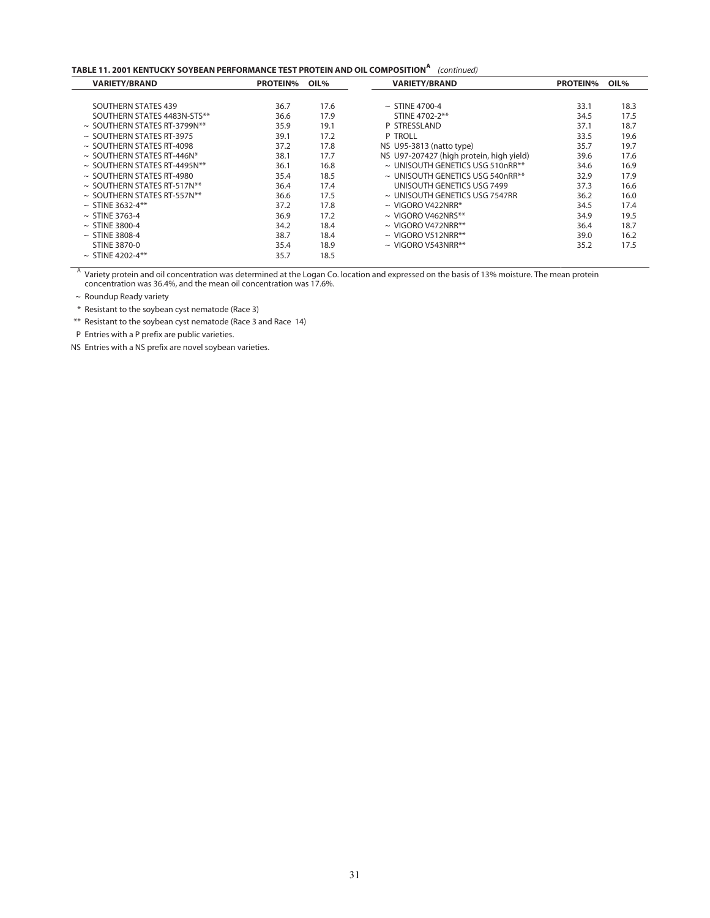**TABLE 11. 2001 KENTUCKY SOYBEAN PERFORMANCE TEST PROTEIN AND OIL COMPOSITION[A]** *(continued)*

| VARIETY/BRAND | PROTEIN% | OIL% | VARIETY/BRAND | PROTEIN% | OIL% |
|---|---|---|---|---|---|
| SOUTHERN STATES 439 | 36.7 | 17.6 | ~ STINE 4700-4 | 33.1 | 18.3 |
| SOUTHERN STATES 4483N-STS** | 36.6 | 17.9 | STINE 4702-2** | 34.5 | 17.5 |
| ~ SOUTHERN STATES RT-3799N** | 35.9 | 19.1 | P STRESSLAND | 37.1 | 18.7 |
| ~ SOUTHERN STATES RT-3975 | 39.1 | 17.2 | P TROLL | 33.5 | 19.6 |
| ~ SOUTHERN STATES RT-4098 | 37.2 | 17.8 | NS U95-3813 (natto type) | 35.7 | 19.7 |
| ~ SOUTHERN STATES RT-446N* | 38.1 | 17.7 | NS U97-207427 (high protein, high yield) | 39.6 | 17.6 |
| ~ SOUTHERN STATES RT-4495N** | 36.1 | 16.8 | ~ UNISOUTH GENETICS USG 510nRR** | 34.6 | 16.9 |
| ~ SOUTHERN STATES RT-4980 | 35.4 | 18.5 | ~ UNISOUTH GENETICS USG 540nRR** | 32.9 | 17.9 |
| ~ SOUTHERN STATES RT-517N** | 36.4 | 17.4 | UNISOUTH GENETICS USG 7499 | 37.3 | 16.6 |
| ~ SOUTHERN STATES RT-557N** | 36.6 | 17.5 | ~ UNISOUTH GENETICS USG 7547RR | 36.2 | 16.0 |
| ~ STINE 3632-4** | 37.2 | 17.8 | ~ VIGORO V422NRR* | 34.5 | 17.4 |
| ~ STINE 3763-4 | 36.9 | 17.2 | ~ VIGORO V462NRS** | 34.9 | 19.5 |
| ~ STINE 3800-4 | 34.2 | 18.4 | ~ VIGORO V472NRR** | 36.4 | 18.7 |
| ~ STINE 3808-4 | 38.7 | 18.4 | ~ VIGORO V512NRR** | 39.0 | 16.2 |
| STINE 3870-0 | 35.4 | 18.9 | ~ VIGORO V543NRR** | 35.2 | 17.5 |
| ~ STINE 4202-4** | 35.7 | 18.5 | | | |

[A] Variety protein and oil concentration was determined at the Logan Co. location and expressed on the basis of 13% moisture. The mean protein concentration was 36.4%, and the mean oil concentration was 17.6%.

~ Roundup Ready variety

* Resistant to the soybean cyst nematode (Race 3)

** Resistant to the soybean cyst nematode (Race 3 and Race 14)

P Entries with a P prefix are public varieties.

NS Entries with a NS prefix are novel soybean varieties.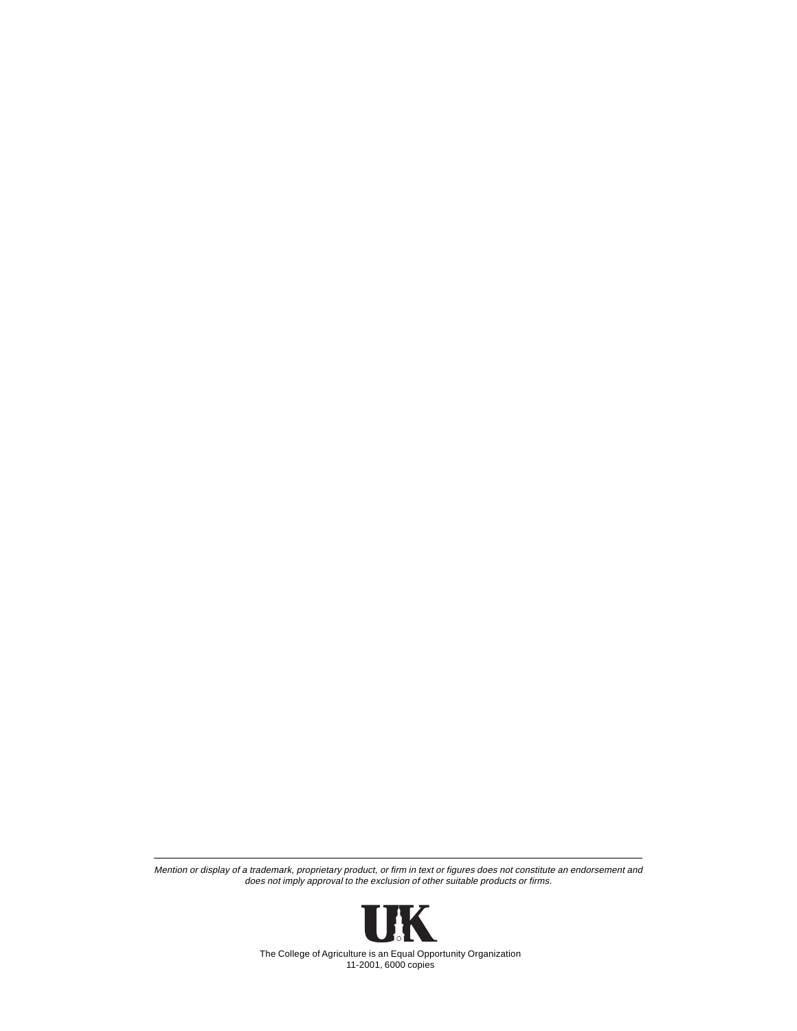*Mention or display of a trademark, proprietary product, or firm in text or figures does not constitute an endorsement and does not imply approval to the exclusion of other suitable products or firms.*

The College of Agriculture is an Equal Opportunity Organization
11-2001, 6000 copies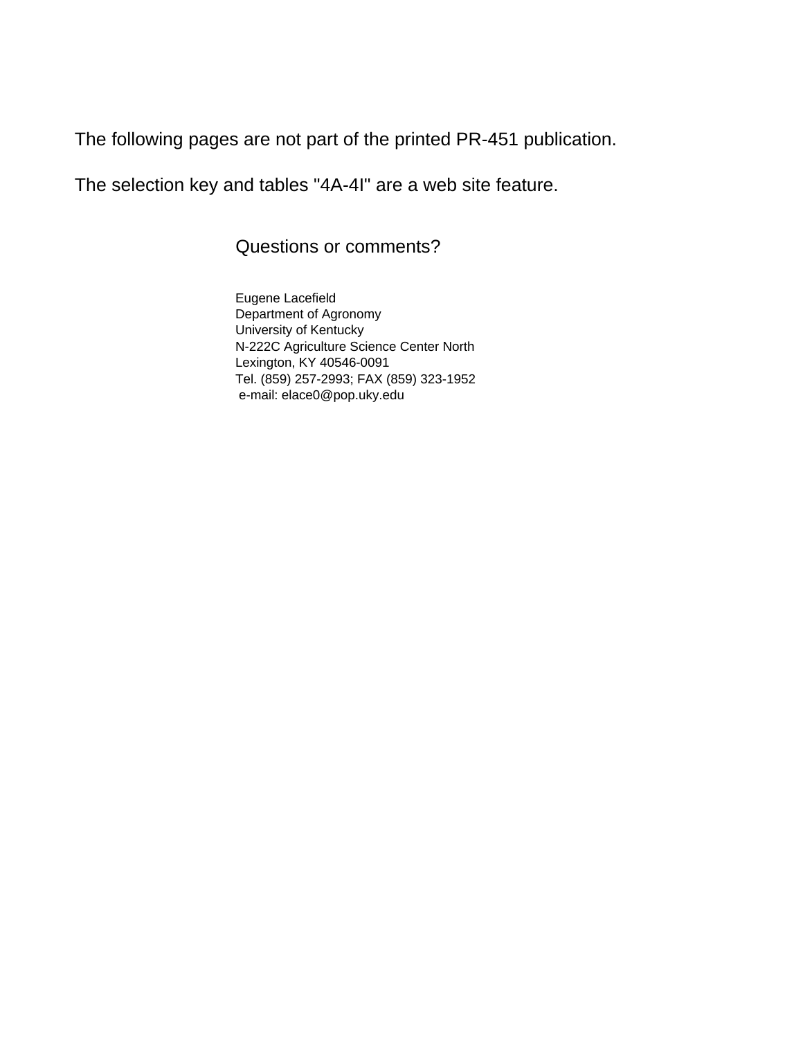The following pages are not part of the printed PR-451 publication.

The selection key and tables "4A-4I" are a web site feature.

Questions or comments?

Eugene Lacefield
Department of Agronomy
University of Kentucky
N-222C Agriculture Science Center North
Lexington, KY 40546-0091
Tel. (859) 257-2993; FAX (859) 323-1952
e-mail: elace0@pop.uky.edu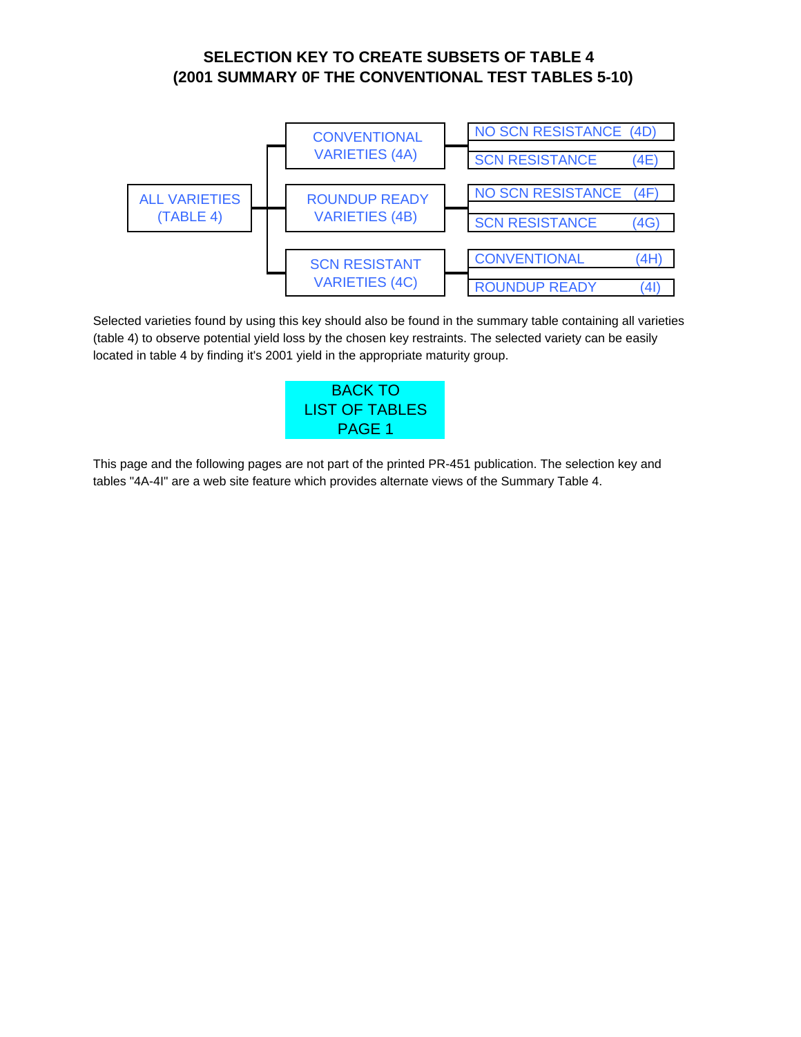# SELECTION KEY TO CREATE SUBSETS OF TABLE 4
# (2001 SUMMARY 0F THE CONVENTIONAL TEST TABLES 5-10)

- ALL VARIETIES (TABLE 4)
  - CONVENTIONAL VARIETIES (4A)
    - NO SCN RESISTANCE (4D)
    - SCN RESISTANCE (4E)
  - ROUNDUP READY VARIETIES (4B)
    - NO SCN RESISTANCE (4F)
    - SCN RESISTANCE (4G)
  - SCN RESISTANT VARIETIES (4C)
    - CONVENTIONAL (4H)
    - ROUNDUP READY (4I)

Selected varieties found by using this key should also be found in the summary table containing all varieties (table 4) to observe potential yield loss by the chosen key restraints. The selected variety can be easily located in table 4 by finding it's 2001 yield in the appropriate maturity group.

BACK TO LIST OF TABLES PAGE 1

This page and the following pages are not part of the printed PR-451 publication. The selection key and tables "4A-4I" are a web site feature which provides alternate views of the Summary Table 4.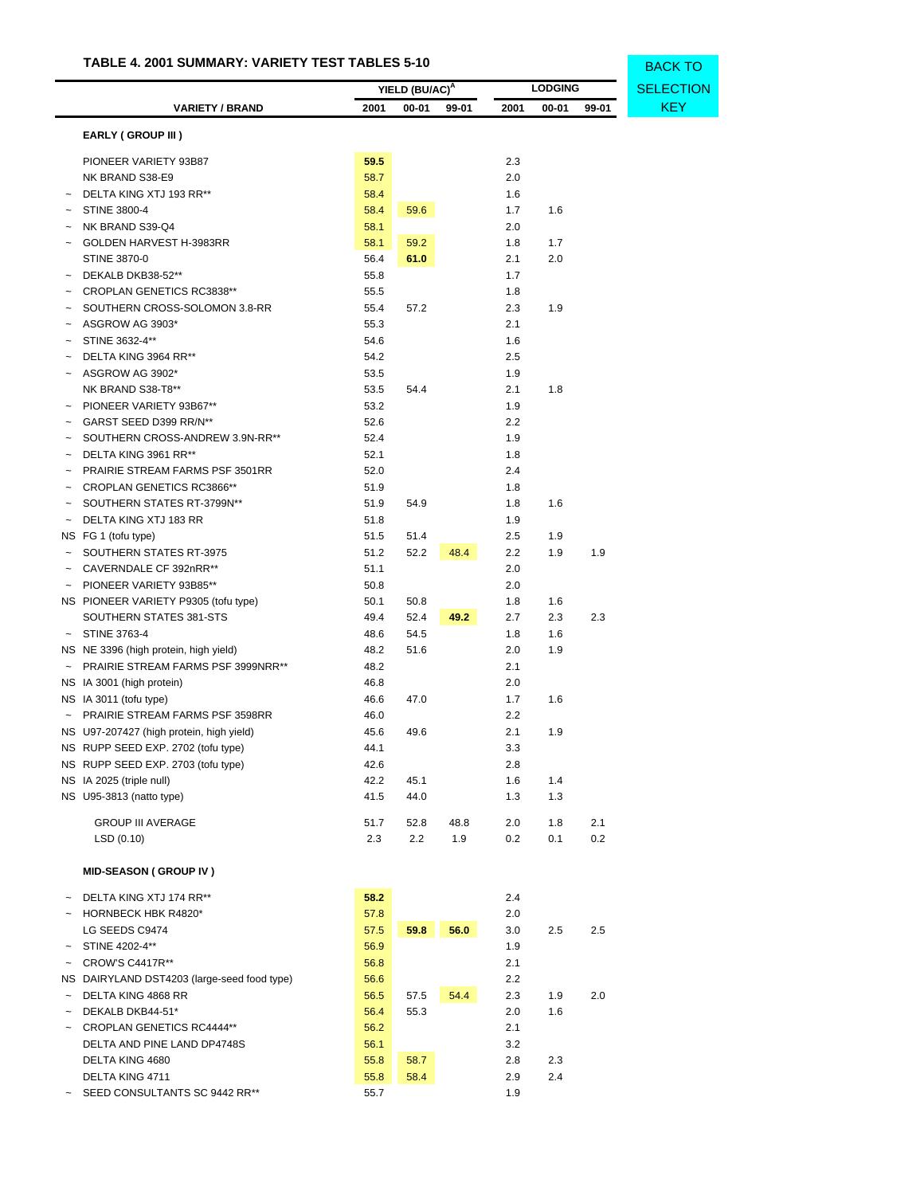## TABLE 4. 2001 SUMMARY: VARIETY TEST TABLES 5-10

BACK TO SELECTION KEY

| | VARIETY / BRAND | YIELD (BU/AC)[A] 2001 | YIELD 00-01 | YIELD 99-01 | LODGING 2001 | LODGING 00-01 | LODGING 99-01 |
|---|---|---|---|---|---|---|---|
| | **EARLY ( GROUP III )** | | | | | | |
| | PIONEER VARIETY 93B87 | **59.5** | | | 2.3 | | |
| | NK BRAND S38-E9 | 58.7 | | | 2.0 | | |
| ~ | DELTA KING XTJ 193 RR** | 58.4 | | | 1.6 | | |
| ~ | STINE 3800-4 | 58.4 | 59.6 | | 1.7 | 1.6 | |
| ~ | NK BRAND S39-Q4 | 58.1 | | | 2.0 | | |
| ~ | GOLDEN HARVEST H-3983RR | 58.1 | 59.2 | | 1.8 | 1.7 | |
| | STINE 3870-0 | 56.4 | **61.0** | | 2.1 | 2.0 | |
| ~ | DEKALB DKB38-52** | 55.8 | | | 1.7 | | |
| ~ | CROPLAN GENETICS RC3838** | 55.5 | | | 1.8 | | |
| ~ | SOUTHERN CROSS-SOLOMON 3.8-RR | 55.4 | 57.2 | | 2.3 | 1.9 | |
| ~ | ASGROW AG 3903* | 55.3 | | | 2.1 | | |
| ~ | STINE 3632-4** | 54.6 | | | 1.6 | | |
| ~ | DELTA KING 3964 RR** | 54.2 | | | 2.5 | | |
| ~ | ASGROW AG 3902* | 53.5 | | | 1.9 | | |
| | NK BRAND S38-T8** | 53.5 | 54.4 | | 2.1 | 1.8 | |
| ~ | PIONEER VARIETY 93B67** | 53.2 | | | 1.9 | | |
| ~ | GARST SEED D399 RR/N** | 52.6 | | | 2.2 | | |
| ~ | SOUTHERN CROSS-ANDREW 3.9N-RR** | 52.4 | | | 1.9 | | |
| ~ | DELTA KING 3961 RR** | 52.1 | | | 1.8 | | |
| ~ | PRAIRIE STREAM FARMS PSF 3501RR | 52.0 | | | 2.4 | | |
| ~ | CROPLAN GENETICS RC3866** | 51.9 | | | 1.8 | | |
| ~ | SOUTHERN STATES RT-3799N** | 51.9 | 54.9 | | 1.8 | 1.6 | |
| ~ | DELTA KING XTJ 183 RR | 51.8 | | | 1.9 | | |
| NS | FG 1 (tofu type) | 51.5 | 51.4 | | 2.5 | 1.9 | |
| ~ | SOUTHERN STATES RT-3975 | 51.2 | 52.2 | 48.4 | 2.2 | 1.9 | 1.9 |
| ~ | CAVERNDALE CF 392nRR** | 51.1 | | | 2.0 | | |
| ~ | PIONEER VARIETY 93B85** | 50.8 | | | 2.0 | | |
| NS | PIONEER VARIETY P9305 (tofu type) | 50.1 | 50.8 | | 1.8 | 1.6 | |
| | SOUTHERN STATES 381-STS | 49.4 | 52.4 | **49.2** | 2.7 | 2.3 | 2.3 |
| ~ | STINE 3763-4 | 48.6 | 54.5 | | 1.8 | 1.6 | |
| NS | NE 3396 (high protein, high yield) | 48.2 | 51.6 | | 2.0 | 1.9 | |
| ~ | PRAIRIE STREAM FARMS PSF 3999NRR** | 48.2 | | | 2.1 | | |
| NS | IA 3001 (high protein) | 46.8 | | | 2.0 | | |
| NS | IA 3011 (tofu type) | 46.6 | 47.0 | | 1.7 | 1.6 | |
| ~ | PRAIRIE STREAM FARMS PSF 3598RR | 46.0 | | | 2.2 | | |
| NS | U97-207427 (high protein, high yield) | 45.6 | 49.6 | | 2.1 | 1.9 | |
| NS | RUPP SEED EXP. 2702 (tofu type) | 44.1 | | | 3.3 | | |
| NS | RUPP SEED EXP. 2703 (tofu type) | 42.6 | | | 2.8 | | |
| NS | IA 2025 (triple null) | 42.2 | 45.1 | | 1.6 | 1.4 | |
| NS | U95-3813 (natto type) | 41.5 | 44.0 | | 1.3 | 1.3 | |
| | GROUP III AVERAGE | 51.7 | 52.8 | 48.8 | 2.0 | 1.8 | 2.1 |
| | LSD (0.10) | 2.3 | 2.2 | 1.9 | 0.2 | 0.1 | 0.2 |
| | **MID-SEASON ( GROUP IV )** | | | | | | |
| ~ | DELTA KING XTJ 174 RR** | **58.2** | | | 2.4 | | |
| ~ | HORNBECK HBK R4820* | 57.8 | | | 2.0 | | |
| | LG SEEDS C9474 | 57.5 | **59.8** | **56.0** | 3.0 | 2.5 | 2.5 |
| ~ | STINE 4202-4** | 56.9 | | | 1.9 | | |
| ~ | CROW'S C4417R** | 56.8 | | | 2.1 | | |
| NS | DAIRYLAND DST4203 (large-seed food type) | 56.6 | | | 2.2 | | |
| ~ | DELTA KING 4868 RR | 56.5 | 57.5 | 54.4 | 2.3 | 1.9 | 2.0 |
| ~ | DEKALB DKB44-51* | 56.4 | 55.3 | | 2.0 | 1.6 | |
| ~ | CROPLAN GENETICS RC4444** | 56.2 | | | 2.1 | | |
| | DELTA AND PINE LAND DP4748S | 56.1 | | | 3.2 | | |
| | DELTA KING 4680 | 55.8 | 58.7 | | 2.8 | 2.3 | |
| | DELTA KING 4711 | 55.8 | 58.4 | | 2.9 | 2.4 | |
| ~ | SEED CONSULTANTS SC 9442 RR** | 55.7 | | | 1.9 | | |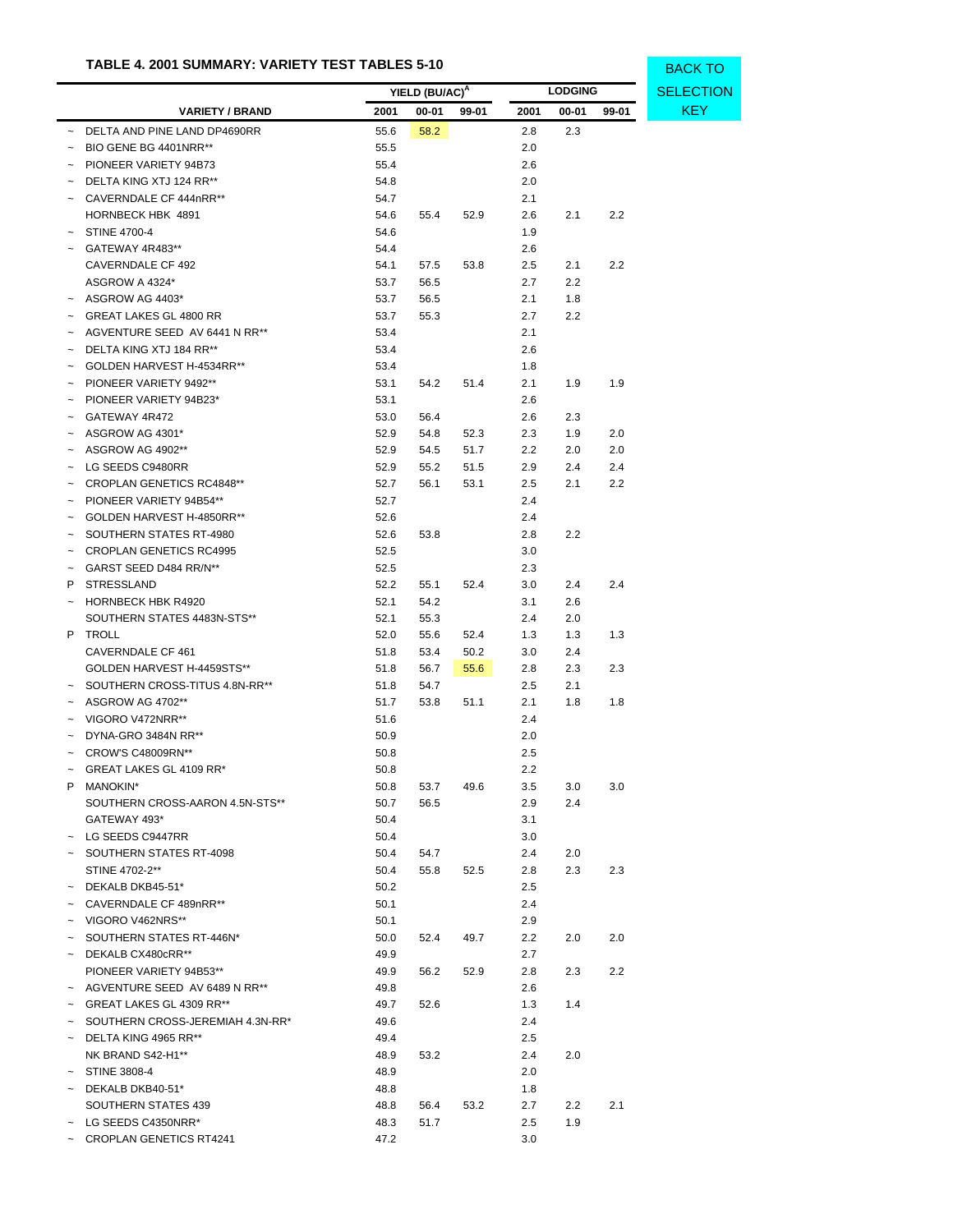## TABLE 4. 2001 SUMMARY: VARIETY TEST TABLES 5-10

BACK TO SELECTION KEY

| | VARIETY / BRAND | YIELD (BU/AC)[A] 2001 | YIELD 00-01 | YIELD 99-01 | LODGING 2001 | LODGING 00-01 | LODGING 99-01 |
|---|---|---|---|---|---|---|---|
| ~ | DELTA AND PINE LAND DP4690RR | 55.6 | 58.2 | | 2.8 | 2.3 | |
| ~ | BIO GENE BG 4401NRR** | 55.5 | | | 2.0 | | |
| ~ | PIONEER VARIETY 94B73 | 55.4 | | | 2.6 | | |
| ~ | DELTA KING XTJ 124 RR** | 54.8 | | | 2.0 | | |
| ~ | CAVERNDALE CF 444nRR** | 54.7 | | | 2.1 | | |
| | HORNBECK HBK 4891 | 54.6 | 55.4 | 52.9 | 2.6 | 2.1 | 2.2 |
| ~ | STINE 4700-4 | 54.6 | | | 1.9 | | |
| ~ | GATEWAY 4R483** | 54.4 | | | 2.6 | | |
| | CAVERNDALE CF 492 | 54.1 | 57.5 | 53.8 | 2.5 | 2.1 | 2.2 |
| | ASGROW A 4324* | 53.7 | 56.5 | | 2.7 | 2.2 | |
| ~ | ASGROW AG 4403* | 53.7 | 56.5 | | 2.1 | 1.8 | |
| ~ | GREAT LAKES GL 4800 RR | 53.7 | 55.3 | | 2.7 | 2.2 | |
| ~ | AGVENTURE SEED AV 6441 N RR** | 53.4 | | | 2.1 | | |
| ~ | DELTA KING XTJ 184 RR** | 53.4 | | | 2.6 | | |
| ~ | GOLDEN HARVEST H-4534RR** | 53.4 | | | 1.8 | | |
| ~ | PIONEER VARIETY 9492** | 53.1 | 54.2 | 51.4 | 2.1 | 1.9 | 1.9 |
| ~ | PIONEER VARIETY 94B23* | 53.1 | | | 2.6 | | |
| ~ | GATEWAY 4R472 | 53.0 | 56.4 | | 2.6 | 2.3 | |
| ~ | ASGROW AG 4301* | 52.9 | 54.8 | 52.3 | 2.3 | 1.9 | 2.0 |
| ~ | ASGROW AG 4902** | 52.9 | 54.5 | 51.7 | 2.2 | 2.0 | 2.0 |
| ~ | LG SEEDS C9480RR | 52.9 | 55.2 | 51.5 | 2.9 | 2.4 | 2.4 |
| ~ | CROPLAN GENETICS RC4848** | 52.7 | 56.1 | 53.1 | 2.5 | 2.1 | 2.2 |
| ~ | PIONEER VARIETY 94B54** | 52.7 | | | 2.4 | | |
| ~ | GOLDEN HARVEST H-4850RR** | 52.6 | | | 2.4 | | |
| ~ | SOUTHERN STATES RT-4980 | 52.6 | 53.8 | | 2.8 | 2.2 | |
| ~ | CROPLAN GENETICS RC4995 | 52.5 | | | 3.0 | | |
| ~ | GARST SEED D484 RR/N** | 52.5 | | | 2.3 | | |
| P | STRESSLAND | 52.2 | 55.1 | 52.4 | 3.0 | 2.4 | 2.4 |
| ~ | HORNBECK HBK R4920 | 52.1 | 54.2 | | 3.1 | 2.6 | |
| | SOUTHERN STATES 4483N-STS** | 52.1 | 55.3 | | 2.4 | 2.0 | |
| P | TROLL | 52.0 | 55.6 | 52.4 | 1.3 | 1.3 | 1.3 |
| | CAVERNDALE CF 461 | 51.8 | 53.4 | 50.2 | 3.0 | 2.4 | |
| | GOLDEN HARVEST H-4459STS** | 51.8 | 56.7 | 55.6 | 2.8 | 2.3 | 2.3 |
| ~ | SOUTHERN CROSS-TITUS 4.8N-RR** | 51.8 | 54.7 | | 2.5 | 2.1 | |
| ~ | ASGROW AG 4702** | 51.7 | 53.8 | 51.1 | 2.1 | 1.8 | 1.8 |
| ~ | VIGORO V472NRR** | 51.6 | | | 2.4 | | |
| ~ | DYNA-GRO 3484N RR** | 50.9 | | | 2.0 | | |
| ~ | CROW'S C48009RN** | 50.8 | | | 2.5 | | |
| ~ | GREAT LAKES GL 4109 RR* | 50.8 | | | 2.2 | | |
| P | MANOKIN* | 50.8 | 53.7 | 49.6 | 3.5 | 3.0 | 3.0 |
| | SOUTHERN CROSS-AARON 4.5N-STS** | 50.7 | 56.5 | | 2.9 | 2.4 | |
| | GATEWAY 493* | 50.4 | | | 3.1 | | |
| ~ | LG SEEDS C9447RR | 50.4 | | | 3.0 | | |
| ~ | SOUTHERN STATES RT-4098 | 50.4 | 54.7 | | 2.4 | 2.0 | |
| | STINE 4702-2** | 50.4 | 55.8 | 52.5 | 2.8 | 2.3 | 2.3 |
| ~ | DEKALB DKB45-51* | 50.2 | | | 2.5 | | |
| ~ | CAVERNDALE CF 489nRR** | 50.1 | | | 2.4 | | |
| ~ | VIGORO V462NRS** | 50.1 | | | 2.9 | | |
| ~ | SOUTHERN STATES RT-446N* | 50.0 | 52.4 | 49.7 | 2.2 | 2.0 | 2.0 |
| ~ | DEKALB CX480cRR** | 49.9 | | | 2.7 | | |
| | PIONEER VARIETY 94B53** | 49.9 | 56.2 | 52.9 | 2.8 | 2.3 | 2.2 |
| ~ | AGVENTURE SEED AV 6489 N RR** | 49.8 | | | 2.6 | | |
| ~ | GREAT LAKES GL 4309 RR** | 49.7 | 52.6 | | 1.3 | 1.4 | |
| ~ | SOUTHERN CROSS-JEREMIAH 4.3N-RR* | 49.6 | | | 2.4 | | |
| ~ | DELTA KING 4965 RR** | 49.4 | | | 2.5 | | |
| | NK BRAND S42-H1** | 48.9 | 53.2 | | 2.4 | 2.0 | |
| ~ | STINE 3808-4 | 48.9 | | | 2.0 | | |
| ~ | DEKALB DKB40-51* | 48.8 | | | 1.8 | | |
| | SOUTHERN STATES 439 | 48.8 | 56.4 | 53.2 | 2.7 | 2.2 | 2.1 |
| ~ | LG SEEDS C4350NRR* | 48.3 | 51.7 | | 2.5 | 1.9 | |
| ~ | CROPLAN GENETICS RT4241 | 47.2 | | | 3.0 | | |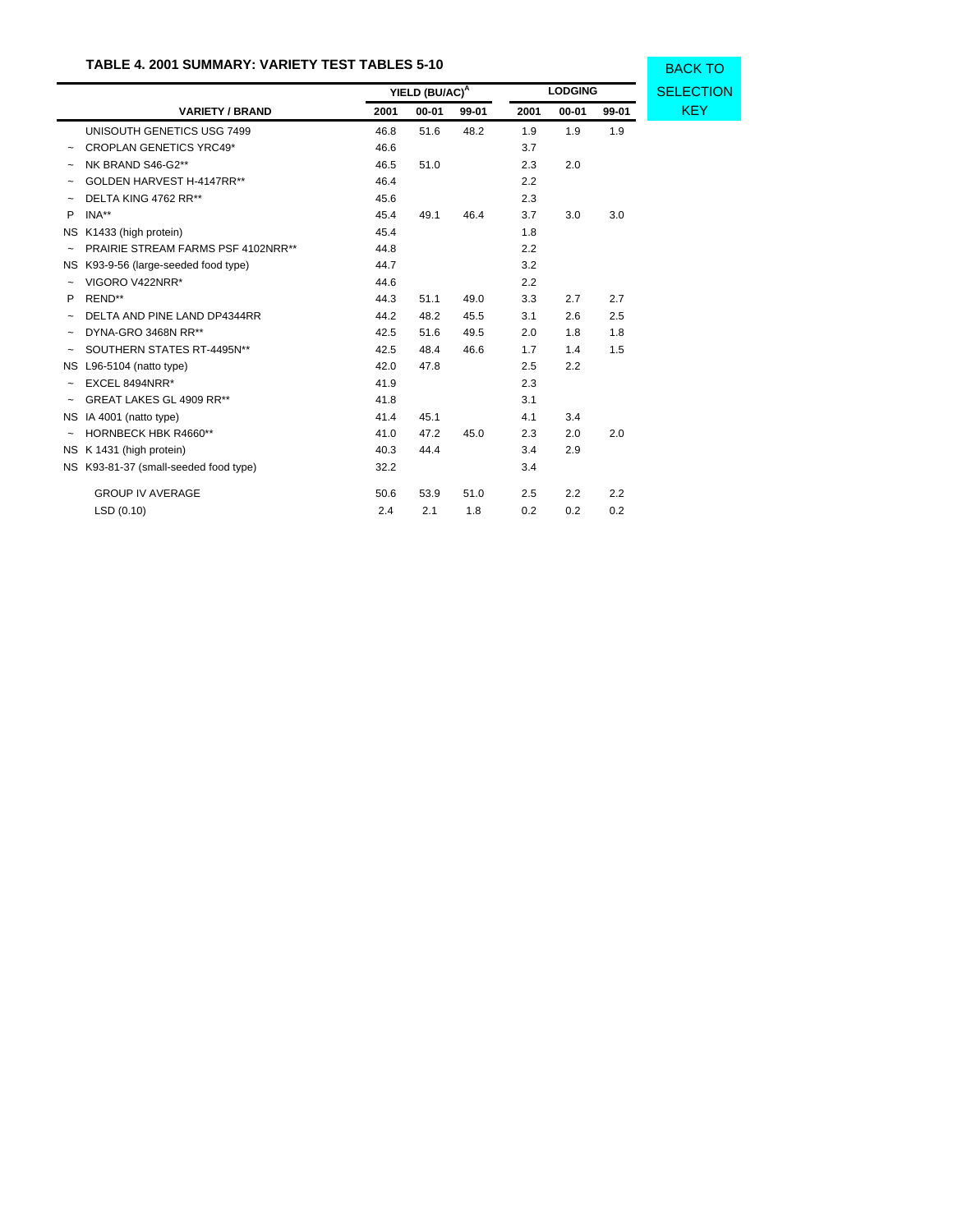## TABLE 4. 2001 SUMMARY: VARIETY TEST TABLES 5-10

BACK TO SELECTION KEY

| | | YIELD (BU/AC)[A] | | | LODGING | | |
|---|---|---|---|---|---|---|---|
| | VARIETY / BRAND | 2001 | 00-01 | 99-01 | 2001 | 00-01 | 99-01 |
| | UNISOUTH GENETICS USG 7499 | 46.8 | 51.6 | 48.2 | 1.9 | 1.9 | 1.9 |
| ~ | CROPLAN GENETICS YRC49* | 46.6 | | | 3.7 | | |
| ~ | NK BRAND S46-G2** | 46.5 | 51.0 | | 2.3 | 2.0 | |
| ~ | GOLDEN HARVEST H-4147RR** | 46.4 | | | 2.2 | | |
| ~ | DELTA KING 4762 RR** | 45.6 | | | 2.3 | | |
| P | INA** | 45.4 | 49.1 | 46.4 | 3.7 | 3.0 | 3.0 |
| NS | K1433 (high protein) | 45.4 | | | 1.8 | | |
| ~ | PRAIRIE STREAM FARMS PSF 4102NRR** | 44.8 | | | 2.2 | | |
| NS | K93-9-56 (large-seeded food type) | 44.7 | | | 3.2 | | |
| ~ | VIGORO V422NRR* | 44.6 | | | 2.2 | | |
| P | REND** | 44.3 | 51.1 | 49.0 | 3.3 | 2.7 | 2.7 |
| ~ | DELTA AND PINE LAND DP4344RR | 44.2 | 48.2 | 45.5 | 3.1 | 2.6 | 2.5 |
| ~ | DYNA-GRO 3468N RR** | 42.5 | 51.6 | 49.5 | 2.0 | 1.8 | 1.8 |
| ~ | SOUTHERN STATES RT-4495N** | 42.5 | 48.4 | 46.6 | 1.7 | 1.4 | 1.5 |
| NS | L96-5104 (natto type) | 42.0 | 47.8 | | 2.5 | 2.2 | |
| ~ | EXCEL 8494NRR* | 41.9 | | | 2.3 | | |
| ~ | GREAT LAKES GL 4909 RR** | 41.8 | | | 3.1 | | |
| NS | IA 4001 (natto type) | 41.4 | 45.1 | | 4.1 | 3.4 | |
| ~ | HORNBECK HBK R4660** | 41.0 | 47.2 | 45.0 | 2.3 | 2.0 | 2.0 |
| NS | K 1431 (high protein) | 40.3 | 44.4 | | 3.4 | 2.9 | |
| NS | K93-81-37 (small-seeded food type) | 32.2 | | | 3.4 | | |
| | GROUP IV AVERAGE | 50.6 | 53.9 | 51.0 | 2.5 | 2.2 | 2.2 |
| | LSD (0.10) | 2.4 | 2.1 | 1.8 | 0.2 | 0.2 | 0.2 |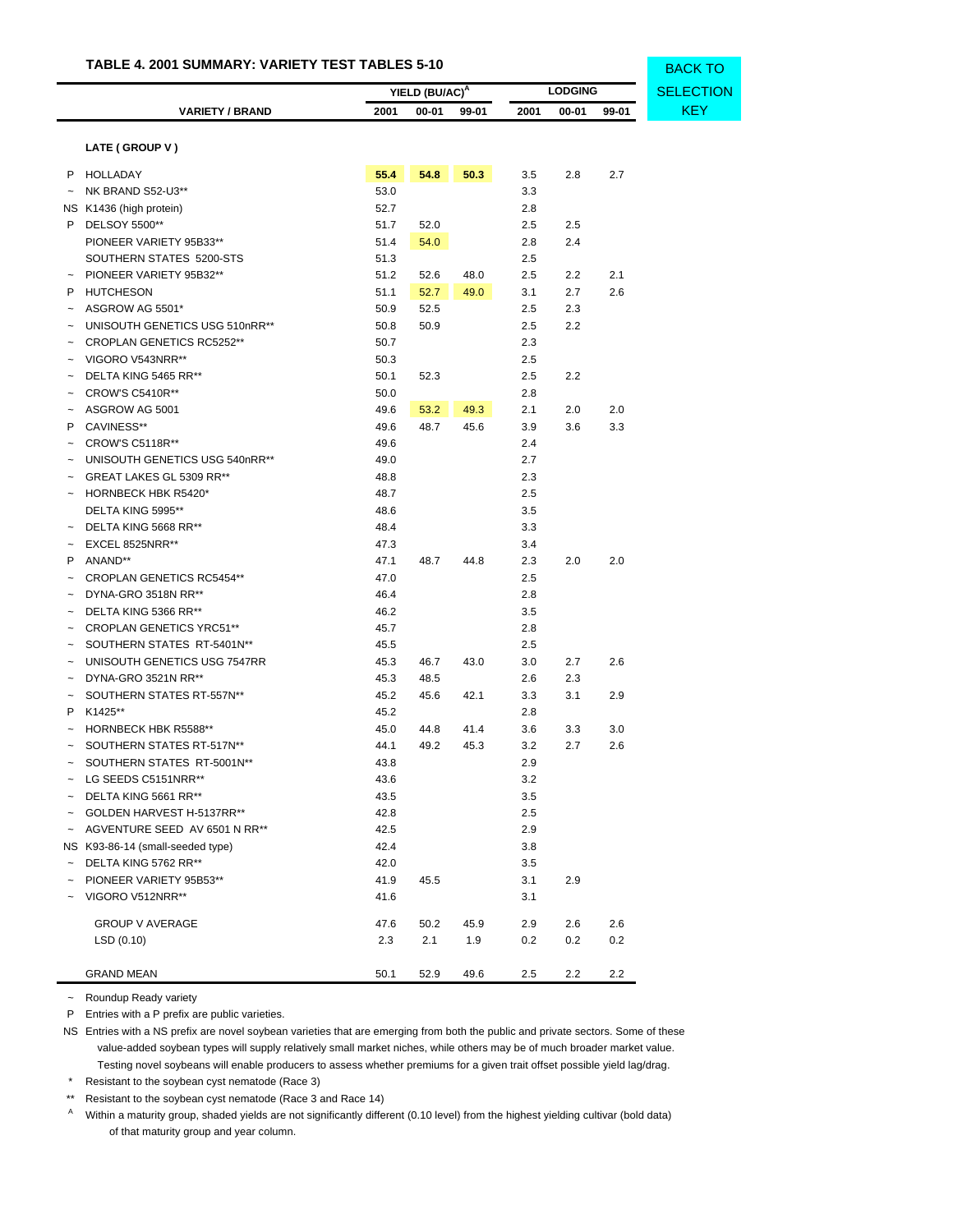### TABLE 4. 2001 SUMMARY: VARIETY TEST TABLES 5-10

BACK TO SELECTION KEY

| | VARIETY / BRAND | YIELD (BU/AC)[A] 2001 | YIELD (BU/AC)[A] 00-01 | YIELD (BU/AC)[A] 99-01 | LODGING 2001 | LODGING 00-01 | LODGING 99-01 |
|---|---|---|---|---|---|---|---|
| | **LATE ( GROUP V )** | | | | | | |
| P | HOLLADAY | **55.4** | **54.8** | **50.3** | 3.5 | 2.8 | 2.7 |
| ~ | NK BRAND S52-U3** | 53.0 | | | 3.3 | | |
| NS | K1436 (high protein) | 52.7 | | | 2.8 | | |
| P | DELSOY 5500** | 51.7 | 52.0 | | 2.5 | 2.5 | |
| | PIONEER VARIETY 95B33** | 51.4 | 54.0 | | 2.8 | 2.4 | |
| | SOUTHERN STATES 5200-STS | 51.3 | | | 2.5 | | |
| ~ | PIONEER VARIETY 95B32** | 51.2 | 52.6 | 48.0 | 2.5 | 2.2 | 2.1 |
| P | HUTCHESON | 51.1 | 52.7 | 49.0 | 3.1 | 2.7 | 2.6 |
| ~ | ASGROW AG 5501* | 50.9 | 52.5 | | 2.5 | 2.3 | |
| ~ | UNISOUTH GENETICS USG 510nRR** | 50.8 | 50.9 | | 2.5 | 2.2 | |
| ~ | CROPLAN GENETICS RC5252** | 50.7 | | | 2.3 | | |
| ~ | VIGORO V543NRR** | 50.3 | | | 2.5 | | |
| ~ | DELTA KING 5465 RR** | 50.1 | 52.3 | | 2.5 | 2.2 | |
| ~ | CROW'S C5410R** | 50.0 | | | 2.8 | | |
| ~ | ASGROW AG 5001 | 49.6 | 53.2 | 49.3 | 2.1 | 2.0 | 2.0 |
| P | CAVINESS** | 49.6 | 48.7 | 45.6 | 3.9 | 3.6 | 3.3 |
| ~ | CROW'S C5118R** | 49.6 | | | 2.4 | | |
| ~ | UNISOUTH GENETICS USG 540nRR** | 49.0 | | | 2.7 | | |
| ~ | GREAT LAKES GL 5309 RR** | 48.8 | | | 2.3 | | |
| ~ | HORNBECK HBK R5420* | 48.7 | | | 2.5 | | |
| | DELTA KING 5995** | 48.6 | | | 3.5 | | |
| ~ | DELTA KING 5668 RR** | 48.4 | | | 3.3 | | |
| ~ | EXCEL 8525NRR** | 47.3 | | | 3.4 | | |
| P | ANAND** | 47.1 | 48.7 | 44.8 | 2.3 | 2.0 | 2.0 |
| ~ | CROPLAN GENETICS RC5454** | 47.0 | | | 2.5 | | |
| ~ | DYNA-GRO 3518N RR** | 46.4 | | | 2.8 | | |
| ~ | DELTA KING 5366 RR** | 46.2 | | | 3.5 | | |
| ~ | CROPLAN GENETICS YRC51** | 45.7 | | | 2.8 | | |
| ~ | SOUTHERN STATES RT-5401N** | 45.5 | | | 2.5 | | |
| ~ | UNISOUTH GENETICS USG 7547RR | 45.3 | 46.7 | 43.0 | 3.0 | 2.7 | 2.6 |
| ~ | DYNA-GRO 3521N RR** | 45.3 | 48.5 | | 2.6 | 2.3 | |
| ~ | SOUTHERN STATES RT-557N** | 45.2 | 45.6 | 42.1 | 3.3 | 3.1 | 2.9 |
| P | K1425** | 45.2 | | | 2.8 | | |
| ~ | HORNBECK HBK R5588** | 45.0 | 44.8 | 41.4 | 3.6 | 3.3 | 3.0 |
| ~ | SOUTHERN STATES RT-517N** | 44.1 | 49.2 | 45.3 | 3.2 | 2.7 | 2.6 |
| ~ | SOUTHERN STATES RT-5001N** | 43.8 | | | 2.9 | | |
| ~ | LG SEEDS C5151NRR** | 43.6 | | | 3.2 | | |
| ~ | DELTA KING 5661 RR** | 43.5 | | | 3.5 | | |
| ~ | GOLDEN HARVEST H-5137RR** | 42.8 | | | 2.5 | | |
| ~ | AGVENTURE SEED AV 6501 N RR** | 42.5 | | | 2.9 | | |
| NS | K93-86-14 (small-seeded type) | 42.4 | | | 3.8 | | |
| ~ | DELTA KING 5762 RR** | 42.0 | | | 3.5 | | |
| ~ | PIONEER VARIETY 95B53** | 41.9 | 45.5 | | 3.1 | 2.9 | |
| ~ | VIGORO V512NRR** | 41.6 | | | 3.1 | | |
| | GROUP V AVERAGE | 47.6 | 50.2 | 45.9 | 2.9 | 2.6 | 2.6 |
| | LSD (0.10) | 2.3 | 2.1 | 1.9 | 0.2 | 0.2 | 0.2 |
| | GRAND MEAN | 50.1 | 52.9 | 49.6 | 2.5 | 2.2 | 2.2 |

~ Roundup Ready variety

P Entries with a P prefix are public varieties.

NS Entries with a NS prefix are novel soybean varieties that are emerging from both the public and private sectors. Some of these value-added soybean types will supply relatively small market niches, while others may be of much broader market value. Testing novel soybeans will enable producers to assess whether premiums for a given trait offset possible yield lag/drag.

\* Resistant to the soybean cyst nematode (Race 3)

** Resistant to the soybean cyst nematode (Race 3 and Race 14)

[A] Within a maturity group, shaded yields are not significantly different (0.10 level) from the highest yielding cultivar (bold data) of that maturity group and year column.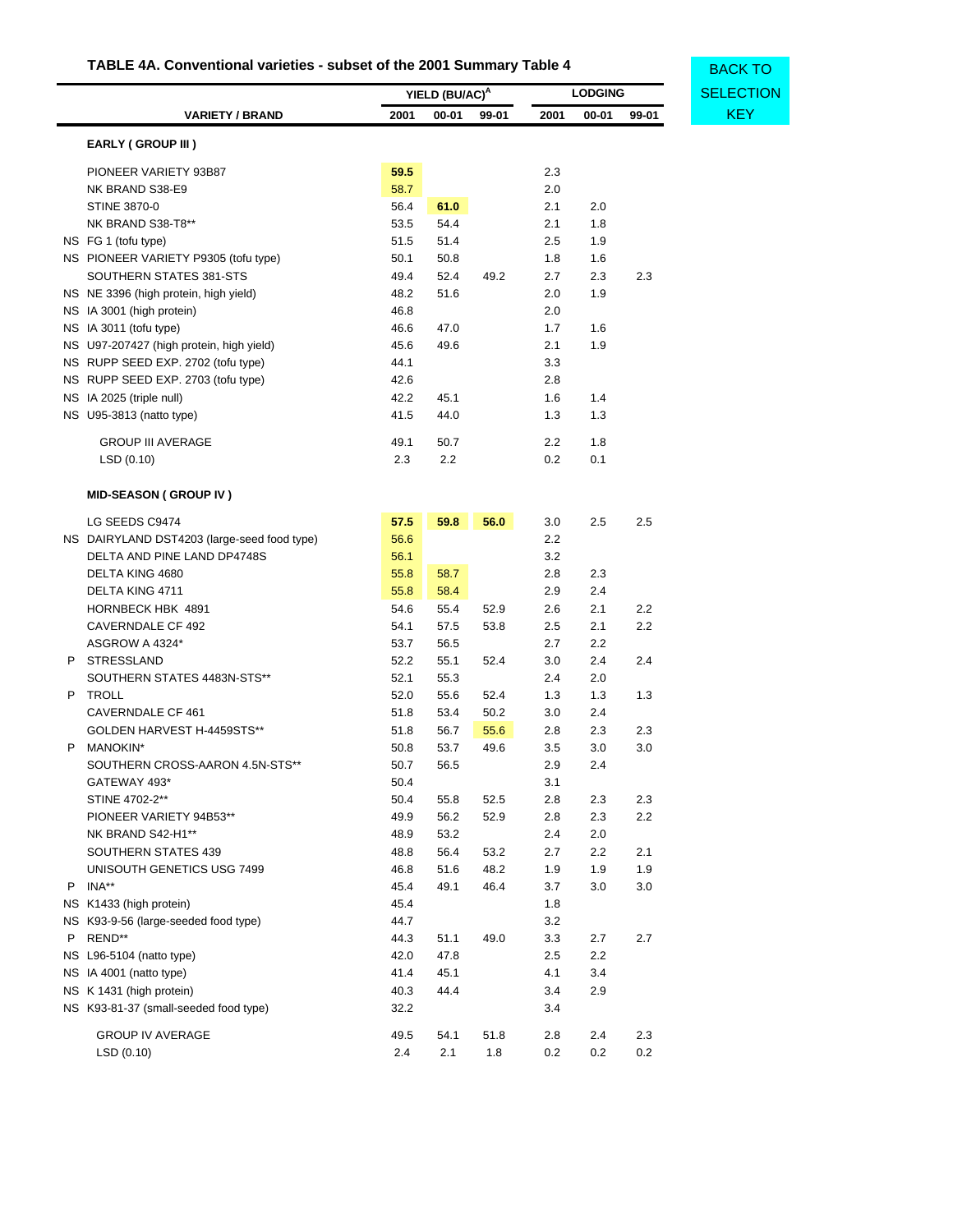## TABLE 4A. Conventional varieties - subset of the 2001 Summary Table 4

BACK TO SELECTION KEY

| | VARIETY / BRAND | YIELD (BU/AC)[A] 2001 | YIELD 00-01 | YIELD 99-01 | LODGING 2001 | LODGING 00-01 | LODGING 99-01 |
|---|---|---|---|---|---|---|---|
| | **EARLY ( GROUP III )** | | | | | | |
| | PIONEER VARIETY 93B87 | **59.5** | | | 2.3 | | |
| | NK BRAND S38-E9 | 58.7 | | | 2.0 | | |
| | STINE 3870-0 | 56.4 | **61.0** | | 2.1 | 2.0 | |
| | NK BRAND S38-T8** | 53.5 | 54.4 | | 2.1 | 1.8 | |
| NS | FG 1 (tofu type) | 51.5 | 51.4 | | 2.5 | 1.9 | |
| NS | PIONEER VARIETY P9305 (tofu type) | 50.1 | 50.8 | | 1.8 | 1.6 | |
| | SOUTHERN STATES 381-STS | 49.4 | 52.4 | 49.2 | 2.7 | 2.3 | 2.3 |
| NS | NE 3396 (high protein, high yield) | 48.2 | 51.6 | | 2.0 | 1.9 | |
| NS | IA 3001 (high protein) | 46.8 | | | 2.0 | | |
| NS | IA 3011 (tofu type) | 46.6 | 47.0 | | 1.7 | 1.6 | |
| NS | U97-207427 (high protein, high yield) | 45.6 | 49.6 | | 2.1 | 1.9 | |
| NS | RUPP SEED EXP. 2702 (tofu type) | 44.1 | | | 3.3 | | |
| NS | RUPP SEED EXP. 2703 (tofu type) | 42.6 | | | 2.8 | | |
| NS | IA 2025 (triple null) | 42.2 | 45.1 | | 1.6 | 1.4 | |
| NS | U95-3813 (natto type) | 41.5 | 44.0 | | 1.3 | 1.3 | |
| | GROUP III AVERAGE | 49.1 | 50.7 | | 2.2 | 1.8 | |
| | LSD (0.10) | 2.3 | 2.2 | | 0.2 | 0.1 | |
| | **MID-SEASON ( GROUP IV )** | | | | | | |
| | LG SEEDS C9474 | **57.5** | **59.8** | **56.0** | 3.0 | 2.5 | 2.5 |
| NS | DAIRYLAND DST4203 (large-seed food type) | 56.6 | | | 2.2 | | |
| | DELTA AND PINE LAND DP4748S | 56.1 | | | 3.2 | | |
| | DELTA KING 4680 | 55.8 | 58.7 | | 2.8 | 2.3 | |
| | DELTA KING 4711 | 55.8 | 58.4 | | 2.9 | 2.4 | |
| | HORNBECK HBK 4891 | 54.6 | 55.4 | 52.9 | 2.6 | 2.1 | 2.2 |
| | CAVERNDALE CF 492 | 54.1 | 57.5 | 53.8 | 2.5 | 2.1 | 2.2 |
| | ASGROW A 4324* | 53.7 | 56.5 | | 2.7 | 2.2 | |
| P | STRESSLAND | 52.2 | 55.1 | 52.4 | 3.0 | 2.4 | 2.4 |
| | SOUTHERN STATES 4483N-STS** | 52.1 | 55.3 | | 2.4 | 2.0 | |
| P | TROLL | 52.0 | 55.6 | 52.4 | 1.3 | 1.3 | 1.3 |
| | CAVERNDALE CF 461 | 51.8 | 53.4 | 50.2 | 3.0 | 2.4 | |
| | GOLDEN HARVEST H-4459STS** | 51.8 | 56.7 | 55.6 | 2.8 | 2.3 | 2.3 |
| P | MANOKIN* | 50.8 | 53.7 | 49.6 | 3.5 | 3.0 | 3.0 |
| | SOUTHERN CROSS-AARON 4.5N-STS** | 50.7 | 56.5 | | 2.9 | 2.4 | |
| | GATEWAY 493* | 50.4 | | | 3.1 | | |
| | STINE 4702-2** | 50.4 | 55.8 | 52.5 | 2.8 | 2.3 | 2.3 |
| | PIONEER VARIETY 94B53** | 49.9 | 56.2 | 52.9 | 2.8 | 2.3 | 2.2 |
| | NK BRAND S42-H1** | 48.9 | 53.2 | | 2.4 | 2.0 | |
| | SOUTHERN STATES 439 | 48.8 | 56.4 | 53.2 | 2.7 | 2.2 | 2.1 |
| | UNISOUTH GENETICS USG 7499 | 46.8 | 51.6 | 48.2 | 1.9 | 1.9 | 1.9 |
| P | INA** | 45.4 | 49.1 | 46.4 | 3.7 | 3.0 | 3.0 |
| NS | K1433 (high protein) | 45.4 | | | 1.8 | | |
| NS | K93-9-56 (large-seeded food type) | 44.7 | | | 3.2 | | |
| P | REND** | 44.3 | 51.1 | 49.0 | 3.3 | 2.7 | 2.7 |
| NS | L96-5104 (natto type) | 42.0 | 47.8 | | 2.5 | 2.2 | |
| NS | IA 4001 (natto type) | 41.4 | 45.1 | | 4.1 | 3.4 | |
| NS | K 1431 (high protein) | 40.3 | 44.4 | | 3.4 | 2.9 | |
| NS | K93-81-37 (small-seeded food type) | 32.2 | | | 3.4 | | |
| | GROUP IV AVERAGE | 49.5 | 54.1 | 51.8 | 2.8 | 2.4 | 2.3 |
| | LSD (0.10) | 2.4 | 2.1 | 1.8 | 0.2 | 0.2 | 0.2 |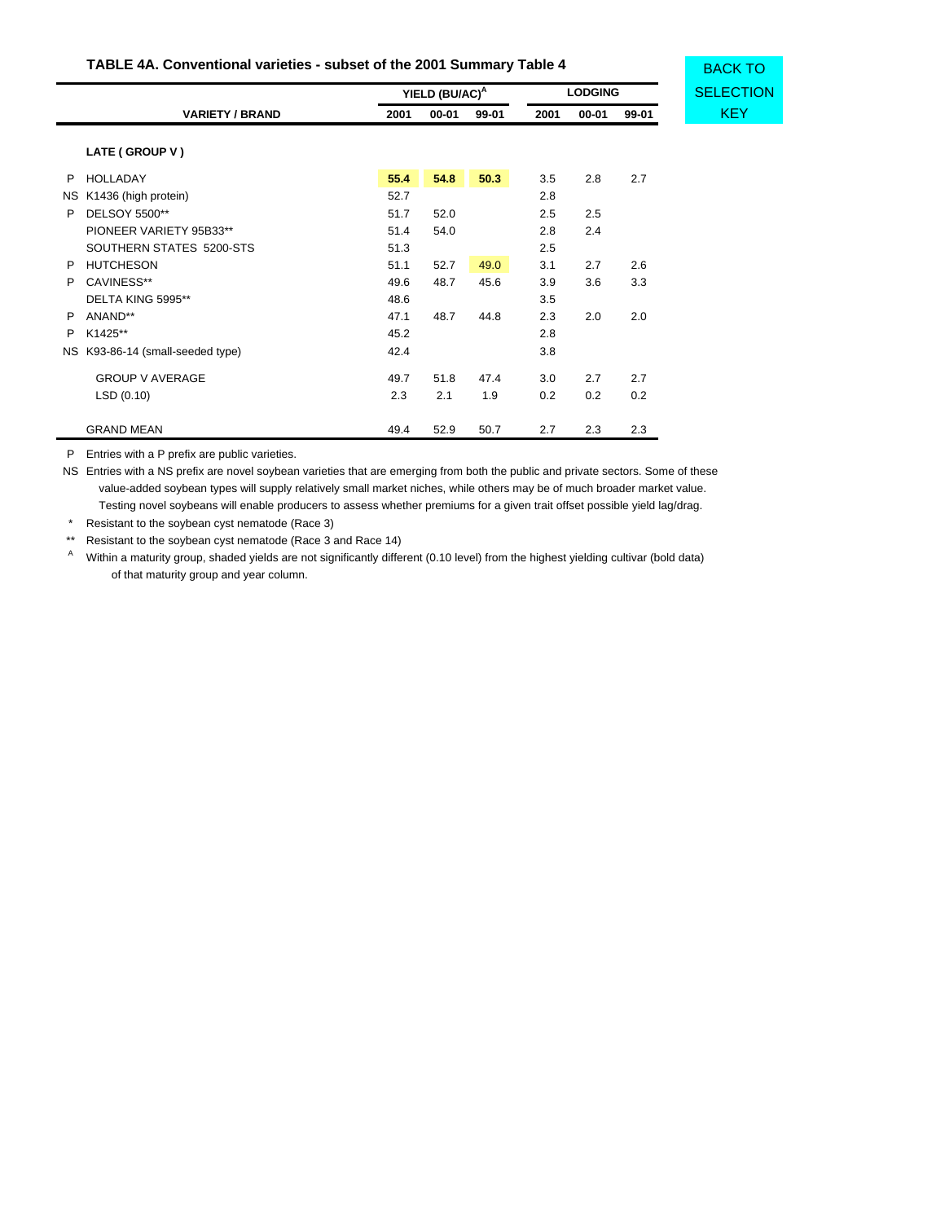### TABLE 4A. Conventional varieties - subset of the 2001 Summary Table 4

BACK TO SELECTION KEY

| | VARIETY / BRAND | YIELD (BU/AC)[A] 2001 | YIELD (BU/AC)[A] 00-01 | YIELD (BU/AC)[A] 99-01 | LODGING 2001 | LODGING 00-01 | LODGING 99-01 |
|---|---|---|---|---|---|---|---|
| | **LATE ( GROUP V )** | | | | | | |
| P | HOLLADAY | **55.4** | **54.8** | **50.3** | 3.5 | 2.8 | 2.7 |
| NS | K1436 (high protein) | 52.7 | | | 2.8 | | |
| P | DELSOY 5500** | 51.7 | 52.0 | | 2.5 | 2.5 | |
| | PIONEER VARIETY 95B33** | 51.4 | 54.0 | | 2.8 | 2.4 | |
| | SOUTHERN STATES 5200-STS | 51.3 | | | 2.5 | | |
| P | HUTCHESON | 51.1 | 52.7 | 49.0 | 3.1 | 2.7 | 2.6 |
| P | CAVINESS** | 49.6 | 48.7 | 45.6 | 3.9 | 3.6 | 3.3 |
| | DELTA KING 5995** | 48.6 | | | 3.5 | | |
| P | ANAND** | 47.1 | 48.7 | 44.8 | 2.3 | 2.0 | 2.0 |
| P | K1425** | 45.2 | | | 2.8 | | |
| NS | K93-86-14 (small-seeded type) | 42.4 | | | 3.8 | | |
| | GROUP V AVERAGE | 49.7 | 51.8 | 47.4 | 3.0 | 2.7 | 2.7 |
| | LSD (0.10) | 2.3 | 2.1 | 1.9 | 0.2 | 0.2 | 0.2 |
| | GRAND MEAN | 49.4 | 52.9 | 50.7 | 2.7 | 2.3 | 2.3 |

P Entries with a P prefix are public varieties.

NS Entries with a NS prefix are novel soybean varieties that are emerging from both the public and private sectors. Some of these value-added soybean types will supply relatively small market niches, while others may be of much broader market value. Testing novel soybeans will enable producers to assess whether premiums for a given trait offset possible yield lag/drag.

\* Resistant to the soybean cyst nematode (Race 3)

\*\* Resistant to the soybean cyst nematode (Race 3 and Race 14)

[A] Within a maturity group, shaded yields are not significantly different (0.10 level) from the highest yielding cultivar (bold data) of that maturity group and year column.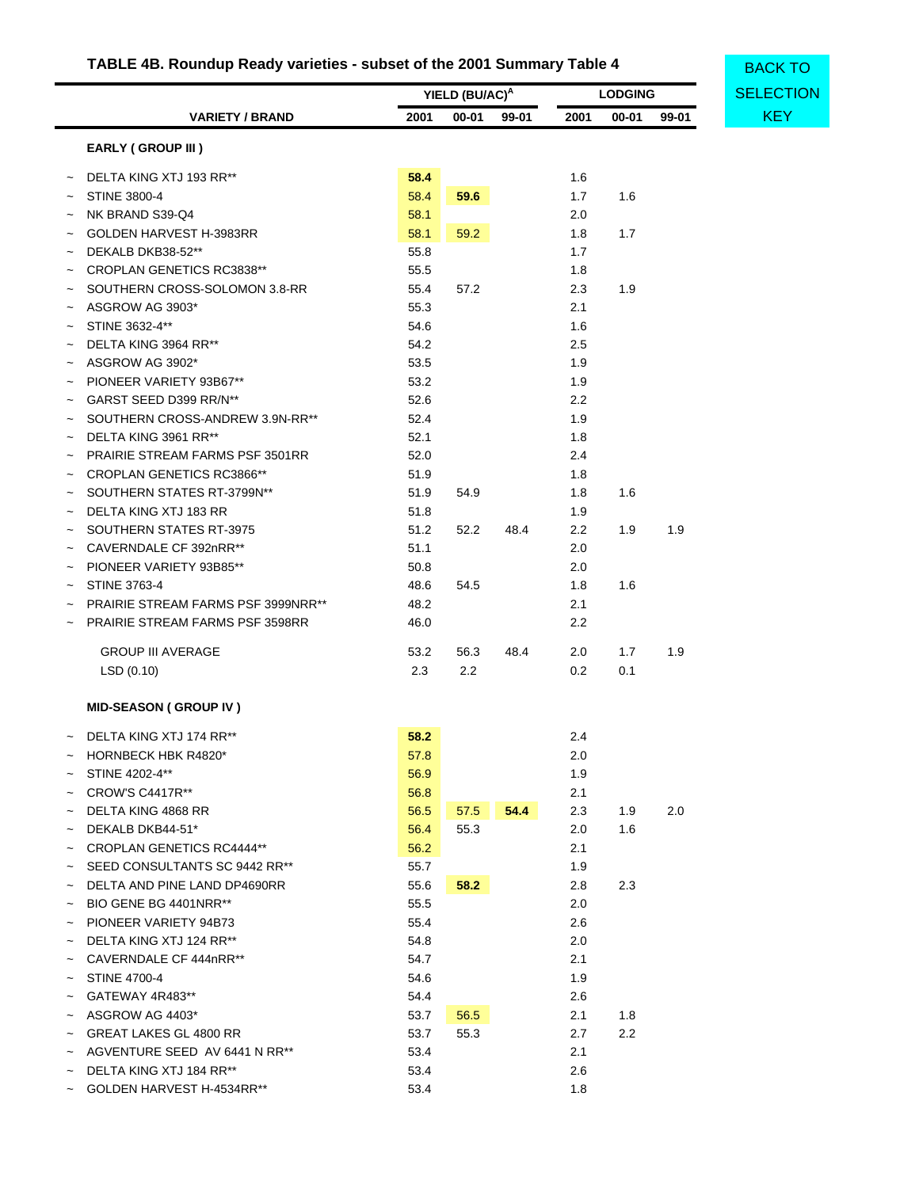## TABLE 4B. Roundup Ready varieties - subset of the 2001 Summary Table 4

BACK TO SELECTION KEY

| | VARIETY / BRAND | YIELD (BU/AC)[A] 2001 | 00-01 | 99-01 | LODGING 2001 | 00-01 | 99-01 |
|---|---|---|---|---|---|---|---|
| | **EARLY ( GROUP III )** | | | | | | |
| ~ | DELTA KING XTJ 193 RR** | **58.4** | | | 1.6 | | |
| ~ | STINE 3800-4 | 58.4 | **59.6** | | 1.7 | 1.6 | |
| ~ | NK BRAND S39-Q4 | 58.1 | | | 2.0 | | |
| ~ | GOLDEN HARVEST H-3983RR | 58.1 | 59.2 | | 1.8 | 1.7 | |
| ~ | DEKALB DKB38-52** | 55.8 | | | 1.7 | | |
| ~ | CROPLAN GENETICS RC3838** | 55.5 | | | 1.8 | | |
| ~ | SOUTHERN CROSS-SOLOMON 3.8-RR | 55.4 | 57.2 | | 2.3 | 1.9 | |
| ~ | ASGROW AG 3903* | 55.3 | | | 2.1 | | |
| ~ | STINE 3632-4** | 54.6 | | | 1.6 | | |
| ~ | DELTA KING 3964 RR** | 54.2 | | | 2.5 | | |
| ~ | ASGROW AG 3902* | 53.5 | | | 1.9 | | |
| ~ | PIONEER VARIETY 93B67** | 53.2 | | | 1.9 | | |
| ~ | GARST SEED D399 RR/N** | 52.6 | | | 2.2 | | |
| ~ | SOUTHERN CROSS-ANDREW 3.9N-RR** | 52.4 | | | 1.9 | | |
| ~ | DELTA KING 3961 RR** | 52.1 | | | 1.8 | | |
| ~ | PRAIRIE STREAM FARMS PSF 3501RR | 52.0 | | | 2.4 | | |
| ~ | CROPLAN GENETICS RC3866** | 51.9 | | | 1.8 | | |
| ~ | SOUTHERN STATES RT-3799N** | 51.9 | 54.9 | | 1.8 | 1.6 | |
| ~ | DELTA KING XTJ 183 RR | 51.8 | | | 1.9 | | |
| ~ | SOUTHERN STATES RT-3975 | 51.2 | 52.2 | 48.4 | 2.2 | 1.9 | 1.9 |
| ~ | CAVERNDALE CF 392nRR** | 51.1 | | | 2.0 | | |
| ~ | PIONEER VARIETY 93B85** | 50.8 | | | 2.0 | | |
| ~ | STINE 3763-4 | 48.6 | 54.5 | | 1.8 | 1.6 | |
| ~ | PRAIRIE STREAM FARMS PSF 3999NRR** | 48.2 | | | 2.1 | | |
| ~ | PRAIRIE STREAM FARMS PSF 3598RR | 46.0 | | | 2.2 | | |
| | GROUP III AVERAGE | 53.2 | 56.3 | 48.4 | 2.0 | 1.7 | 1.9 |
| | LSD (0.10) | 2.3 | 2.2 | | 0.2 | 0.1 | |
| | **MID-SEASON ( GROUP IV )** | | | | | | |
| ~ | DELTA KING XTJ 174 RR** | **58.2** | | | 2.4 | | |
| ~ | HORNBECK HBK R4820* | 57.8 | | | 2.0 | | |
| ~ | STINE 4202-4** | 56.9 | | | 1.9 | | |
| ~ | CROW'S C4417R** | 56.8 | | | 2.1 | | |
| ~ | DELTA KING 4868 RR | 56.5 | 57.5 | **54.4** | 2.3 | 1.9 | 2.0 |
| ~ | DEKALB DKB44-51* | 56.4 | 55.3 | | 2.0 | 1.6 | |
| ~ | CROPLAN GENETICS RC4444** | 56.2 | | | 2.1 | | |
| ~ | SEED CONSULTANTS SC 9442 RR** | 55.7 | | | 1.9 | | |
| ~ | DELTA AND PINE LAND DP4690RR | 55.6 | **58.2** | | 2.8 | 2.3 | |
| ~ | BIO GENE BG 4401NRR** | 55.5 | | | 2.0 | | |
| ~ | PIONEER VARIETY 94B73 | 55.4 | | | 2.6 | | |
| ~ | DELTA KING XTJ 124 RR** | 54.8 | | | 2.0 | | |
| ~ | CAVERNDALE CF 444nRR** | 54.7 | | | 2.1 | | |
| ~ | STINE 4700-4 | 54.6 | | | 1.9 | | |
| ~ | GATEWAY 4R483** | 54.4 | | | 2.6 | | |
| ~ | ASGROW AG 4403* | 53.7 | 56.5 | | 2.1 | 1.8 | |
| ~ | GREAT LAKES GL 4800 RR | 53.7 | 55.3 | | 2.7 | 2.2 | |
| ~ | AGVENTURE SEED AV 6441 N RR** | 53.4 | | | 2.1 | | |
| ~ | DELTA KING XTJ 184 RR** | 53.4 | | | 2.6 | | |
| ~ | GOLDEN HARVEST H-4534RR** | 53.4 | | | 1.8 | | |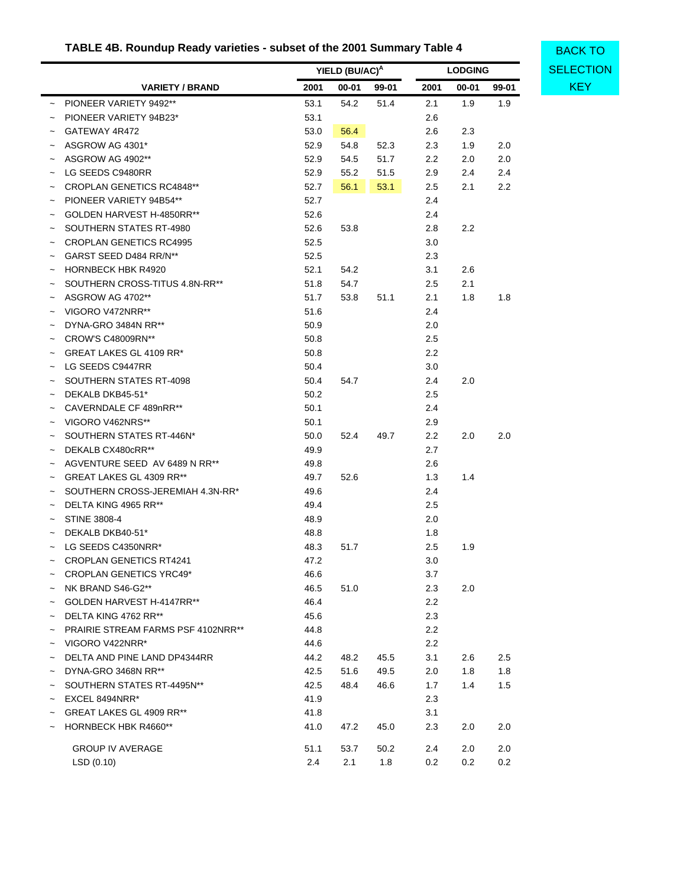## TABLE 4B. Roundup Ready varieties - subset of the 2001 Summary Table 4

BACK TO SELECTION KEY

| | | YIELD (BU/AC)[A] | | | LODGING | | |
|---|---|---|---|---|---|---|---|
| | VARIETY / BRAND | 2001 | 00-01 | 99-01 | 2001 | 00-01 | 99-01 |
| ~ | PIONEER VARIETY 9492** | 53.1 | 54.2 | 51.4 | 2.1 | 1.9 | 1.9 |
| ~ | PIONEER VARIETY 94B23* | 53.1 | | | 2.6 | | |
| ~ | GATEWAY 4R472 | 53.0 | 56.4 | | 2.6 | 2.3 | |
| ~ | ASGROW AG 4301* | 52.9 | 54.8 | 52.3 | 2.3 | 1.9 | 2.0 |
| ~ | ASGROW AG 4902** | 52.9 | 54.5 | 51.7 | 2.2 | 2.0 | 2.0 |
| ~ | LG SEEDS C9480RR | 52.9 | 55.2 | 51.5 | 2.9 | 2.4 | 2.4 |
| ~ | CROPLAN GENETICS RC4848** | 52.7 | 56.1 | 53.1 | 2.5 | 2.1 | 2.2 |
| ~ | PIONEER VARIETY 94B54** | 52.7 | | | 2.4 | | |
| ~ | GOLDEN HARVEST H-4850RR** | 52.6 | | | 2.4 | | |
| ~ | SOUTHERN STATES RT-4980 | 52.6 | 53.8 | | 2.8 | 2.2 | |
| ~ | CROPLAN GENETICS RC4995 | 52.5 | | | 3.0 | | |
| ~ | GARST SEED D484 RR/N** | 52.5 | | | 2.3 | | |
| ~ | HORNBECK HBK R4920 | 52.1 | 54.2 | | 3.1 | 2.6 | |
| ~ | SOUTHERN CROSS-TITUS 4.8N-RR** | 51.8 | 54.7 | | 2.5 | 2.1 | |
| ~ | ASGROW AG 4702** | 51.7 | 53.8 | 51.1 | 2.1 | 1.8 | 1.8 |
| ~ | VIGORO V472NRR** | 51.6 | | | 2.4 | | |
| ~ | DYNA-GRO 3484N RR** | 50.9 | | | 2.0 | | |
| ~ | CROW'S C48009RN** | 50.8 | | | 2.5 | | |
| ~ | GREAT LAKES GL 4109 RR* | 50.8 | | | 2.2 | | |
| ~ | LG SEEDS C9447RR | 50.4 | | | 3.0 | | |
| ~ | SOUTHERN STATES RT-4098 | 50.4 | 54.7 | | 2.4 | 2.0 | |
| ~ | DEKALB DKB45-51* | 50.2 | | | 2.5 | | |
| ~ | CAVERNDALE CF 489nRR** | 50.1 | | | 2.4 | | |
| ~ | VIGORO V462NRS** | 50.1 | | | 2.9 | | |
| ~ | SOUTHERN STATES RT-446N* | 50.0 | 52.4 | 49.7 | 2.2 | 2.0 | 2.0 |
| ~ | DEKALB CX480cRR** | 49.9 | | | 2.7 | | |
| ~ | AGVENTURE SEED AV 6489 N RR** | 49.8 | | | 2.6 | | |
| ~ | GREAT LAKES GL 4309 RR** | 49.7 | 52.6 | | 1.3 | 1.4 | |
| ~ | SOUTHERN CROSS-JEREMIAH 4.3N-RR* | 49.6 | | | 2.4 | | |
| ~ | DELTA KING 4965 RR** | 49.4 | | | 2.5 | | |
| ~ | STINE 3808-4 | 48.9 | | | 2.0 | | |
| ~ | DEKALB DKB40-51* | 48.8 | | | 1.8 | | |
| ~ | LG SEEDS C4350NRR* | 48.3 | 51.7 | | 2.5 | 1.9 | |
| ~ | CROPLAN GENETICS RT4241 | 47.2 | | | 3.0 | | |
| ~ | CROPLAN GENETICS YRC49* | 46.6 | | | 3.7 | | |
| ~ | NK BRAND S46-G2** | 46.5 | 51.0 | | 2.3 | 2.0 | |
| ~ | GOLDEN HARVEST H-4147RR** | 46.4 | | | 2.2 | | |
| ~ | DELTA KING 4762 RR** | 45.6 | | | 2.3 | | |
| ~ | PRAIRIE STREAM FARMS PSF 4102NRR** | 44.8 | | | 2.2 | | |
| ~ | VIGORO V422NRR* | 44.6 | | | 2.2 | | |
| ~ | DELTA AND PINE LAND DP4344RR | 44.2 | 48.2 | 45.5 | 3.1 | 2.6 | 2.5 |
| ~ | DYNA-GRO 3468N RR** | 42.5 | 51.6 | 49.5 | 2.0 | 1.8 | 1.8 |
| ~ | SOUTHERN STATES RT-4495N** | 42.5 | 48.4 | 46.6 | 1.7 | 1.4 | 1.5 |
| ~ | EXCEL 8494NRR* | 41.9 | | | 2.3 | | |
| ~ | GREAT LAKES GL 4909 RR** | 41.8 | | | 3.1 | | |
| ~ | HORNBECK HBK R4660** | 41.0 | 47.2 | 45.0 | 2.3 | 2.0 | 2.0 |
| | GROUP IV AVERAGE | 51.1 | 53.7 | 50.2 | 2.4 | 2.0 | 2.0 |
| | LSD (0.10) | 2.4 | 2.1 | 1.8 | 0.2 | 0.2 | 0.2 |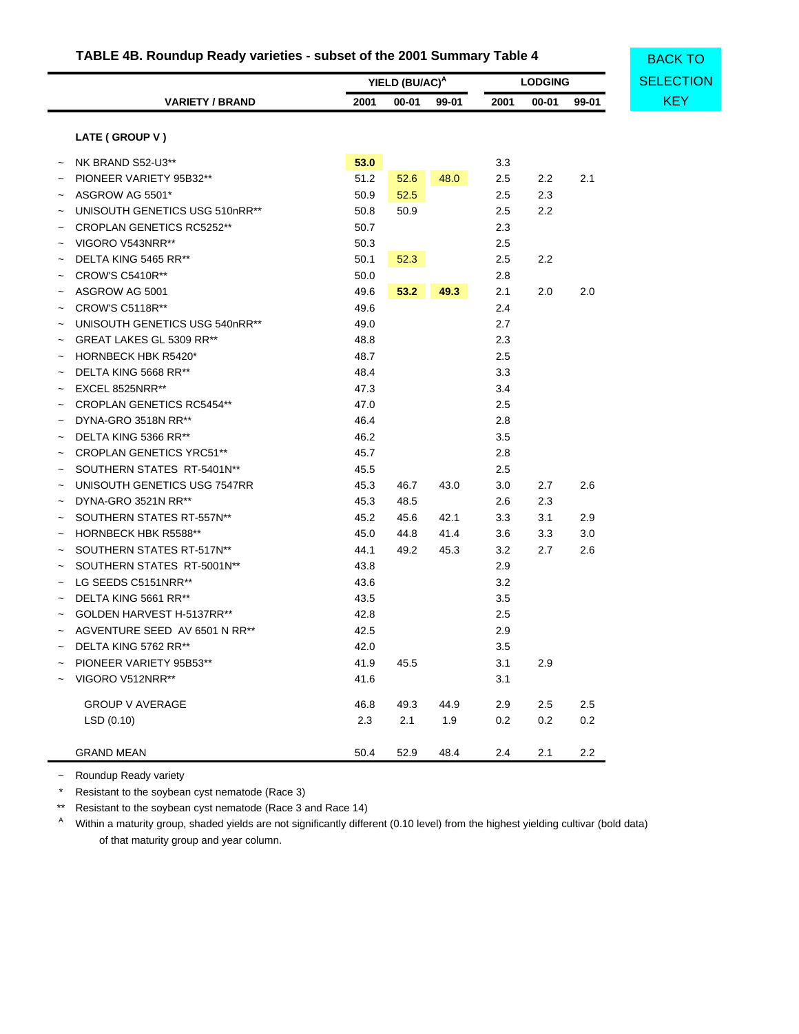## TABLE 4B. Roundup Ready varieties - subset of the 2001 Summary Table 4

BACK TO SELECTION KEY

| | VARIETY / BRAND | YIELD (BU/AC)[A] 2001 | 00-01 | 99-01 | LODGING 2001 | 00-01 | 99-01 |
|---|---|---|---|---|---|---|---|
| | **LATE ( GROUP V )** | | | | | | |
| ~ | NK BRAND S52-U3** | **53.0** | | | 3.3 | | |
| ~ | PIONEER VARIETY 95B32** | 51.2 | 52.6 | 48.0 | 2.5 | 2.2 | 2.1 |
| ~ | ASGROW AG 5501* | 50.9 | 52.5 | | 2.5 | 2.3 | |
| ~ | UNISOUTH GENETICS USG 510nRR** | 50.8 | 50.9 | | 2.5 | 2.2 | |
| ~ | CROPLAN GENETICS RC5252** | 50.7 | | | 2.3 | | |
| ~ | VIGORO V543NRR** | 50.3 | | | 2.5 | | |
| ~ | DELTA KING 5465 RR** | 50.1 | 52.3 | | 2.5 | 2.2 | |
| ~ | CROW'S C5410R** | 50.0 | | | 2.8 | | |
| ~ | ASGROW AG 5001 | 49.6 | **53.2** | **49.3** | 2.1 | 2.0 | 2.0 |
| ~ | CROW'S C5118R** | 49.6 | | | 2.4 | | |
| ~ | UNISOUTH GENETICS USG 540nRR** | 49.0 | | | 2.7 | | |
| ~ | GREAT LAKES GL 5309 RR** | 48.8 | | | 2.3 | | |
| ~ | HORNBECK HBK R5420* | 48.7 | | | 2.5 | | |
| ~ | DELTA KING 5668 RR** | 48.4 | | | 3.3 | | |
| ~ | EXCEL 8525NRR** | 47.3 | | | 3.4 | | |
| ~ | CROPLAN GENETICS RC5454** | 47.0 | | | 2.5 | | |
| ~ | DYNA-GRO 3518N RR** | 46.4 | | | 2.8 | | |
| ~ | DELTA KING 5366 RR** | 46.2 | | | 3.5 | | |
| ~ | CROPLAN GENETICS YRC51** | 45.7 | | | 2.8 | | |
| ~ | SOUTHERN STATES RT-5401N** | 45.5 | | | 2.5 | | |
| ~ | UNISOUTH GENETICS USG 7547RR | 45.3 | 46.7 | 43.0 | 3.0 | 2.7 | 2.6 |
| ~ | DYNA-GRO 3521N RR** | 45.3 | 48.5 | | 2.6 | 2.3 | |
| ~ | SOUTHERN STATES RT-557N** | 45.2 | 45.6 | 42.1 | 3.3 | 3.1 | 2.9 |
| ~ | HORNBECK HBK R5588** | 45.0 | 44.8 | 41.4 | 3.6 | 3.3 | 3.0 |
| ~ | SOUTHERN STATES RT-517N** | 44.1 | 49.2 | 45.3 | 3.2 | 2.7 | 2.6 |
| ~ | SOUTHERN STATES RT-5001N** | 43.8 | | | 2.9 | | |
| ~ | LG SEEDS C5151NRR** | 43.6 | | | 3.2 | | |
| ~ | DELTA KING 5661 RR** | 43.5 | | | 3.5 | | |
| ~ | GOLDEN HARVEST H-5137RR** | 42.8 | | | 2.5 | | |
| ~ | AGVENTURE SEED AV 6501 N RR** | 42.5 | | | 2.9 | | |
| ~ | DELTA KING 5762 RR** | 42.0 | | | 3.5 | | |
| ~ | PIONEER VARIETY 95B53** | 41.9 | 45.5 | | 3.1 | 2.9 | |
| ~ | VIGORO V512NRR** | 41.6 | | | 3.1 | | |
| | GROUP V AVERAGE | 46.8 | 49.3 | 44.9 | 2.9 | 2.5 | 2.5 |
| | LSD (0.10) | 2.3 | 2.1 | 1.9 | 0.2 | 0.2 | 0.2 |
| | GRAND MEAN | 50.4 | 52.9 | 48.4 | 2.4 | 2.1 | 2.2 |

~ Roundup Ready variety

* Resistant to the soybean cyst nematode (Race 3)

** Resistant to the soybean cyst nematode (Race 3 and Race 14)

[A] Within a maturity group, shaded yields are not significantly different (0.10 level) from the highest yielding cultivar (bold data) of that maturity group and year column.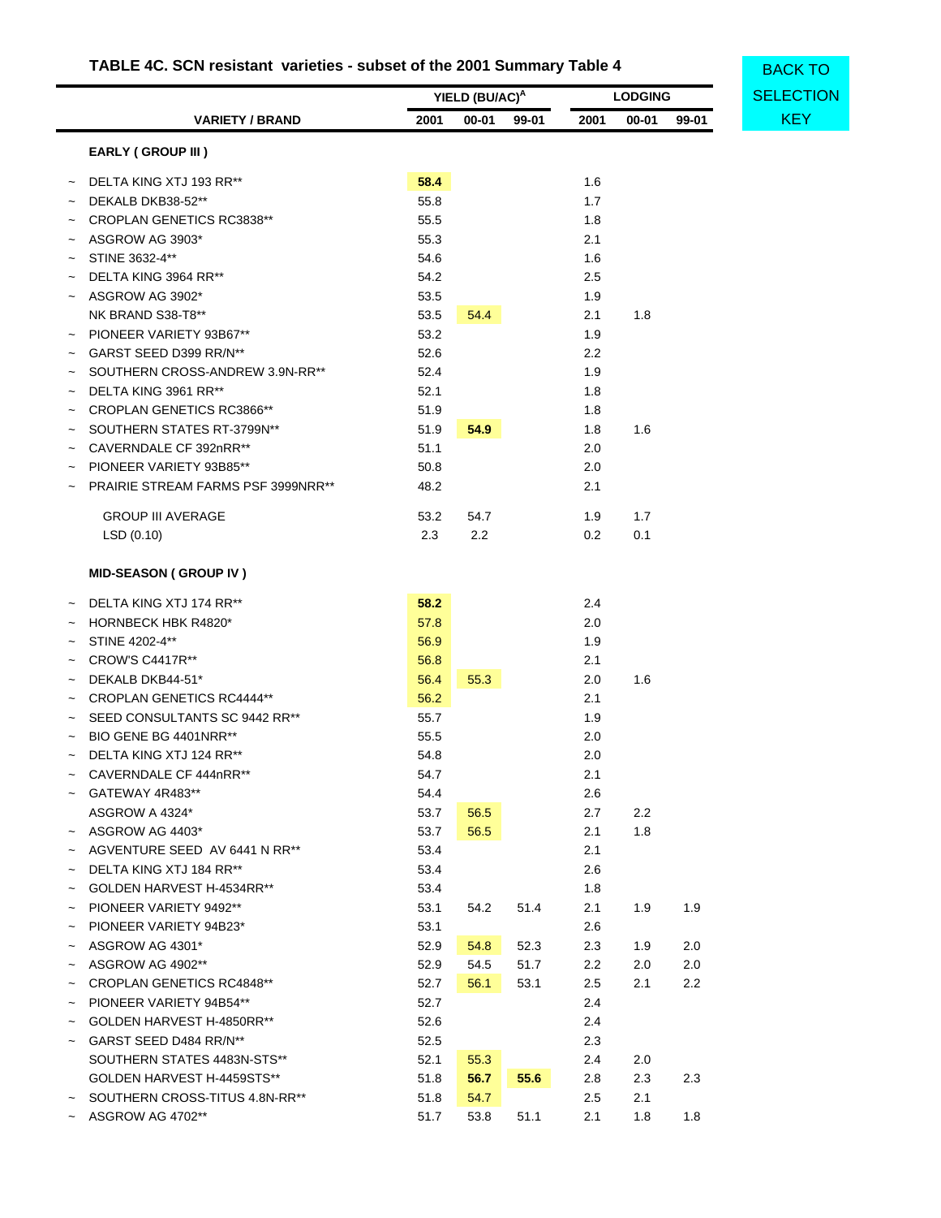## TABLE 4C. SCN resistant varieties - subset of the 2001 Summary Table 4

BACK TO SELECTION KEY

| | VARIETY / BRAND | YIELD (BU/AC)[A] 2001 | 00-01 | 99-01 | LODGING 2001 | 00-01 | 99-01 |
|---|---|---|---|---|---|---|---|
| | **EARLY ( GROUP III )** | | | | | | |
| ~ | DELTA KING XTJ 193 RR** | **58.4** | | | 1.6 | | |
| ~ | DEKALB DKB38-52** | 55.8 | | | 1.7 | | |
| ~ | CROPLAN GENETICS RC3838** | 55.5 | | | 1.8 | | |
| ~ | ASGROW AG 3903* | 55.3 | | | 2.1 | | |
| ~ | STINE 3632-4** | 54.6 | | | 1.6 | | |
| ~ | DELTA KING 3964 RR** | 54.2 | | | 2.5 | | |
| ~ | ASGROW AG 3902* | 53.5 | | | 1.9 | | |
| | NK BRAND S38-T8** | 53.5 | 54.4 | | 2.1 | 1.8 | |
| ~ | PIONEER VARIETY 93B67** | 53.2 | | | 1.9 | | |
| ~ | GARST SEED D399 RR/N** | 52.6 | | | 2.2 | | |
| ~ | SOUTHERN CROSS-ANDREW 3.9N-RR** | 52.4 | | | 1.9 | | |
| ~ | DELTA KING 3961 RR** | 52.1 | | | 1.8 | | |
| ~ | CROPLAN GENETICS RC3866** | 51.9 | | | 1.8 | | |
| ~ | SOUTHERN STATES RT-3799N** | 51.9 | **54.9** | | 1.8 | 1.6 | |
| ~ | CAVERNDALE CF 392nRR** | 51.1 | | | 2.0 | | |
| ~ | PIONEER VARIETY 93B85** | 50.8 | | | 2.0 | | |
| ~ | PRAIRIE STREAM FARMS PSF 3999NRR** | 48.2 | | | 2.1 | | |
| | GROUP III AVERAGE | 53.2 | 54.7 | | 1.9 | 1.7 | |
| | LSD (0.10) | 2.3 | 2.2 | | 0.2 | 0.1 | |
| | **MID-SEASON ( GROUP IV )** | | | | | | |
| ~ | DELTA KING XTJ 174 RR** | **58.2** | | | 2.4 | | |
| ~ | HORNBECK HBK R4820* | 57.8 | | | 2.0 | | |
| ~ | STINE 4202-4** | 56.9 | | | 1.9 | | |
| ~ | CROW'S C4417R** | 56.8 | | | 2.1 | | |
| ~ | DEKALB DKB44-51* | 56.4 | 55.3 | | 2.0 | 1.6 | |
| ~ | CROPLAN GENETICS RC4444** | 56.2 | | | 2.1 | | |
| ~ | SEED CONSULTANTS SC 9442 RR** | 55.7 | | | 1.9 | | |
| ~ | BIO GENE BG 4401NRR** | 55.5 | | | 2.0 | | |
| ~ | DELTA KING XTJ 124 RR** | 54.8 | | | 2.0 | | |
| ~ | CAVERNDALE CF 444nRR** | 54.7 | | | 2.1 | | |
| ~ | GATEWAY 4R483** | 54.4 | | | 2.6 | | |
| | ASGROW A 4324* | 53.7 | 56.5 | | 2.7 | 2.2 | |
| ~ | ASGROW AG 4403* | 53.7 | 56.5 | | 2.1 | 1.8 | |
| ~ | AGVENTURE SEED AV 6441 N RR** | 53.4 | | | 2.1 | | |
| ~ | DELTA KING XTJ 184 RR** | 53.4 | | | 2.6 | | |
| ~ | GOLDEN HARVEST H-4534RR** | 53.4 | | | 1.8 | | |
| ~ | PIONEER VARIETY 9492** | 53.1 | 54.2 | 51.4 | 2.1 | 1.9 | 1.9 |
| ~ | PIONEER VARIETY 94B23* | 53.1 | | | 2.6 | | |
| ~ | ASGROW AG 4301* | 52.9 | 54.8 | 52.3 | 2.3 | 1.9 | 2.0 |
| ~ | ASGROW AG 4902** | 52.9 | 54.5 | 51.7 | 2.2 | 2.0 | 2.0 |
| ~ | CROPLAN GENETICS RC4848** | 52.7 | 56.1 | 53.1 | 2.5 | 2.1 | 2.2 |
| ~ | PIONEER VARIETY 94B54** | 52.7 | | | 2.4 | | |
| ~ | GOLDEN HARVEST H-4850RR** | 52.6 | | | 2.4 | | |
| ~ | GARST SEED D484 RR/N** | 52.5 | | | 2.3 | | |
| | SOUTHERN STATES 4483N-STS** | 52.1 | 55.3 | | 2.4 | 2.0 | |
| | GOLDEN HARVEST H-4459STS** | 51.8 | **56.7** | **55.6** | 2.8 | 2.3 | 2.3 |
| ~ | SOUTHERN CROSS-TITUS 4.8N-RR** | 51.8 | 54.7 | | 2.5 | 2.1 | |
| ~ | ASGROW AG 4702** | 51.7 | 53.8 | 51.1 | 2.1 | 1.8 | 1.8 |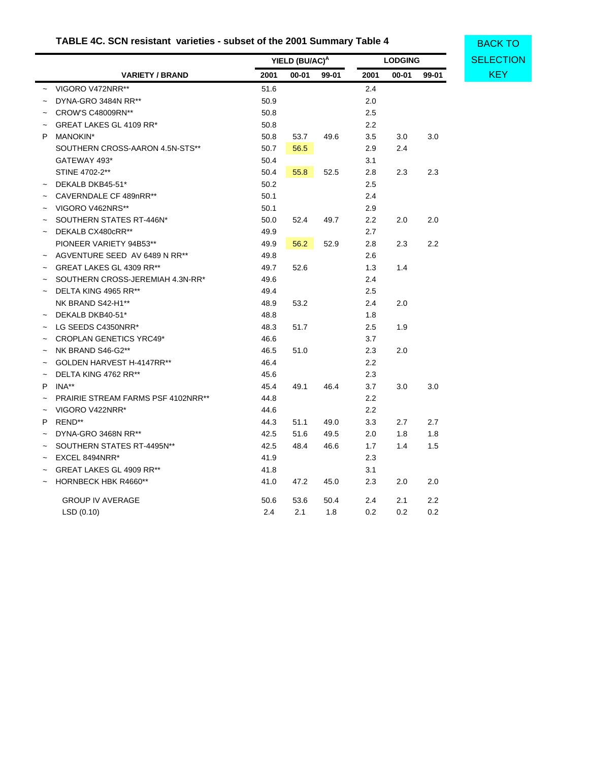## TABLE 4C. SCN resistant varieties - subset of the 2001 Summary Table 4

BACK TO SELECTION KEY

| | | YIELD (BU/AC)[A] | | | LODGING | | |
|---|---|---|---|---|---|---|---|
| | VARIETY / BRAND | 2001 | 00-01 | 99-01 | 2001 | 00-01 | 99-01 |
| ~ | VIGORO V472NRR** | 51.6 | | | 2.4 | | |
| ~ | DYNA-GRO 3484N RR** | 50.9 | | | 2.0 | | |
| ~ | CROW'S C48009RN** | 50.8 | | | 2.5 | | |
| ~ | GREAT LAKES GL 4109 RR* | 50.8 | | | 2.2 | | |
| P | MANOKIN* | 50.8 | 53.7 | 49.6 | 3.5 | 3.0 | 3.0 |
| | SOUTHERN CROSS-AARON 4.5N-STS** | 50.7 | 56.5 | | 2.9 | 2.4 | |
| | GATEWAY 493* | 50.4 | | | 3.1 | | |
| | STINE 4702-2** | 50.4 | 55.8 | 52.5 | 2.8 | 2.3 | 2.3 |
| ~ | DEKALB DKB45-51* | 50.2 | | | 2.5 | | |
| ~ | CAVERNDALE CF 489nRR** | 50.1 | | | 2.4 | | |
| ~ | VIGORO V462NRS** | 50.1 | | | 2.9 | | |
| ~ | SOUTHERN STATES RT-446N* | 50.0 | 52.4 | 49.7 | 2.2 | 2.0 | 2.0 |
| ~ | DEKALB CX480cRR** | 49.9 | | | 2.7 | | |
| | PIONEER VARIETY 94B53** | 49.9 | 56.2 | 52.9 | 2.8 | 2.3 | 2.2 |
| ~ | AGVENTURE SEED AV 6489 N RR** | 49.8 | | | 2.6 | | |
| ~ | GREAT LAKES GL 4309 RR** | 49.7 | 52.6 | | 1.3 | 1.4 | |
| ~ | SOUTHERN CROSS-JEREMIAH 4.3N-RR* | 49.6 | | | 2.4 | | |
| ~ | DELTA KING 4965 RR** | 49.4 | | | 2.5 | | |
| | NK BRAND S42-H1** | 48.9 | 53.2 | | 2.4 | 2.0 | |
| ~ | DEKALB DKB40-51* | 48.8 | | | 1.8 | | |
| ~ | LG SEEDS C4350NRR* | 48.3 | 51.7 | | 2.5 | 1.9 | |
| ~ | CROPLAN GENETICS YRC49* | 46.6 | | | 3.7 | | |
| ~ | NK BRAND S46-G2** | 46.5 | 51.0 | | 2.3 | 2.0 | |
| ~ | GOLDEN HARVEST H-4147RR** | 46.4 | | | 2.2 | | |
| ~ | DELTA KING 4762 RR** | 45.6 | | | 2.3 | | |
| P | INA** | 45.4 | 49.1 | 46.4 | 3.7 | 3.0 | 3.0 |
| ~ | PRAIRIE STREAM FARMS PSF 4102NRR** | 44.8 | | | 2.2 | | |
| ~ | VIGORO V422NRR* | 44.6 | | | 2.2 | | |
| P | REND** | 44.3 | 51.1 | 49.0 | 3.3 | 2.7 | 2.7 |
| ~ | DYNA-GRO 3468N RR** | 42.5 | 51.6 | 49.5 | 2.0 | 1.8 | 1.8 |
| ~ | SOUTHERN STATES RT-4495N** | 42.5 | 48.4 | 46.6 | 1.7 | 1.4 | 1.5 |
| ~ | EXCEL 8494NRR* | 41.9 | | | 2.3 | | |
| ~ | GREAT LAKES GL 4909 RR** | 41.8 | | | 3.1 | | |
| ~ | HORNBECK HBK R4660** | 41.0 | 47.2 | 45.0 | 2.3 | 2.0 | 2.0 |
| | GROUP IV AVERAGE | 50.6 | 53.6 | 50.4 | 2.4 | 2.1 | 2.2 |
| | LSD (0.10) | 2.4 | 2.1 | 1.8 | 0.2 | 0.2 | 0.2 |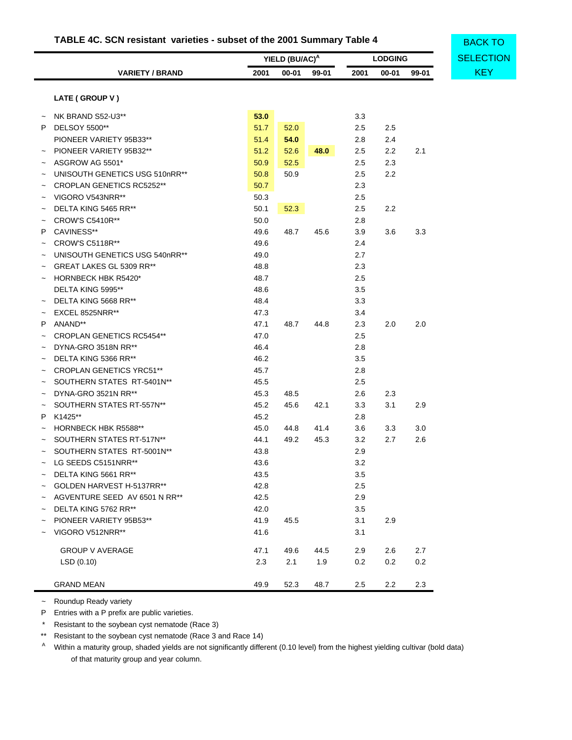## TABLE 4C. SCN resistant varieties - subset of the 2001 Summary Table 4

BACK TO SELECTION KEY

| | VARIETY / BRAND | YIELD (BU/AC)[A] 2001 | YIELD 00-01 | YIELD 99-01 | LODGING 2001 | LODGING 00-01 | LODGING 99-01 |
|---|---|---|---|---|---|---|---|
| | **LATE ( GROUP V )** | | | | | | |
| ~ | NK BRAND S52-U3** | **53.0** | | | 3.3 | | |
| P | DELSOY 5500** | 51.7 | 52.0 | | 2.5 | 2.5 | |
| | PIONEER VARIETY 95B33** | 51.4 | **54.0** | | 2.8 | 2.4 | |
| ~ | PIONEER VARIETY 95B32** | 51.2 | 52.6 | **48.0** | 2.5 | 2.2 | 2.1 |
| ~ | ASGROW AG 5501* | 50.9 | 52.5 | | 2.5 | 2.3 | |
| ~ | UNISOUTH GENETICS USG 510nRR** | 50.8 | 50.9 | | 2.5 | 2.2 | |
| ~ | CROPLAN GENETICS RC5252** | 50.7 | | | 2.3 | | |
| ~ | VIGORO V543NRR** | 50.3 | | | 2.5 | | |
| ~ | DELTA KING 5465 RR** | 50.1 | 52.3 | | 2.5 | 2.2 | |
| ~ | CROW'S C5410R** | 50.0 | | | 2.8 | | |
| P | CAVINESS** | 49.6 | 48.7 | 45.6 | 3.9 | 3.6 | 3.3 |
| ~ | CROW'S C5118R** | 49.6 | | | 2.4 | | |
| ~ | UNISOUTH GENETICS USG 540nRR** | 49.0 | | | 2.7 | | |
| ~ | GREAT LAKES GL 5309 RR** | 48.8 | | | 2.3 | | |
| ~ | HORNBECK HBK R5420* | 48.7 | | | 2.5 | | |
| | DELTA KING 5995** | 48.6 | | | 3.5 | | |
| ~ | DELTA KING 5668 RR** | 48.4 | | | 3.3 | | |
| ~ | EXCEL 8525NRR** | 47.3 | | | 3.4 | | |
| P | ANAND** | 47.1 | 48.7 | 44.8 | 2.3 | 2.0 | 2.0 |
| ~ | CROPLAN GENETICS RC5454** | 47.0 | | | 2.5 | | |
| ~ | DYNA-GRO 3518N RR** | 46.4 | | | 2.8 | | |
| ~ | DELTA KING 5366 RR** | 46.2 | | | 3.5 | | |
| ~ | CROPLAN GENETICS YRC51** | 45.7 | | | 2.8 | | |
| ~ | SOUTHERN STATES RT-5401N** | 45.5 | | | 2.5 | | |
| ~ | DYNA-GRO 3521N RR** | 45.3 | 48.5 | | 2.6 | 2.3 | |
| ~ | SOUTHERN STATES RT-557N** | 45.2 | 45.6 | 42.1 | 3.3 | 3.1 | 2.9 |
| P | K1425** | 45.2 | | | 2.8 | | |
| ~ | HORNBECK HBK R5588** | 45.0 | 44.8 | 41.4 | 3.6 | 3.3 | 3.0 |
| ~ | SOUTHERN STATES RT-517N** | 44.1 | 49.2 | 45.3 | 3.2 | 2.7 | 2.6 |
| ~ | SOUTHERN STATES RT-5001N** | 43.8 | | | 2.9 | | |
| ~ | LG SEEDS C5151NRR** | 43.6 | | | 3.2 | | |
| ~ | DELTA KING 5661 RR** | 43.5 | | | 3.5 | | |
| ~ | GOLDEN HARVEST H-5137RR** | 42.8 | | | 2.5 | | |
| ~ | AGVENTURE SEED AV 6501 N RR** | 42.5 | | | 2.9 | | |
| ~ | DELTA KING 5762 RR** | 42.0 | | | 3.5 | | |
| ~ | PIONEER VARIETY 95B53** | 41.9 | 45.5 | | 3.1 | 2.9 | |
| ~ | VIGORO V512NRR** | 41.6 | | | 3.1 | | |
| | GROUP V AVERAGE | 47.1 | 49.6 | 44.5 | 2.9 | 2.6 | 2.7 |
| | LSD (0.10) | 2.3 | 2.1 | 1.9 | 0.2 | 0.2 | 0.2 |
| | GRAND MEAN | 49.9 | 52.3 | 48.7 | 2.5 | 2.2 | 2.3 |

~ Roundup Ready variety

P Entries with a P prefix are public varieties.

\* Resistant to the soybean cyst nematode (Race 3)

\*\* Resistant to the soybean cyst nematode (Race 3 and Race 14)

[A] Within a maturity group, shaded yields are not significantly different (0.10 level) from the highest yielding cultivar (bold data) of that maturity group and year column.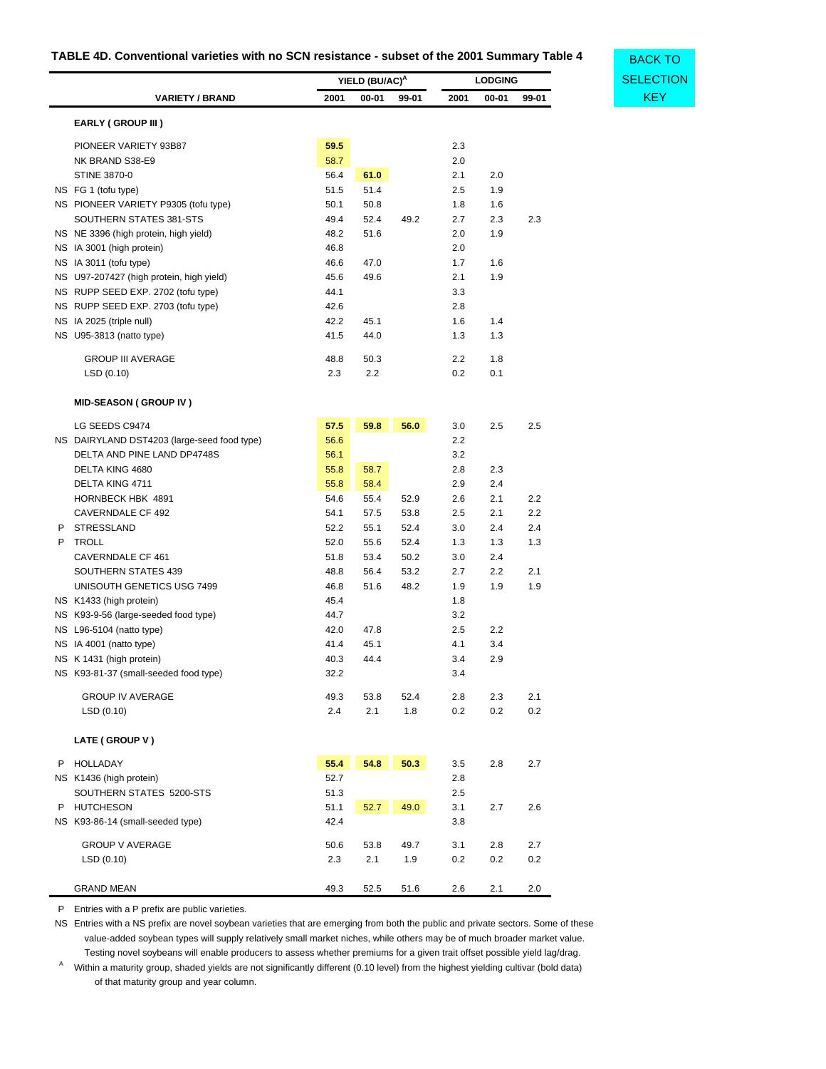### TABLE 4D. Conventional varieties with no SCN resistance - subset of the 2001 Summary Table 4

BACK TO SELECTION KEY

| | VARIETY / BRAND | YIELD (BU/AC)[A] 2001 | YIELD 00-01 | YIELD 99-01 | LODGING 2001 | LODGING 00-01 | LODGING 99-01 |
|---|---|---|---|---|---|---|---|
| | **EARLY ( GROUP III )** | | | | | | |
| | PIONEER VARIETY 93B87 | **59.5** | | | 2.3 | | |
| | NK BRAND S38-E9 | 58.7 | | | 2.0 | | |
| | STINE 3870-0 | 56.4 | **61.0** | | 2.1 | 2.0 | |
| NS | FG 1 (tofu type) | 51.5 | 51.4 | | 2.5 | 1.9 | |
| NS | PIONEER VARIETY P9305 (tofu type) | 50.1 | 50.8 | | 1.8 | 1.6 | |
| | SOUTHERN STATES 381-STS | 49.4 | 52.4 | 49.2 | 2.7 | 2.3 | 2.3 |
| NS | NE 3396 (high protein, high yield) | 48.2 | 51.6 | | 2.0 | 1.9 | |
| NS | IA 3001 (high protein) | 46.8 | | | 2.0 | | |
| NS | IA 3011 (tofu type) | 46.6 | 47.0 | | 1.7 | 1.6 | |
| NS | U97-207427 (high protein, high yield) | 45.6 | 49.6 | | 2.1 | 1.9 | |
| NS | RUPP SEED EXP. 2702 (tofu type) | 44.1 | | | 3.3 | | |
| NS | RUPP SEED EXP. 2703 (tofu type) | 42.6 | | | 2.8 | | |
| NS | IA 2025 (triple null) | 42.2 | 45.1 | | 1.6 | 1.4 | |
| NS | U95-3813 (natto type) | 41.5 | 44.0 | | 1.3 | 1.3 | |
| | GROUP III AVERAGE | 48.8 | 50.3 | | 2.2 | 1.8 | |
| | LSD (0.10) | 2.3 | 2.2 | | 0.2 | 0.1 | |
| | **MID-SEASON ( GROUP IV )** | | | | | | |
| | LG SEEDS C9474 | **57.5** | **59.8** | **56.0** | 3.0 | 2.5 | 2.5 |
| NS | DAIRYLAND DST4203 (large-seed food type) | 56.6 | | | 2.2 | | |
| | DELTA AND PINE LAND DP4748S | 56.1 | | | 3.2 | | |
| | DELTA KING 4680 | 55.8 | 58.7 | | 2.8 | 2.3 | |
| | DELTA KING 4711 | 55.8 | 58.4 | | 2.9 | 2.4 | |
| | HORNBECK HBK 4891 | 54.6 | 55.4 | 52.9 | 2.6 | 2.1 | 2.2 |
| | CAVERNDALE CF 492 | 54.1 | 57.5 | 53.8 | 2.5 | 2.1 | 2.2 |
| P | STRESSLAND | 52.2 | 55.1 | 52.4 | 3.0 | 2.4 | 2.4 |
| P | TROLL | 52.0 | 55.6 | 52.4 | 1.3 | 1.3 | 1.3 |
| | CAVERNDALE CF 461 | 51.8 | 53.4 | 50.2 | 3.0 | 2.4 | |
| | SOUTHERN STATES 439 | 48.8 | 56.4 | 53.2 | 2.7 | 2.2 | 2.1 |
| | UNISOUTH GENETICS USG 7499 | 46.8 | 51.6 | 48.2 | 1.9 | 1.9 | 1.9 |
| NS | K1433 (high protein) | 45.4 | | | 1.8 | | |
| NS | K93-9-56 (large-seeded food type) | 44.7 | | | 3.2 | | |
| NS | L96-5104 (natto type) | 42.0 | 47.8 | | 2.5 | 2.2 | |
| NS | IA 4001 (natto type) | 41.4 | 45.1 | | 4.1 | 3.4 | |
| NS | K 1431 (high protein) | 40.3 | 44.4 | | 3.4 | 2.9 | |
| NS | K93-81-37 (small-seeded food type) | 32.2 | | | 3.4 | | |
| | GROUP IV AVERAGE | 49.3 | 53.8 | 52.4 | 2.8 | 2.3 | 2.1 |
| | LSD (0.10) | 2.4 | 2.1 | 1.8 | 0.2 | 0.2 | 0.2 |
| | **LATE ( GROUP V )** | | | | | | |
| P | HOLLADAY | **55.4** | **54.8** | **50.3** | 3.5 | 2.8 | 2.7 |
| NS | K1436 (high protein) | 52.7 | | | 2.8 | | |
| | SOUTHERN STATES 5200-STS | 51.3 | | | 2.5 | | |
| P | HUTCHESON | 51.1 | 52.7 | 49.0 | 3.1 | 2.7 | 2.6 |
| NS | K93-86-14 (small-seeded type) | 42.4 | | | 3.8 | | |
| | GROUP V AVERAGE | 50.6 | 53.8 | 49.7 | 3.1 | 2.8 | 2.7 |
| | LSD (0.10) | 2.3 | 2.1 | 1.9 | 0.2 | 0.2 | 0.2 |
| | GRAND MEAN | 49.3 | 52.5 | 51.6 | 2.6 | 2.1 | 2.0 |

P Entries with a P prefix are public varieties.

NS Entries with a NS prefix are novel soybean varieties that are emerging from both the public and private sectors. Some of these value-added soybean types will supply relatively small market niches, while others may be of much broader market value. Testing novel soybeans will enable producers to assess whether premiums for a given trait offset possible yield lag/drag.

[A] Within a maturity group, shaded yields are not significantly different (0.10 level) from the highest yielding cultivar (bold data) of that maturity group and year column.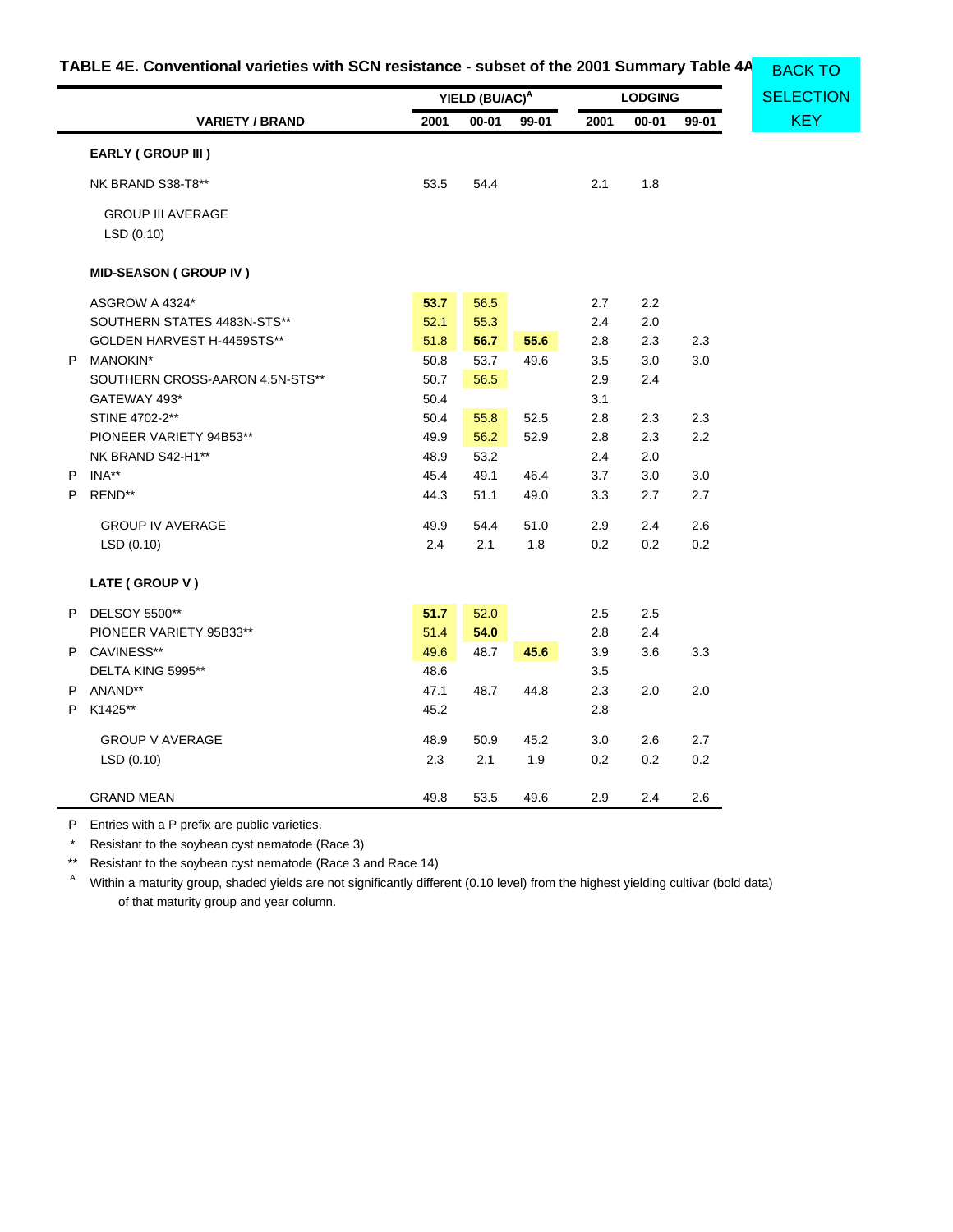## TABLE 4E. Conventional varieties with SCN resistance - subset of the 2001 Summary Table 4A

BACK TO SELECTION KEY

| | VARIETY / BRAND | YIELD (BU/AC)[A] 2001 | 00-01 | 99-01 | LODGING 2001 | 00-01 | 99-01 |
|---|---|---|---|---|---|---|---|
| | **EARLY ( GROUP III )** | | | | | | |
| | NK BRAND S38-T8** | 53.5 | 54.4 | | 2.1 | 1.8 | |
| | GROUP III AVERAGE | | | | | | |
| | LSD (0.10) | | | | | | |
| | **MID-SEASON ( GROUP IV )** | | | | | | |
| | ASGROW A 4324* | **53.7** | 56.5 | | 2.7 | 2.2 | |
| | SOUTHERN STATES 4483N-STS** | 52.1 | 55.3 | | 2.4 | 2.0 | |
| | GOLDEN HARVEST H-4459STS** | 51.8 | **56.7** | **55.6** | 2.8 | 2.3 | 2.3 |
| P | MANOKIN* | 50.8 | 53.7 | 49.6 | 3.5 | 3.0 | 3.0 |
| | SOUTHERN CROSS-AARON 4.5N-STS** | 50.7 | 56.5 | | 2.9 | 2.4 | |
| | GATEWAY 493* | 50.4 | | | 3.1 | | |
| | STINE 4702-2** | 50.4 | 55.8 | 52.5 | 2.8 | 2.3 | 2.3 |
| | PIONEER VARIETY 94B53** | 49.9 | 56.2 | 52.9 | 2.8 | 2.3 | 2.2 |
| | NK BRAND S42-H1** | 48.9 | 53.2 | | 2.4 | 2.0 | |
| P | INA** | 45.4 | 49.1 | 46.4 | 3.7 | 3.0 | 3.0 |
| P | REND** | 44.3 | 51.1 | 49.0 | 3.3 | 2.7 | 2.7 |
| | GROUP IV AVERAGE | 49.9 | 54.4 | 51.0 | 2.9 | 2.4 | 2.6 |
| | LSD (0.10) | 2.4 | 2.1 | 1.8 | 0.2 | 0.2 | 0.2 |
| | **LATE ( GROUP V )** | | | | | | |
| P | DELSOY 5500** | **51.7** | 52.0 | | 2.5 | 2.5 | |
| | PIONEER VARIETY 95B33** | 51.4 | **54.0** | | 2.8 | 2.4 | |
| P | CAVINESS** | 49.6 | 48.7 | **45.6** | 3.9 | 3.6 | 3.3 |
| | DELTA KING 5995** | 48.6 | | | 3.5 | | |
| P | ANAND** | 47.1 | 48.7 | 44.8 | 2.3 | 2.0 | 2.0 |
| P | K1425** | 45.2 | | | 2.8 | | |
| | GROUP V AVERAGE | 48.9 | 50.9 | 45.2 | 3.0 | 2.6 | 2.7 |
| | LSD (0.10) | 2.3 | 2.1 | 1.9 | 0.2 | 0.2 | 0.2 |
| | GRAND MEAN | 49.8 | 53.5 | 49.6 | 2.9 | 2.4 | 2.6 |

P Entries with a P prefix are public varieties.

\* Resistant to the soybean cyst nematode (Race 3)

\** Resistant to the soybean cyst nematode (Race 3 and Race 14)

[A] Within a maturity group, shaded yields are not significantly different (0.10 level) from the highest yielding cultivar (bold data) of that maturity group and year column.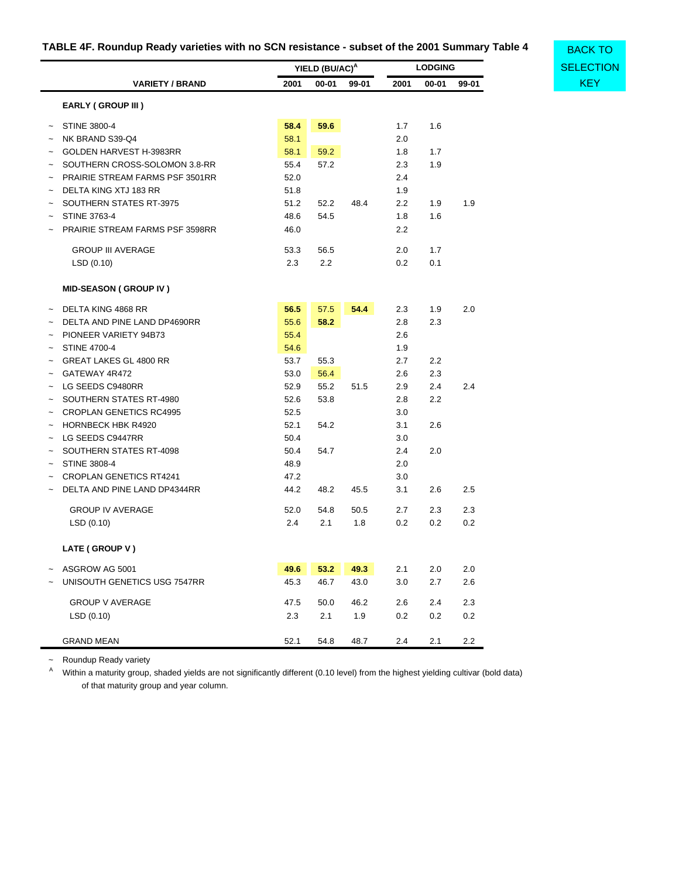## TABLE 4F. Roundup Ready varieties with no SCN resistance - subset of the 2001 Summary Table 4

BACK TO SELECTION KEY

| | VARIETY / BRAND | YIELD (BU/AC)[A] 2001 | 00-01 | 99-01 | LODGING 2001 | 00-01 | 99-01 |
|---|---|---|---|---|---|---|---|
| | **EARLY ( GROUP III )** | | | | | | |
| ~ | STINE 3800-4 | **58.4** | **59.6** | | 1.7 | 1.6 | |
| ~ | NK BRAND S39-Q4 | 58.1 | | | 2.0 | | |
| ~ | GOLDEN HARVEST H-3983RR | 58.1 | 59.2 | | 1.8 | 1.7 | |
| ~ | SOUTHERN CROSS-SOLOMON 3.8-RR | 55.4 | 57.2 | | 2.3 | 1.9 | |
| ~ | PRAIRIE STREAM FARMS PSF 3501RR | 52.0 | | | 2.4 | | |
| ~ | DELTA KING XTJ 183 RR | 51.8 | | | 1.9 | | |
| ~ | SOUTHERN STATES RT-3975 | 51.2 | 52.2 | 48.4 | 2.2 | 1.9 | 1.9 |
| ~ | STINE 3763-4 | 48.6 | 54.5 | | 1.8 | 1.6 | |
| ~ | PRAIRIE STREAM FARMS PSF 3598RR | 46.0 | | | 2.2 | | |
| | GROUP III AVERAGE | 53.3 | 56.5 | | 2.0 | 1.7 | |
| | LSD (0.10) | 2.3 | 2.2 | | 0.2 | 0.1 | |
| | **MID-SEASON ( GROUP IV )** | | | | | | |
| ~ | DELTA KING 4868 RR | **56.5** | 57.5 | **54.4** | 2.3 | 1.9 | 2.0 |
| ~ | DELTA AND PINE LAND DP4690RR | 55.6 | **58.2** | | 2.8 | 2.3 | |
| ~ | PIONEER VARIETY 94B73 | 55.4 | | | 2.6 | | |
| ~ | STINE 4700-4 | 54.6 | | | 1.9 | | |
| ~ | GREAT LAKES GL 4800 RR | 53.7 | 55.3 | | 2.7 | 2.2 | |
| ~ | GATEWAY 4R472 | 53.0 | 56.4 | | 2.6 | 2.3 | |
| ~ | LG SEEDS C9480RR | 52.9 | 55.2 | 51.5 | 2.9 | 2.4 | 2.4 |
| ~ | SOUTHERN STATES RT-4980 | 52.6 | 53.8 | | 2.8 | 2.2 | |
| ~ | CROPLAN GENETICS RC4995 | 52.5 | | | 3.0 | | |
| ~ | HORNBECK HBK R4920 | 52.1 | 54.2 | | 3.1 | 2.6 | |
| ~ | LG SEEDS C9447RR | 50.4 | | | 3.0 | | |
| ~ | SOUTHERN STATES RT-4098 | 50.4 | 54.7 | | 2.4 | 2.0 | |
| ~ | STINE 3808-4 | 48.9 | | | 2.0 | | |
| ~ | CROPLAN GENETICS RT4241 | 47.2 | | | 3.0 | | |
| ~ | DELTA AND PINE LAND DP4344RR | 44.2 | 48.2 | 45.5 | 3.1 | 2.6 | 2.5 |
| | GROUP IV AVERAGE | 52.0 | 54.8 | 50.5 | 2.7 | 2.3 | 2.3 |
| | LSD (0.10) | 2.4 | 2.1 | 1.8 | 0.2 | 0.2 | 0.2 |
| | **LATE ( GROUP V )** | | | | | | |
| ~ | ASGROW AG 5001 | **49.6** | **53.2** | **49.3** | 2.1 | 2.0 | 2.0 |
| ~ | UNISOUTH GENETICS USG 7547RR | 45.3 | 46.7 | 43.0 | 3.0 | 2.7 | 2.6 |
| | GROUP V AVERAGE | 47.5 | 50.0 | 46.2 | 2.6 | 2.4 | 2.3 |
| | LSD (0.10) | 2.3 | 2.1 | 1.9 | 0.2 | 0.2 | 0.2 |
| | GRAND MEAN | 52.1 | 54.8 | 48.7 | 2.4 | 2.1 | 2.2 |

~ Roundup Ready variety

[A] Within a maturity group, shaded yields are not significantly different (0.10 level) from the highest yielding cultivar (bold data) of that maturity group and year column.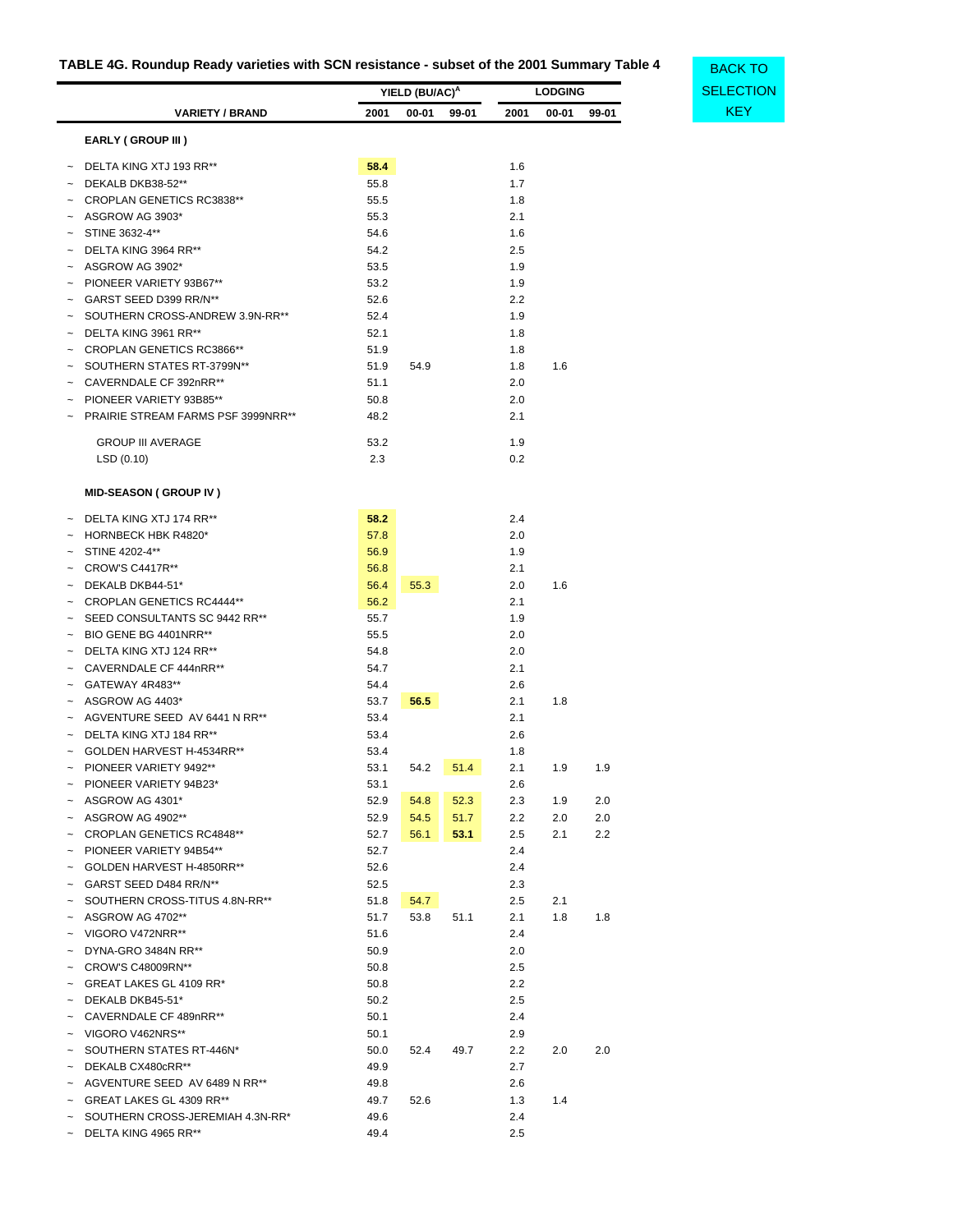## TABLE 4G. Roundup Ready varieties with SCN resistance - subset of the 2001 Summary Table 4

BACK TO SELECTION KEY

| | VARIETY / BRAND | YIELD (BU/AC)[A] 2001 | YIELD (BU/AC)[A] 00-01 | YIELD (BU/AC)[A] 99-01 | LODGING 2001 | LODGING 00-01 | LODGING 99-01 |
|---|---|---|---|---|---|---|---|
| | **EARLY ( GROUP III )** | | | | | | |
| ~ | DELTA KING XTJ 193 RR** | **58.4** | | | 1.6 | | |
| ~ | DEKALB DKB38-52** | 55.8 | | | 1.7 | | |
| ~ | CROPLAN GENETICS RC3838** | 55.5 | | | 1.8 | | |
| ~ | ASGROW AG 3903* | 55.3 | | | 2.1 | | |
| ~ | STINE 3632-4** | 54.6 | | | 1.6 | | |
| ~ | DELTA KING 3964 RR** | 54.2 | | | 2.5 | | |
| ~ | ASGROW AG 3902* | 53.5 | | | 1.9 | | |
| ~ | PIONEER VARIETY 93B67** | 53.2 | | | 1.9 | | |
| ~ | GARST SEED D399 RR/N** | 52.6 | | | 2.2 | | |
| ~ | SOUTHERN CROSS-ANDREW 3.9N-RR** | 52.4 | | | 1.9 | | |
| ~ | DELTA KING 3961 RR** | 52.1 | | | 1.8 | | |
| ~ | CROPLAN GENETICS RC3866** | 51.9 | | | 1.8 | | |
| ~ | SOUTHERN STATES RT-3799N** | 51.9 | 54.9 | | 1.8 | 1.6 | |
| ~ | CAVERNDALE CF 392nRR** | 51.1 | | | 2.0 | | |
| ~ | PIONEER VARIETY 93B85** | 50.8 | | | 2.0 | | |
| ~ | PRAIRIE STREAM FARMS PSF 3999NRR** | 48.2 | | | 2.1 | | |
| | GROUP III AVERAGE | 53.2 | | | 1.9 | | |
| | LSD (0.10) | 2.3 | | | 0.2 | | |
| | **MID-SEASON ( GROUP IV )** | | | | | | |
| ~ | DELTA KING XTJ 174 RR** | **58.2** | | | 2.4 | | |
| ~ | HORNBECK HBK R4820* | 57.8 | | | 2.0 | | |
| ~ | STINE 4202-4** | 56.9 | | | 1.9 | | |
| ~ | CROW'S C4417R** | 56.8 | | | 2.1 | | |
| ~ | DEKALB DKB44-51* | 56.4 | 55.3 | | 2.0 | 1.6 | |
| ~ | CROPLAN GENETICS RC4444** | 56.2 | | | 2.1 | | |
| ~ | SEED CONSULTANTS SC 9442 RR** | 55.7 | | | 1.9 | | |
| ~ | BIO GENE BG 4401NRR** | 55.5 | | | 2.0 | | |
| ~ | DELTA KING XTJ 124 RR** | 54.8 | | | 2.0 | | |
| ~ | CAVERNDALE CF 444nRR** | 54.7 | | | 2.1 | | |
| ~ | GATEWAY 4R483** | 54.4 | | | 2.6 | | |
| ~ | ASGROW AG 4403* | 53.7 | **56.5** | | 2.1 | 1.8 | |
| ~ | AGVENTURE SEED AV 6441 N RR** | 53.4 | | | 2.1 | | |
| ~ | DELTA KING XTJ 184 RR** | 53.4 | | | 2.6 | | |
| ~ | GOLDEN HARVEST H-4534RR** | 53.4 | | | 1.8 | | |
| ~ | PIONEER VARIETY 9492** | 53.1 | 54.2 | 51.4 | 2.1 | 1.9 | 1.9 |
| ~ | PIONEER VARIETY 94B23* | 53.1 | | | 2.6 | | |
| ~ | ASGROW AG 4301* | 52.9 | 54.8 | 52.3 | 2.3 | 1.9 | 2.0 |
| ~ | ASGROW AG 4902** | 52.9 | 54.5 | 51.7 | 2.2 | 2.0 | 2.0 |
| ~ | CROPLAN GENETICS RC4848** | 52.7 | 56.1 | **53.1** | 2.5 | 2.1 | 2.2 |
| ~ | PIONEER VARIETY 94B54** | 52.7 | | | 2.4 | | |
| ~ | GOLDEN HARVEST H-4850RR** | 52.6 | | | 2.4 | | |
| ~ | GARST SEED D484 RR/N** | 52.5 | | | 2.3 | | |
| ~ | SOUTHERN CROSS-TITUS 4.8N-RR** | 51.8 | 54.7 | | 2.5 | 2.1 | |
| ~ | ASGROW AG 4702** | 51.7 | 53.8 | 51.1 | 2.1 | 1.8 | 1.8 |
| ~ | VIGORO V472NRR** | 51.6 | | | 2.4 | | |
| ~ | DYNA-GRO 3484N RR** | 50.9 | | | 2.0 | | |
| ~ | CROW'S C48009RN** | 50.8 | | | 2.5 | | |
| ~ | GREAT LAKES GL 4109 RR* | 50.8 | | | 2.2 | | |
| ~ | DEKALB DKB45-51* | 50.2 | | | 2.5 | | |
| ~ | CAVERNDALE CF 489nRR** | 50.1 | | | 2.4 | | |
| ~ | VIGORO V462NRS** | 50.1 | | | 2.9 | | |
| ~ | SOUTHERN STATES RT-446N* | 50.0 | 52.4 | 49.7 | 2.2 | 2.0 | 2.0 |
| ~ | DEKALB CX480cRR** | 49.9 | | | 2.7 | | |
| ~ | AGVENTURE SEED AV 6489 N RR** | 49.8 | | | 2.6 | | |
| ~ | GREAT LAKES GL 4309 RR** | 49.7 | 52.6 | | 1.3 | 1.4 | |
| ~ | SOUTHERN CROSS-JEREMIAH 4.3N-RR* | 49.6 | | | 2.4 | | |
| ~ | DELTA KING 4965 RR** | 49.4 | | | 2.5 | | |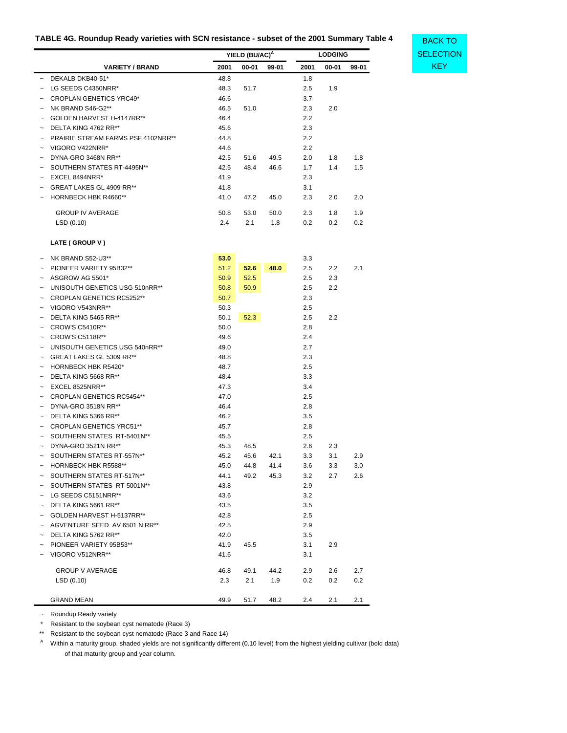## TABLE 4G. Roundup Ready varieties with SCN resistance - subset of the 2001 Summary Table 4

BACK TO SELECTION KEY

| | VARIETY / BRAND | YIELD (BU/AC)[A] 2001 | 00-01 | 99-01 | LODGING 2001 | 00-01 | 99-01 |
|---|---|---|---|---|---|---|---|
| ~ | DEKALB DKB40-51* | 48.8 | | | 1.8 | | |
| ~ | LG SEEDS C4350NRR* | 48.3 | 51.7 | | 2.5 | 1.9 | |
| ~ | CROPLAN GENETICS YRC49* | 46.6 | | | 3.7 | | |
| ~ | NK BRAND S46-G2** | 46.5 | 51.0 | | 2.3 | 2.0 | |
| ~ | GOLDEN HARVEST H-4147RR** | 46.4 | | | 2.2 | | |
| ~ | DELTA KING 4762 RR** | 45.6 | | | 2.3 | | |
| ~ | PRAIRIE STREAM FARMS PSF 4102NRR** | 44.8 | | | 2.2 | | |
| ~ | VIGORO V422NRR* | 44.6 | | | 2.2 | | |
| ~ | DYNA-GRO 3468N RR** | 42.5 | 51.6 | 49.5 | 2.0 | 1.8 | 1.8 |
| ~ | SOUTHERN STATES RT-4495N** | 42.5 | 48.4 | 46.6 | 1.7 | 1.4 | 1.5 |
| ~ | EXCEL 8494NRR* | 41.9 | | | 2.3 | | |
| ~ | GREAT LAKES GL 4909 RR** | 41.8 | | | 3.1 | | |
| ~ | HORNBECK HBK R4660** | 41.0 | 47.2 | 45.0 | 2.3 | 2.0 | 2.0 |
| | GROUP IV AVERAGE | 50.8 | 53.0 | 50.0 | 2.3 | 1.8 | 1.9 |
| | LSD (0.10) | 2.4 | 2.1 | 1.8 | 0.2 | 0.2 | 0.2 |
| | **LATE ( GROUP V )** | | | | | | |
| ~ | NK BRAND S52-U3** | **53.0** | | | 3.3 | | |
| ~ | PIONEER VARIETY 95B32** | 51.2 | **52.6** | **48.0** | 2.5 | 2.2 | 2.1 |
| ~ | ASGROW AG 5501* | 50.9 | 52.5 | | 2.5 | 2.3 | |
| ~ | UNISOUTH GENETICS USG 510nRR** | 50.8 | 50.9 | | 2.5 | 2.2 | |
| ~ | CROPLAN GENETICS RC5252** | 50.7 | | | 2.3 | | |
| ~ | VIGORO V543NRR** | 50.3 | | | 2.5 | | |
| ~ | DELTA KING 5465 RR** | 50.1 | 52.3 | | 2.5 | 2.2 | |
| ~ | CROW'S C5410R** | 50.0 | | | 2.8 | | |
| ~ | CROW'S C5118R** | 49.6 | | | 2.4 | | |
| ~ | UNISOUTH GENETICS USG 540nRR** | 49.0 | | | 2.7 | | |
| ~ | GREAT LAKES GL 5309 RR** | 48.8 | | | 2.3 | | |
| ~ | HORNBECK HBK R5420* | 48.7 | | | 2.5 | | |
| ~ | DELTA KING 5668 RR** | 48.4 | | | 3.3 | | |
| ~ | EXCEL 8525NRR** | 47.3 | | | 3.4 | | |
| ~ | CROPLAN GENETICS RC5454** | 47.0 | | | 2.5 | | |
| ~ | DYNA-GRO 3518N RR** | 46.4 | | | 2.8 | | |
| ~ | DELTA KING 5366 RR** | 46.2 | | | 3.5 | | |
| ~ | CROPLAN GENETICS YRC51** | 45.7 | | | 2.8 | | |
| ~ | SOUTHERN STATES RT-5401N** | 45.5 | | | 2.5 | | |
| ~ | DYNA-GRO 3521N RR** | 45.3 | 48.5 | | 2.6 | 2.3 | |
| ~ | SOUTHERN STATES RT-557N** | 45.2 | 45.6 | 42.1 | 3.3 | 3.1 | 2.9 |
| ~ | HORNBECK HBK R5588** | 45.0 | 44.8 | 41.4 | 3.6 | 3.3 | 3.0 |
| ~ | SOUTHERN STATES RT-517N** | 44.1 | 49.2 | 45.3 | 3.2 | 2.7 | 2.6 |
| ~ | SOUTHERN STATES RT-5001N** | 43.8 | | | 2.9 | | |
| ~ | LG SEEDS C5151NRR** | 43.6 | | | 3.2 | | |
| ~ | DELTA KING 5661 RR** | 43.5 | | | 3.5 | | |
| ~ | GOLDEN HARVEST H-5137RR** | 42.8 | | | 2.5 | | |
| ~ | AGVENTURE SEED AV 6501 N RR** | 42.5 | | | 2.9 | | |
| ~ | DELTA KING 5762 RR** | 42.0 | | | 3.5 | | |
| ~ | PIONEER VARIETY 95B53** | 41.9 | 45.5 | | 3.1 | 2.9 | |
| ~ | VIGORO V512NRR** | 41.6 | | | 3.1 | | |
| | GROUP V AVERAGE | 46.8 | 49.1 | 44.2 | 2.9 | 2.6 | 2.7 |
| | LSD (0.10) | 2.3 | 2.1 | 1.9 | 0.2 | 0.2 | 0.2 |
| | GRAND MEAN | 49.9 | 51.7 | 48.2 | 2.4 | 2.1 | 2.1 |

~ Roundup Ready variety

\* Resistant to the soybean cyst nematode (Race 3)

\** Resistant to the soybean cyst nematode (Race 3 and Race 14)

[A] Within a maturity group, shaded yields are not significantly different (0.10 level) from the highest yielding cultivar (bold data) of that maturity group and year column.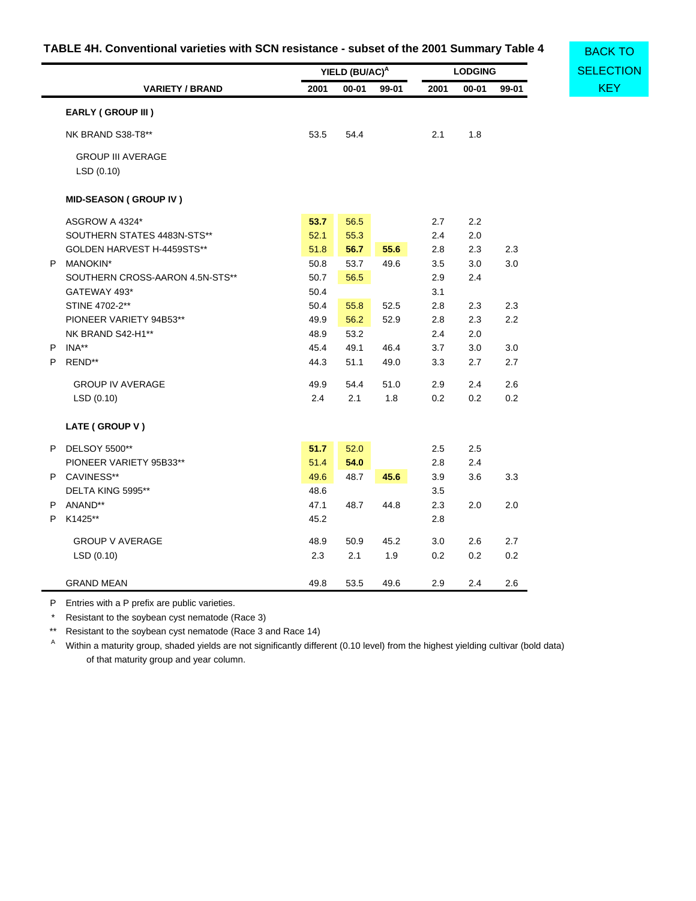## TABLE 4H. Conventional varieties with SCN resistance - subset of the 2001 Summary Table 4

BACK TO SELECTION KEY

| | VARIETY / BRAND | YIELD (BU/AC)[A] 2001 | 00-01 | 99-01 | LODGING 2001 | 00-01 | 99-01 |
|---|---|---|---|---|---|---|---|
| | **EARLY ( GROUP III )** | | | | | | |
| | NK BRAND S38-T8** | 53.5 | 54.4 | | 2.1 | 1.8 | |
| | GROUP III AVERAGE | | | | | | |
| | LSD (0.10) | | | | | | |
| | **MID-SEASON ( GROUP IV )** | | | | | | |
| | ASGROW A 4324* | **53.7** | 56.5 | | 2.7 | 2.2 | |
| | SOUTHERN STATES 4483N-STS** | 52.1 | 55.3 | | 2.4 | 2.0 | |
| | GOLDEN HARVEST H-4459STS** | 51.8 | **56.7** | **55.6** | 2.8 | 2.3 | 2.3 |
| P | MANOKIN* | 50.8 | 53.7 | 49.6 | 3.5 | 3.0 | 3.0 |
| | SOUTHERN CROSS-AARON 4.5N-STS** | 50.7 | 56.5 | | 2.9 | 2.4 | |
| | GATEWAY 493* | 50.4 | | | 3.1 | | |
| | STINE 4702-2** | 50.4 | 55.8 | 52.5 | 2.8 | 2.3 | 2.3 |
| | PIONEER VARIETY 94B53** | 49.9 | 56.2 | 52.9 | 2.8 | 2.3 | 2.2 |
| | NK BRAND S42-H1** | 48.9 | 53.2 | | 2.4 | 2.0 | |
| P | INA** | 45.4 | 49.1 | 46.4 | 3.7 | 3.0 | 3.0 |
| P | REND** | 44.3 | 51.1 | 49.0 | 3.3 | 2.7 | 2.7 |
| | GROUP IV AVERAGE | 49.9 | 54.4 | 51.0 | 2.9 | 2.4 | 2.6 |
| | LSD (0.10) | 2.4 | 2.1 | 1.8 | 0.2 | 0.2 | 0.2 |
| | **LATE ( GROUP V )** | | | | | | |
| P | DELSOY 5500** | **51.7** | 52.0 | | 2.5 | 2.5 | |
| | PIONEER VARIETY 95B33** | 51.4 | **54.0** | | 2.8 | 2.4 | |
| P | CAVINESS** | 49.6 | 48.7 | **45.6** | 3.9 | 3.6 | 3.3 |
| | DELTA KING 5995** | 48.6 | | | 3.5 | | |
| P | ANAND** | 47.1 | 48.7 | 44.8 | 2.3 | 2.0 | 2.0 |
| P | K1425** | 45.2 | | | 2.8 | | |
| | GROUP V AVERAGE | 48.9 | 50.9 | 45.2 | 3.0 | 2.6 | 2.7 |
| | LSD (0.10) | 2.3 | 2.1 | 1.9 | 0.2 | 0.2 | 0.2 |
| | GRAND MEAN | 49.8 | 53.5 | 49.6 | 2.9 | 2.4 | 2.6 |

P Entries with a P prefix are public varieties.

\* Resistant to the soybean cyst nematode (Race 3)

\*\* Resistant to the soybean cyst nematode (Race 3 and Race 14)

[A] Within a maturity group, shaded yields are not significantly different (0.10 level) from the highest yielding cultivar (bold data) of that maturity group and year column.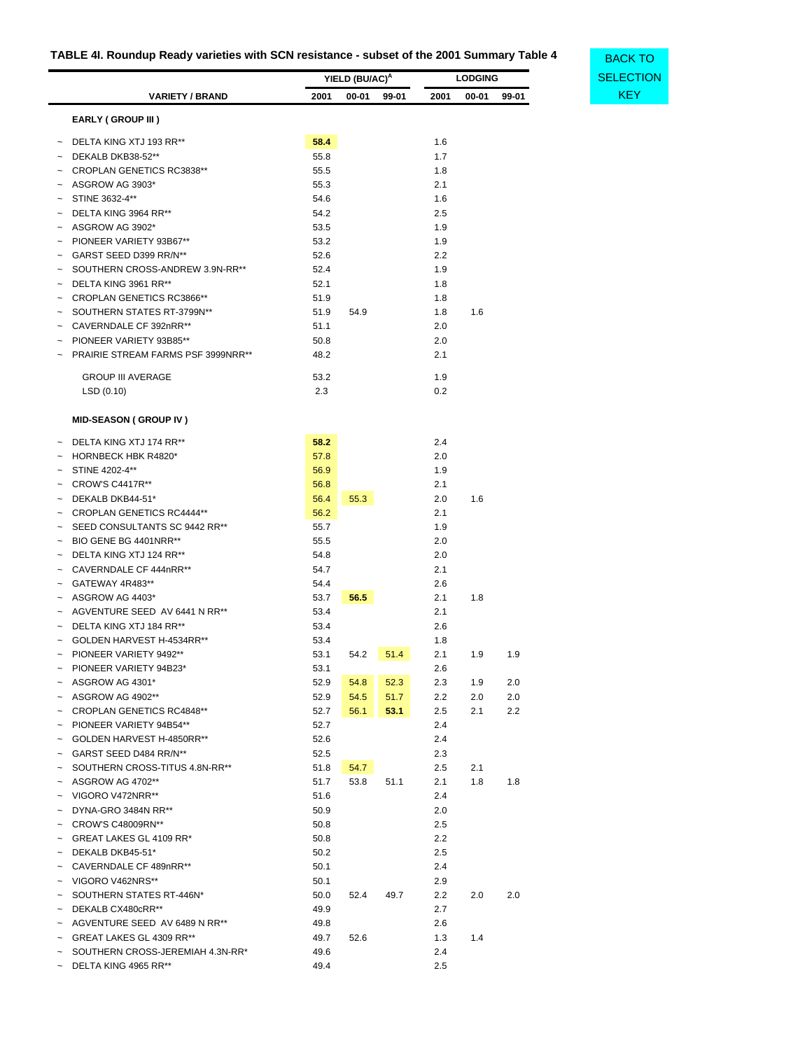## TABLE 4I. Roundup Ready varieties with SCN resistance - subset of the 2001 Summary Table 4

BACK TO SELECTION KEY

| | VARIETY / BRAND | YIELD (BU/AC)[A] 2001 | 00-01 | 99-01 | LODGING 2001 | 00-01 | 99-01 |
|---|---|---|---|---|---|---|---|
| | **EARLY ( GROUP III )** | | | | | | |
| ~ | DELTA KING XTJ 193 RR** | **58.4** | | | 1.6 | | |
| ~ | DEKALB DKB38-52** | 55.8 | | | 1.7 | | |
| ~ | CROPLAN GENETICS RC3838** | 55.5 | | | 1.8 | | |
| ~ | ASGROW AG 3903* | 55.3 | | | 2.1 | | |
| ~ | STINE 3632-4** | 54.6 | | | 1.6 | | |
| ~ | DELTA KING 3964 RR** | 54.2 | | | 2.5 | | |
| ~ | ASGROW AG 3902* | 53.5 | | | 1.9 | | |
| ~ | PIONEER VARIETY 93B67** | 53.2 | | | 1.9 | | |
| ~ | GARST SEED D399 RR/N** | 52.6 | | | 2.2 | | |
| ~ | SOUTHERN CROSS-ANDREW 3.9N-RR** | 52.4 | | | 1.9 | | |
| ~ | DELTA KING 3961 RR** | 52.1 | | | 1.8 | | |
| ~ | CROPLAN GENETICS RC3866** | 51.9 | | | 1.8 | | |
| ~ | SOUTHERN STATES RT-3799N** | 51.9 | 54.9 | | 1.8 | 1.6 | |
| ~ | CAVERNDALE CF 392nRR** | 51.1 | | | 2.0 | | |
| ~ | PIONEER VARIETY 93B85** | 50.8 | | | 2.0 | | |
| ~ | PRAIRIE STREAM FARMS PSF 3999NRR** | 48.2 | | | 2.1 | | |
| | GROUP III AVERAGE | 53.2 | | | 1.9 | | |
| | LSD (0.10) | 2.3 | | | 0.2 | | |
| | **MID-SEASON ( GROUP IV )** | | | | | | |
| ~ | DELTA KING XTJ 174 RR** | **58.2** | | | 2.4 | | |
| ~ | HORNBECK HBK R4820* | 57.8 | | | 2.0 | | |
| ~ | STINE 4202-4** | 56.9 | | | 1.9 | | |
| ~ | CROW'S C4417R** | 56.8 | | | 2.1 | | |
| ~ | DEKALB DKB44-51* | 56.4 | 55.3 | | 2.0 | 1.6 | |
| ~ | CROPLAN GENETICS RC4444** | 56.2 | | | 2.1 | | |
| ~ | SEED CONSULTANTS SC 9442 RR** | 55.7 | | | 1.9 | | |
| ~ | BIO GENE BG 4401NRR** | 55.5 | | | 2.0 | | |
| ~ | DELTA KING XTJ 124 RR** | 54.8 | | | 2.0 | | |
| ~ | CAVERNDALE CF 444nRR** | 54.7 | | | 2.1 | | |
| ~ | GATEWAY 4R483** | 54.4 | | | 2.6 | | |
| ~ | ASGROW AG 4403* | 53.7 | **56.5** | | 2.1 | 1.8 | |
| ~ | AGVENTURE SEED AV 6441 N RR** | 53.4 | | | 2.1 | | |
| ~ | DELTA KING XTJ 184 RR** | 53.4 | | | 2.6 | | |
| ~ | GOLDEN HARVEST H-4534RR** | 53.4 | | | 1.8 | | |
| ~ | PIONEER VARIETY 9492** | 53.1 | 54.2 | 51.4 | 2.1 | 1.9 | 1.9 |
| ~ | PIONEER VARIETY 94B23* | 53.1 | | | 2.6 | | |
| ~ | ASGROW AG 4301* | 52.9 | 54.8 | 52.3 | 2.3 | 1.9 | 2.0 |
| ~ | ASGROW AG 4902** | 52.9 | 54.5 | 51.7 | 2.2 | 2.0 | 2.0 |
| ~ | CROPLAN GENETICS RC4848** | 52.7 | 56.1 | **53.1** | 2.5 | 2.1 | 2.2 |
| ~ | PIONEER VARIETY 94B54** | 52.7 | | | 2.4 | | |
| ~ | GOLDEN HARVEST H-4850RR** | 52.6 | | | 2.4 | | |
| ~ | GARST SEED D484 RR/N** | 52.5 | | | 2.3 | | |
| ~ | SOUTHERN CROSS-TITUS 4.8N-RR** | 51.8 | 54.7 | | 2.5 | 2.1 | |
| ~ | ASGROW AG 4702** | 51.7 | 53.8 | 51.1 | 2.1 | 1.8 | 1.8 |
| ~ | VIGORO V472NRR** | 51.6 | | | 2.4 | | |
| ~ | DYNA-GRO 3484N RR** | 50.9 | | | 2.0 | | |
| ~ | CROW'S C48009RN** | 50.8 | | | 2.5 | | |
| ~ | GREAT LAKES GL 4109 RR* | 50.8 | | | 2.2 | | |
| ~ | DEKALB DKB45-51* | 50.2 | | | 2.5 | | |
| ~ | CAVERNDALE CF 489nRR** | 50.1 | | | 2.4 | | |
| ~ | VIGORO V462NRS** | 50.1 | | | 2.9 | | |
| ~ | SOUTHERN STATES RT-446N* | 50.0 | 52.4 | 49.7 | 2.2 | 2.0 | 2.0 |
| ~ | DEKALB CX480cRR** | 49.9 | | | 2.7 | | |
| ~ | AGVENTURE SEED AV 6489 N RR** | 49.8 | | | 2.6 | | |
| ~ | GREAT LAKES GL 4309 RR** | 49.7 | 52.6 | | 1.3 | 1.4 | |
| ~ | SOUTHERN CROSS-JEREMIAH 4.3N-RR* | 49.6 | | | 2.4 | | |
| ~ | DELTA KING 4965 RR** | 49.4 | | | 2.5 | | |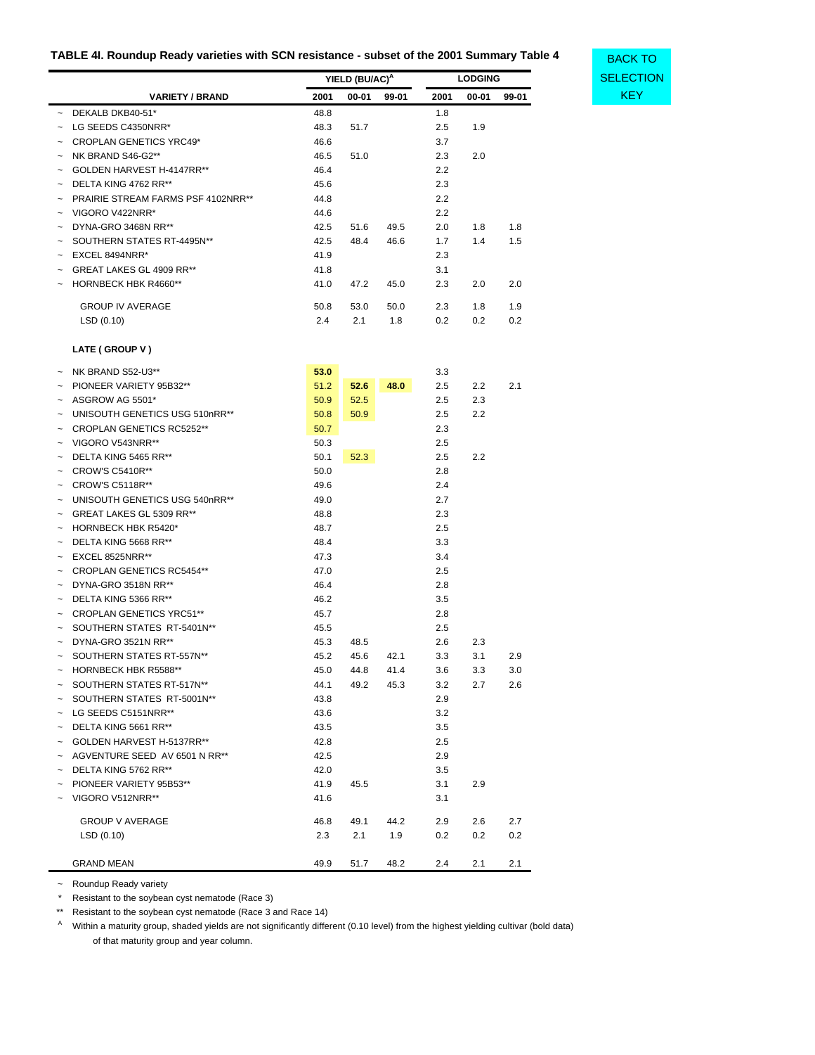## TABLE 4I. Roundup Ready varieties with SCN resistance - subset of the 2001 Summary Table 4

BACK TO SELECTION KEY

| | | YIELD (BU/AC)[A] | | | LODGING | | |
|---|---|---|---|---|---|---|---|
| | VARIETY / BRAND | 2001 | 00-01 | 99-01 | 2001 | 00-01 | 99-01 |
| ~ | DEKALB DKB40-51* | 48.8 | | | 1.8 | | |
| ~ | LG SEEDS C4350NRR* | 48.3 | 51.7 | | 2.5 | 1.9 | |
| ~ | CROPLAN GENETICS YRC49* | 46.6 | | | 3.7 | | |
| ~ | NK BRAND S46-G2** | 46.5 | 51.0 | | 2.3 | 2.0 | |
| ~ | GOLDEN HARVEST H-4147RR** | 46.4 | | | 2.2 | | |
| ~ | DELTA KING 4762 RR** | 45.6 | | | 2.3 | | |
| ~ | PRAIRIE STREAM FARMS PSF 4102NRR** | 44.8 | | | 2.2 | | |
| ~ | VIGORO V422NRR* | 44.6 | | | 2.2 | | |
| ~ | DYNA-GRO 3468N RR** | 42.5 | 51.6 | 49.5 | 2.0 | 1.8 | 1.8 |
| ~ | SOUTHERN STATES RT-4495N** | 42.5 | 48.4 | 46.6 | 1.7 | 1.4 | 1.5 |
| ~ | EXCEL 8494NRR* | 41.9 | | | 2.3 | | |
| ~ | GREAT LAKES GL 4909 RR** | 41.8 | | | 3.1 | | |
| ~ | HORNBECK HBK R4660** | 41.0 | 47.2 | 45.0 | 2.3 | 2.0 | 2.0 |
| | GROUP IV AVERAGE | 50.8 | 53.0 | 50.0 | 2.3 | 1.8 | 1.9 |
| | LSD (0.10) | 2.4 | 2.1 | 1.8 | 0.2 | 0.2 | 0.2 |
| | **LATE ( GROUP V )** | | | | | | |
| ~ | NK BRAND S52-U3** | **53.0** | | | 3.3 | | |
| ~ | PIONEER VARIETY 95B32** | 51.2 | **52.6** | **48.0** | 2.5 | 2.2 | 2.1 |
| ~ | ASGROW AG 5501* | 50.9 | 52.5 | | 2.5 | 2.3 | |
| ~ | UNISOUTH GENETICS USG 510nRR** | 50.8 | 50.9 | | 2.5 | 2.2 | |
| ~ | CROPLAN GENETICS RC5252** | 50.7 | | | 2.3 | | |
| ~ | VIGORO V543NRR** | 50.3 | | | 2.5 | | |
| ~ | DELTA KING 5465 RR** | 50.1 | 52.3 | | 2.5 | 2.2 | |
| ~ | CROW'S C5410R** | 50.0 | | | 2.8 | | |
| ~ | CROW'S C5118R** | 49.6 | | | 2.4 | | |
| ~ | UNISOUTH GENETICS USG 540nRR** | 49.0 | | | 2.7 | | |
| ~ | GREAT LAKES GL 5309 RR** | 48.8 | | | 2.3 | | |
| ~ | HORNBECK HBK R5420* | 48.7 | | | 2.5 | | |
| ~ | DELTA KING 5668 RR** | 48.4 | | | 3.3 | | |
| ~ | EXCEL 8525NRR** | 47.3 | | | 3.4 | | |
| ~ | CROPLAN GENETICS RC5454** | 47.0 | | | 2.5 | | |
| ~ | DYNA-GRO 3518N RR** | 46.4 | | | 2.8 | | |
| ~ | DELTA KING 5366 RR** | 46.2 | | | 3.5 | | |
| ~ | CROPLAN GENETICS YRC51** | 45.7 | | | 2.8 | | |
| ~ | SOUTHERN STATES RT-5401N** | 45.5 | | | 2.5 | | |
| ~ | DYNA-GRO 3521N RR** | 45.3 | 48.5 | | 2.6 | 2.3 | |
| ~ | SOUTHERN STATES RT-557N** | 45.2 | 45.6 | 42.1 | 3.3 | 3.1 | 2.9 |
| ~ | HORNBECK HBK R5588** | 45.0 | 44.8 | 41.4 | 3.6 | 3.3 | 3.0 |
| ~ | SOUTHERN STATES RT-517N** | 44.1 | 49.2 | 45.3 | 3.2 | 2.7 | 2.6 |
| ~ | SOUTHERN STATES RT-5001N** | 43.8 | | | 2.9 | | |
| ~ | LG SEEDS C5151NRR** | 43.6 | | | 3.2 | | |
| ~ | DELTA KING 5661 RR** | 43.5 | | | 3.5 | | |
| ~ | GOLDEN HARVEST H-5137RR** | 42.8 | | | 2.5 | | |
| ~ | AGVENTURE SEED AV 6501 N RR** | 42.5 | | | 2.9 | | |
| ~ | DELTA KING 5762 RR** | 42.0 | | | 3.5 | | |
| ~ | PIONEER VARIETY 95B53** | 41.9 | 45.5 | | 3.1 | 2.9 | |
| ~ | VIGORO V512NRR** | 41.6 | | | 3.1 | | |
| | GROUP V AVERAGE | 46.8 | 49.1 | 44.2 | 2.9 | 2.6 | 2.7 |
| | LSD (0.10) | 2.3 | 2.1 | 1.9 | 0.2 | 0.2 | 0.2 |
| | GRAND MEAN | 49.9 | 51.7 | 48.2 | 2.4 | 2.1 | 2.1 |

~ Roundup Ready variety

\* Resistant to the soybean cyst nematode (Race 3)

\*\* Resistant to the soybean cyst nematode (Race 3 and Race 14)

[A] Within a maturity group, shaded yields are not significantly different (0.10 level) from the highest yielding cultivar (bold data) of that maturity group and year column.